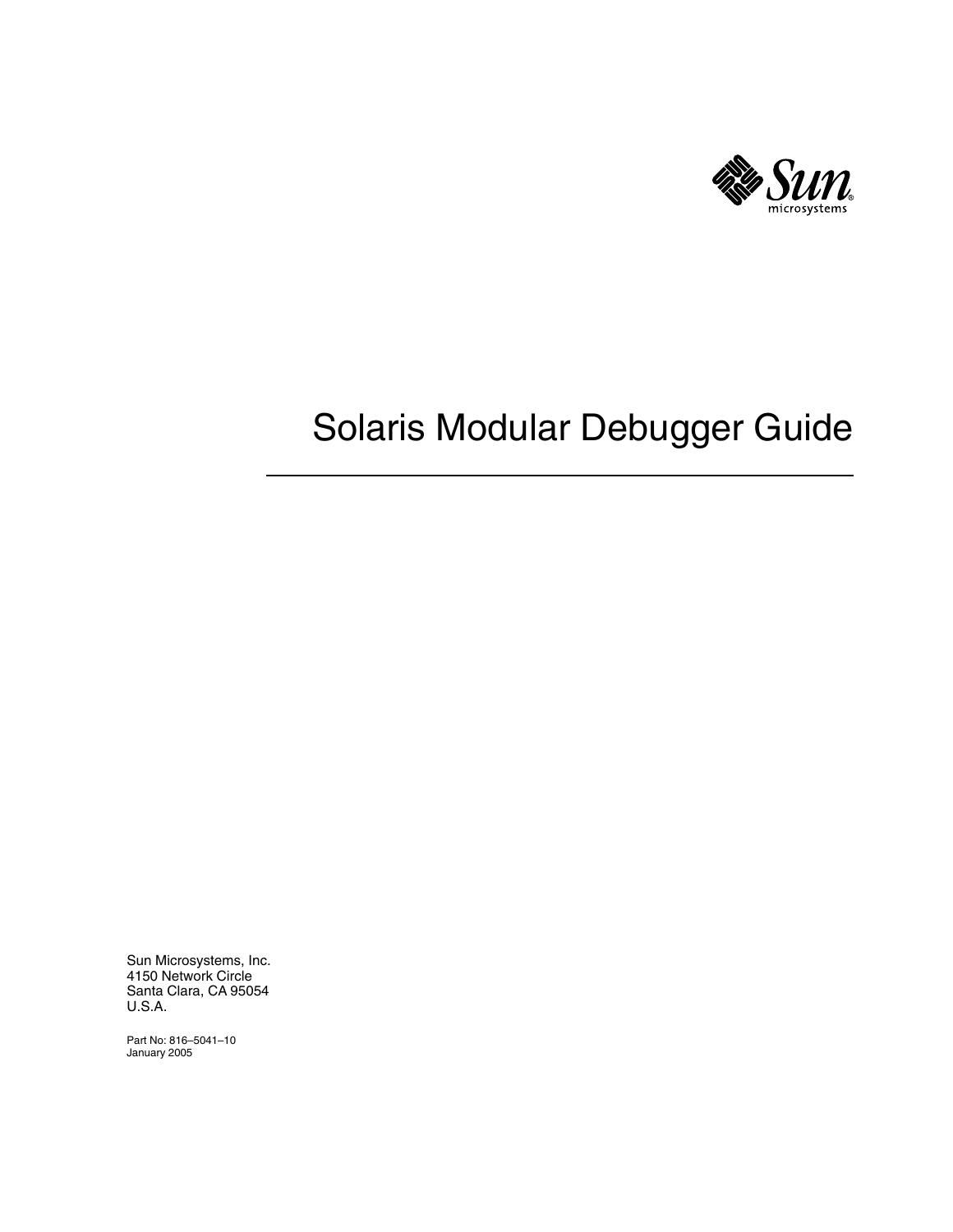# Solaris Modular Debugger Guide

Sun Microsystems, Inc.
4150 Network Circle
Santa Clara, CA 95054
U.S.A.

Part No: 816–5041–10
January 2005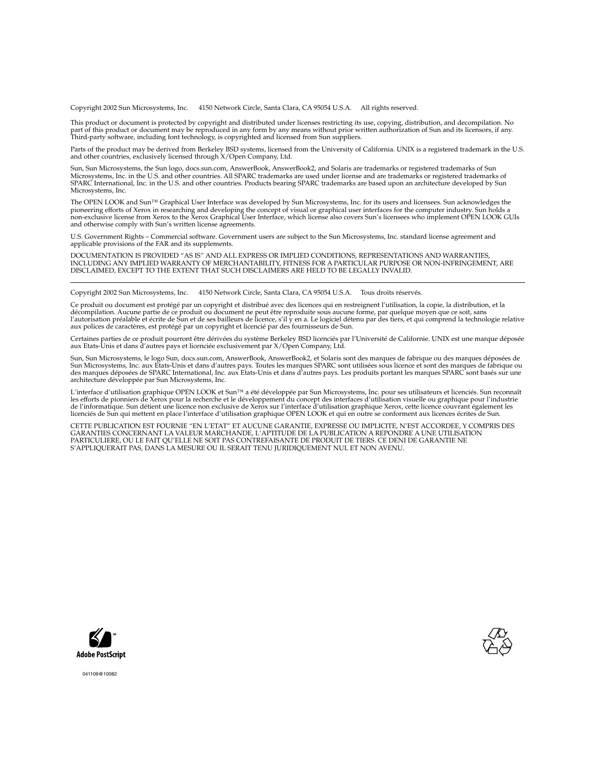Copyright 2002 Sun Microsystems, Inc. 4150 Network Circle, Santa Clara, CA 95054 U.S.A. All rights reserved.

This product or document is protected by copyright and distributed under licenses restricting its use, copying, distribution, and decompilation. No part of this product or document may be reproduced in any form by any means without prior written authorization of Sun and its licensors, if any. Third-party software, including font technology, is copyrighted and licensed from Sun suppliers.

Parts of the product may be derived from Berkeley BSD systems, licensed from the University of California. UNIX is a registered trademark in the U.S. and other countries, exclusively licensed through X/Open Company, Ltd.

Sun, Sun Microsystems, the Sun logo, docs.sun.com, AnswerBook, AnswerBook2, and Solaris are trademarks or registered trademarks of Sun Microsystems, Inc. in the U.S. and other countries. All SPARC trademarks are used under license and are trademarks or registered trademarks of SPARC International, Inc. in the U.S. and other countries. Products bearing SPARC trademarks are based upon an architecture developed by Sun Microsystems, Inc.

The OPEN LOOK and Sun™ Graphical User Interface was developed by Sun Microsystems, Inc. for its users and licensees. Sun acknowledges the pioneering efforts of Xerox in researching and developing the concept of visual or graphical user interfaces for the computer industry. Sun holds a non-exclusive license from Xerox to the Xerox Graphical User Interface, which license also covers Sun's licensees who implement OPEN LOOK GUIs and otherwise comply with Sun's written license agreements.

U.S. Government Rights – Commercial software. Government users are subject to the Sun Microsystems, Inc. standard license agreement and applicable provisions of the FAR and its supplements.

DOCUMENTATION IS PROVIDED "AS IS" AND ALL EXPRESS OR IMPLIED CONDITIONS, REPRESENTATIONS AND WARRANTIES, INCLUDING ANY IMPLIED WARRANTY OF MERCHANTABILITY, FITNESS FOR A PARTICULAR PURPOSE OR NON-INFRINGEMENT, ARE DISCLAIMED, EXCEPT TO THE EXTENT THAT SUCH DISCLAIMERS ARE HELD TO BE LEGALLY INVALID.

---

Copyright 2002 Sun Microsystems, Inc. 4150 Network Circle, Santa Clara, CA 95054 U.S.A. Tous droits réservés.

Ce produit ou document est protégé par un copyright et distribué avec des licences qui en restreignent l'utilisation, la copie, la distribution, et la décompilation. Aucune partie de ce produit ou document ne peut être reproduite sous aucune forme, par quelque moyen que ce soit, sans l'autorisation préalable et écrite de Sun et de ses bailleurs de licence, s'il y en a. Le logiciel détenu par des tiers, et qui comprend la technologie relative aux polices de caractères, est protégé par un copyright et licencié par des fournisseurs de Sun.

Certaines parties de ce produit pourront être dérivées du système Berkeley BSD licenciés par l'Université de Californie. UNIX est une marque déposée aux Etats-Unis et dans d'autres pays et licenciée exclusivement par X/Open Company, Ltd.

Sun, Sun Microsystems, le logo Sun, docs.sun.com, AnswerBook, AnswerBook2, et Solaris sont des marques de fabrique ou des marques déposées de Sun Microsystems, Inc. aux Etats-Unis et dans d'autres pays. Toutes les marques SPARC sont utilisées sous licence et sont des marques de fabrique ou des marques déposées de SPARC International, Inc. aux Etats-Unis et dans d'autres pays. Les produits portant les marques SPARC sont basés sur une architecture développée par Sun Microsystems, Inc.

L'interface d'utilisation graphique OPEN LOOK et Sun™ a été développée par Sun Microsystems, Inc. pour ses utilisateurs et licenciés. Sun reconnaît les efforts de pionniers de Xerox pour la recherche et le développement du concept des interfaces d'utilisation visuelle ou graphique pour l'industrie de l'informatique. Sun détient une licence non exclusive de Xerox sur l'interface d'utilisation graphique Xerox, cette licence couvrant également les licenciés de Sun qui mettent en place l'interface d'utilisation graphique OPEN LOOK et qui en outre se conforment aux licences écrites de Sun.

CETTE PUBLICATION EST FOURNIE "EN L'ETAT" ET AUCUNE GARANTIE, EXPRESSE OU IMPLICITE, N'EST ACCORDEE, Y COMPRIS DES GARANTIES CONCERNANT LA VALEUR MARCHANDE, L'APTITUDE DE LA PUBLICATION A REPONDRE A UNE UTILISATION PARTICULIERE, OU LE FAIT QU'ELLE NE SOIT PAS CONTREFAISANTE DE PRODUIT DE TIERS. CE DENI DE GARANTIE NE S'APPLIQUERAIT PAS, DANS LA MESURE OU IL SERAIT TENU JURIDIQUEMENT NUL ET NON AVENU.

Adobe PostScript

041109@10082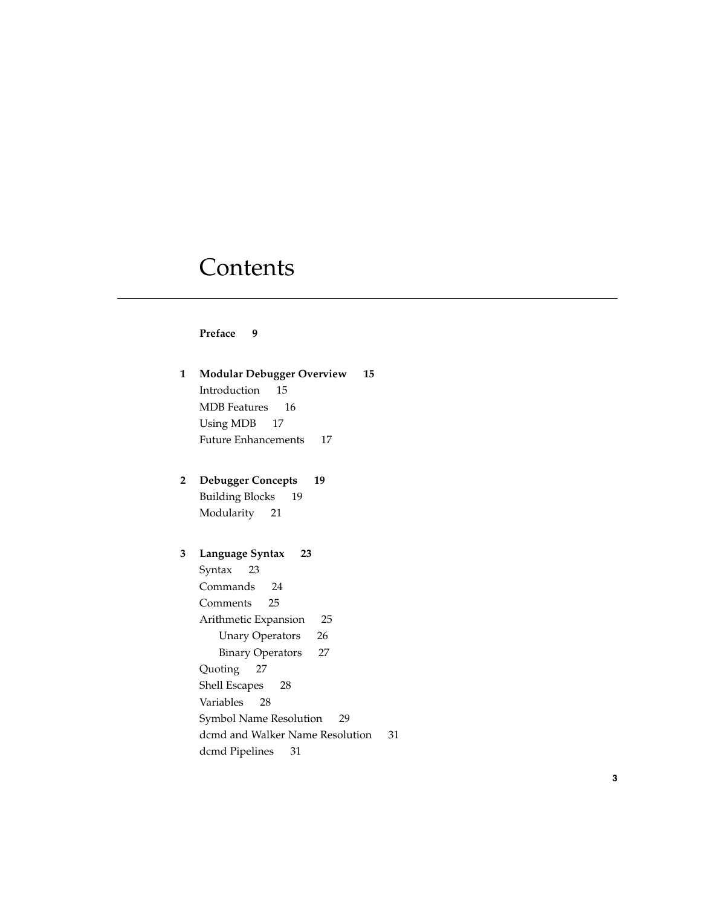# Contents

**Preface 9**

**1 Modular Debugger Overview 15**

- Introduction 15
- MDB Features 16
- Using MDB 17
- Future Enhancements 17

**2 Debugger Concepts 19**

- Building Blocks 19
- Modularity 21

**3 Language Syntax 23**

- Syntax 23
- Commands 24
- Comments 25
- Arithmetic Expansion 25
  - Unary Operators 26
  - Binary Operators 27
- Quoting 27
- Shell Escapes 28
- Variables 28
- Symbol Name Resolution 29
- dcmd and Walker Name Resolution 31
- dcmd Pipelines 31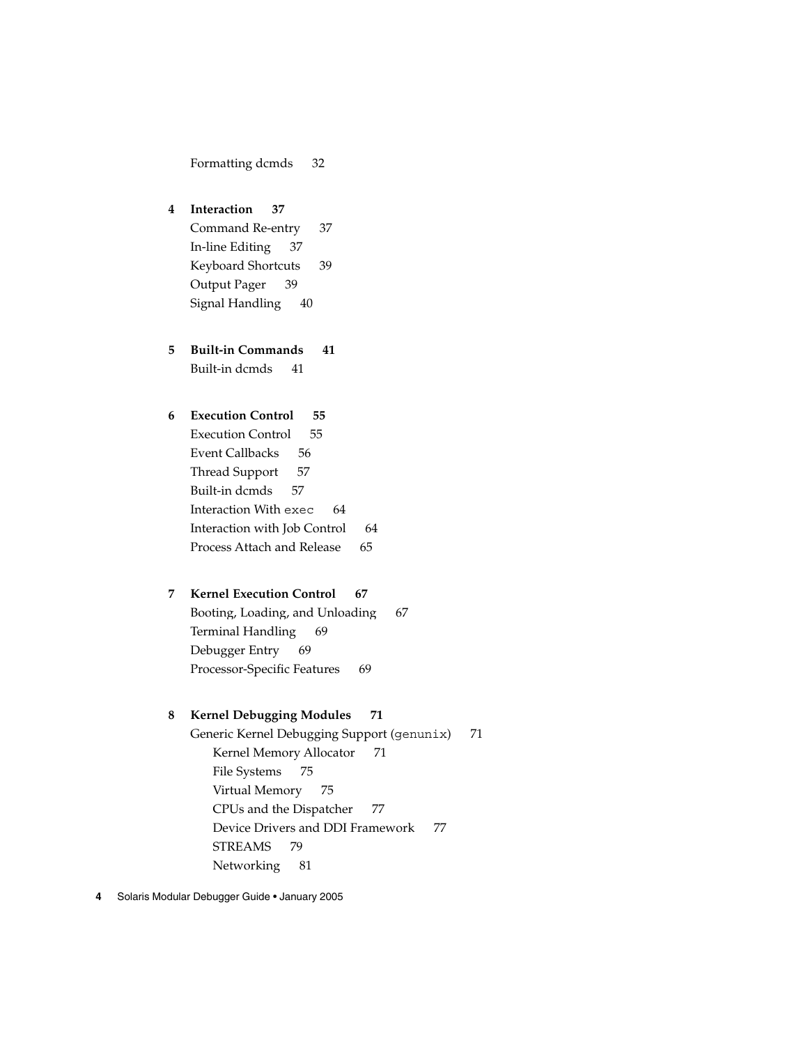Formatting dcmds 32

**4 Interaction 37**

Command Re-entry 37

In-line Editing 37

Keyboard Shortcuts 39

Output Pager 39

Signal Handling 40

**5 Built-in Commands 41**

Built-in dcmds 41

**6 Execution Control 55**

Execution Control 55

Event Callbacks 56

Thread Support 57

Built-in dcmds 57

Interaction With `exec` 64

Interaction with Job Control 64

Process Attach and Release 65

**7 Kernel Execution Control 67**

Booting, Loading, and Unloading 67

Terminal Handling 69

Debugger Entry 69

Processor-Specific Features 69

**8 Kernel Debugging Modules 71**

Generic Kernel Debugging Support (`genunix`) 71

- Kernel Memory Allocator 71
- File Systems 75
- Virtual Memory 75
- CPUs and the Dispatcher 77
- Device Drivers and DDI Framework 77
- STREAMS 79
- Networking 81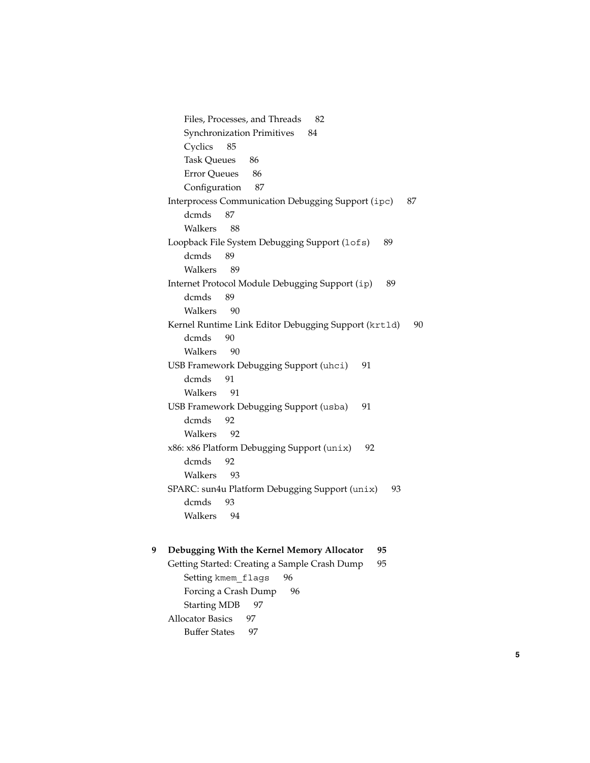- Files, Processes, and Threads 82
- Synchronization Primitives 84
- Cyclics 85
- Task Queues 86
- Error Queues 86
- Configuration 87

Interprocess Communication Debugging Support (`ipc`) 87
- dcmds 87
- Walkers 88

Loopback File System Debugging Support (`lofs`) 89
- dcmds 89
- Walkers 89

Internet Protocol Module Debugging Support (`ip`) 89
- dcmds 89
- Walkers 90

Kernel Runtime Link Editor Debugging Support (`krtld`) 90
- dcmds 90
- Walkers 90

USB Framework Debugging Support (`uhci`) 91
- dcmds 91
- Walkers 91

USB Framework Debugging Support (`usba`) 91
- dcmds 92
- Walkers 92

x86: x86 Platform Debugging Support (`unix`) 92
- dcmds 92
- Walkers 93

SPARC: sun4u Platform Debugging Support (`unix`) 93
- dcmds 93
- Walkers 94

**9 Debugging With the Kernel Memory Allocator 95**

Getting Started: Creating a Sample Crash Dump 95
- Setting `kmem_flags` 96
- Forcing a Crash Dump 96
- Starting MDB 97

Allocator Basics 97
- Buffer States 97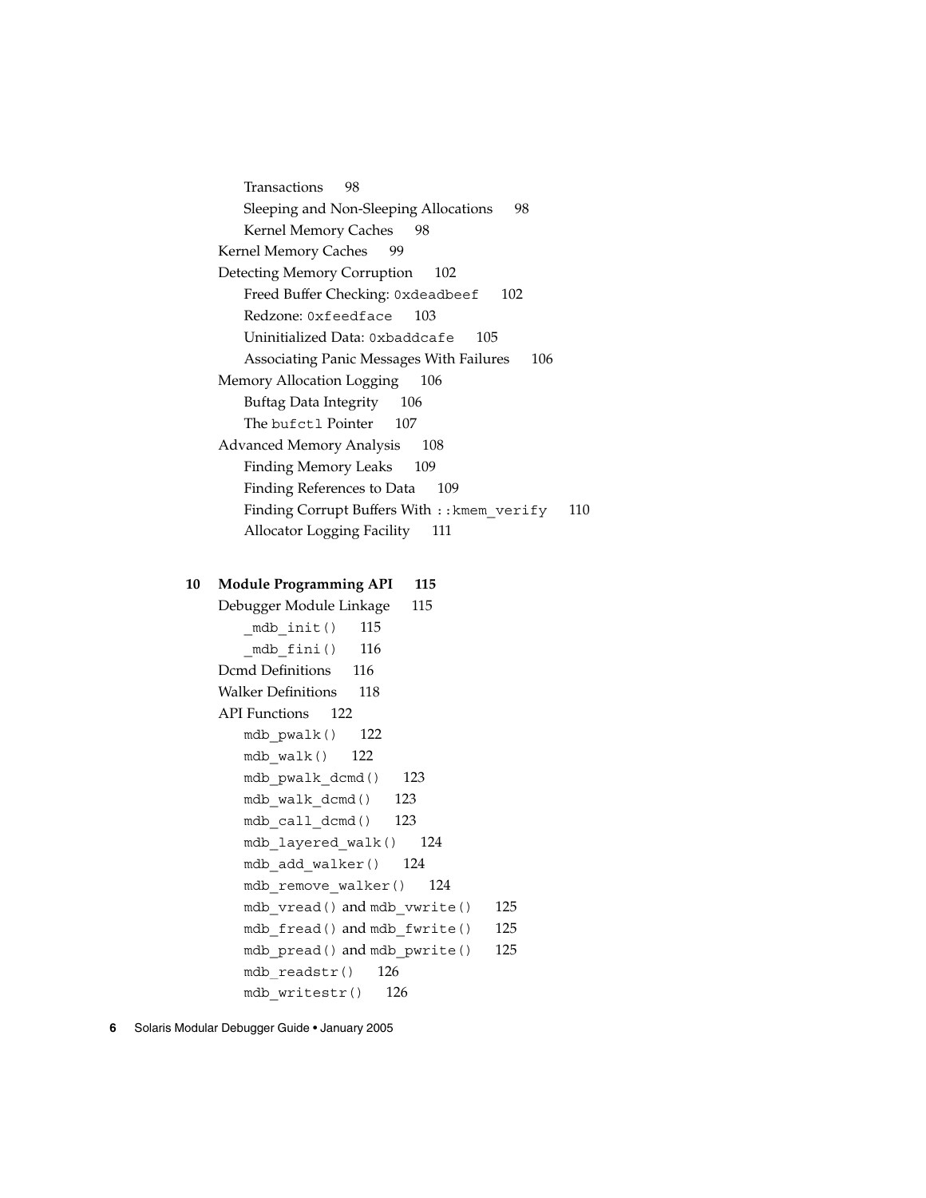Transactions 98
Sleeping and Non-Sleeping Allocations 98
Kernel Memory Caches 98
Kernel Memory Caches 99
Detecting Memory Corruption 102
Freed Buffer Checking: `0xdeadbeef` 102
Redzone: `0xfeedface` 103
Uninitialized Data: `0xbaddcafe` 105
Associating Panic Messages With Failures 106
Memory Allocation Logging 106
Buftag Data Integrity 106
The `bufctl` Pointer 107
Advanced Memory Analysis 108
Finding Memory Leaks 109
Finding References to Data 109
Finding Corrupt Buffers With `::kmem_verify` 110
Allocator Logging Facility 111

**10 Module Programming API 115**
Debugger Module Linkage 115
`_mdb_init()` 115
`_mdb_fini()` 116
Dcmd Definitions 116
Walker Definitions 118
API Functions 122
`mdb_pwalk()` 122
`mdb_walk()` 122
`mdb_pwalk_dcmd()` 123
`mdb_walk_dcmd()` 123
`mdb_call_dcmd()` 123
`mdb_layered_walk()` 124
`mdb_add_walker()` 124
`mdb_remove_walker()` 124
`mdb_vread()` and `mdb_vwrite()` 125
`mdb_fread()` and `mdb_fwrite()` 125
`mdb_pread()` and `mdb_pwrite()` 125
`mdb_readstr()` 126
`mdb_writestr()` 126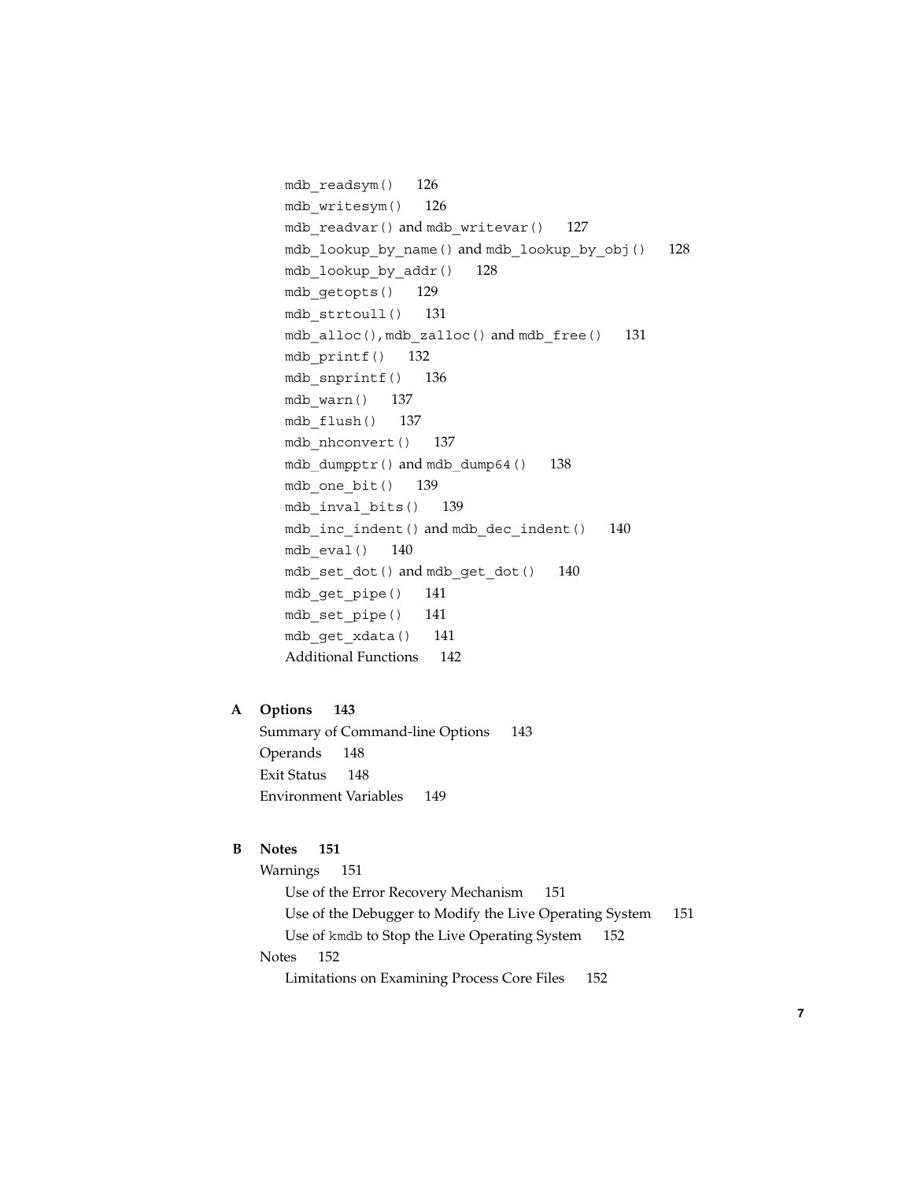mdb_readsym() 126
mdb_writesym() 126
mdb_readvar() and mdb_writevar() 127
mdb_lookup_by_name() and mdb_lookup_by_obj() 128
mdb_lookup_by_addr() 128
mdb_getopts() 129
mdb_strtoull() 131
mdb_alloc(), mdb_zalloc() and mdb_free() 131
mdb_printf() 132
mdb_snprintf() 136
mdb_warn() 137
mdb_flush() 137
mdb_nhconvert() 137
mdb_dumpptr() and mdb_dump64() 138
mdb_one_bit() 139
mdb_inval_bits() 139
mdb_inc_indent() and mdb_dec_indent() 140
mdb_eval() 140
mdb_set_dot() and mdb_get_dot() 140
mdb_get_pipe() 141
mdb_set_pipe() 141
mdb_get_xdata() 141
Additional Functions 142

**A Options 143**

Summary of Command-line Options 143
Operands 148
Exit Status 148
Environment Variables 149

**B Notes 151**

Warnings 151
Use of the Error Recovery Mechanism 151
Use of the Debugger to Modify the Live Operating System 151
Use of kmdb to Stop the Live Operating System 152
Notes 152
Limitations on Examining Process Core Files 152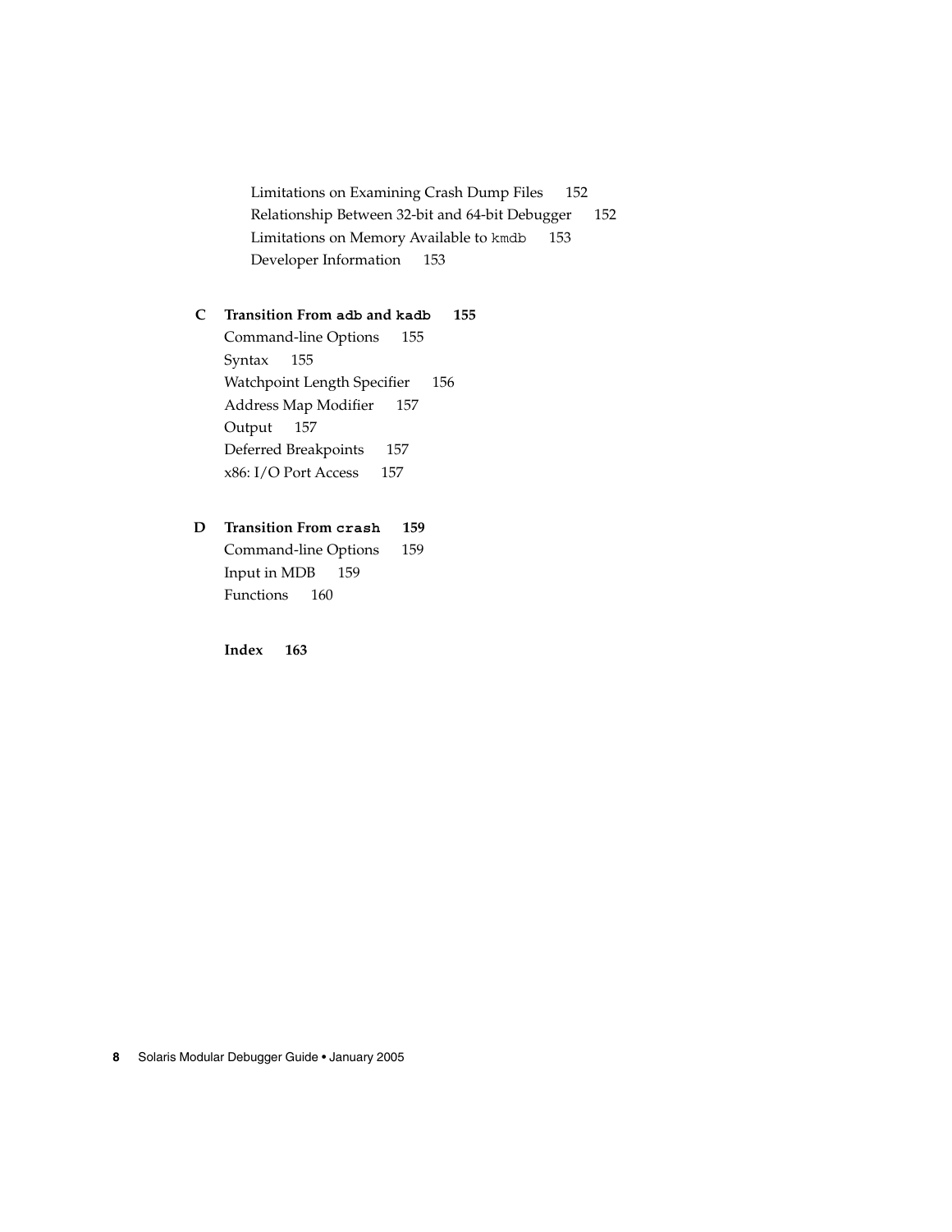Limitations on Examining Crash Dump Files 152
Relationship Between 32-bit and 64-bit Debugger 152
Limitations on Memory Available to `kmdb` 153
Developer Information 153

**C Transition From `adb` and `kadb` 155**

Command-line Options 155
Syntax 155
Watchpoint Length Specifier 156
Address Map Modifier 157
Output 157
Deferred Breakpoints 157
x86: I/O Port Access 157

**D Transition From `crash` 159**

Command-line Options 159
Input in MDB 159
Functions 160

**Index 163**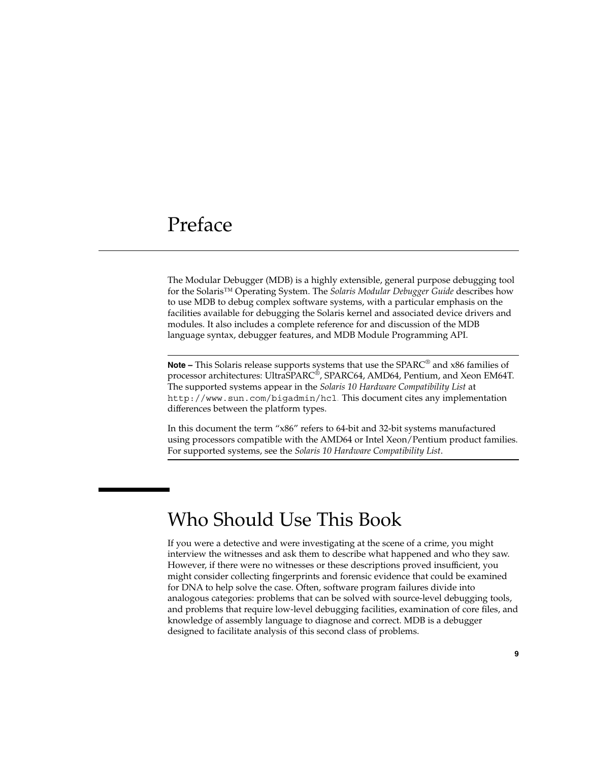# Preface

The Modular Debugger (MDB) is a highly extensible, general purpose debugging tool for the Solaris™ Operating System. The *Solaris Modular Debugger Guide* describes how to use MDB to debug complex software systems, with a particular emphasis on the facilities available for debugging the Solaris kernel and associated device drivers and modules. It also includes a complete reference for and discussion of the MDB language syntax, debugger features, and MDB Module Programming API.

---

**Note –** This Solaris release supports systems that use the SPARC® and x86 families of processor architectures: UltraSPARC®, SPARC64, AMD64, Pentium, and Xeon EM64T. The supported systems appear in the *Solaris 10 Hardware Compatibility List* at `http://www.sun.com/bigadmin/hcl`. This document cites any implementation differences between the platform types.

In this document the term "x86" refers to 64-bit and 32-bit systems manufactured using processors compatible with the AMD64 or Intel Xeon/Pentium product families. For supported systems, see the *Solaris 10 Hardware Compatibility List*.

---

## Who Should Use This Book

If you were a detective and were investigating at the scene of a crime, you might interview the witnesses and ask them to describe what happened and who they saw. However, if there were no witnesses or these descriptions proved insufficient, you might consider collecting fingerprints and forensic evidence that could be examined for DNA to help solve the case. Often, software program failures divide into analogous categories: problems that can be solved with source-level debugging tools, and problems that require low-level debugging facilities, examination of core files, and knowledge of assembly language to diagnose and correct. MDB is a debugger designed to facilitate analysis of this second class of problems.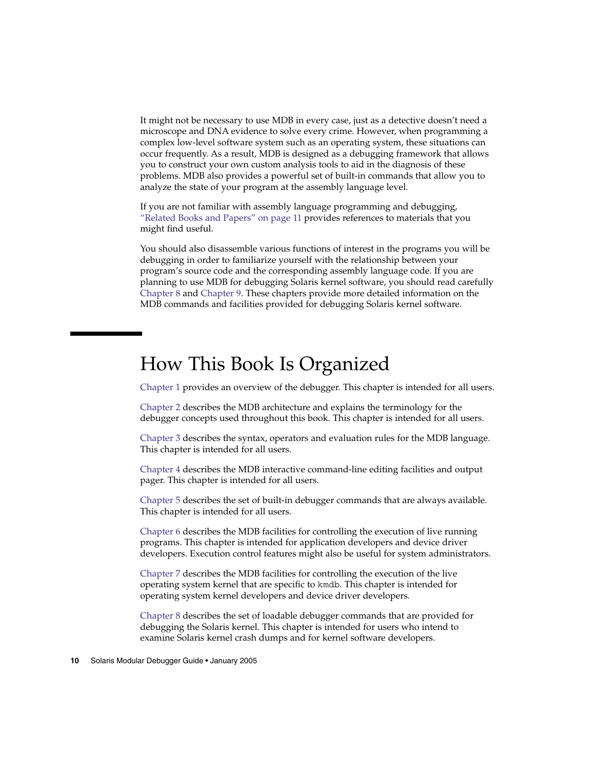It might not be necessary to use MDB in every case, just as a detective doesn't need a microscope and DNA evidence to solve every crime. However, when programming a complex low-level software system such as an operating system, these situations can occur frequently. As a result, MDB is designed as a debugging framework that allows you to construct your own custom analysis tools to aid in the diagnosis of these problems. MDB also provides a powerful set of built-in commands that allow you to analyze the state of your program at the assembly language level.

If you are not familiar with assembly language programming and debugging, "Related Books and Papers" on page 11 provides references to materials that you might find useful.

You should also disassemble various functions of interest in the programs you will be debugging in order to familiarize yourself with the relationship between your program's source code and the corresponding assembly language code. If you are planning to use MDB for debugging Solaris kernel software, you should read carefully Chapter 8 and Chapter 9. These chapters provide more detailed information on the MDB commands and facilities provided for debugging Solaris kernel software.

## How This Book Is Organized

Chapter 1 provides an overview of the debugger. This chapter is intended for all users.

Chapter 2 describes the MDB architecture and explains the terminology for the debugger concepts used throughout this book. This chapter is intended for all users.

Chapter 3 describes the syntax, operators and evaluation rules for the MDB language. This chapter is intended for all users.

Chapter 4 describes the MDB interactive command-line editing facilities and output pager. This chapter is intended for all users.

Chapter 5 describes the set of built-in debugger commands that are always available. This chapter is intended for all users.

Chapter 6 describes the MDB facilities for controlling the execution of live running programs. This chapter is intended for application developers and device driver developers. Execution control features might also be useful for system administrators.

Chapter 7 describes the MDB facilities for controlling the execution of the live operating system kernel that are specific to `kmdb`. This chapter is intended for operating system kernel developers and device driver developers.

Chapter 8 describes the set of loadable debugger commands that are provided for debugging the Solaris kernel. This chapter is intended for users who intend to examine Solaris kernel crash dumps and for kernel software developers.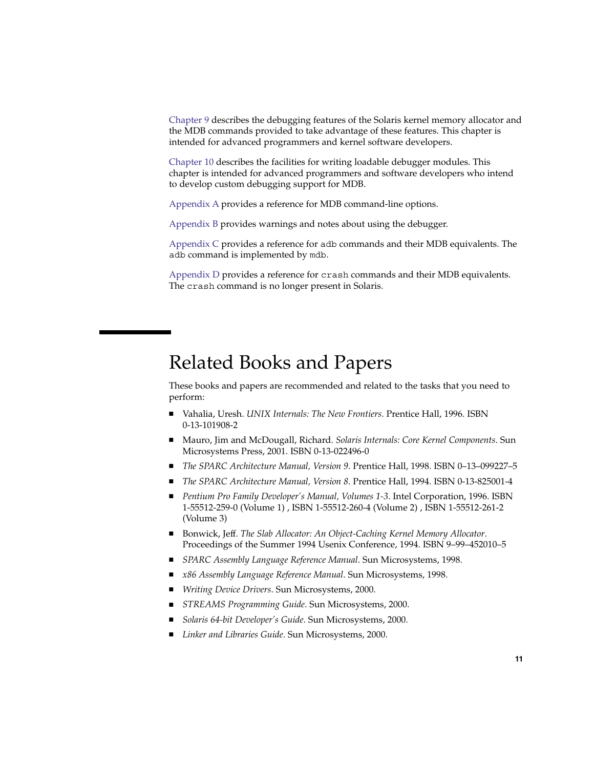Chapter 9 describes the debugging features of the Solaris kernel memory allocator and the MDB commands provided to take advantage of these features. This chapter is intended for advanced programmers and kernel software developers.

Chapter 10 describes the facilities for writing loadable debugger modules. This chapter is intended for advanced programmers and software developers who intend to develop custom debugging support for MDB.

Appendix A provides a reference for MDB command-line options.

Appendix B provides warnings and notes about using the debugger.

Appendix C provides a reference for `adb` commands and their MDB equivalents. The `adb` command is implemented by `mdb`.

Appendix D provides a reference for `crash` commands and their MDB equivalents. The `crash` command is no longer present in Solaris.

## Related Books and Papers

These books and papers are recommended and related to the tasks that you need to perform:

- Vahalia, Uresh. *UNIX Internals: The New Frontiers*. Prentice Hall, 1996. ISBN 0-13-101908-2
- Mauro, Jim and McDougall, Richard. *Solaris Internals: Core Kernel Components*. Sun Microsystems Press, 2001. ISBN 0-13-022496-0
- *The SPARC Architecture Manual, Version 9*. Prentice Hall, 1998. ISBN 0–13–099227–5
- *The SPARC Architecture Manual, Version 8*. Prentice Hall, 1994. ISBN 0-13-825001-4
- *Pentium Pro Family Developer's Manual, Volumes 1-3*. Intel Corporation, 1996. ISBN 1-55512-259-0 (Volume 1) , ISBN 1-55512-260-4 (Volume 2) , ISBN 1-55512-261-2 (Volume 3)
- Bonwick, Jeff. *The Slab Allocator: An Object-Caching Kernel Memory Allocator*. Proceedings of the Summer 1994 Usenix Conference, 1994. ISBN 9–99–452010–5
- *SPARC Assembly Language Reference Manual*. Sun Microsystems, 1998.
- *x86 Assembly Language Reference Manual*. Sun Microsystems, 1998.
- *Writing Device Drivers*. Sun Microsystems, 2000.
- *STREAMS Programming Guide*. Sun Microsystems, 2000.
- *Solaris 64-bit Developer's Guide*. Sun Microsystems, 2000.
- *Linker and Libraries Guide*. Sun Microsystems, 2000.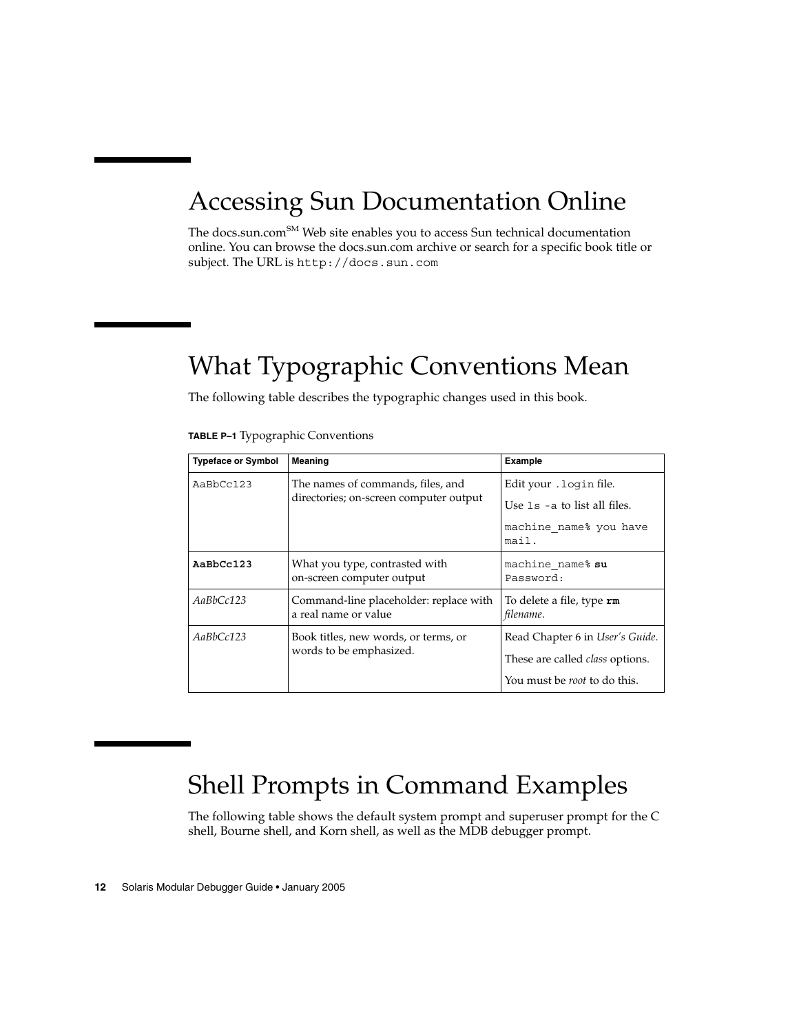## Accessing Sun Documentation Online

The docs.sun.com[SM] Web site enables you to access Sun technical documentation online. You can browse the docs.sun.com archive or search for a specific book title or subject. The URL is `http://docs.sun.com`

## What Typographic Conventions Mean

The following table describes the typographic changes used in this book.

**TABLE P–1** Typographic Conventions

| Typeface or Symbol | Meaning | Example |
|---|---|---|
| `AaBbCc123` | The names of commands, files, and directories; on-screen computer output | Edit your `.login` file.<br>Use `ls -a` to list all files.<br>`machine_name% you have mail.` |
| **`AaBbCc123`** | What you type, contrasted with on-screen computer output | `machine_name%` **`su`**<br>`Password:` |
| *AaBbCc123* | Command-line placeholder: replace with a real name or value | To delete a file, type **`rm`** *filename*. |
| *AaBbCc123* | Book titles, new words, or terms, or words to be emphasized. | Read Chapter 6 in *User's Guide*.<br>These are called *class* options.<br>You must be *root* to do this. |

## Shell Prompts in Command Examples

The following table shows the default system prompt and superuser prompt for the C shell, Bourne shell, and Korn shell, as well as the MDB debugger prompt.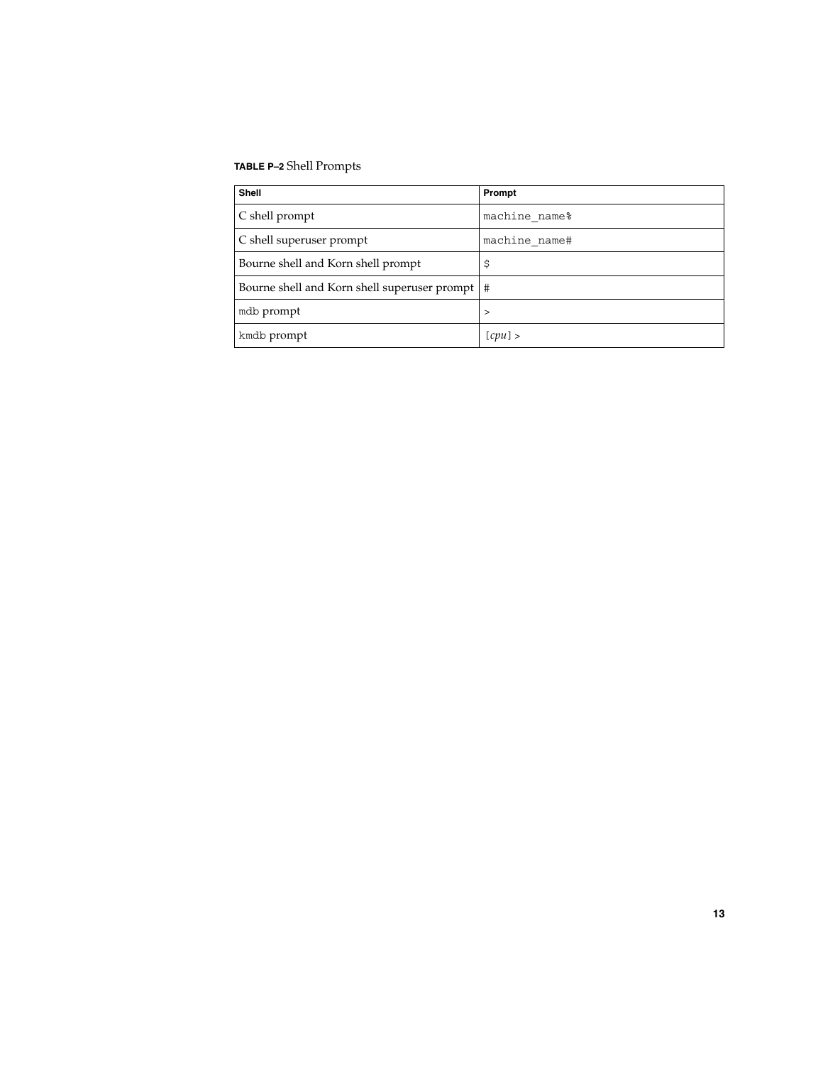**TABLE P–2** Shell Prompts

| Shell | Prompt |
| --- | --- |
| C shell prompt | `machine_name%` |
| C shell superuser prompt | `machine_name#` |
| Bourne shell and Korn shell prompt | `$` |
| Bourne shell and Korn shell superuser prompt | `#` |
| `mdb` prompt | `>` |
| `kmdb` prompt | `[`*cpu*`]>` |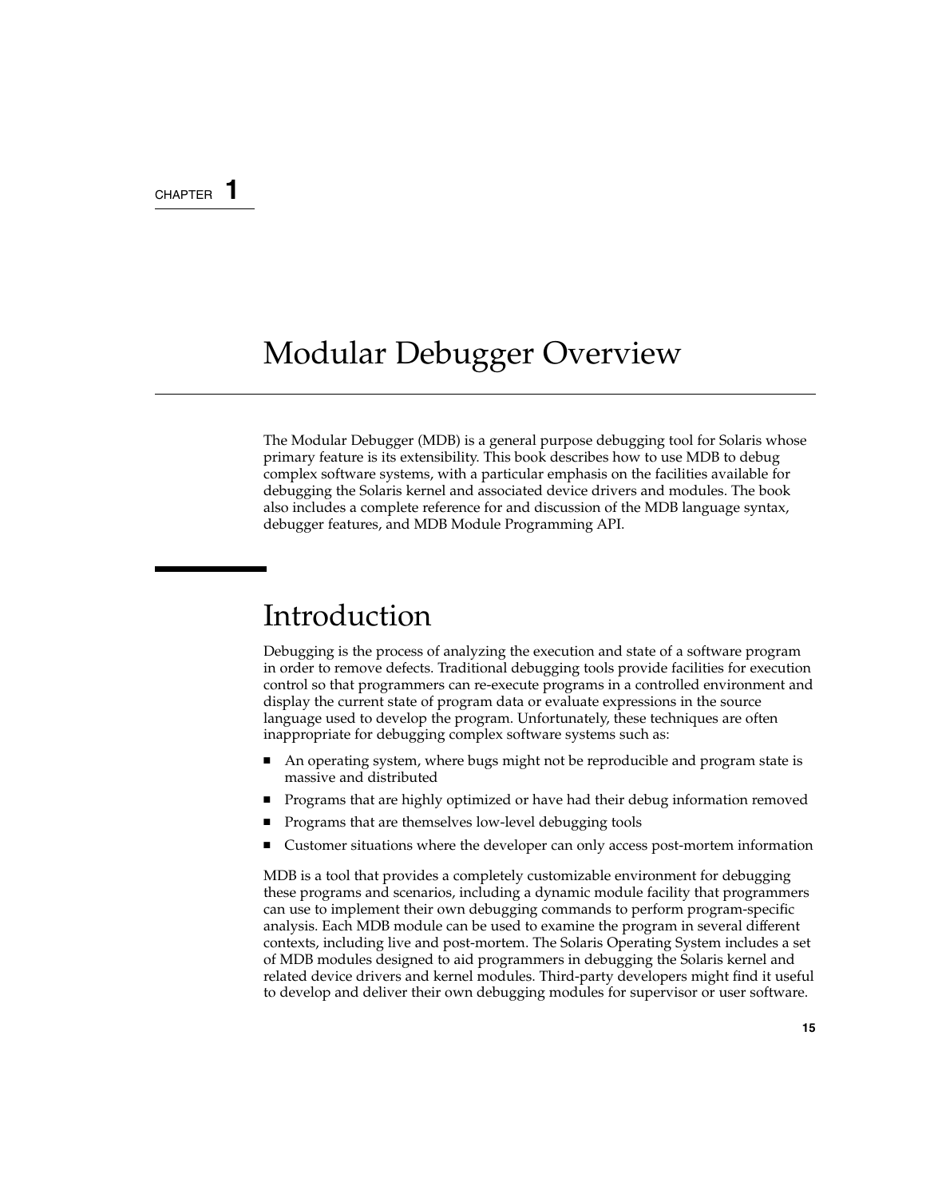CHAPTER 1

# Modular Debugger Overview

The Modular Debugger (MDB) is a general purpose debugging tool for Solaris whose primary feature is its extensibility. This book describes how to use MDB to debug complex software systems, with a particular emphasis on the facilities available for debugging the Solaris kernel and associated device drivers and modules. The book also includes a complete reference for and discussion of the MDB language syntax, debugger features, and MDB Module Programming API.

## Introduction

Debugging is the process of analyzing the execution and state of a software program in order to remove defects. Traditional debugging tools provide facilities for execution control so that programmers can re-execute programs in a controlled environment and display the current state of program data or evaluate expressions in the source language used to develop the program. Unfortunately, these techniques are often inappropriate for debugging complex software systems such as:

- An operating system, where bugs might not be reproducible and program state is massive and distributed
- Programs that are highly optimized or have had their debug information removed
- Programs that are themselves low-level debugging tools
- Customer situations where the developer can only access post-mortem information

MDB is a tool that provides a completely customizable environment for debugging these programs and scenarios, including a dynamic module facility that programmers can use to implement their own debugging commands to perform program-specific analysis. Each MDB module can be used to examine the program in several different contexts, including live and post-mortem. The Solaris Operating System includes a set of MDB modules designed to aid programmers in debugging the Solaris kernel and related device drivers and kernel modules. Third-party developers might find it useful to develop and deliver their own debugging modules for supervisor or user software.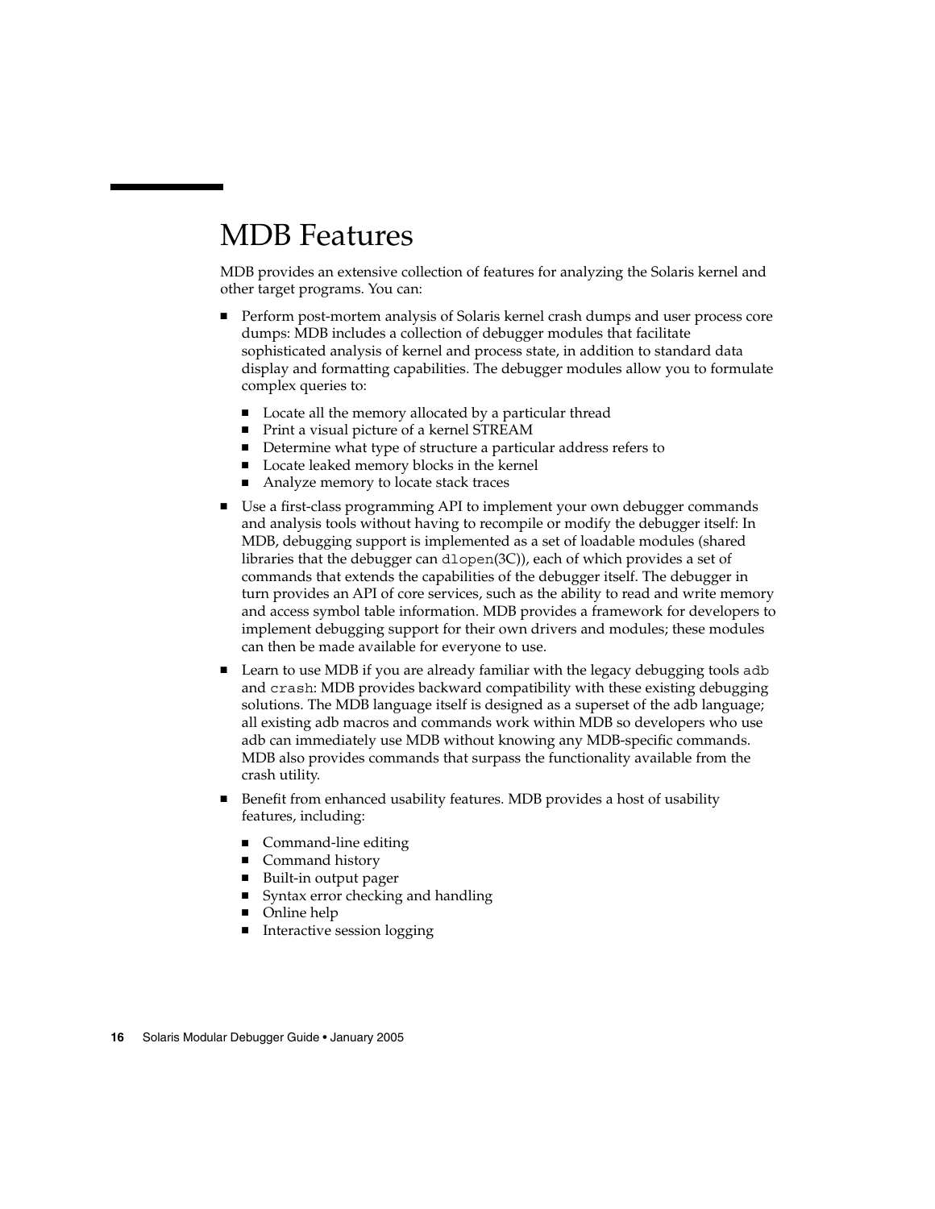# MDB Features

MDB provides an extensive collection of features for analyzing the Solaris kernel and other target programs. You can:

- Perform post-mortem analysis of Solaris kernel crash dumps and user process core dumps: MDB includes a collection of debugger modules that facilitate sophisticated analysis of kernel and process state, in addition to standard data display and formatting capabilities. The debugger modules allow you to formulate complex queries to:
  - Locate all the memory allocated by a particular thread
  - Print a visual picture of a kernel STREAM
  - Determine what type of structure a particular address refers to
  - Locate leaked memory blocks in the kernel
  - Analyze memory to locate stack traces
- Use a first-class programming API to implement your own debugger commands and analysis tools without having to recompile or modify the debugger itself: In MDB, debugging support is implemented as a set of loadable modules (shared libraries that the debugger can `dlopen`(3C)), each of which provides a set of commands that extends the capabilities of the debugger itself. The debugger in turn provides an API of core services, such as the ability to read and write memory and access symbol table information. MDB provides a framework for developers to implement debugging support for their own drivers and modules; these modules can then be made available for everyone to use.
- Learn to use MDB if you are already familiar with the legacy debugging tools `adb` and `crash`: MDB provides backward compatibility with these existing debugging solutions. The MDB language itself is designed as a superset of the adb language; all existing adb macros and commands work within MDB so developers who use adb can immediately use MDB without knowing any MDB-specific commands. MDB also provides commands that surpass the functionality available from the crash utility.
- Benefit from enhanced usability features. MDB provides a host of usability features, including:
  - Command-line editing
  - Command history
  - Built-in output pager
  - Syntax error checking and handling
  - Online help
  - Interactive session logging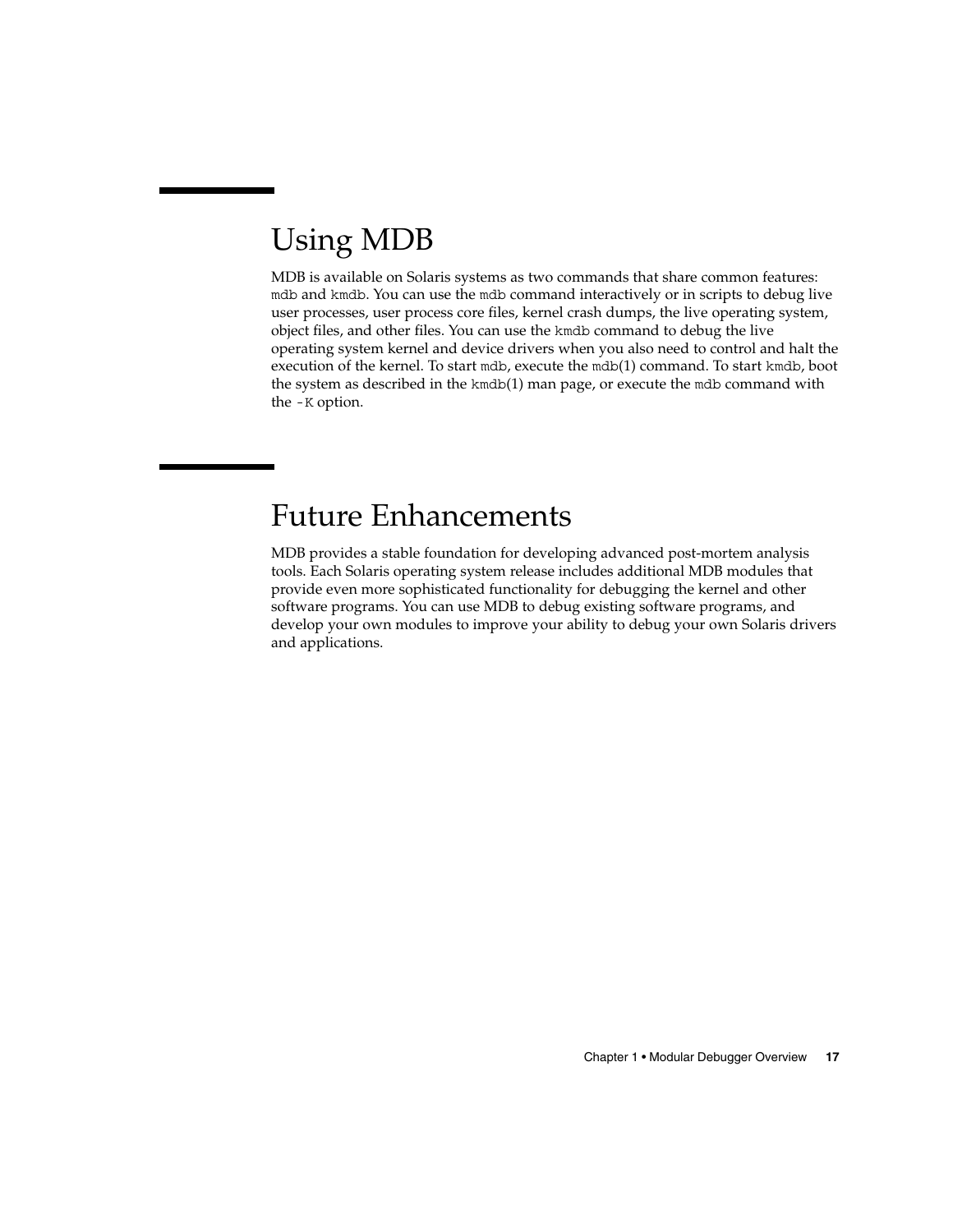## Using MDB

MDB is available on Solaris systems as two commands that share common features: `mdb` and `kmdb`. You can use the `mdb` command interactively or in scripts to debug live user processes, user process core files, kernel crash dumps, the live operating system, object files, and other files. You can use the `kmdb` command to debug the live operating system kernel and device drivers when you also need to control and halt the execution of the kernel. To start `mdb`, execute the `mdb`(1) command. To start `kmdb`, boot the system as described in the `kmdb`(1) man page, or execute the `mdb` command with the `-K` option.

## Future Enhancements

MDB provides a stable foundation for developing advanced post-mortem analysis tools. Each Solaris operating system release includes additional MDB modules that provide even more sophisticated functionality for debugging the kernel and other software programs. You can use MDB to debug existing software programs, and develop your own modules to improve your ability to debug your own Solaris drivers and applications.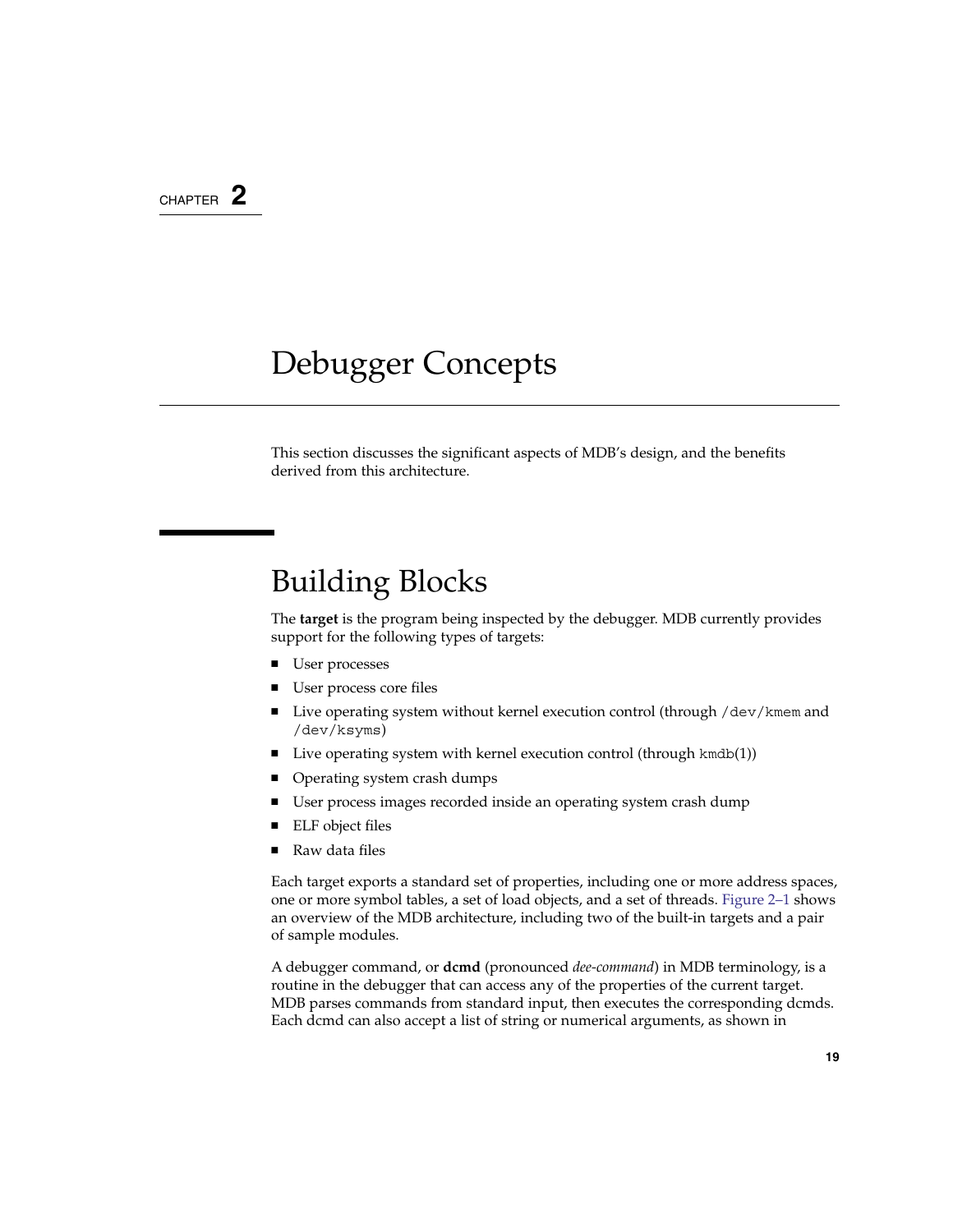CHAPTER 2

# Debugger Concepts

This section discusses the significant aspects of MDB's design, and the benefits derived from this architecture.

## Building Blocks

The **target** is the program being inspected by the debugger. MDB currently provides support for the following types of targets:

- User processes
- User process core files
- Live operating system without kernel execution control (through `/dev/kmem` and `/dev/ksyms`)
- Live operating system with kernel execution control (through `kmdb`(1))
- Operating system crash dumps
- User process images recorded inside an operating system crash dump
- ELF object files
- Raw data files

Each target exports a standard set of properties, including one or more address spaces, one or more symbol tables, a set of load objects, and a set of threads. Figure 2–1 shows an overview of the MDB architecture, including two of the built-in targets and a pair of sample modules.

A debugger command, or **dcmd** (pronounced *dee-command*) in MDB terminology, is a routine in the debugger that can access any of the properties of the current target. MDB parses commands from standard input, then executes the corresponding dcmds. Each dcmd can also accept a list of string or numerical arguments, as shown in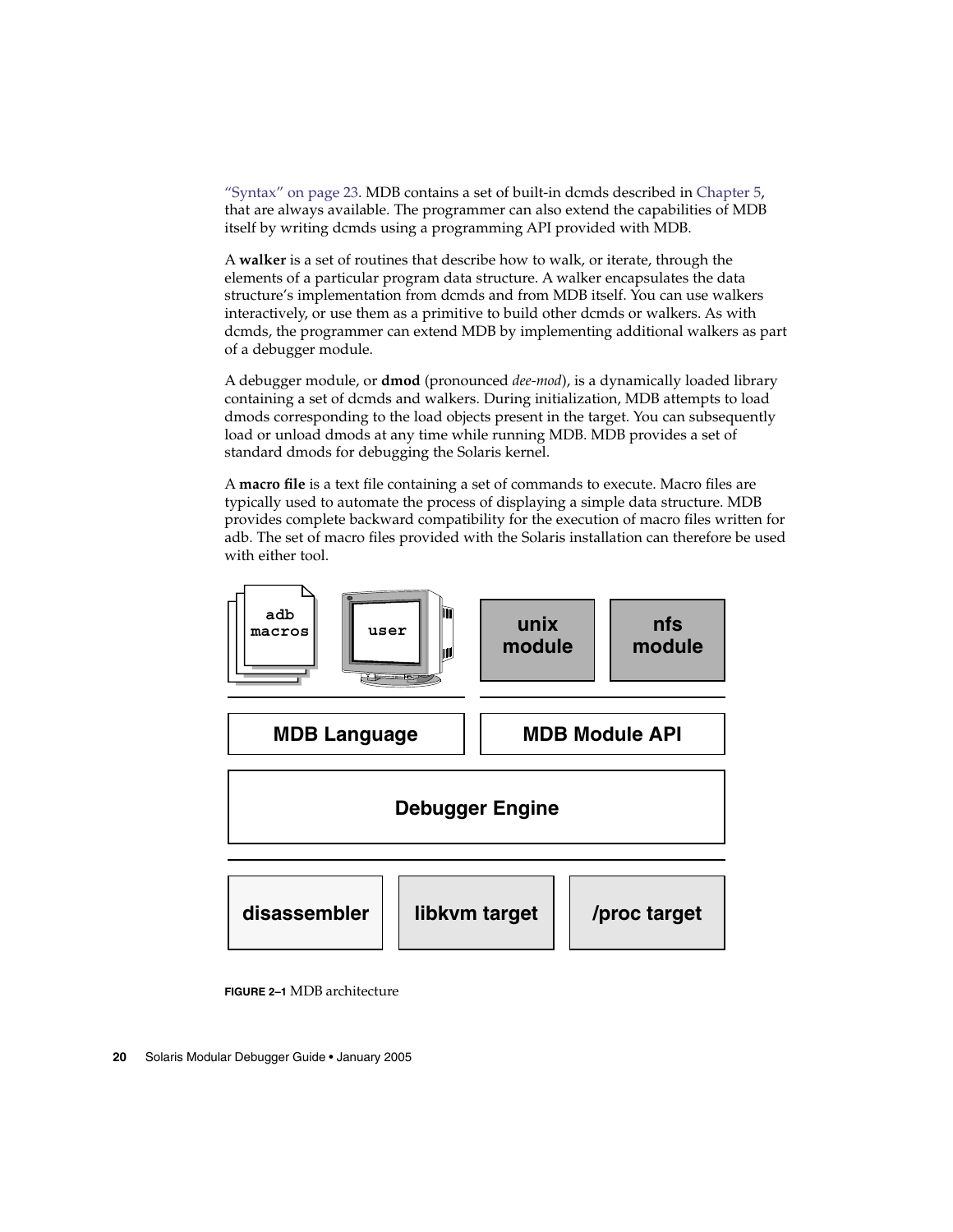"Syntax" on page 23. MDB contains a set of built-in dcmds described in Chapter 5, that are always available. The programmer can also extend the capabilities of MDB itself by writing dcmds using a programming API provided with MDB.

A **walker** is a set of routines that describe how to walk, or iterate, through the elements of a particular program data structure. A walker encapsulates the data structure's implementation from dcmds and from MDB itself. You can use walkers interactively, or use them as a primitive to build other dcmds or walkers. As with dcmds, the programmer can extend MDB by implementing additional walkers as part of a debugger module.

A debugger module, or **dmod** (pronounced *dee-mod*), is a dynamically loaded library containing a set of dcmds and walkers. During initialization, MDB attempts to load dmods corresponding to the load objects present in the target. You can subsequently load or unload dmods at any time while running MDB. MDB provides a set of standard dmods for debugging the Solaris kernel.

A **macro file** is a text file containing a set of commands to execute. Macro files are typically used to automate the process of displaying a simple data structure. MDB provides complete backward compatibility for the execution of macro files written for adb. The set of macro files provided with the Solaris installation can therefore be used with either tool.

adb macros | user | unix module | nfs module

MDB Language | MDB Module API

Debugger Engine

disassembler | libkvm target | /proc target

**FIGURE 2–1** MDB architecture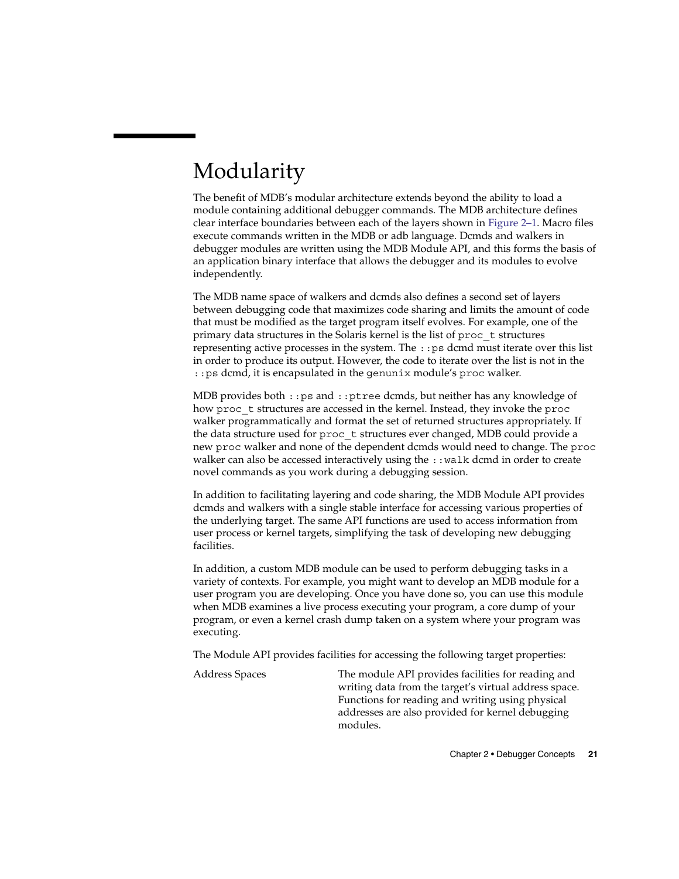# Modularity

The benefit of MDB's modular architecture extends beyond the ability to load a module containing additional debugger commands. The MDB architecture defines clear interface boundaries between each of the layers shown in Figure 2–1. Macro files execute commands written in the MDB or adb language. Dcmds and walkers in debugger modules are written using the MDB Module API, and this forms the basis of an application binary interface that allows the debugger and its modules to evolve independently.

The MDB name space of walkers and dcmds also defines a second set of layers between debugging code that maximizes code sharing and limits the amount of code that must be modified as the target program itself evolves. For example, one of the primary data structures in the Solaris kernel is the list of `proc_t` structures representing active processes in the system. The `::ps` dcmd must iterate over this list in order to produce its output. However, the code to iterate over the list is not in the `::ps` dcmd, it is encapsulated in the `genunix` module's `proc` walker.

MDB provides both `::ps` and `::ptree` dcmds, but neither has any knowledge of how `proc_t` structures are accessed in the kernel. Instead, they invoke the `proc` walker programmatically and format the set of returned structures appropriately. If the data structure used for `proc_t` structures ever changed, MDB could provide a new `proc` walker and none of the dependent dcmds would need to change. The `proc` walker can also be accessed interactively using the `::walk` dcmd in order to create novel commands as you work during a debugging session.

In addition to facilitating layering and code sharing, the MDB Module API provides dcmds and walkers with a single stable interface for accessing various properties of the underlying target. The same API functions are used to access information from user process or kernel targets, simplifying the task of developing new debugging facilities.

In addition, a custom MDB module can be used to perform debugging tasks in a variety of contexts. For example, you might want to develop an MDB module for a user program you are developing. Once you have done so, you can use this module when MDB examines a live process executing your program, a core dump of your program, or even a kernel crash dump taken on a system where your program was executing.

The Module API provides facilities for accessing the following target properties:

Address Spaces
: The module API provides facilities for reading and writing data from the target's virtual address space. Functions for reading and writing using physical addresses are also provided for kernel debugging modules.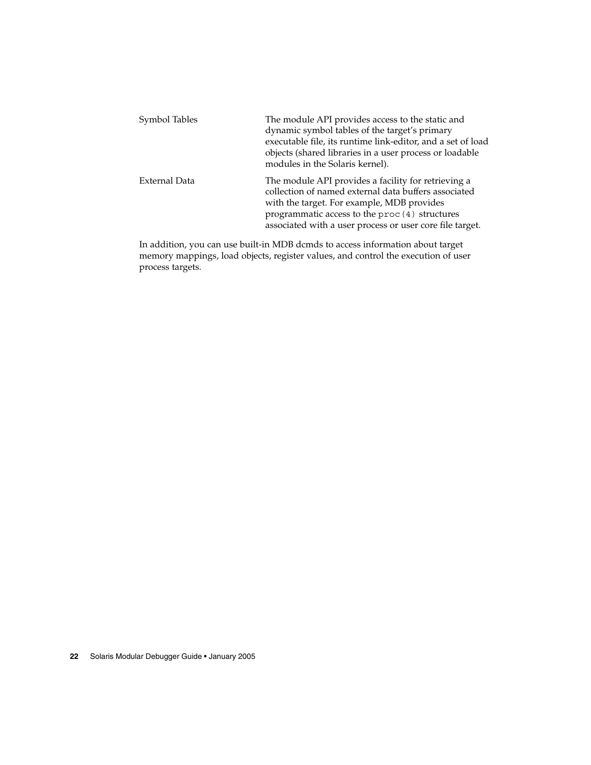| | |
|---|---|
| Symbol Tables | The module API provides access to the static and dynamic symbol tables of the target's primary executable file, its runtime link-editor, and a set of load objects (shared libraries in a user process or loadable modules in the Solaris kernel). |
| External Data | The module API provides a facility for retrieving a collection of named external data buffers associated with the target. For example, MDB provides programmatic access to the `proc(4)` structures associated with a user process or user core file target. |

In addition, you can use built-in MDB dcmds to access information about target memory mappings, load objects, register values, and control the execution of user process targets.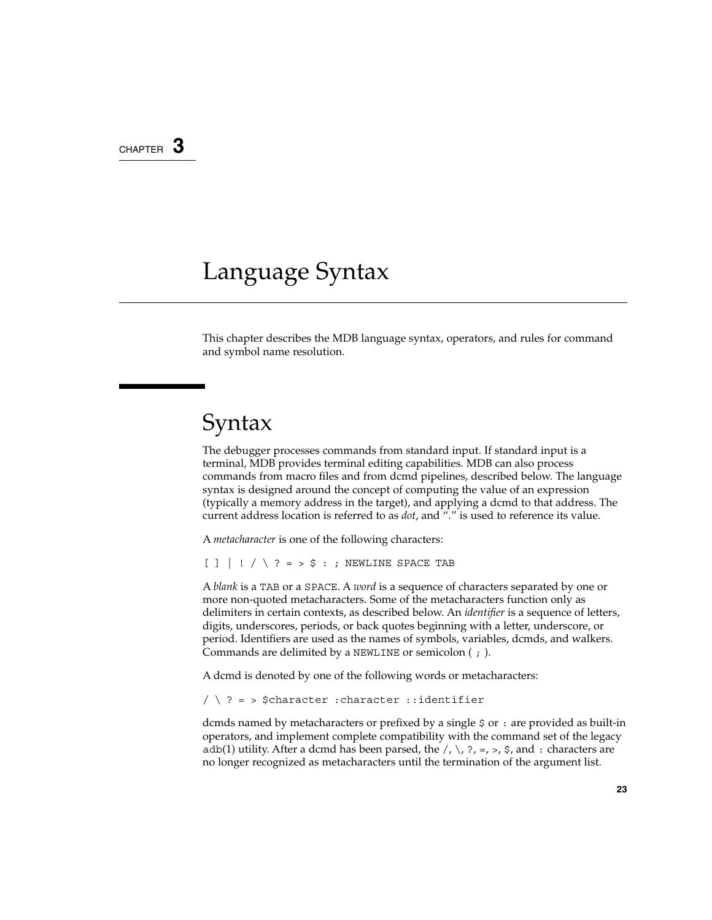CHAPTER 3

# Language Syntax

This chapter describes the MDB language syntax, operators, and rules for command and symbol name resolution.

## Syntax

The debugger processes commands from standard input. If standard input is a terminal, MDB provides terminal editing capabilities. MDB can also process commands from macro files and from dcmd pipelines, described below. The language syntax is designed around the concept of computing the value of an expression (typically a memory address in the target), and applying a dcmd to that address. The current address location is referred to as *dot*, and "." is used to reference its value.

A *metacharacter* is one of the following characters:

```
[ ] | ! / \ ? = > $ : ; NEWLINE SPACE TAB
```

A *blank* is a `TAB` or a `SPACE`. A *word* is a sequence of characters separated by one or more non-quoted metacharacters. Some of the metacharacters function only as delimiters in certain contexts, as described below. An *identifier* is a sequence of letters, digits, underscores, periods, or back quotes beginning with a letter, underscore, or period. Identifiers are used as the names of symbols, variables, dcmds, and walkers. Commands are delimited by a `NEWLINE` or semicolon ( `;` ).

A dcmd is denoted by one of the following words or metacharacters:

```
/ \ ? = > $character :character ::identifier
```

dcmds named by metacharacters or prefixed by a single `$` or `:` are provided as built-in operators, and implement complete compatibility with the command set of the legacy `adb`(1) utility. After a dcmd has been parsed, the `/`, `\`, `?`, `=`, `>`, `$`, and `:` characters are no longer recognized as metacharacters until the termination of the argument list.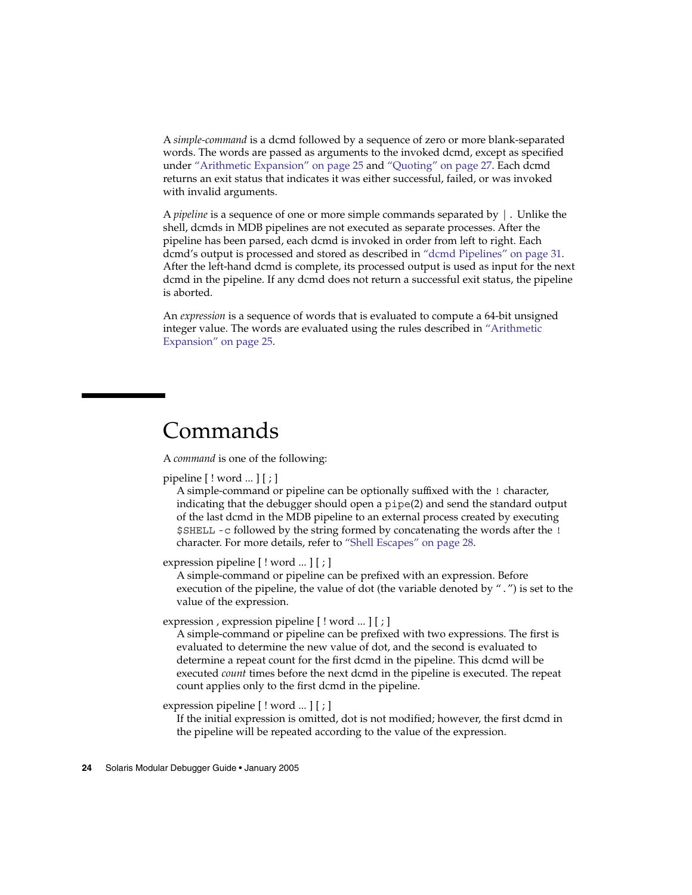A *simple-command* is a dcmd followed by a sequence of zero or more blank-separated words. The words are passed as arguments to the invoked dcmd, except as specified under "Arithmetic Expansion" on page 25 and "Quoting" on page 27. Each dcmd returns an exit status that indicates it was either successful, failed, or was invoked with invalid arguments.

A *pipeline* is a sequence of one or more simple commands separated by `|`. Unlike the shell, dcmds in MDB pipelines are not executed as separate processes. After the pipeline has been parsed, each dcmd is invoked in order from left to right. Each dcmd's output is processed and stored as described in "dcmd Pipelines" on page 31. After the left-hand dcmd is complete, its processed output is used as input for the next dcmd in the pipeline. If any dcmd does not return a successful exit status, the pipeline is aborted.

An *expression* is a sequence of words that is evaluated to compute a 64-bit unsigned integer value. The words are evaluated using the rules described in "Arithmetic Expansion" on page 25.

## Commands

A *command* is one of the following:

pipeline [ ! word ... ] [ ; ]
: A simple-command or pipeline can be optionally suffixed with the `!` character, indicating that the debugger should open a `pipe`(2) and send the standard output of the last dcmd in the MDB pipeline to an external process created by executing `$SHELL -c` followed by the string formed by concatenating the words after the `!` character. For more details, refer to "Shell Escapes" on page 28.

expression pipeline [ ! word ... ] [ ; ]
: A simple-command or pipeline can be prefixed with an expression. Before execution of the pipeline, the value of dot (the variable denoted by "`.`") is set to the value of the expression.

expression , expression pipeline [ ! word ... ] [ ; ]
: A simple-command or pipeline can be prefixed with two expressions. The first is evaluated to determine the new value of dot, and the second is evaluated to determine a repeat count for the first dcmd in the pipeline. This dcmd will be executed *count* times before the next dcmd in the pipeline is executed. The repeat count applies only to the first dcmd in the pipeline.

expression pipeline [ ! word ... ] [ ; ]
: If the initial expression is omitted, dot is not modified; however, the first dcmd in the pipeline will be repeated according to the value of the expression.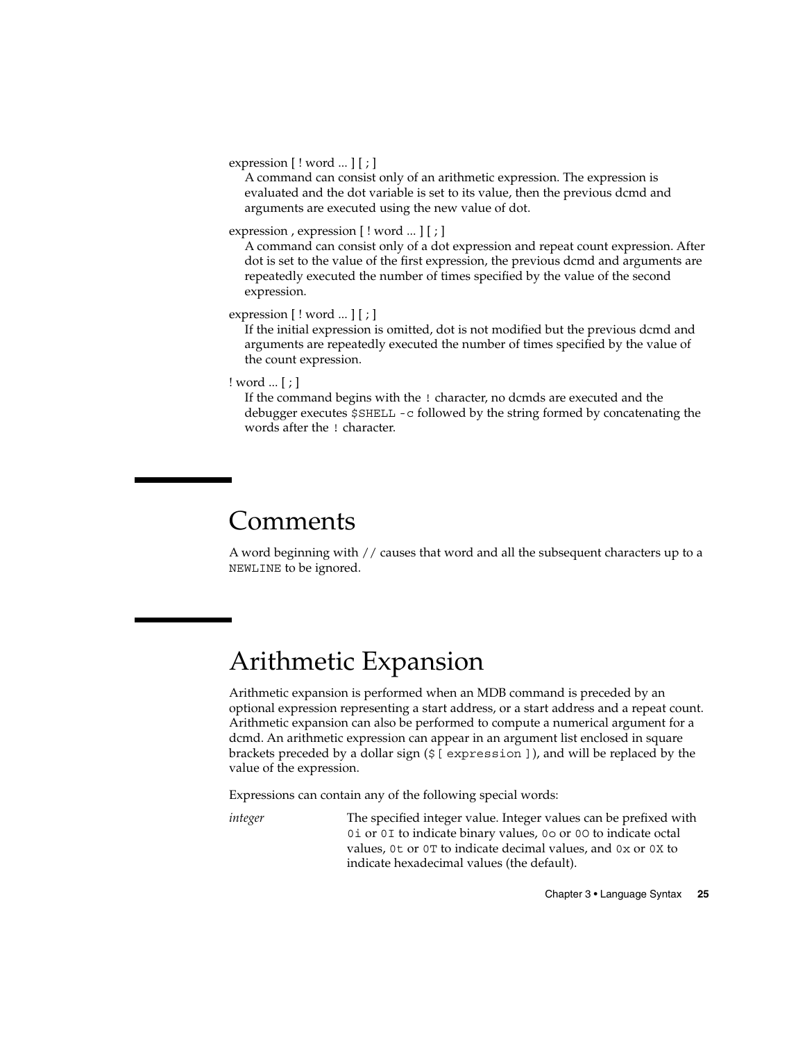expression [ ! word ... ] [ ; ]

A command can consist only of an arithmetic expression. The expression is evaluated and the dot variable is set to its value, then the previous dcmd and arguments are executed using the new value of dot.

expression , expression [ ! word ... ] [ ; ]

A command can consist only of a dot expression and repeat count expression. After dot is set to the value of the first expression, the previous dcmd and arguments are repeatedly executed the number of times specified by the value of the second expression.

expression [ ! word ... ] [ ; ]

If the initial expression is omitted, dot is not modified but the previous dcmd and arguments are repeatedly executed the number of times specified by the value of the count expression.

! word ... [ ; ]

If the command begins with the `!` character, no dcmds are executed and the debugger executes `$SHELL -c` followed by the string formed by concatenating the words after the `!` character.

## Comments

A word beginning with `//` causes that word and all the subsequent characters up to a `NEWLINE` to be ignored.

## Arithmetic Expansion

Arithmetic expansion is performed when an MDB command is preceded by an optional expression representing a start address, or a start address and a repeat count. Arithmetic expansion can also be performed to compute a numerical argument for a dcmd. An arithmetic expression can appear in an argument list enclosed in square brackets preceded by a dollar sign (`$[ expression ]`), and will be replaced by the value of the expression.

Expressions can contain any of the following special words:

*integer* — The specified integer value. Integer values can be prefixed with `0i` or `0I` to indicate binary values, `0o` or `0O` to indicate octal values, `0t` or `0T` to indicate decimal values, and `0x` or `0X` to indicate hexadecimal values (the default).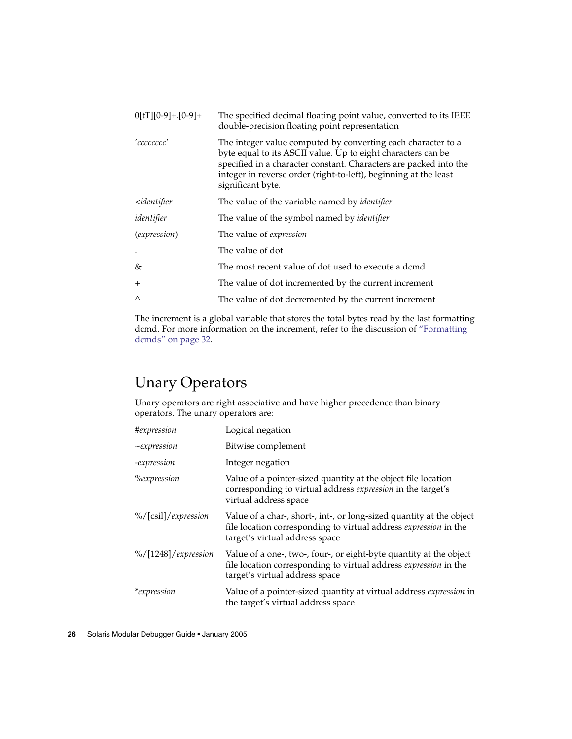| | |
|---|---|
| 0[tT][0-9]+.[0-9]+ | The specified decimal floating point value, converted to its IEEE double-precision floating point representation |
| '*cccccccc*' | The integer value computed by converting each character to a byte equal to its ASCII value. Up to eight characters can be specified in a character constant. Characters are packed into the integer in reverse order (right-to-left), beginning at the least significant byte. |
| <*identifier* | The value of the variable named by *identifier* |
| *identifier* | The value of the symbol named by *identifier* |
| (*expression*) | The value of *expression* |
| . | The value of dot |
| & | The most recent value of dot used to execute a dcmd |
| + | The value of dot incremented by the current increment |
| ^ | The value of dot decremented by the current increment |

The increment is a global variable that stores the total bytes read by the last formatting dcmd. For more information on the increment, refer to the discussion of "Formatting dcmds" on page 32.

## Unary Operators

Unary operators are right associative and have higher precedence than binary operators. The unary operators are:

| | |
|---|---|
| #*expression* | Logical negation |
| ~*expression* | Bitwise complement |
| -*expression* | Integer negation |
| %*expression* | Value of a pointer-sized quantity at the object file location corresponding to virtual address *expression* in the target's virtual address space |
| %/[csil]/*expression* | Value of a char-, short-, int-, or long-sized quantity at the object file location corresponding to virtual address *expression* in the target's virtual address space |
| %/[1248]/*expression* | Value of a one-, two-, four-, or eight-byte quantity at the object file location corresponding to virtual address *expression* in the target's virtual address space |
| *\*expression* | Value of a pointer-sized quantity at virtual address *expression* in the target's virtual address space |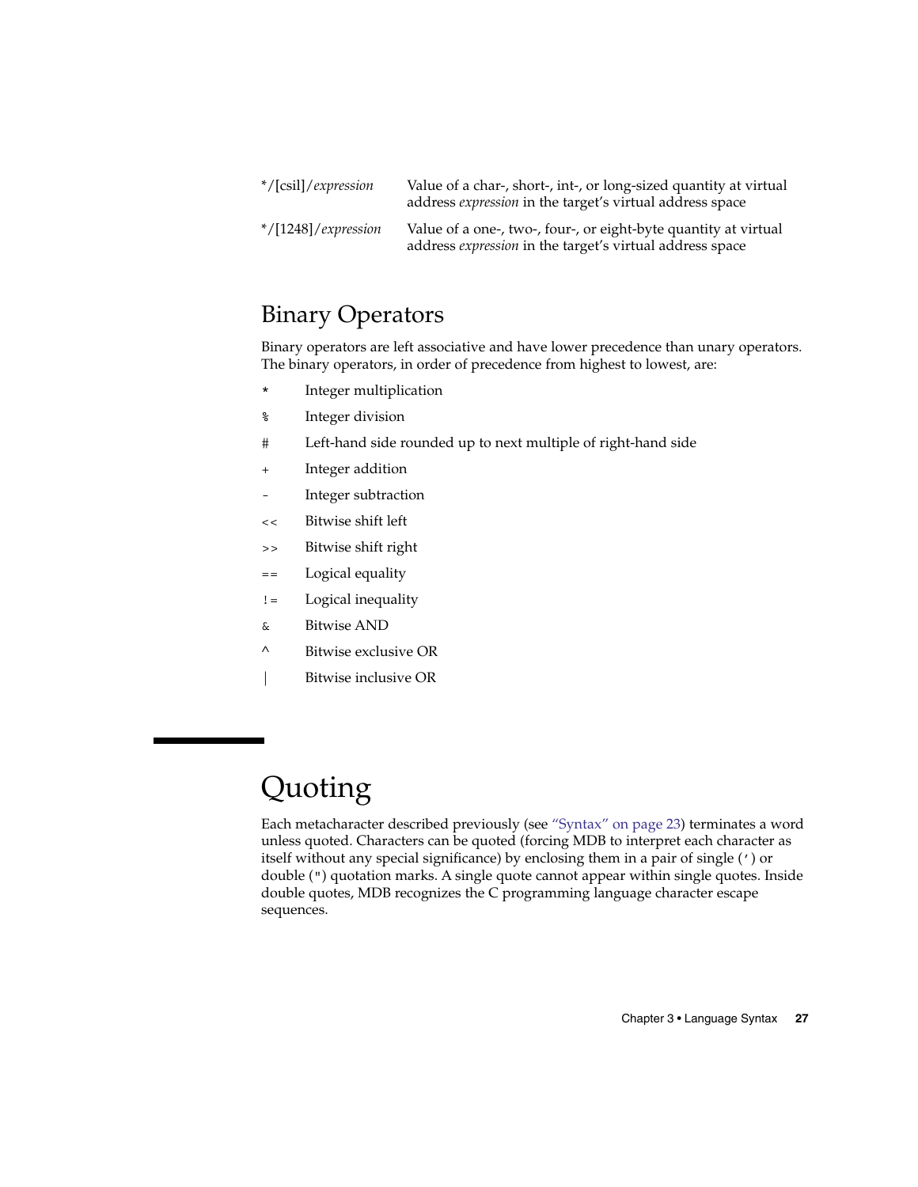| | |
|---|---|
| */[csil]/*expression* | Value of a char-, short-, int-, or long-sized quantity at virtual address *expression* in the target's virtual address space |
| */[1248]/*expression* | Value of a one-, two-, four-, or eight-byte quantity at virtual address *expression* in the target's virtual address space |

## Binary Operators

Binary operators are left associative and have lower precedence than unary operators. The binary operators, in order of precedence from highest to lowest, are:

| | |
|---|---|
| `*` | Integer multiplication |
| `%` | Integer division |
| `#` | Left-hand side rounded up to next multiple of right-hand side |
| `+` | Integer addition |
| `-` | Integer subtraction |
| `<<` | Bitwise shift left |
| `>>` | Bitwise shift right |
| `==` | Logical equality |
| `!=` | Logical inequality |
| `&` | Bitwise AND |
| `^` | Bitwise exclusive OR |
| `\|` | Bitwise inclusive OR |

# Quoting

Each metacharacter described previously (see "Syntax" on page 23) terminates a word unless quoted. Characters can be quoted (forcing MDB to interpret each character as itself without any special significance) by enclosing them in a pair of single (`'`) or double (`"`) quotation marks. A single quote cannot appear within single quotes. Inside double quotes, MDB recognizes the C programming language character escape sequences.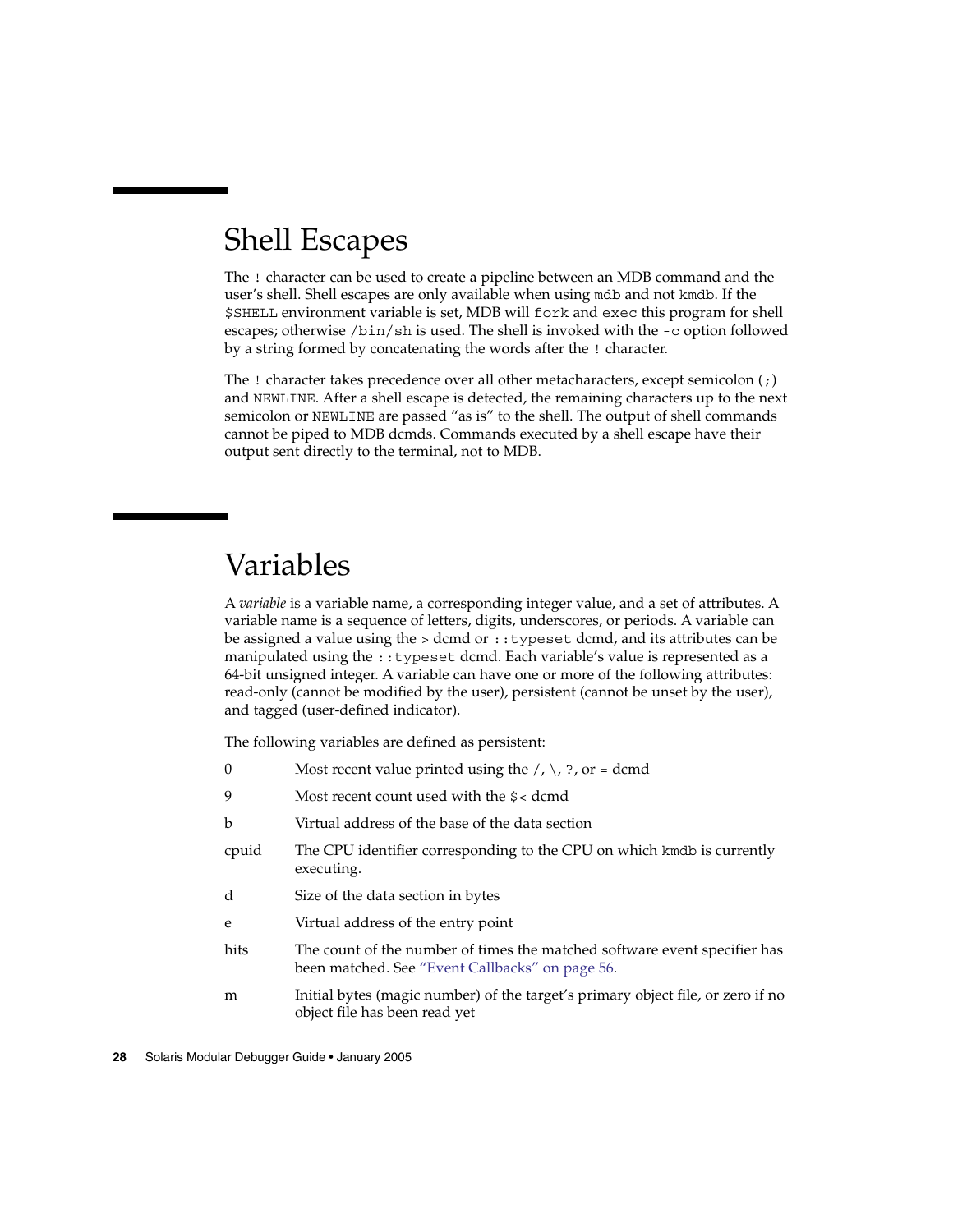## Shell Escapes

The `!` character can be used to create a pipeline between an MDB command and the user's shell. Shell escapes are only available when using `mdb` and not `kmdb`. If the `$SHELL` environment variable is set, MDB will `fork` and `exec` this program for shell escapes; otherwise `/bin/sh` is used. The shell is invoked with the `-c` option followed by a string formed by concatenating the words after the `!` character.

The `!` character takes precedence over all other metacharacters, except semicolon (`;`) and `NEWLINE`. After a shell escape is detected, the remaining characters up to the next semicolon or `NEWLINE` are passed "as is" to the shell. The output of shell commands cannot be piped to MDB dcmds. Commands executed by a shell escape have their output sent directly to the terminal, not to MDB.

## Variables

A *variable* is a variable name, a corresponding integer value, and a set of attributes. A variable name is a sequence of letters, digits, underscores, or periods. A variable can be assigned a value using the `>` dcmd or `::typeset` dcmd, and its attributes can be manipulated using the `::typeset` dcmd. Each variable's value is represented as a 64-bit unsigned integer. A variable can have one or more of the following attributes: read-only (cannot be modified by the user), persistent (cannot be unset by the user), and tagged (user-defined indicator).

The following variables are defined as persistent:

| | |
|---|---|
| 0 | Most recent value printed using the `/`, `\`, `?`, or `=` dcmd |
| 9 | Most recent count used with the `$<` dcmd |
| b | Virtual address of the base of the data section |
| cpuid | The CPU identifier corresponding to the CPU on which `kmdb` is currently executing. |
| d | Size of the data section in bytes |
| e | Virtual address of the entry point |
| hits | The count of the number of times the matched software event specifier has been matched. See "Event Callbacks" on page 56. |
| m | Initial bytes (magic number) of the target's primary object file, or zero if no object file has been read yet |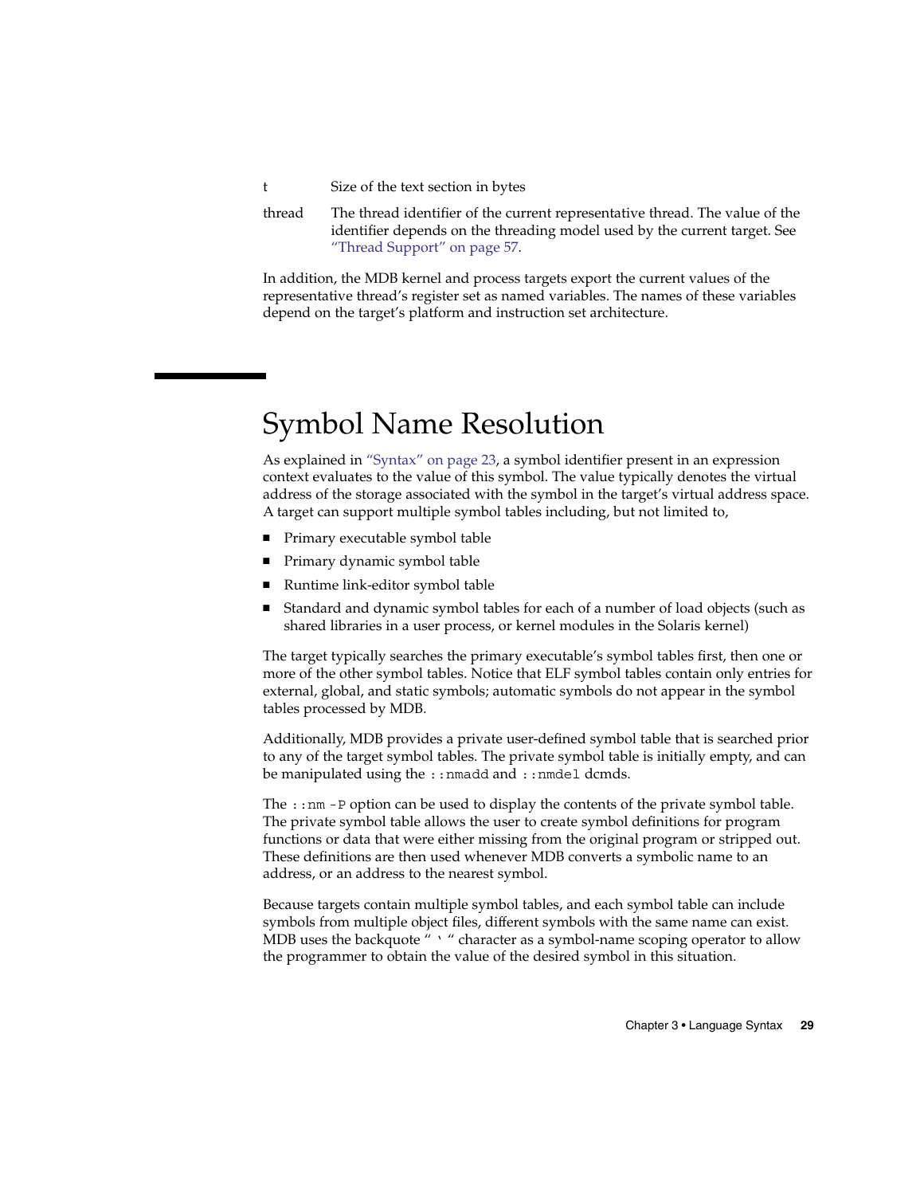t Size of the text section in bytes

thread The thread identifier of the current representative thread. The value of the identifier depends on the threading model used by the current target. See "Thread Support" on page 57.

In addition, the MDB kernel and process targets export the current values of the representative thread's register set as named variables. The names of these variables depend on the target's platform and instruction set architecture.

## Symbol Name Resolution

As explained in "Syntax" on page 23, a symbol identifier present in an expression context evaluates to the value of this symbol. The value typically denotes the virtual address of the storage associated with the symbol in the target's virtual address space. A target can support multiple symbol tables including, but not limited to,

- Primary executable symbol table
- Primary dynamic symbol table
- Runtime link-editor symbol table
- Standard and dynamic symbol tables for each of a number of load objects (such as shared libraries in a user process, or kernel modules in the Solaris kernel)

The target typically searches the primary executable's symbol tables first, then one or more of the other symbol tables. Notice that ELF symbol tables contain only entries for external, global, and static symbols; automatic symbols do not appear in the symbol tables processed by MDB.

Additionally, MDB provides a private user-defined symbol table that is searched prior to any of the target symbol tables. The private symbol table is initially empty, and can be manipulated using the `::nmadd` and `::nmdel` dcmds.

The `::nm -P` option can be used to display the contents of the private symbol table. The private symbol table allows the user to create symbol definitions for program functions or data that were either missing from the original program or stripped out. These definitions are then used whenever MDB converts a symbolic name to an address, or an address to the nearest symbol.

Because targets contain multiple symbol tables, and each symbol table can include symbols from multiple object files, different symbols with the same name can exist. MDB uses the backquote " ` " character as a symbol-name scoping operator to allow the programmer to obtain the value of the desired symbol in this situation.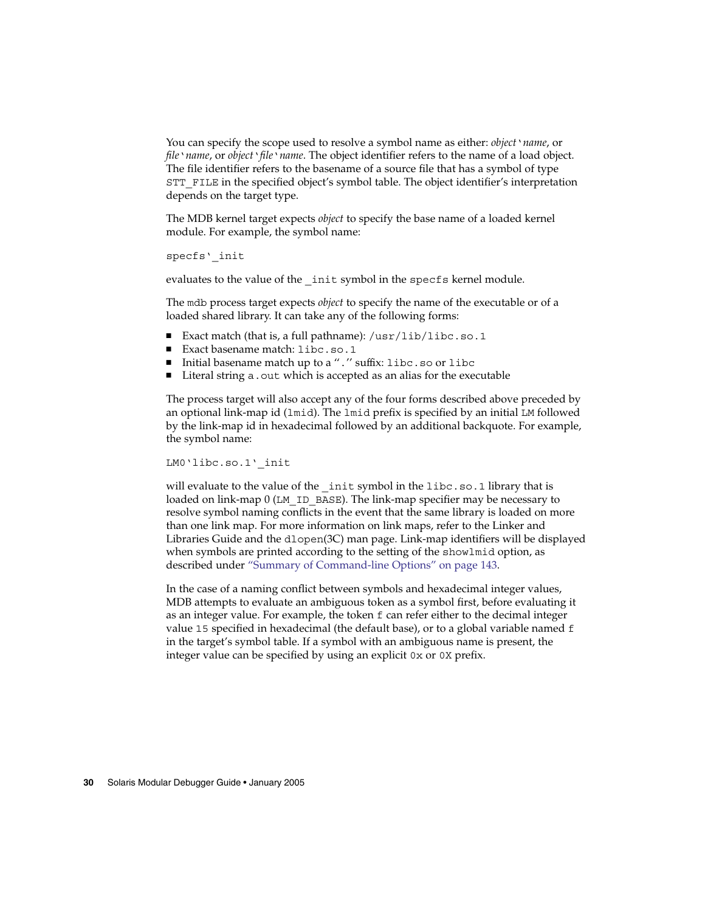You can specify the scope used to resolve a symbol name as either: *object*`*name*, or *file*`*name*, or *object*`*file*`*name*. The object identifier refers to the name of a load object. The file identifier refers to the basename of a source file that has a symbol of type `STT_FILE` in the specified object's symbol table. The object identifier's interpretation depends on the target type.

The MDB kernel target expects *object* to specify the base name of a loaded kernel module. For example, the symbol name:

```
specfs`_init
```

evaluates to the value of the `_init` symbol in the `specfs` kernel module.

The `mdb` process target expects *object* to specify the name of the executable or of a loaded shared library. It can take any of the following forms:

- Exact match (that is, a full pathname): `/usr/lib/libc.so.1`
- Exact basename match: `libc.so.1`
- Initial basename match up to a "`.`" suffix: `libc.so` or `libc`
- Literal string `a.out` which is accepted as an alias for the executable

The process target will also accept any of the four forms described above preceded by an optional link-map id (`lmid`). The `lmid` prefix is specified by an initial `LM` followed by the link-map id in hexadecimal followed by an additional backquote. For example, the symbol name:

```
LM0`libc.so.1`_init
```

will evaluate to the value of the `_init` symbol in the `libc.so.1` library that is loaded on link-map 0 (`LM_ID_BASE`). The link-map specifier may be necessary to resolve symbol naming conflicts in the event that the same library is loaded on more than one link map. For more information on link maps, refer to the Linker and Libraries Guide and the `dlopen`(3C) man page. Link-map identifiers will be displayed when symbols are printed according to the setting of the `showlmid` option, as described under "Summary of Command-line Options" on page 143.

In the case of a naming conflict between symbols and hexadecimal integer values, MDB attempts to evaluate an ambiguous token as a symbol first, before evaluating it as an integer value. For example, the token `f` can refer either to the decimal integer value `15` specified in hexadecimal (the default base), or to a global variable named `f` in the target's symbol table. If a symbol with an ambiguous name is present, the integer value can be specified by using an explicit `0x` or `0X` prefix.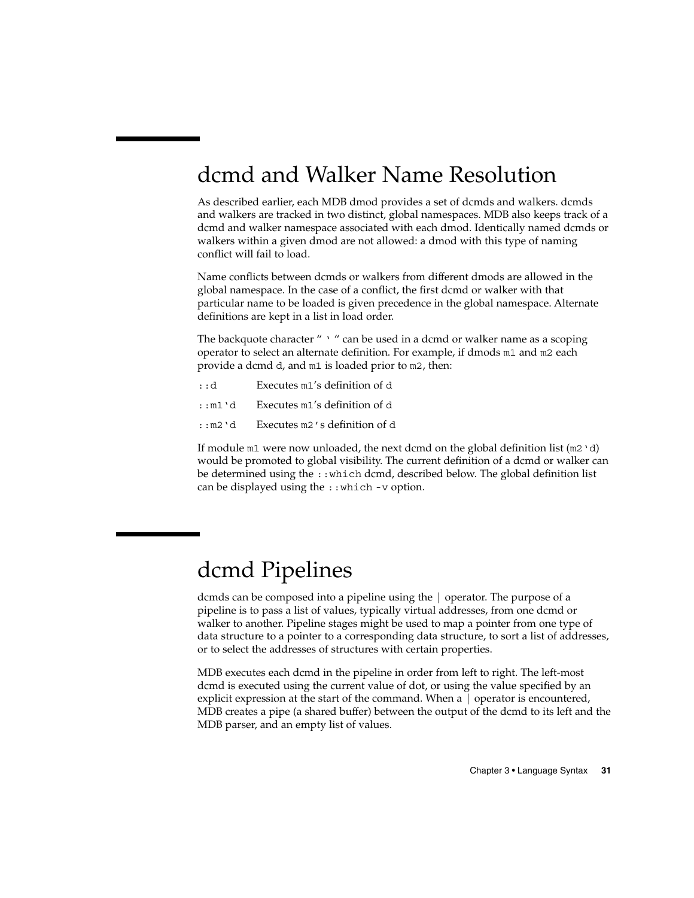## dcmd and Walker Name Resolution

As described earlier, each MDB dmod provides a set of dcmds and walkers. dcmds and walkers are tracked in two distinct, global namespaces. MDB also keeps track of a dcmd and walker namespace associated with each dmod. Identically named dcmds or walkers within a given dmod are not allowed: a dmod with this type of naming conflict will fail to load.

Name conflicts between dcmds or walkers from different dmods are allowed in the global namespace. In the case of a conflict, the first dcmd or walker with that particular name to be loaded is given precedence in the global namespace. Alternate definitions are kept in a list in load order.

The backquote character " ` " can be used in a dcmd or walker name as a scoping operator to select an alternate definition. For example, if dmods `m1` and `m2` each provide a dcmd `d`, and `m1` is loaded prior to `m2`, then:

| | |
|---|---|
| `::d` | Executes `m1`'s definition of `d` |
| `::m1`d` | Executes `m1`'s definition of `d` |
| `::m2`d` | Executes `m2`'s definition of `d` |

If module `m1` were now unloaded, the next dcmd on the global definition list (`m2`d`) would be promoted to global visibility. The current definition of a dcmd or walker can be determined using the `::which` dcmd, described below. The global definition list can be displayed using the `::which -v` option.

## dcmd Pipelines

dcmds can be composed into a pipeline using the | operator. The purpose of a pipeline is to pass a list of values, typically virtual addresses, from one dcmd or walker to another. Pipeline stages might be used to map a pointer from one type of data structure to a pointer to a corresponding data structure, to sort a list of addresses, or to select the addresses of structures with certain properties.

MDB executes each dcmd in the pipeline in order from left to right. The left-most dcmd is executed using the current value of dot, or using the value specified by an explicit expression at the start of the command. When a | operator is encountered, MDB creates a pipe (a shared buffer) between the output of the dcmd to its left and the MDB parser, and an empty list of values.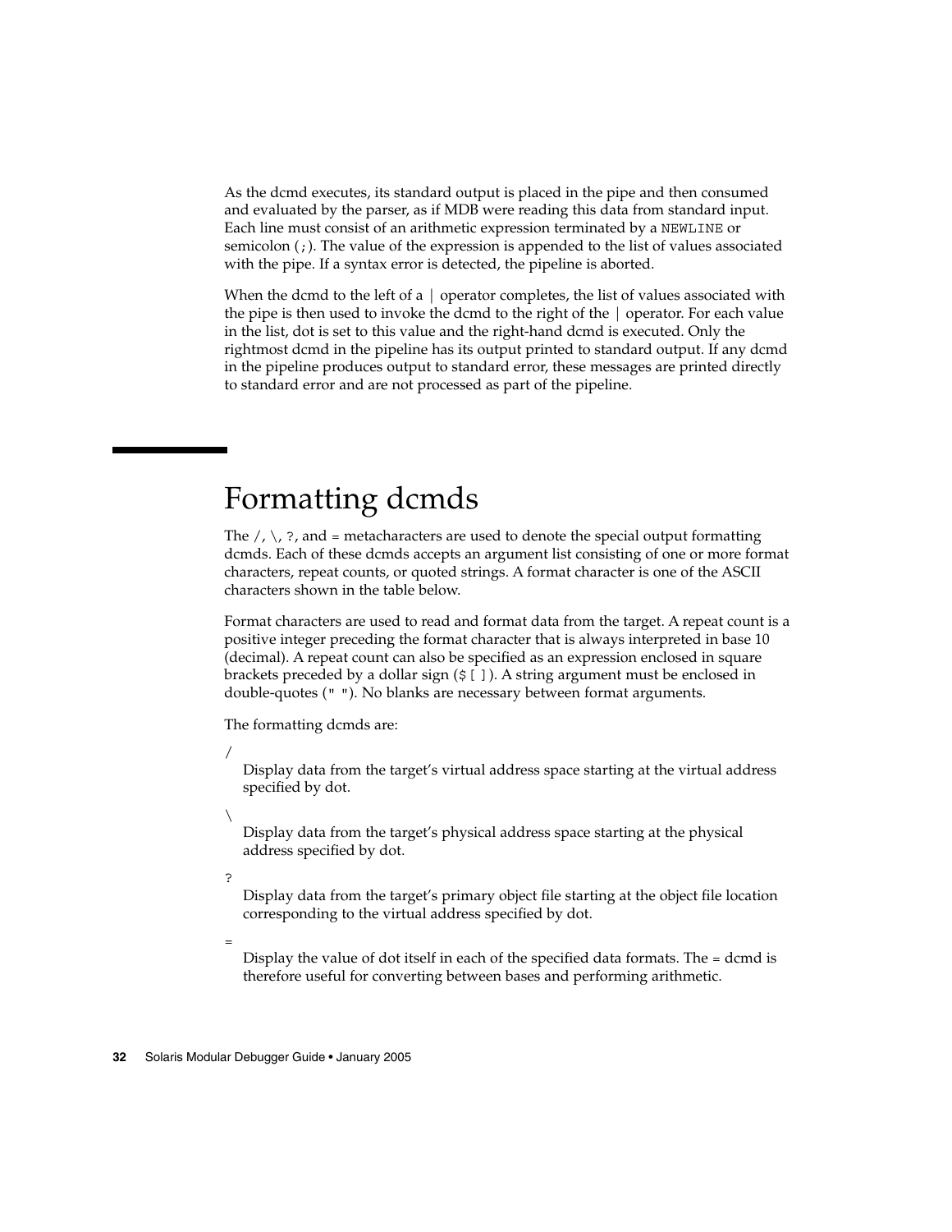As the dcmd executes, its standard output is placed in the pipe and then consumed and evaluated by the parser, as if MDB were reading this data from standard input. Each line must consist of an arithmetic expression terminated by a `NEWLINE` or semicolon (`;`). The value of the expression is appended to the list of values associated with the pipe. If a syntax error is detected, the pipeline is aborted.

When the dcmd to the left of a | operator completes, the list of values associated with the pipe is then used to invoke the dcmd to the right of the | operator. For each value in the list, dot is set to this value and the right-hand dcmd is executed. Only the rightmost dcmd in the pipeline has its output printed to standard output. If any dcmd in the pipeline produces output to standard error, these messages are printed directly to standard error and are not processed as part of the pipeline.

# Formatting dcmds

The /, \, `?`, and = metacharacters are used to denote the special output formatting dcmds. Each of these dcmds accepts an argument list consisting of one or more format characters, repeat counts, or quoted strings. A format character is one of the ASCII characters shown in the table below.

Format characters are used to read and format data from the target. A repeat count is a positive integer preceding the format character that is always interpreted in base 10 (decimal). A repeat count can also be specified as an expression enclosed in square brackets preceded by a dollar sign (`$[ ]`). A string argument must be enclosed in double-quotes (`" "`). No blanks are necessary between format arguments.

The formatting dcmds are:

/
: Display data from the target's virtual address space starting at the virtual address specified by dot.

\
: Display data from the target's physical address space starting at the physical address specified by dot.

`?`
: Display data from the target's primary object file starting at the object file location corresponding to the virtual address specified by dot.

=
: Display the value of dot itself in each of the specified data formats. The = dcmd is therefore useful for converting between bases and performing arithmetic.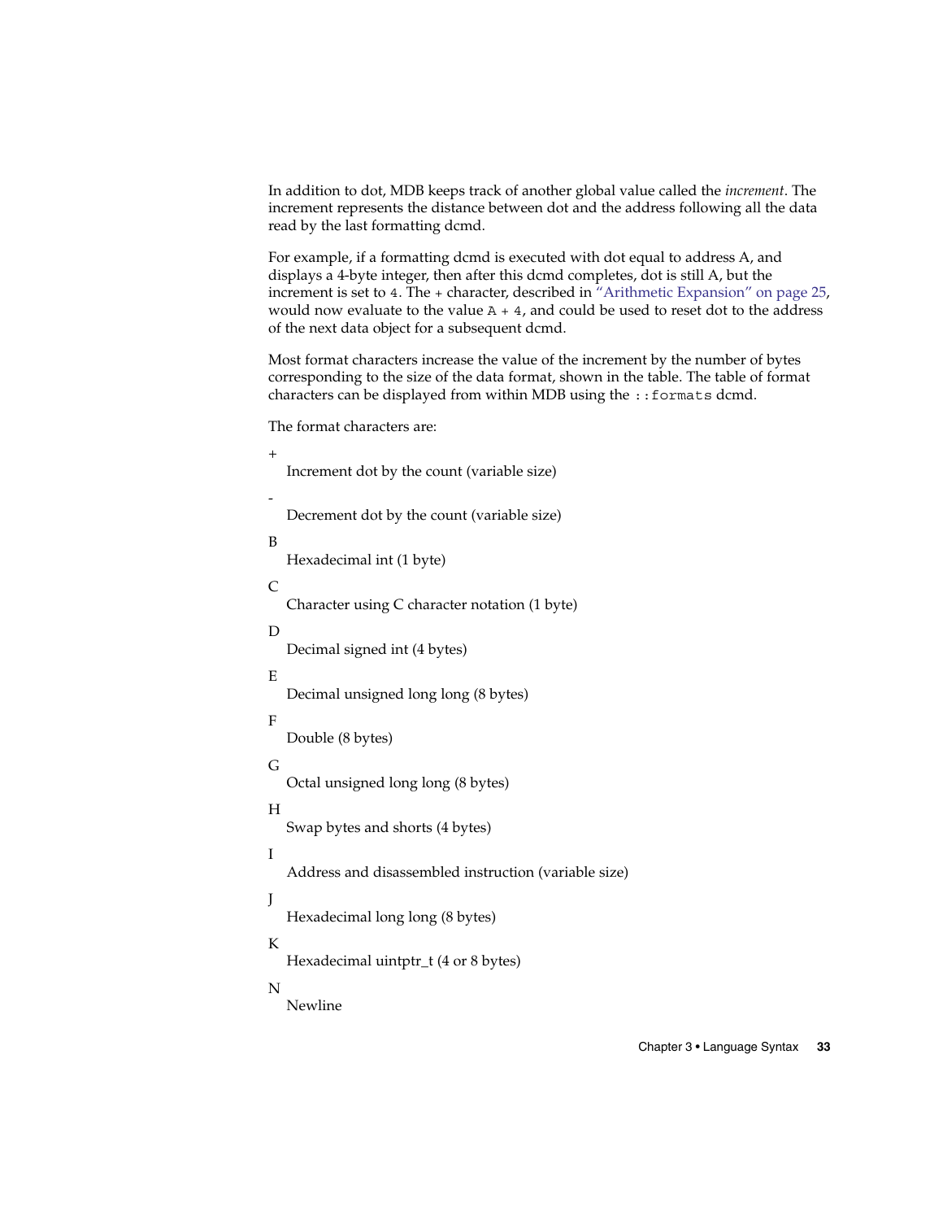In addition to dot, MDB keeps track of another global value called the *increment*. The increment represents the distance between dot and the address following all the data read by the last formatting dcmd.

For example, if a formatting dcmd is executed with dot equal to address A, and displays a 4-byte integer, then after this dcmd completes, dot is still A, but the increment is set to `4`. The `+` character, described in "Arithmetic Expansion" on page 25, would now evaluate to the value `A + 4`, and could be used to reset dot to the address of the next data object for a subsequent dcmd.

Most format characters increase the value of the increment by the number of bytes corresponding to the size of the data format, shown in the table. The table of format characters can be displayed from within MDB using the `::formats` dcmd.

The format characters are:

+
: Increment dot by the count (variable size)

-
: Decrement dot by the count (variable size)

B
: Hexadecimal int (1 byte)

C
: Character using C character notation (1 byte)

D
: Decimal signed int (4 bytes)

E
: Decimal unsigned long long (8 bytes)

F
: Double (8 bytes)

G
: Octal unsigned long long (8 bytes)

H
: Swap bytes and shorts (4 bytes)

I
: Address and disassembled instruction (variable size)

J
: Hexadecimal long long (8 bytes)

K
: Hexadecimal uintptr_t (4 or 8 bytes)

N
: Newline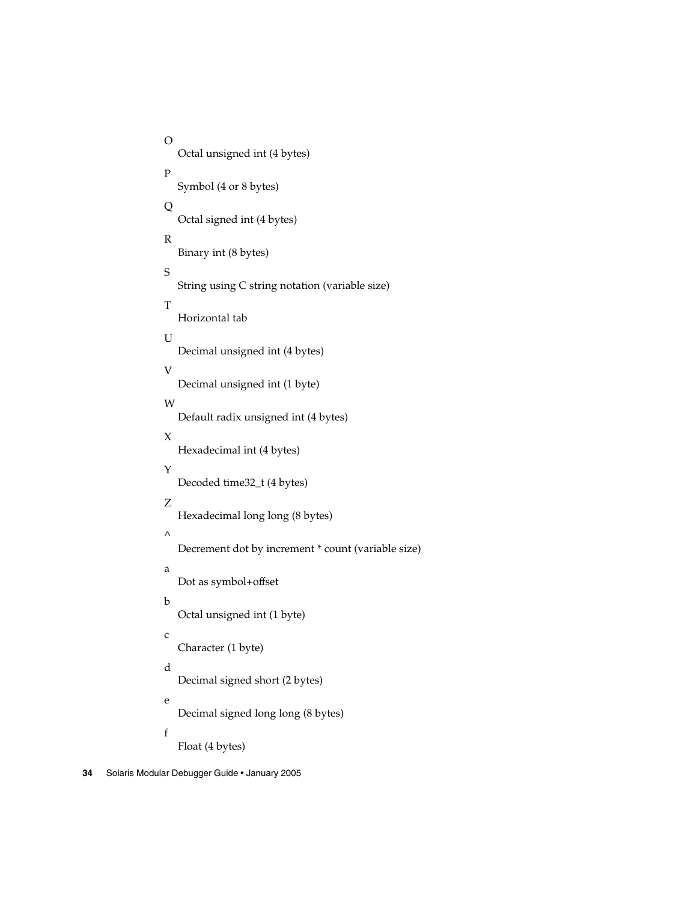O
: Octal unsigned int (4 bytes)

P
: Symbol (4 or 8 bytes)

Q
: Octal signed int (4 bytes)

R
: Binary int (8 bytes)

S
: String using C string notation (variable size)

T
: Horizontal tab

U
: Decimal unsigned int (4 bytes)

V
: Decimal unsigned int (1 byte)

W
: Default radix unsigned int (4 bytes)

X
: Hexadecimal int (4 bytes)

Y
: Decoded time32_t (4 bytes)

Z
: Hexadecimal long long (8 bytes)

^
: Decrement dot by increment * count (variable size)

a
: Dot as symbol+offset

b
: Octal unsigned int (1 byte)

c
: Character (1 byte)

d
: Decimal signed short (2 bytes)

e
: Decimal signed long long (8 bytes)

f
: Float (4 bytes)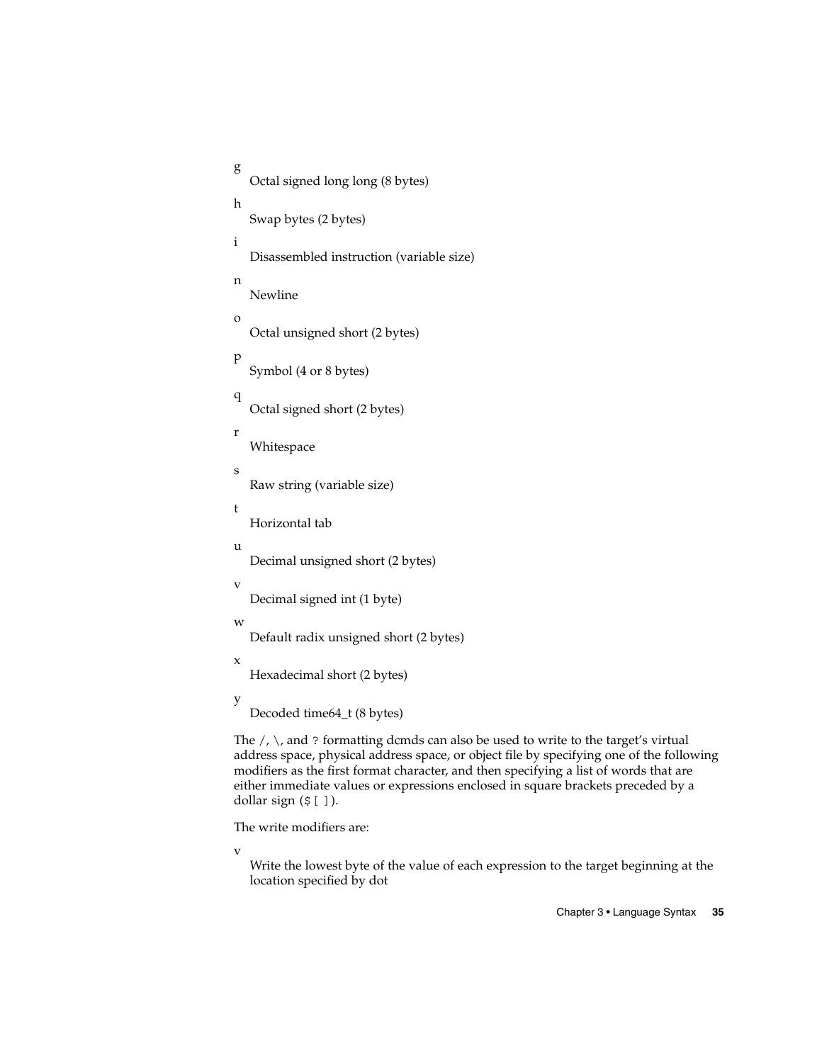g
: Octal signed long long (8 bytes)

h
: Swap bytes (2 bytes)

i
: Disassembled instruction (variable size)

n
: Newline

o
: Octal unsigned short (2 bytes)

p
: Symbol (4 or 8 bytes)

q
: Octal signed short (2 bytes)

r
: Whitespace

s
: Raw string (variable size)

t
: Horizontal tab

u
: Decimal unsigned short (2 bytes)

v
: Decimal signed int (1 byte)

w
: Default radix unsigned short (2 bytes)

x
: Hexadecimal short (2 bytes)

y
: Decoded time64_t (8 bytes)

The `/`, `\`, and `?` formatting dcmds can also be used to write to the target's virtual address space, physical address space, or object file by specifying one of the following modifiers as the first format character, and then specifying a list of words that are either immediate values or expressions enclosed in square brackets preceded by a dollar sign (`$[ ]`).

The write modifiers are:

v
: Write the lowest byte of the value of each expression to the target beginning at the location specified by dot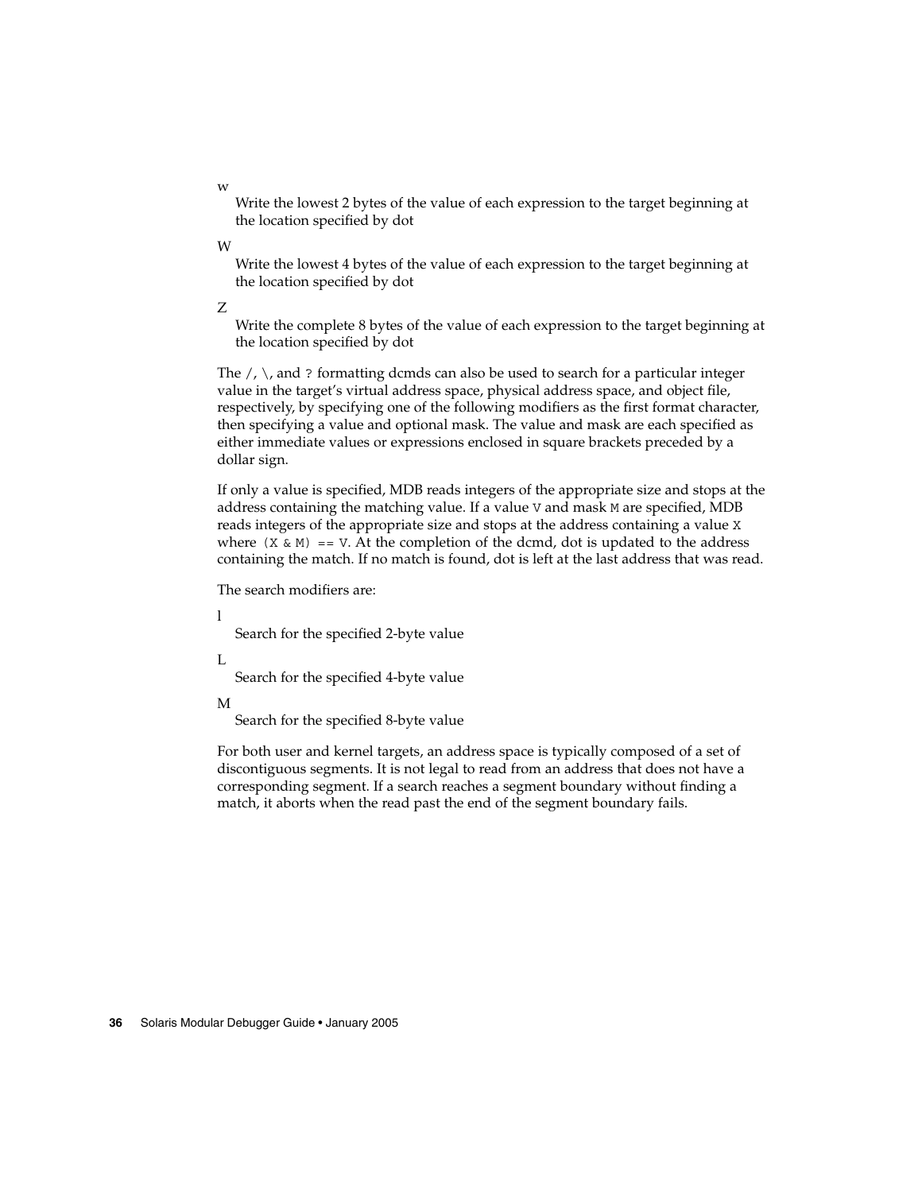w
: Write the lowest 2 bytes of the value of each expression to the target beginning at the location specified by dot

W
: Write the lowest 4 bytes of the value of each expression to the target beginning at the location specified by dot

Z
: Write the complete 8 bytes of the value of each expression to the target beginning at the location specified by dot

The `/`, `\`, and `?` formatting dcmds can also be used to search for a particular integer value in the target's virtual address space, physical address space, and object file, respectively, by specifying one of the following modifiers as the first format character, then specifying a value and optional mask. The value and mask are each specified as either immediate values or expressions enclosed in square brackets preceded by a dollar sign.

If only a value is specified, MDB reads integers of the appropriate size and stops at the address containing the matching value. If a value `V` and mask `M` are specified, MDB reads integers of the appropriate size and stops at the address containing a value `X` where `(X & M) == V`. At the completion of the dcmd, dot is updated to the address containing the match. If no match is found, dot is left at the last address that was read.

The search modifiers are:

l
: Search for the specified 2-byte value

L
: Search for the specified 4-byte value

M
: Search for the specified 8-byte value

For both user and kernel targets, an address space is typically composed of a set of discontiguous segments. It is not legal to read from an address that does not have a corresponding segment. If a search reaches a segment boundary without finding a match, it aborts when the read past the end of the segment boundary fails.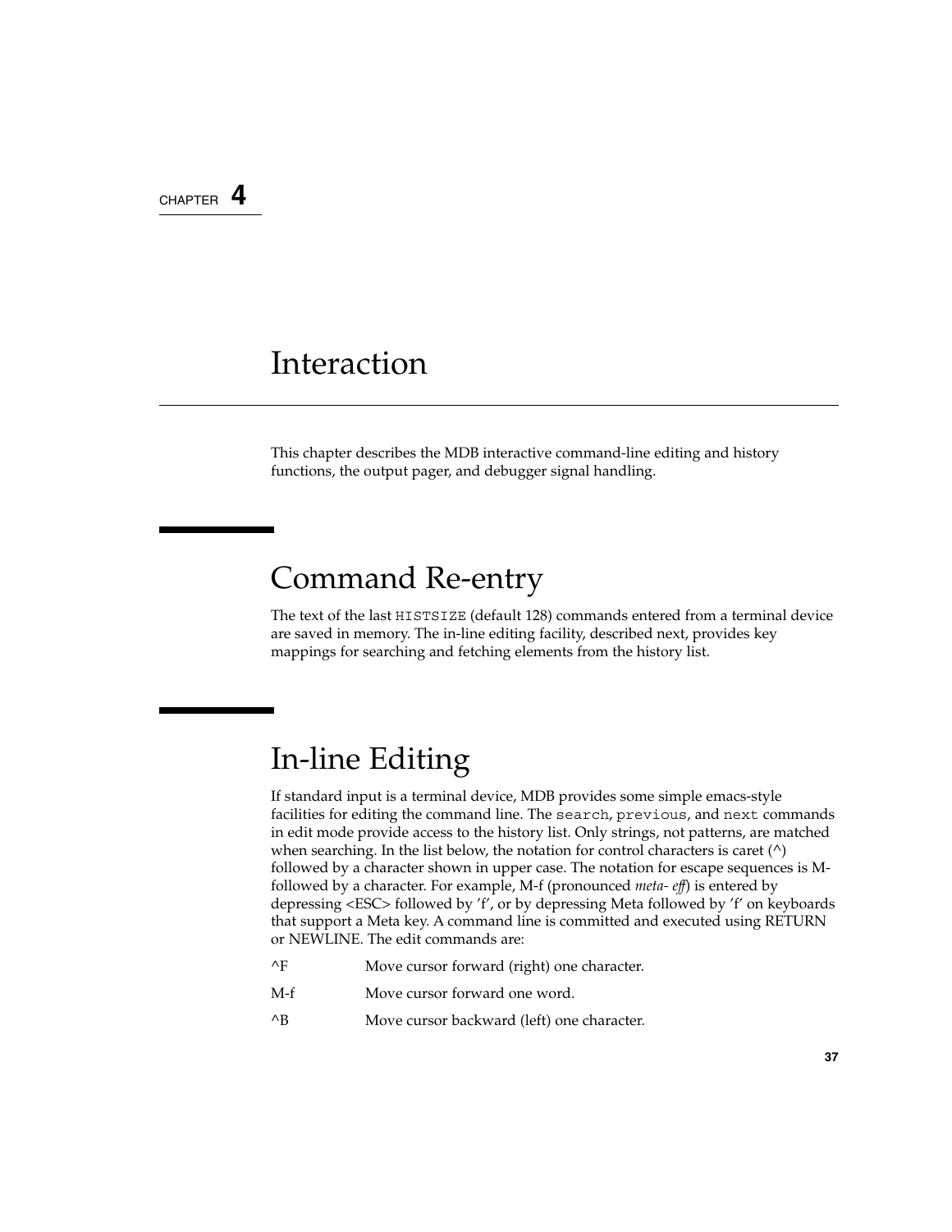CHAPTER 4

# Interaction

This chapter describes the MDB interactive command-line editing and history functions, the output pager, and debugger signal handling.

## Command Re-entry

The text of the last `HISTSIZE` (default 128) commands entered from a terminal device are saved in memory. The in-line editing facility, described next, provides key mappings for searching and fetching elements from the history list.

## In-line Editing

If standard input is a terminal device, MDB provides some simple emacs-style facilities for editing the command line. The `search`, `previous`, and `next` commands in edit mode provide access to the history list. Only strings, not patterns, are matched when searching. In the list below, the notation for control characters is caret (^) followed by a character shown in upper case. The notation for escape sequences is M- followed by a character. For example, M-f (pronounced *meta- eff*) is entered by depressing <ESC> followed by 'f', or by depressing Meta followed by 'f' on keyboards that support a Meta key. A command line is committed and executed using RETURN or NEWLINE. The edit commands are:

| | |
|---|---|
| ^F | Move cursor forward (right) one character. |
| M-f | Move cursor forward one word. |
| ^B | Move cursor backward (left) one character. |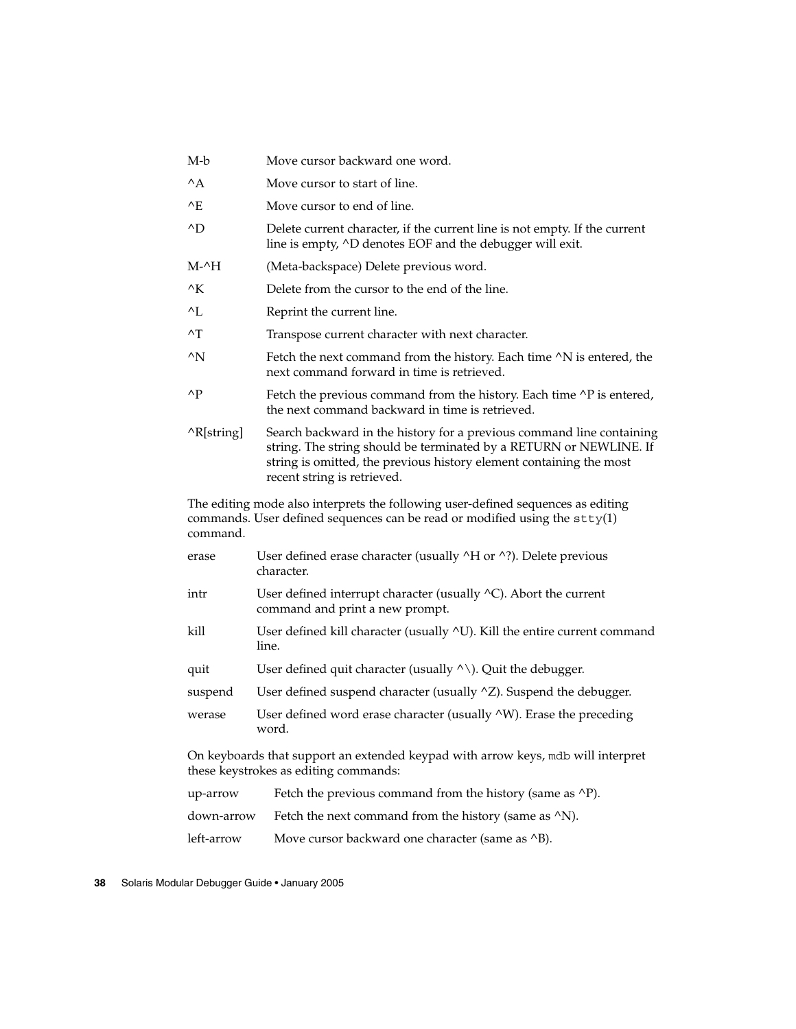| | |
|---|---|
| M-b | Move cursor backward one word. |
| ^A | Move cursor to start of line. |
| ^E | Move cursor to end of line. |
| ^D | Delete current character, if the current line is not empty. If the current line is empty, ^D denotes EOF and the debugger will exit. |
| M-^H | (Meta-backspace) Delete previous word. |
| ^K | Delete from the cursor to the end of the line. |
| ^L | Reprint the current line. |
| ^T | Transpose current character with next character. |
| ^N | Fetch the next command from the history. Each time ^N is entered, the next command forward in time is retrieved. |
| ^P | Fetch the previous command from the history. Each time ^P is entered, the next command backward in time is retrieved. |
| ^R[string] | Search backward in the history for a previous command line containing string. The string should be terminated by a RETURN or NEWLINE. If string is omitted, the previous history element containing the most recent string is retrieved. |

The editing mode also interprets the following user-defined sequences as editing commands. User defined sequences can be read or modified using the `stty`(1) command.

| | |
|---|---|
| erase | User defined erase character (usually ^H or ^?). Delete previous character. |
| intr | User defined interrupt character (usually ^C). Abort the current command and print a new prompt. |
| kill | User defined kill character (usually ^U). Kill the entire current command line. |
| quit | User defined quit character (usually ^\). Quit the debugger. |
| suspend | User defined suspend character (usually ^Z). Suspend the debugger. |
| werase | User defined word erase character (usually ^W). Erase the preceding word. |

On keyboards that support an extended keypad with arrow keys, `mdb` will interpret these keystrokes as editing commands:

| | |
|---|---|
| up-arrow | Fetch the previous command from the history (same as ^P). |
| down-arrow | Fetch the next command from the history (same as ^N). |
| left-arrow | Move cursor backward one character (same as ^B). |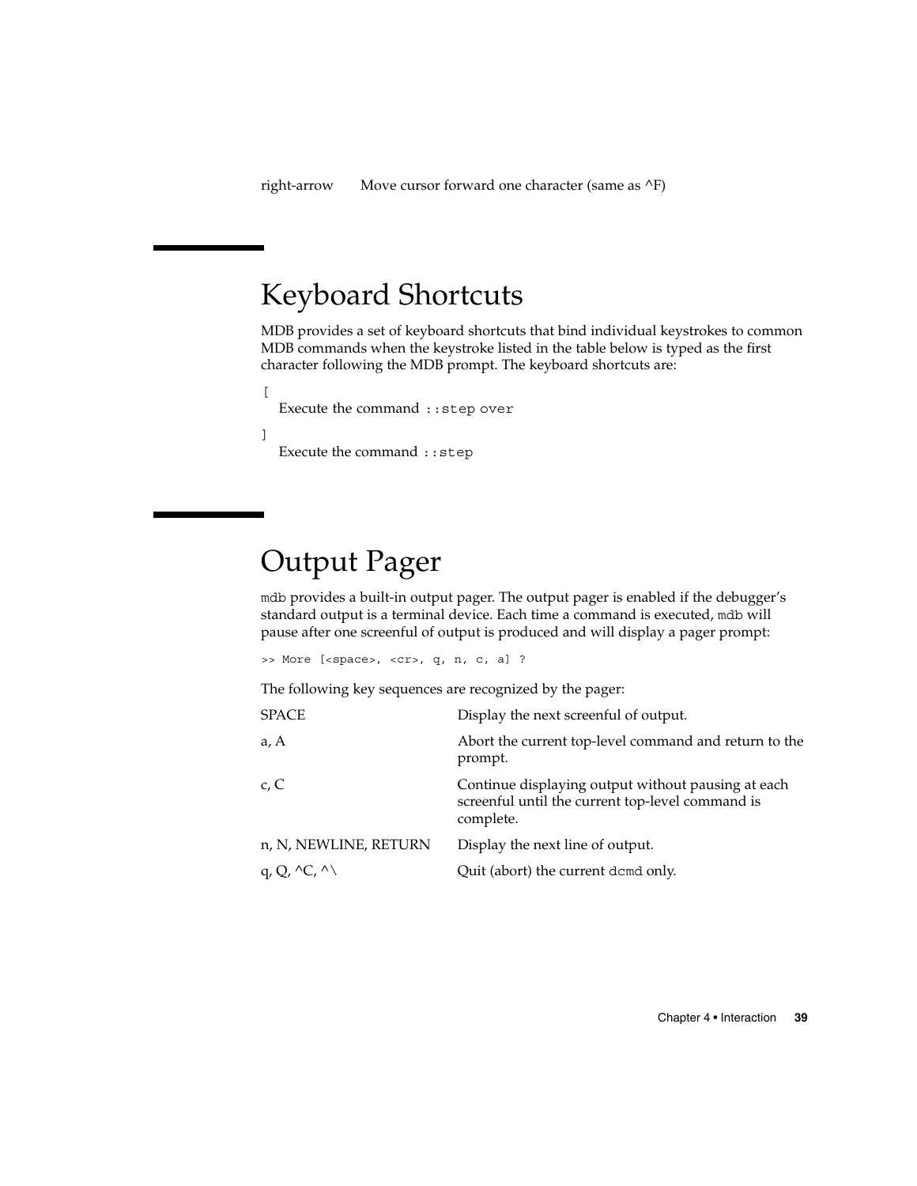| | |
|---|---|
| right-arrow | Move cursor forward one character (same as ^F) |

## Keyboard Shortcuts

MDB provides a set of keyboard shortcuts that bind individual keystrokes to common MDB commands when the keystroke listed in the table below is typed as the first character following the MDB prompt. The keyboard shortcuts are:

`[`
: Execute the command `::step over`

`]`
: Execute the command `::step`

## Output Pager

`mdb` provides a built-in output pager. The output pager is enabled if the debugger's standard output is a terminal device. Each time a command is executed, `mdb` will pause after one screenful of output is produced and will display a pager prompt:

```
>> More [<space>, <cr>, q, n, c, a] ?
```

The following key sequences are recognized by the pager:

| | |
|---|---|
| SPACE | Display the next screenful of output. |
| a, A | Abort the current top-level command and return to the prompt. |
| c, C | Continue displaying output without pausing at each screenful until the current top-level command is complete. |
| n, N, NEWLINE, RETURN | Display the next line of output. |
| q, Q, ^C, ^\ | Quit (abort) the current `dcmd` only. |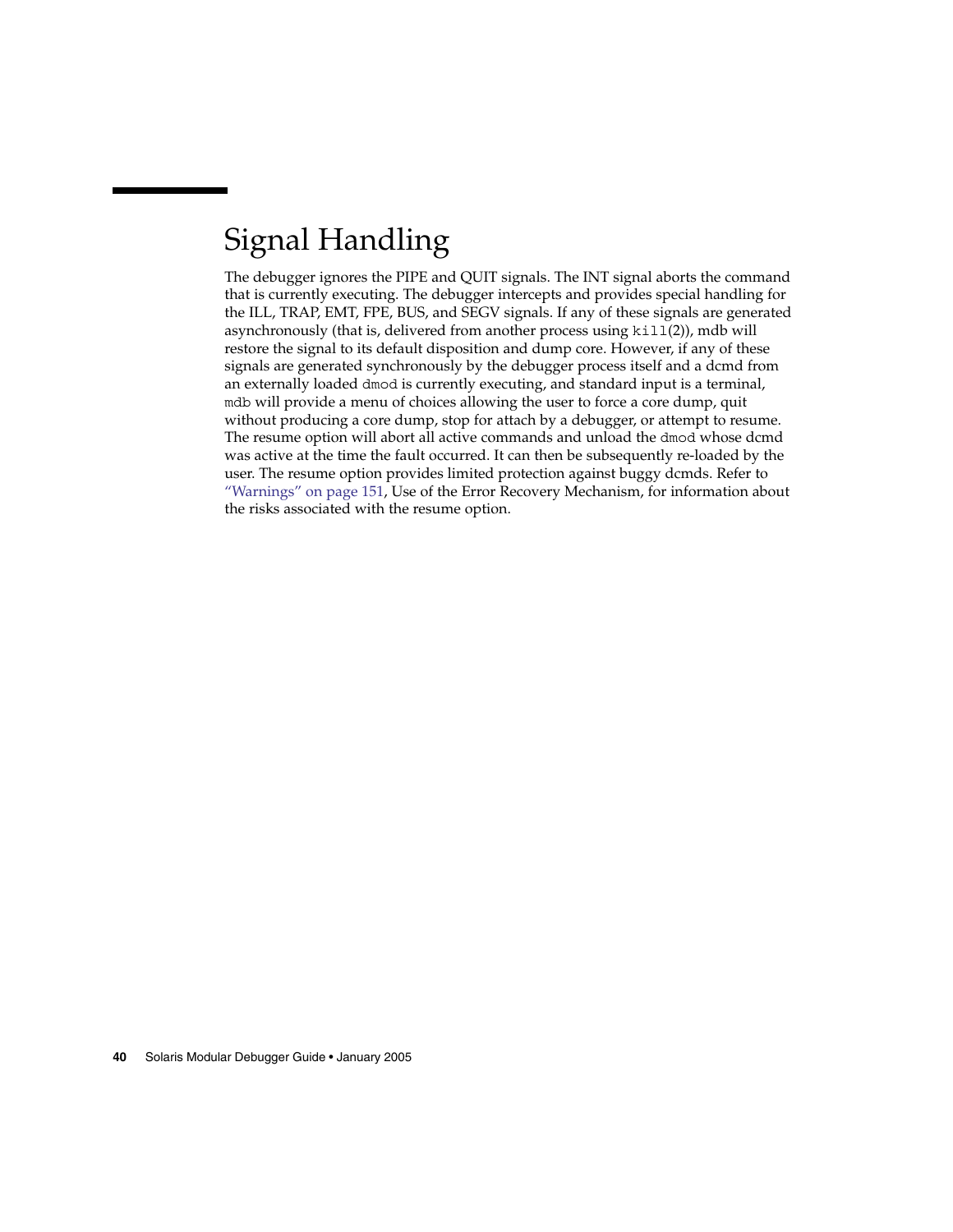# Signal Handling

The debugger ignores the PIPE and QUIT signals. The INT signal aborts the command that is currently executing. The debugger intercepts and provides special handling for the ILL, TRAP, EMT, FPE, BUS, and SEGV signals. If any of these signals are generated asynchronously (that is, delivered from another process using `kill`(2)), mdb will restore the signal to its default disposition and dump core. However, if any of these signals are generated synchronously by the debugger process itself and a dcmd from an externally loaded `dmod` is currently executing, and standard input is a terminal, `mdb` will provide a menu of choices allowing the user to force a core dump, quit without producing a core dump, stop for attach by a debugger, or attempt to resume. The resume option will abort all active commands and unload the `dmod` whose dcmd was active at the time the fault occurred. It can then be subsequently re-loaded by the user. The resume option provides limited protection against buggy dcmds. Refer to "Warnings" on page 151, Use of the Error Recovery Mechanism, for information about the risks associated with the resume option.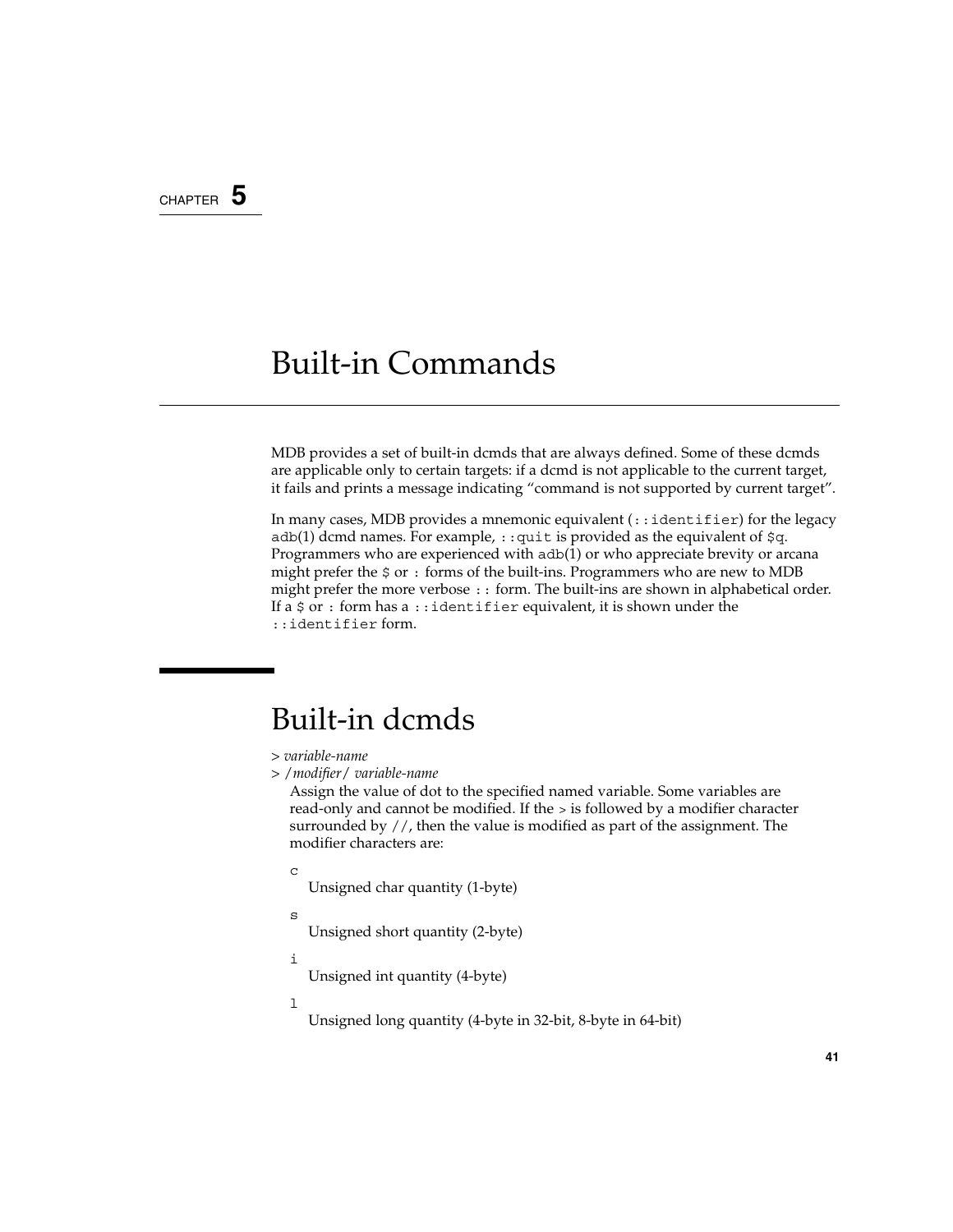CHAPTER 5

# Built-in Commands

MDB provides a set of built-in dcmds that are always defined. Some of these dcmds are applicable only to certain targets: if a dcmd is not applicable to the current target, it fails and prints a message indicating "command is not supported by current target".

In many cases, MDB provides a mnemonic equivalent (`::identifier`) for the legacy `adb`(1) dcmd names. For example, `::quit` is provided as the equivalent of `$q`. Programmers who are experienced with `adb`(1) or who appreciate brevity or arcana might prefer the `$` or `:` forms of the built-ins. Programmers who are new to MDB might prefer the more verbose `::` form. The built-ins are shown in alphabetical order. If a `$` or `:` form has a `::identifier` equivalent, it is shown under the `::identifier` form.

## Built-in dcmds

> *variable-name*

> /*modifier*/ *variable-name*

Assign the value of dot to the specified named variable. Some variables are read-only and cannot be modified. If the > is followed by a modifier character surrounded by `//`, then the value is modified as part of the assignment. The modifier characters are:

`c`
: Unsigned char quantity (1-byte)

`s`
: Unsigned short quantity (2-byte)

`i`
: Unsigned int quantity (4-byte)

`l`
: Unsigned long quantity (4-byte in 32-bit, 8-byte in 64-bit)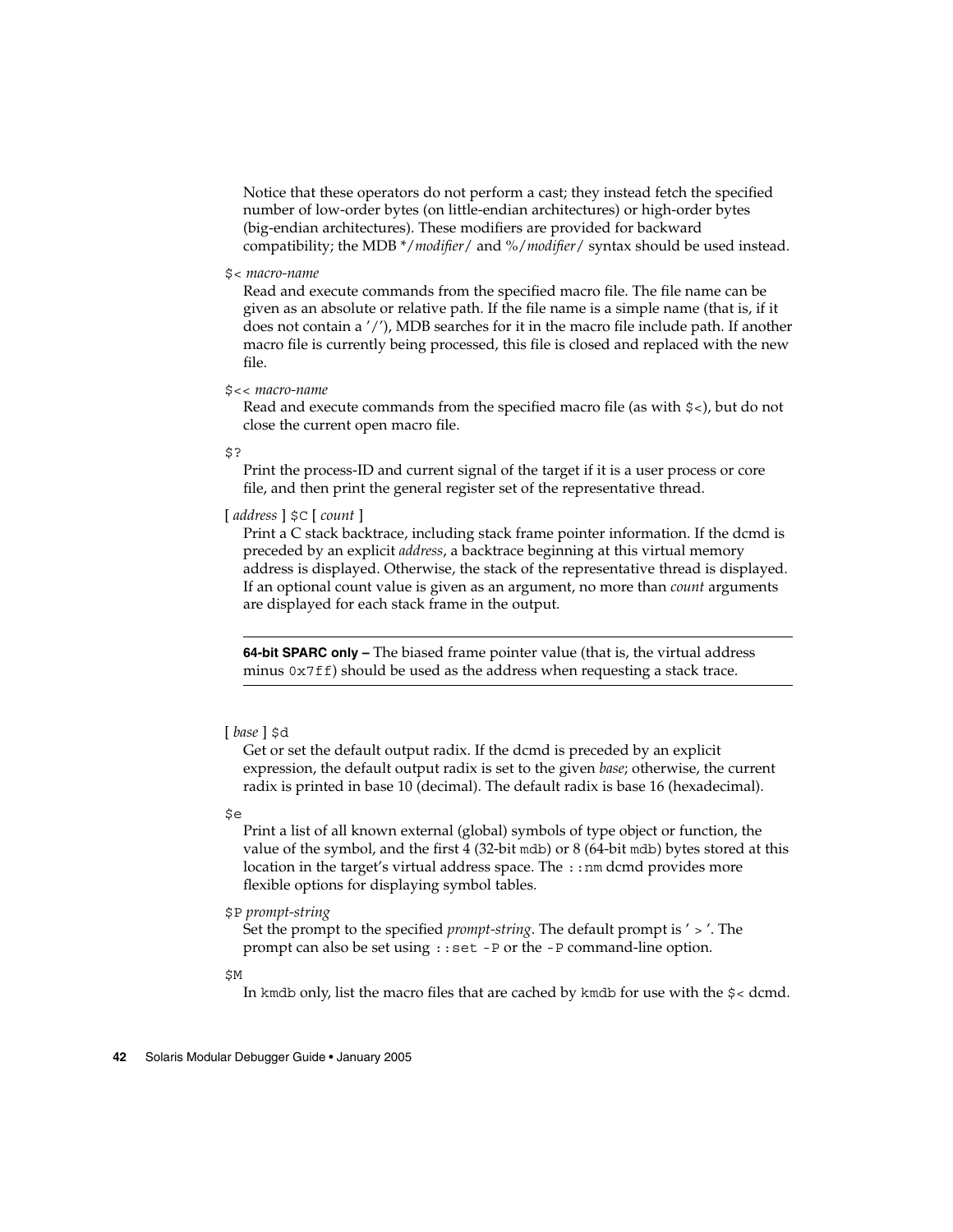Notice that these operators do not perform a cast; they instead fetch the specified number of low-order bytes (on little-endian architectures) or high-order bytes (big-endian architectures). These modifiers are provided for backward compatibility; the MDB */*modifier*/ and %/*modifier*/ syntax should be used instead.

`$<` *macro-name*

Read and execute commands from the specified macro file. The file name can be given as an absolute or relative path. If the file name is a simple name (that is, if it does not contain a '/'), MDB searches for it in the macro file include path. If another macro file is currently being processed, this file is closed and replaced with the new file.

`$<<` *macro-name*

Read and execute commands from the specified macro file (as with `$<`), but do not close the current open macro file.

`$?`

Print the process-ID and current signal of the target if it is a user process or core file, and then print the general register set of the representative thread.

[ *address* ] `$C` [ *count* ]

Print a C stack backtrace, including stack frame pointer information. If the dcmd is preceded by an explicit *address*, a backtrace beginning at this virtual memory address is displayed. Otherwise, the stack of the representative thread is displayed. If an optional count value is given as an argument, no more than *count* arguments are displayed for each stack frame in the output.

---

**64-bit SPARC only –** The biased frame pointer value (that is, the virtual address minus `0x7ff`) should be used as the address when requesting a stack trace.

---

[ *base* ] `$d`

Get or set the default output radix. If the dcmd is preceded by an explicit expression, the default output radix is set to the given *base*; otherwise, the current radix is printed in base 10 (decimal). The default radix is base 16 (hexadecimal).

`$e`

Print a list of all known external (global) symbols of type object or function, the value of the symbol, and the first 4 (32-bit `mdb`) or 8 (64-bit `mdb`) bytes stored at this location in the target's virtual address space. The `::nm` dcmd provides more flexible options for displaying symbol tables.

`$P` *prompt-string*

Set the prompt to the specified *prompt-string*. The default prompt is ' > '. The prompt can also be set using `::set -P` or the `-P` command-line option.

`$M`

In `kmdb` only, list the macro files that are cached by `kmdb` for use with the `$<` dcmd.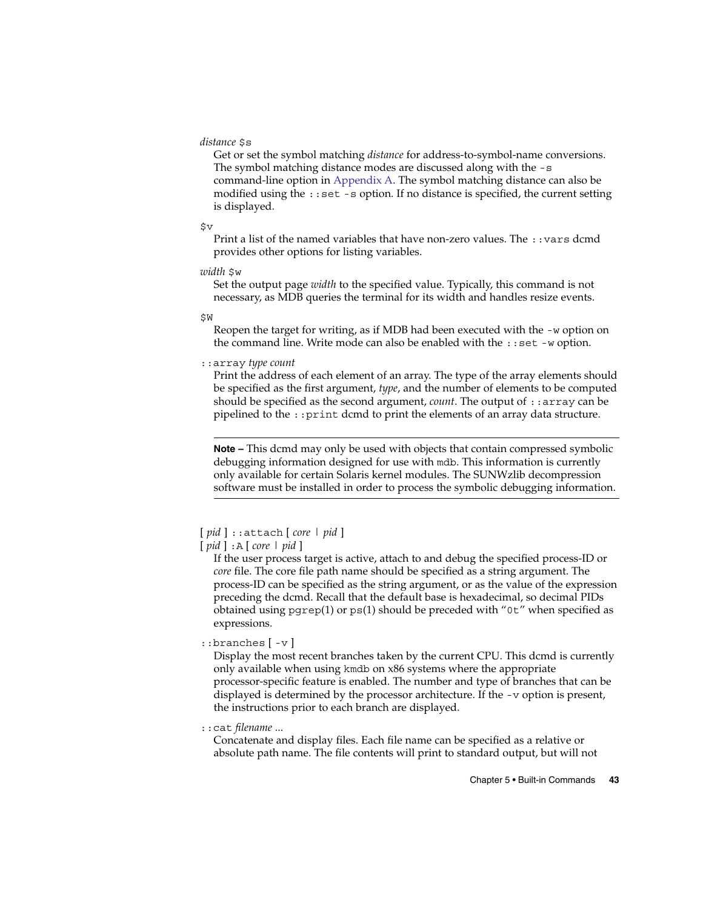*distance* `$s`

Get or set the symbol matching *distance* for address-to-symbol-name conversions. The symbol matching distance modes are discussed along with the `-s` command-line option in Appendix A. The symbol matching distance can also be modified using the `::set -s` option. If no distance is specified, the current setting is displayed.

`$v`

Print a list of the named variables that have non-zero values. The `::vars` dcmd provides other options for listing variables.

*width* `$w`

Set the output page *width* to the specified value. Typically, this command is not necessary, as MDB queries the terminal for its width and handles resize events.

`$W`

Reopen the target for writing, as if MDB had been executed with the `-w` option on the command line. Write mode can also be enabled with the `::set -w` option.

`::array` *type count*

Print the address of each element of an array. The type of the array elements should be specified as the first argument, *type*, and the number of elements to be computed should be specified as the second argument, *count*. The output of `::array` can be pipelined to the `::print` dcmd to print the elements of an array data structure.

---

**Note –** This dcmd may only be used with objects that contain compressed symbolic debugging information designed for use with `mdb`. This information is currently only available for certain Solaris kernel modules. The SUNWzlib decompression software must be installed in order to process the symbolic debugging information.

---

[ *pid* ] `::attach` [ *core* | *pid* ]
[ *pid* ] `:A` [ *core* | *pid* ]

If the user process target is active, attach to and debug the specified process-ID or *core* file. The core file path name should be specified as a string argument. The process-ID can be specified as the string argument, or as the value of the expression preceding the dcmd. Recall that the default base is hexadecimal, so decimal PIDs obtained using `pgrep`(1) or `ps`(1) should be preceded with "`0t`" when specified as expressions.

`::branches` [ `-v` ]

Display the most recent branches taken by the current CPU. This dcmd is currently only available when using `kmdb` on x86 systems where the appropriate processor-specific feature is enabled. The number and type of branches that can be displayed is determined by the processor architecture. If the `-v` option is present, the instructions prior to each branch are displayed.

`::cat` *filename ...*

Concatenate and display files. Each file name can be specified as a relative or absolute path name. The file contents will print to standard output, but will not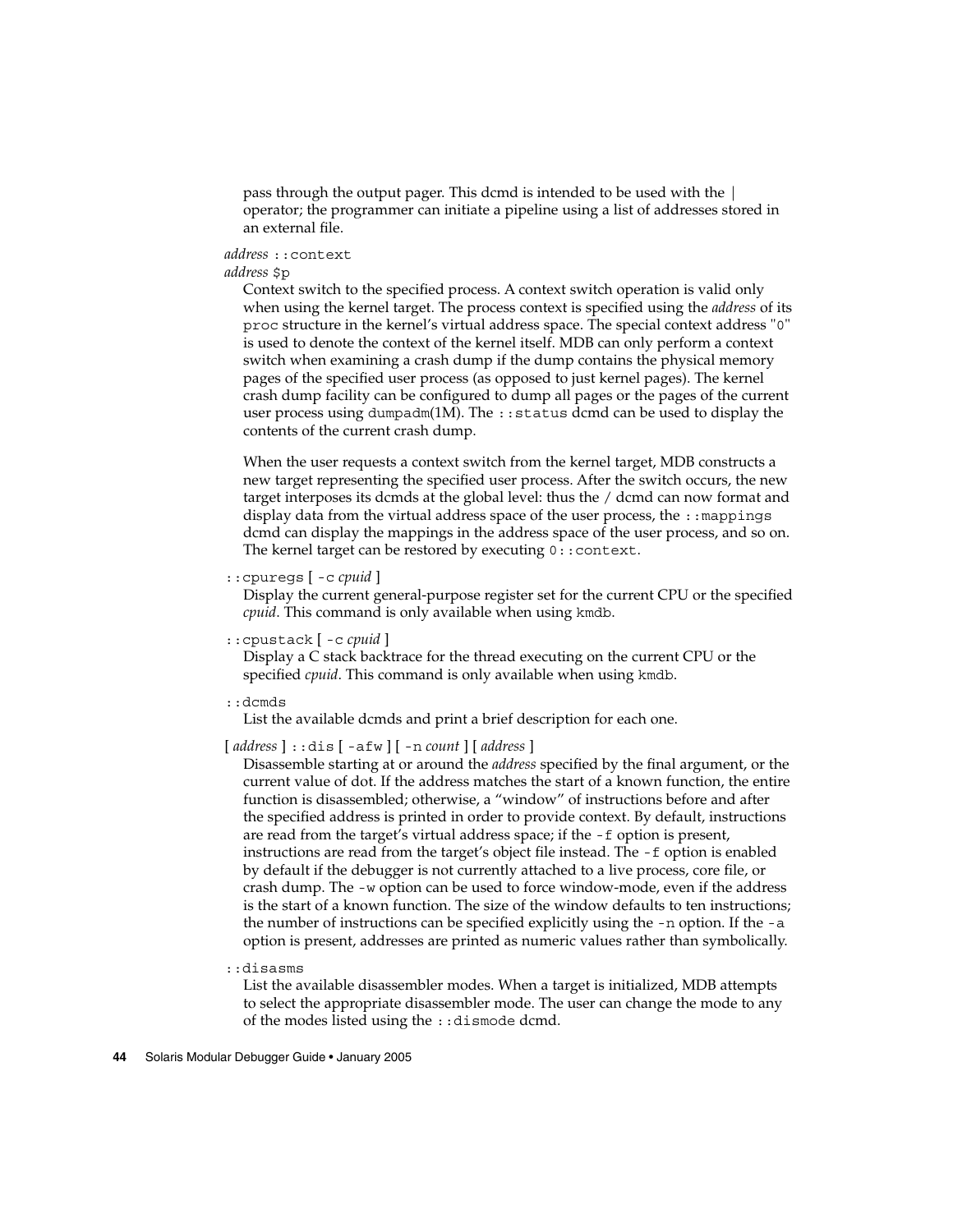pass through the output pager. This dcmd is intended to be used with the | operator; the programmer can initiate a pipeline using a list of addresses stored in an external file.

*address* `::context`
*address* `$p`

Context switch to the specified process. A context switch operation is valid only when using the kernel target. The process context is specified using the *address* of its `proc` structure in the kernel's virtual address space. The special context address "`0`" is used to denote the context of the kernel itself. MDB can only perform a context switch when examining a crash dump if the dump contains the physical memory pages of the specified user process (as opposed to just kernel pages). The kernel crash dump facility can be configured to dump all pages or the pages of the current user process using `dumpadm`(1M). The `::status` dcmd can be used to display the contents of the current crash dump.

When the user requests a context switch from the kernel target, MDB constructs a new target representing the specified user process. After the switch occurs, the new target interposes its dcmds at the global level: thus the / dcmd can now format and display data from the virtual address space of the user process, the `::mappings` dcmd can display the mappings in the address space of the user process, and so on. The kernel target can be restored by executing `0::context`.

`::cpuregs` [ `-c` *cpuid* ]

Display the current general-purpose register set for the current CPU or the specified *cpuid*. This command is only available when using `kmdb`.

`::cpustack` [ `-c` *cpuid* ]

Display a C stack backtrace for the thread executing on the current CPU or the specified *cpuid*. This command is only available when using `kmdb`.

`::dcmds`

List the available dcmds and print a brief description for each one.

[ *address* ] `::dis` [ `-afw` ] [ `-n` *count* ] [ *address* ]

Disassemble starting at or around the *address* specified by the final argument, or the current value of dot. If the address matches the start of a known function, the entire function is disassembled; otherwise, a "window" of instructions before and after the specified address is printed in order to provide context. By default, instructions are read from the target's virtual address space; if the `-f` option is present, instructions are read from the target's object file instead. The `-f` option is enabled by default if the debugger is not currently attached to a live process, core file, or crash dump. The `-w` option can be used to force window-mode, even if the address is the start of a known function. The size of the window defaults to ten instructions; the number of instructions can be specified explicitly using the `-n` option. If the `-a` option is present, addresses are printed as numeric values rather than symbolically.

`::disasms`

List the available disassembler modes. When a target is initialized, MDB attempts to select the appropriate disassembler mode. The user can change the mode to any of the modes listed using the `::dismode` dcmd.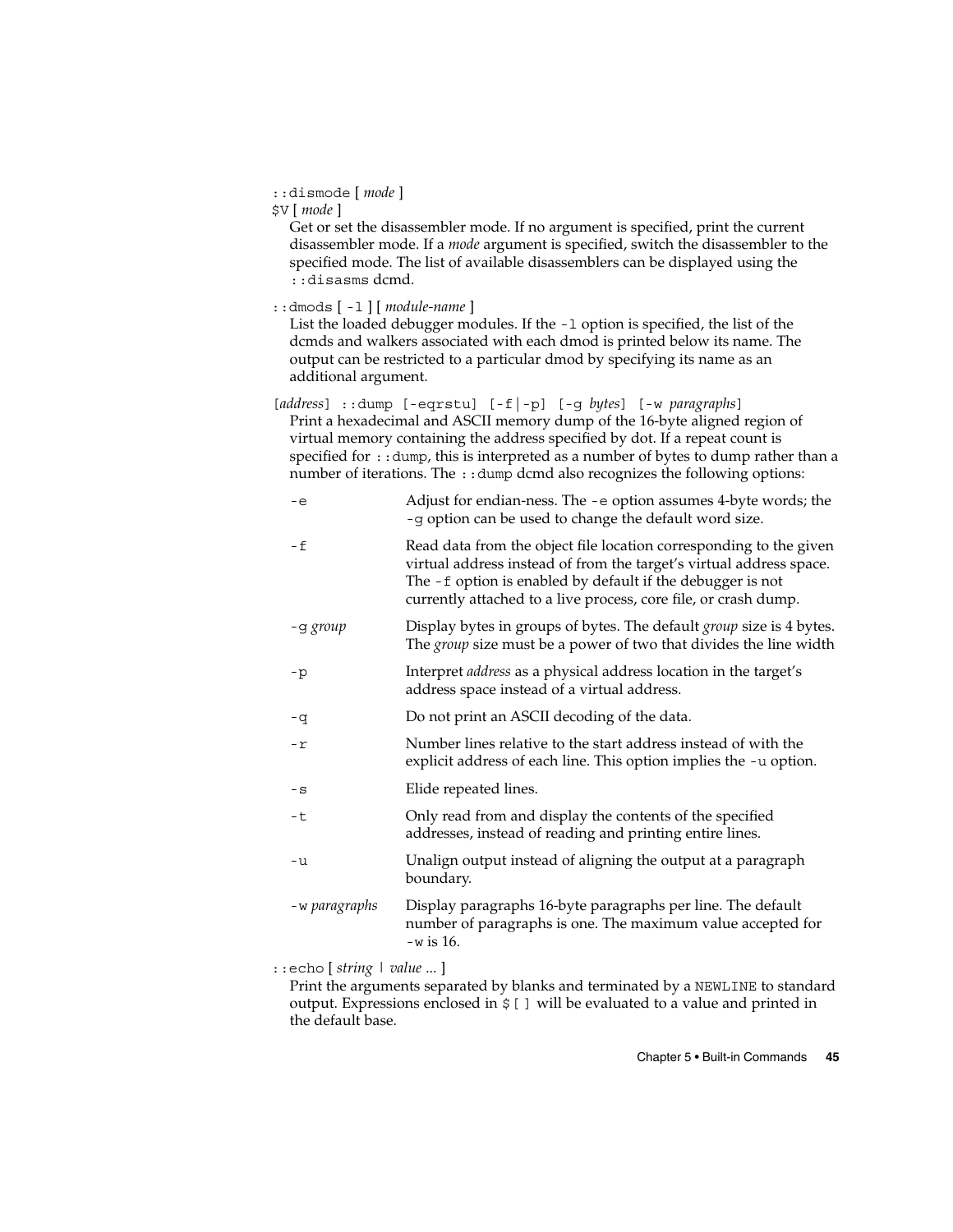`::dismode [ mode ]`
`$V [ mode ]`

Get or set the disassembler mode. If no argument is specified, print the current disassembler mode. If a *mode* argument is specified, switch the disassembler to the specified mode. The list of available disassemblers can be displayed using the `::disasms` dcmd.

`::dmods [ -l ] [ module-name ]`

List the loaded debugger modules. If the `-l` option is specified, the list of the dcmds and walkers associated with each dmod is printed below its name. The output can be restricted to a particular dmod by specifying its name as an additional argument.

`[address] ::dump [-eqrstu] [-f|-p] [-g bytes] [-w paragraphs]`

Print a hexadecimal and ASCII memory dump of the 16-byte aligned region of virtual memory containing the address specified by dot. If a repeat count is specified for `::dump`, this is interpreted as a number of bytes to dump rather than a number of iterations. The `::dump` dcmd also recognizes the following options:

| | |
|---|---|
| `-e` | Adjust for endian-ness. The `-e` option assumes 4-byte words; the `-g` option can be used to change the default word size. |
| `-f` | Read data from the object file location corresponding to the given virtual address instead of from the target's virtual address space. The `-f` option is enabled by default if the debugger is not currently attached to a live process, core file, or crash dump. |
| `-g` *group* | Display bytes in groups of bytes. The default *group* size is 4 bytes. The *group* size must be a power of two that divides the line width |
| `-p` | Interpret *address* as a physical address location in the target's address space instead of a virtual address. |
| `-q` | Do not print an ASCII decoding of the data. |
| `-r` | Number lines relative to the start address instead of with the explicit address of each line. This option implies the `-u` option. |
| `-s` | Elide repeated lines. |
| `-t` | Only read from and display the contents of the specified addresses, instead of reading and printing entire lines. |
| `-u` | Unalign output instead of aligning the output at a paragraph boundary. |
| `-w` *paragraphs* | Display paragraphs 16-byte paragraphs per line. The default number of paragraphs is one. The maximum value accepted for `-w` is 16. |

`::echo [ string | value ... ]`

Print the arguments separated by blanks and terminated by a `NEWLINE` to standard output. Expressions enclosed in `$[ ]` will be evaluated to a value and printed in the default base.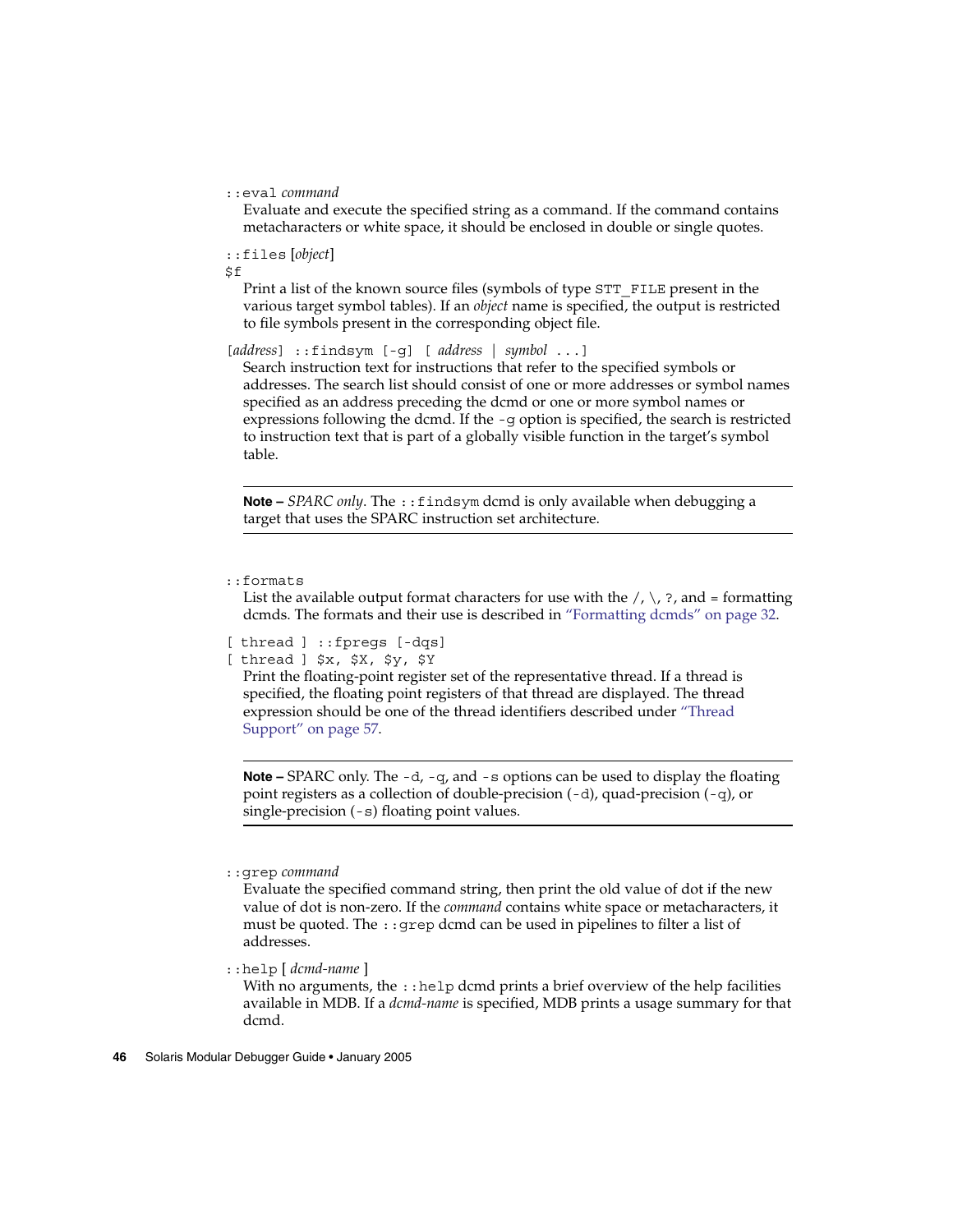`::eval` *command*

Evaluate and execute the specified string as a command. If the command contains metacharacters or white space, it should be enclosed in double or single quotes.

`::files` [*object*]
`$f`

Print a list of the known source files (symbols of type `STT_FILE` present in the various target symbol tables). If an *object* name is specified, the output is restricted to file symbols present in the corresponding object file.

[*address*] `::findsym [-g] [` *address* | *symbol* `...]`

Search instruction text for instructions that refer to the specified symbols or addresses. The search list should consist of one or more addresses or symbol names specified as an address preceding the dcmd or one or more symbol names or expressions following the dcmd. If the `-g` option is specified, the search is restricted to instruction text that is part of a globally visible function in the target's symbol table.

---

**Note –** *SPARC only*. The `::findsym` dcmd is only available when debugging a target that uses the SPARC instruction set architecture.

---

`::formats`

List the available output format characters for use with the `/`, `\`, `?`, and `=` formatting dcmds. The formats and their use is described in "Formatting dcmds" on page 32.

`[ thread ] ::fpregs [-dqs]`
`[ thread ] $x, $X, $y, $Y`

Print the floating-point register set of the representative thread. If a thread is specified, the floating point registers of that thread are displayed. The thread expression should be one of the thread identifiers described under "Thread Support" on page 57.

---

**Note –** SPARC only. The `-d`, `-q`, and `-s` options can be used to display the floating point registers as a collection of double-precision (`-d`), quad-precision (`-q`), or single-precision (`-s`) floating point values.

---

`::grep` *command*

Evaluate the specified command string, then print the old value of dot if the new value of dot is non-zero. If the *command* contains white space or metacharacters, it must be quoted. The `::grep` dcmd can be used in pipelines to filter a list of addresses.

`::help` [ *dcmd-name* ]

With no arguments, the `::help` dcmd prints a brief overview of the help facilities available in MDB. If a *dcmd-name* is specified, MDB prints a usage summary for that dcmd.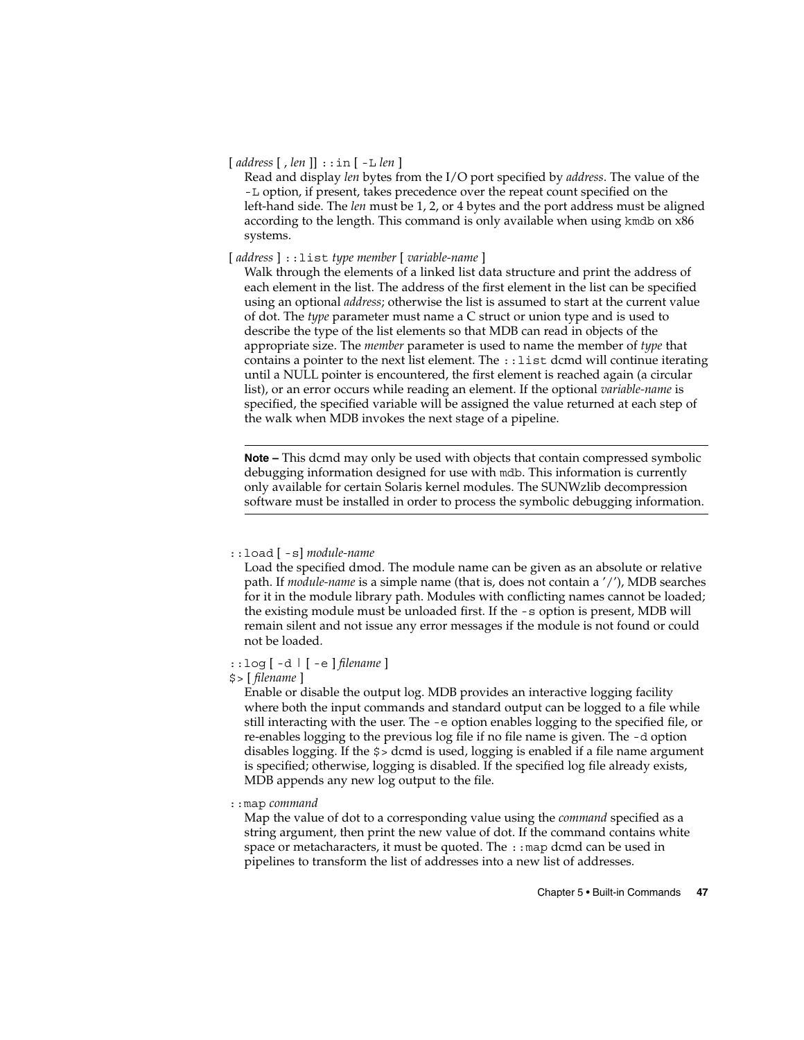[ *address* [ , *len* ]] `::in` [ `-L` *len* ]

Read and display *len* bytes from the I/O port specified by *address*. The value of the `-L` option, if present, takes precedence over the repeat count specified on the left-hand side. The *len* must be 1, 2, or 4 bytes and the port address must be aligned according to the length. This command is only available when using `kmdb` on x86 systems.

[ *address* ] `::list` *type member* [ *variable-name* ]

Walk through the elements of a linked list data structure and print the address of each element in the list. The address of the first element in the list can be specified using an optional *address*; otherwise the list is assumed to start at the current value of dot. The *type* parameter must name a C struct or union type and is used to describe the type of the list elements so that MDB can read in objects of the appropriate size. The *member* parameter is used to name the member of *type* that contains a pointer to the next list element. The `::list` dcmd will continue iterating until a NULL pointer is encountered, the first element is reached again (a circular list), or an error occurs while reading an element. If the optional *variable-name* is specified, the specified variable will be assigned the value returned at each step of the walk when MDB invokes the next stage of a pipeline.

---

**Note –** This dcmd may only be used with objects that contain compressed symbolic debugging information designed for use with `mdb`. This information is currently only available for certain Solaris kernel modules. The SUNWzlib decompression software must be installed in order to process the symbolic debugging information.

---

`::load` [ `-s`] *module-name*

Load the specified dmod. The module name can be given as an absolute or relative path. If *module-name* is a simple name (that is, does not contain a '/'), MDB searches for it in the module library path. Modules with conflicting names cannot be loaded; the existing module must be unloaded first. If the `-s` option is present, MDB will remain silent and not issue any error messages if the module is not found or could not be loaded.

`::log` [ `-d` | [ `-e` ] *filename* ]
`$>` [ *filename* ]

Enable or disable the output log. MDB provides an interactive logging facility where both the input commands and standard output can be logged to a file while still interacting with the user. The `-e` option enables logging to the specified file, or re-enables logging to the previous log file if no file name is given. The `-d` option disables logging. If the `$>` dcmd is used, logging is enabled if a file name argument is specified; otherwise, logging is disabled. If the specified log file already exists, MDB appends any new log output to the file.

`::map` *command*

Map the value of dot to a corresponding value using the *command* specified as a string argument, then print the new value of dot. If the command contains white space or metacharacters, it must be quoted. The `::map` dcmd can be used in pipelines to transform the list of addresses into a new list of addresses.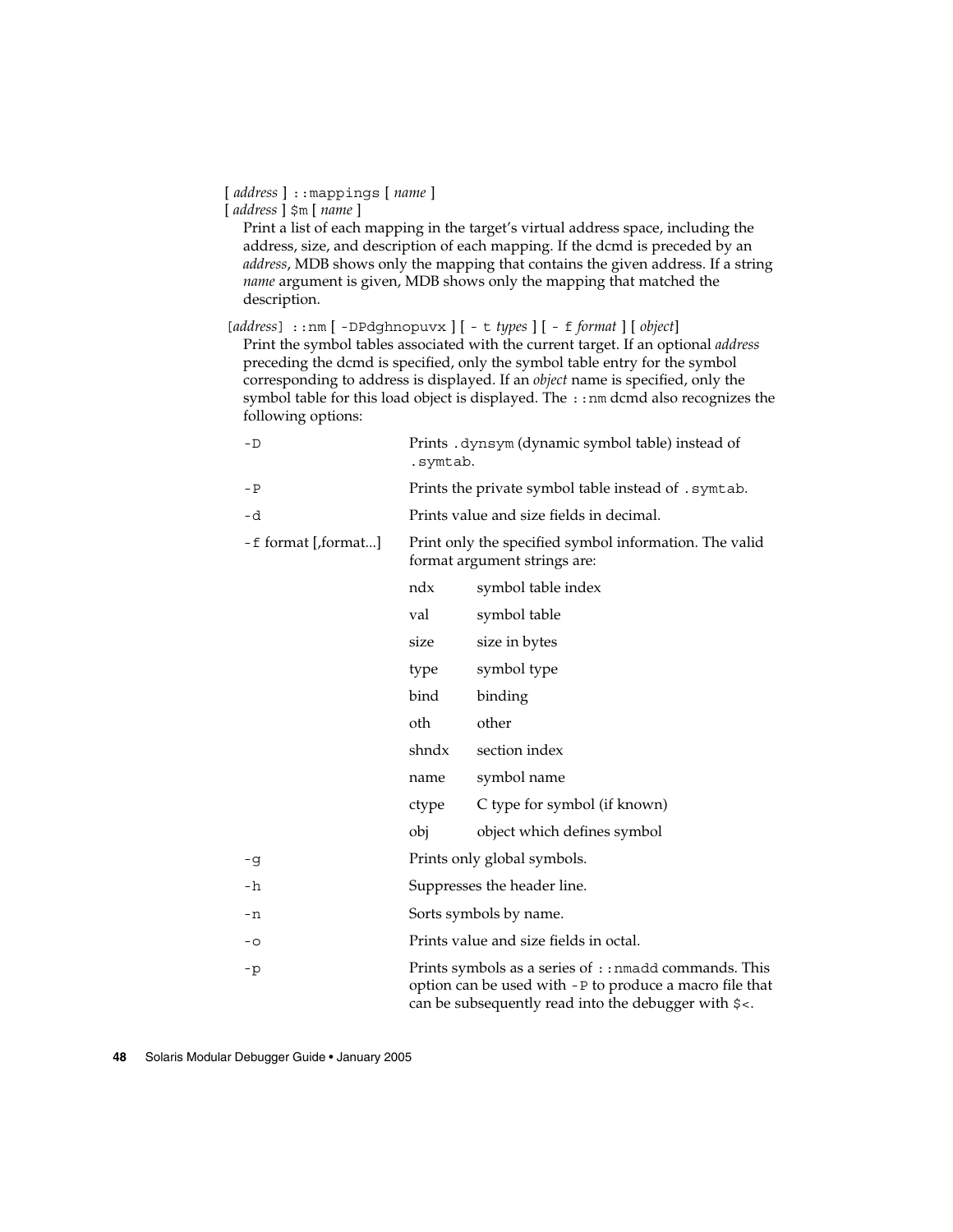[ *address* ] `::mappings` [ *name* ]
[ *address* ] `$m` [ *name* ]

Print a list of each mapping in the target's virtual address space, including the address, size, and description of each mapping. If the dcmd is preceded by an *address*, MDB shows only the mapping that contains the given address. If a string *name* argument is given, MDB shows only the mapping that matched the description.

[*address*] `::nm` [ `-DPdghnopuvx` ] [ `- t` *types* ] [ `- f` *format* ] [ *object*]

Print the symbol tables associated with the current target. If an optional *address* preceding the dcmd is specified, only the symbol table entry for the symbol corresponding to address is displayed. If an *object* name is specified, only the symbol table for this load object is displayed. The `::nm` dcmd also recognizes the following options:

| Option | Description |
|---|---|
| `-D` | Prints `.dynsym` (dynamic symbol table) instead of `.symtab`. |
| `-P` | Prints the private symbol table instead of `.symtab`. |
| `-d` | Prints value and size fields in decimal. |
| `-f` format [,format...] | Print only the specified symbol information. The valid format argument strings are:<br>ndx — symbol table index<br>val — symbol table<br>size — size in bytes<br>type — symbol type<br>bind — binding<br>oth — other<br>shndx — section index<br>name — symbol name<br>ctype — C type for symbol (if known)<br>obj — object which defines symbol |
| `-g` | Prints only global symbols. |
| `-h` | Suppresses the header line. |
| `-n` | Sorts symbols by name. |
| `-o` | Prints value and size fields in octal. |
| `-p` | Prints symbols as a series of `::nmadd` commands. This option can be used with `-P` to produce a macro file that can be subsequently read into the debugger with `$<`. |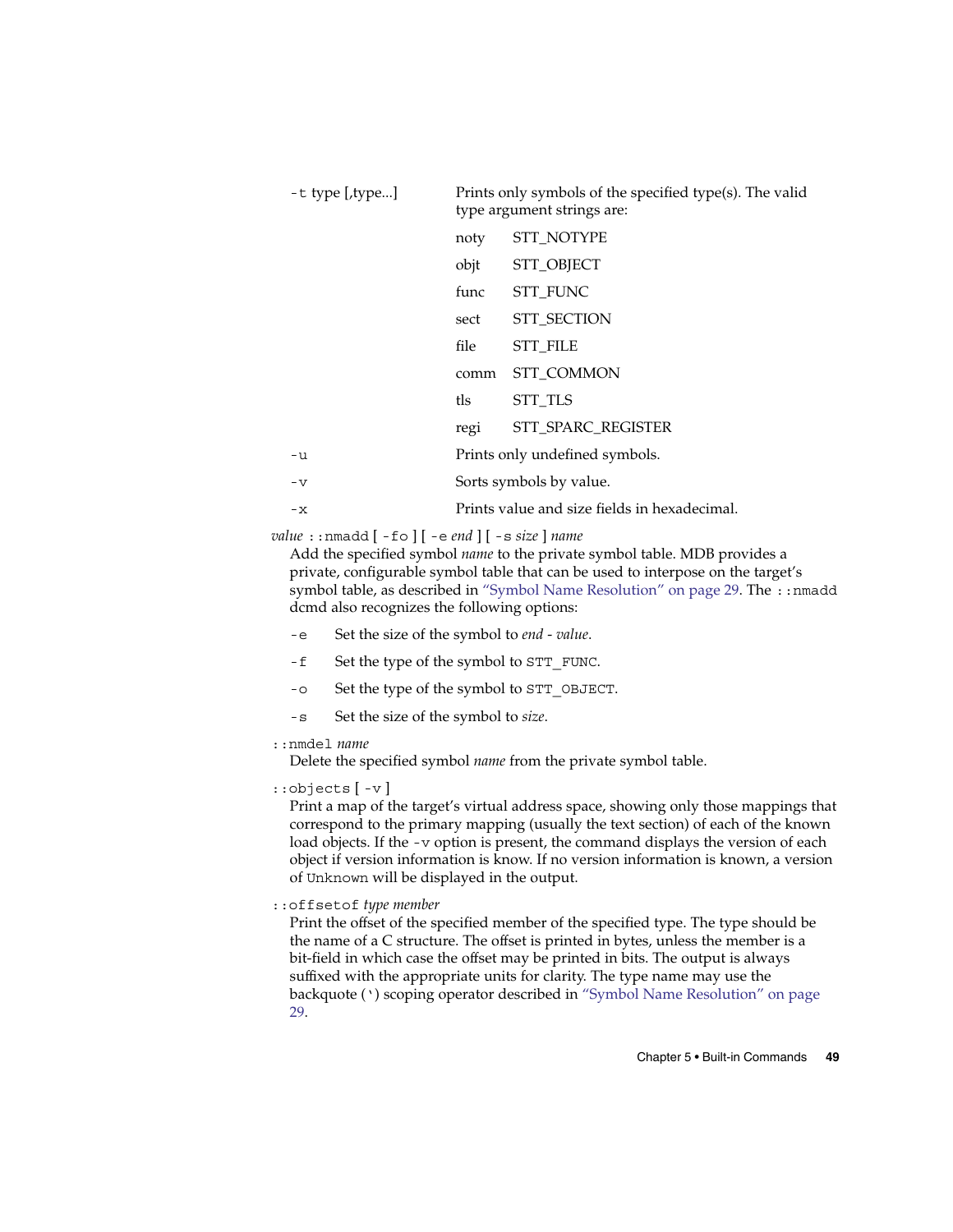| | |
|---|---|
| `-t` type [,type...] | Prints only symbols of the specified type(s). The valid type argument strings are: |

| | |
|---|---|
| noty | STT_NOTYPE |
| objt | STT_OBJECT |
| func | STT_FUNC |
| sect | STT_SECTION |
| file | STT_FILE |
| comm | STT_COMMON |
| tls | STT_TLS |
| regi | STT_SPARC_REGISTER |

| | |
|---|---|
| `-u` | Prints only undefined symbols. |
| `-v` | Sorts symbols by value. |
| `-x` | Prints value and size fields in hexadecimal. |

*value* `::nmadd` [ `-fo` ] [ `-e` *end* ] [ `-s` *size* ] *name*

Add the specified symbol *name* to the private symbol table. MDB provides a private, configurable symbol table that can be used to interpose on the target's symbol table, as described in "Symbol Name Resolution" on page 29. The `::nmadd` dcmd also recognizes the following options:

| | |
|---|---|
| `-e` | Set the size of the symbol to *end* - *value*. |
| `-f` | Set the type of the symbol to `STT_FUNC`. |
| `-o` | Set the type of the symbol to `STT_OBJECT`. |
| `-s` | Set the size of the symbol to *size*. |

`::nmdel` *name*

Delete the specified symbol *name* from the private symbol table.

`::objects` [ `-v` ]

Print a map of the target's virtual address space, showing only those mappings that correspond to the primary mapping (usually the text section) of each of the known load objects. If the `-v` option is present, the command displays the version of each object if version information is know. If no version information is known, a version of `Unknown` will be displayed in the output.

`::offsetof` *type member*

Print the offset of the specified member of the specified type. The type should be the name of a C structure. The offset is printed in bytes, unless the member is a bit-field in which case the offset may be printed in bits. The output is always suffixed with the appropriate units for clarity. The type name may use the backquote (`) scoping operator described in "Symbol Name Resolution" on page 29.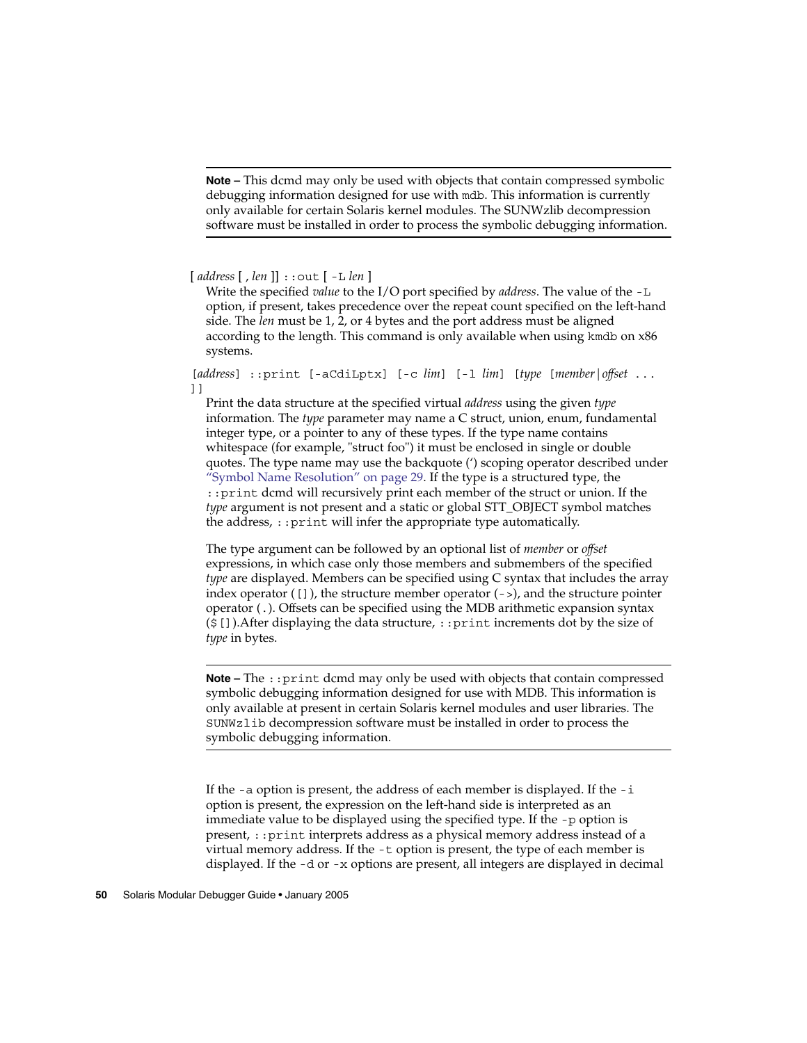**Note –** This dcmd may only be used with objects that contain compressed symbolic debugging information designed for use with mdb. This information is currently only available for certain Solaris kernel modules. The SUNWzlib decompression software must be installed in order to process the symbolic debugging information.

---

[ *address* [ , *len* ]] `::out` [ `-L` *len* ]

Write the specified *value* to the I/O port specified by *address*. The value of the `-L` option, if present, takes precedence over the repeat count specified on the left-hand side. The *len* must be 1, 2, or 4 bytes and the port address must be aligned according to the length. This command is only available when using `kmdb` on x86 systems.

[*address*] `::print [-aCdiLptx] [-c` *lim*`] [-l` *lim*`] [`*type* `[`*member*|*offset* `... ]]`

Print the data structure at the specified virtual *address* using the given *type* information. The *type* parameter may name a C struct, union, enum, fundamental integer type, or a pointer to any of these types. If the type name contains whitespace (for example, "struct foo") it must be enclosed in single or double quotes. The type name may use the backquote (‘) scoping operator described under "Symbol Name Resolution" on page 29. If the type is a structured type, the `::print` dcmd will recursively print each member of the struct or union. If the *type* argument is not present and a static or global STT_OBJECT symbol matches the address, `::print` will infer the appropriate type automatically.

The type argument can be followed by an optional list of *member* or *offset* expressions, in which case only those members and submembers of the specified *type* are displayed. Members can be specified using C syntax that includes the array index operator (`[]`), the structure member operator (`->`), and the structure pointer operator (`.`). Offsets can be specified using the MDB arithmetic expansion syntax (`$[]`).After displaying the data structure, `::print` increments dot by the size of *type* in bytes.

---

**Note –** The `::print` dcmd may only be used with objects that contain compressed symbolic debugging information designed for use with MDB. This information is only available at present in certain Solaris kernel modules and user libraries. The `SUNWzlib` decompression software must be installed in order to process the symbolic debugging information.

---

If the `-a` option is present, the address of each member is displayed. If the `-i` option is present, the expression on the left-hand side is interpreted as an immediate value to be displayed using the specified type. If the `-p` option is present, `::print` interprets address as a physical memory address instead of a virtual memory address. If the `-t` option is present, the type of each member is displayed. If the `-d` or `-x` options are present, all integers are displayed in decimal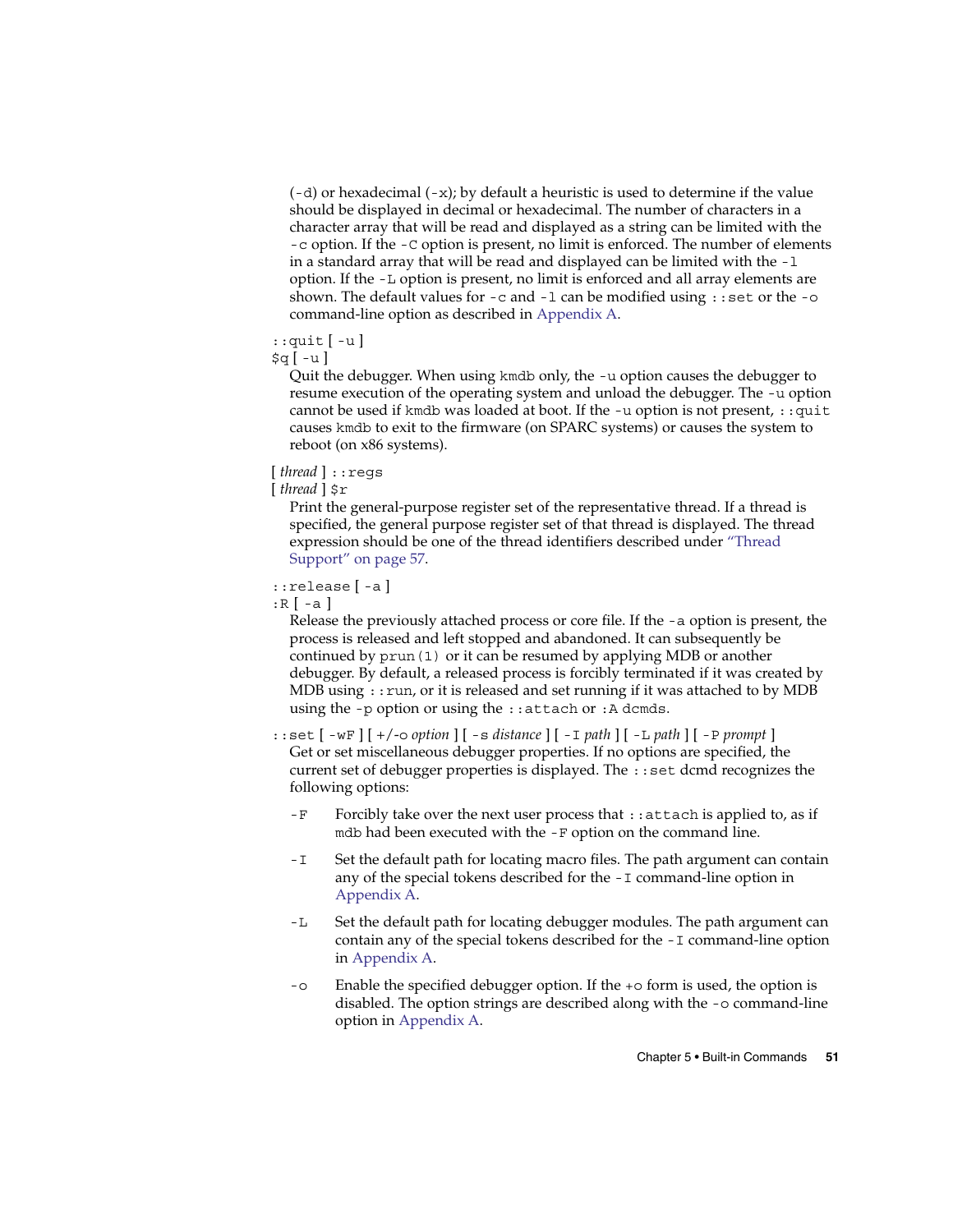(-d) or hexadecimal (-x); by default a heuristic is used to determine if the value should be displayed in decimal or hexadecimal. The number of characters in a character array that will be read and displayed as a string can be limited with the -c option. If the -C option is present, no limit is enforced. The number of elements in a standard array that will be read and displayed can be limited with the -l option. If the -L option is present, no limit is enforced and all array elements are shown. The default values for -c and -l can be modified using ::set or the -o command-line option as described in Appendix A.

::quit [ -u ]
$q [ -u ]

Quit the debugger. When using kmdb only, the -u option causes the debugger to resume execution of the operating system and unload the debugger. The -u option cannot be used if kmdb was loaded at boot. If the -u option is not present, ::quit causes kmdb to exit to the firmware (on SPARC systems) or causes the system to reboot (on x86 systems).

[ *thread* ] ::regs
[ *thread* ] $r

Print the general-purpose register set of the representative thread. If a thread is specified, the general purpose register set of that thread is displayed. The thread expression should be one of the thread identifiers described under "Thread Support" on page 57.

::release [ -a ]
:R [ -a ]

Release the previously attached process or core file. If the -a option is present, the process is released and left stopped and abandoned. It can subsequently be continued by prun(1) or it can be resumed by applying MDB or another debugger. By default, a released process is forcibly terminated if it was created by MDB using ::run, or it is released and set running if it was attached to by MDB using the -p option or using the ::attach or :A dcmds.

::set [ -wF ] [ +/-o *option* ] [ -s *distance* ] [ -I *path* ] [ -L *path* ] [ -P *prompt* ]

Get or set miscellaneous debugger properties. If no options are specified, the current set of debugger properties is displayed. The ::set dcmd recognizes the following options:

-F
: Forcibly take over the next user process that ::attach is applied to, as if mdb had been executed with the -F option on the command line.

-I
: Set the default path for locating macro files. The path argument can contain any of the special tokens described for the -I command-line option in Appendix A.

-L
: Set the default path for locating debugger modules. The path argument can contain any of the special tokens described for the -I command-line option in Appendix A.

-o
: Enable the specified debugger option. If the +o form is used, the option is disabled. The option strings are described along with the -o command-line option in Appendix A.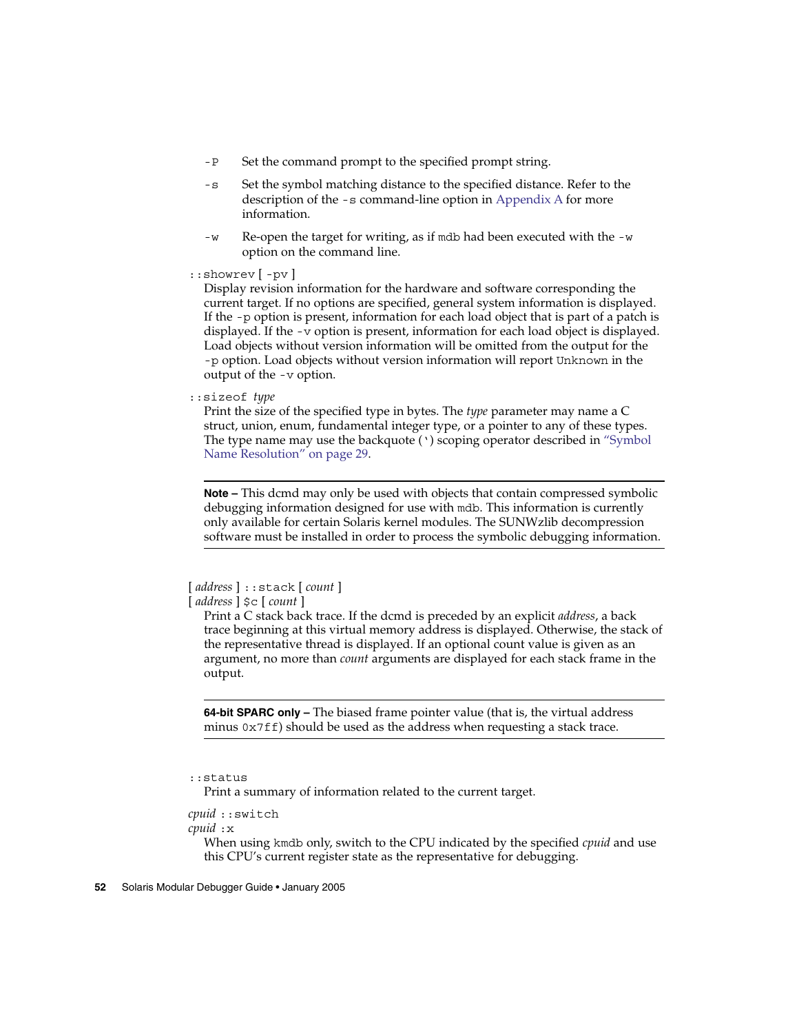- `-P` Set the command prompt to the specified prompt string.
- `-s` Set the symbol matching distance to the specified distance. Refer to the description of the `-s` command-line option in Appendix A for more information.
- `-w` Re-open the target for writing, as if `mdb` had been executed with the `-w` option on the command line.

`::showrev` [ `-pv` ]
Display revision information for the hardware and software corresponding the current target. If no options are specified, general system information is displayed. If the `-p` option is present, information for each load object that is part of a patch is displayed. If the `-v` option is present, information for each load object is displayed. Load objects without version information will be omitted from the output for the `-p` option. Load objects without version information will report `Unknown` in the output of the `-v` option.

`::sizeof` *type*
Print the size of the specified type in bytes. The *type* parameter may name a C struct, union, enum, fundamental integer type, or a pointer to any of these types. The type name may use the backquote (`) scoping operator described in "Symbol Name Resolution" on page 29.

---

**Note –** This dcmd may only be used with objects that contain compressed symbolic debugging information designed for use with `mdb`. This information is currently only available for certain Solaris kernel modules. The SUNWzlib decompression software must be installed in order to process the symbolic debugging information.

---

[ *address* ] `::stack` [ *count* ]
[ *address* ] `$c` [ *count* ]
Print a C stack back trace. If the dcmd is preceded by an explicit *address*, a back trace beginning at this virtual memory address is displayed. Otherwise, the stack of the representative thread is displayed. If an optional count value is given as an argument, no more than *count* arguments are displayed for each stack frame in the output.

---

**64-bit SPARC only –** The biased frame pointer value (that is, the virtual address minus `0x7ff`) should be used as the address when requesting a stack trace.

---

`::status`
Print a summary of information related to the current target.

*cpuid* `::switch`
*cpuid* `:x`
When using `kmdb` only, switch to the CPU indicated by the specified *cpuid* and use this CPU's current register state as the representative for debugging.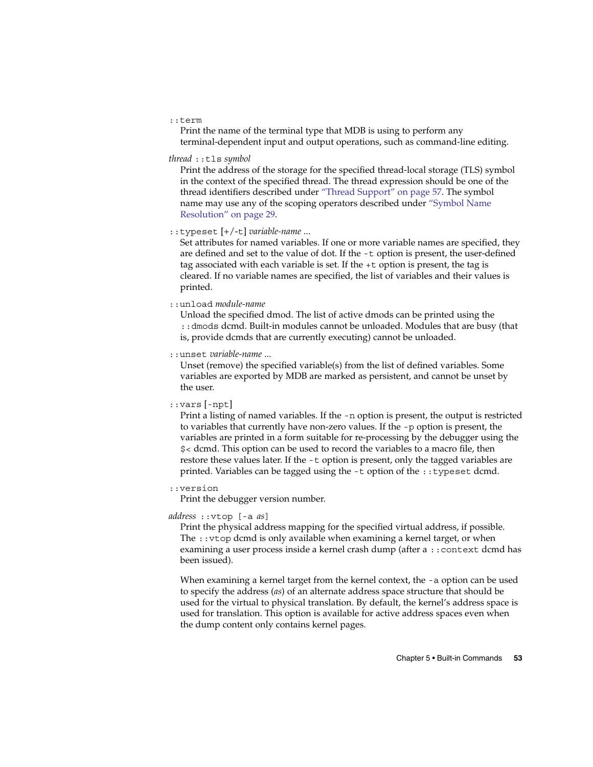`::term`
Print the name of the terminal type that MDB is using to perform any terminal-dependent input and output operations, such as command-line editing.

*thread* `::tls` *symbol*
Print the address of the storage for the specified thread-local storage (TLS) symbol in the context of the specified thread. The thread expression should be one of the thread identifiers described under "Thread Support" on page 57. The symbol name may use any of the scoping operators described under "Symbol Name Resolution" on page 29.

`::typeset` [+/-t] *variable-name* ...
Set attributes for named variables. If one or more variable names are specified, they are defined and set to the value of dot. If the `-t` option is present, the user-defined tag associated with each variable is set. If the `+t` option is present, the tag is cleared. If no variable names are specified, the list of variables and their values is printed.

`::unload` *module-name*
Unload the specified dmod. The list of active dmods can be printed using the `::dmods` dcmd. Built-in modules cannot be unloaded. Modules that are busy (that is, provide dcmds that are currently executing) cannot be unloaded.

`::unset` *variable-name* ...
Unset (remove) the specified variable(s) from the list of defined variables. Some variables are exported by MDB are marked as persistent, and cannot be unset by the user.

`::vars` [-npt]
Print a listing of named variables. If the `-n` option is present, the output is restricted to variables that currently have non-zero values. If the `-p` option is present, the variables are printed in a form suitable for re-processing by the debugger using the `$<` dcmd. This option can be used to record the variables to a macro file, then restore these values later. If the `-t` option is present, only the tagged variables are printed. Variables can be tagged using the `-t` option of the `::typeset` dcmd.

`::version`
Print the debugger version number.

*address* `::vtop [-a` *as*`]`
Print the physical address mapping for the specified virtual address, if possible. The `::vtop` dcmd is only available when examining a kernel target, or when examining a user process inside a kernel crash dump (after a `::context` dcmd has been issued).

When examining a kernel target from the kernel context, the `-a` option can be used to specify the address (*as*) of an alternate address space structure that should be used for the virtual to physical translation. By default, the kernel's address space is used for translation. This option is available for active address spaces even when the dump content only contains kernel pages.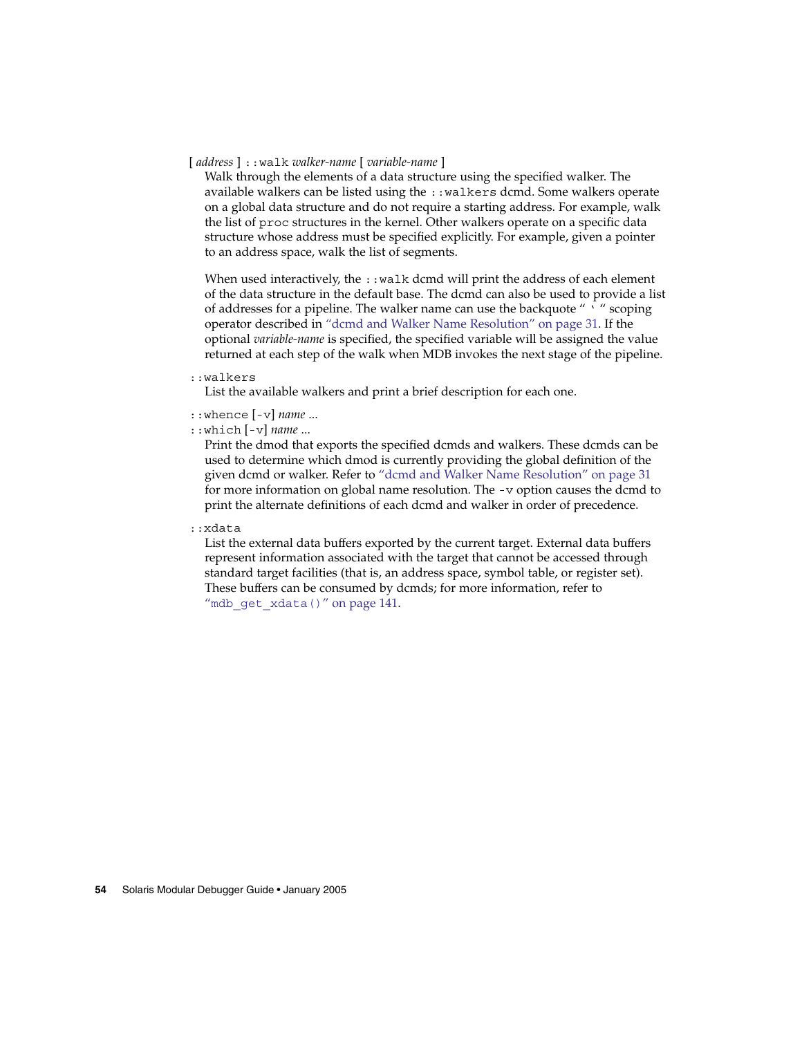[ *address* ] `::walk` *walker-name* [ *variable-name* ]

Walk through the elements of a data structure using the specified walker. The available walkers can be listed using the `::walkers` dcmd. Some walkers operate on a global data structure and do not require a starting address. For example, walk the list of `proc` structures in the kernel. Other walkers operate on a specific data structure whose address must be specified explicitly. For example, given a pointer to an address space, walk the list of segments.

When used interactively, the `::walk` dcmd will print the address of each element of the data structure in the default base. The dcmd can also be used to provide a list of addresses for a pipeline. The walker name can use the backquote " ` " scoping operator described in "dcmd and Walker Name Resolution" on page 31. If the optional *variable-name* is specified, the specified variable will be assigned the value returned at each step of the walk when MDB invokes the next stage of the pipeline.

`::walkers`

List the available walkers and print a brief description for each one.

`::whence` [`-v`] *name* ...
`::which` [`-v`] *name* ...

Print the dmod that exports the specified dcmds and walkers. These dcmds can be used to determine which dmod is currently providing the global definition of the given dcmd or walker. Refer to "dcmd and Walker Name Resolution" on page 31 for more information on global name resolution. The `-v` option causes the dcmd to print the alternate definitions of each dcmd and walker in order of precedence.

`::xdata`

List the external data buffers exported by the current target. External data buffers represent information associated with the target that cannot be accessed through standard target facilities (that is, an address space, symbol table, or register set). These buffers can be consumed by dcmds; for more information, refer to "`mdb_get_xdata()`" on page 141.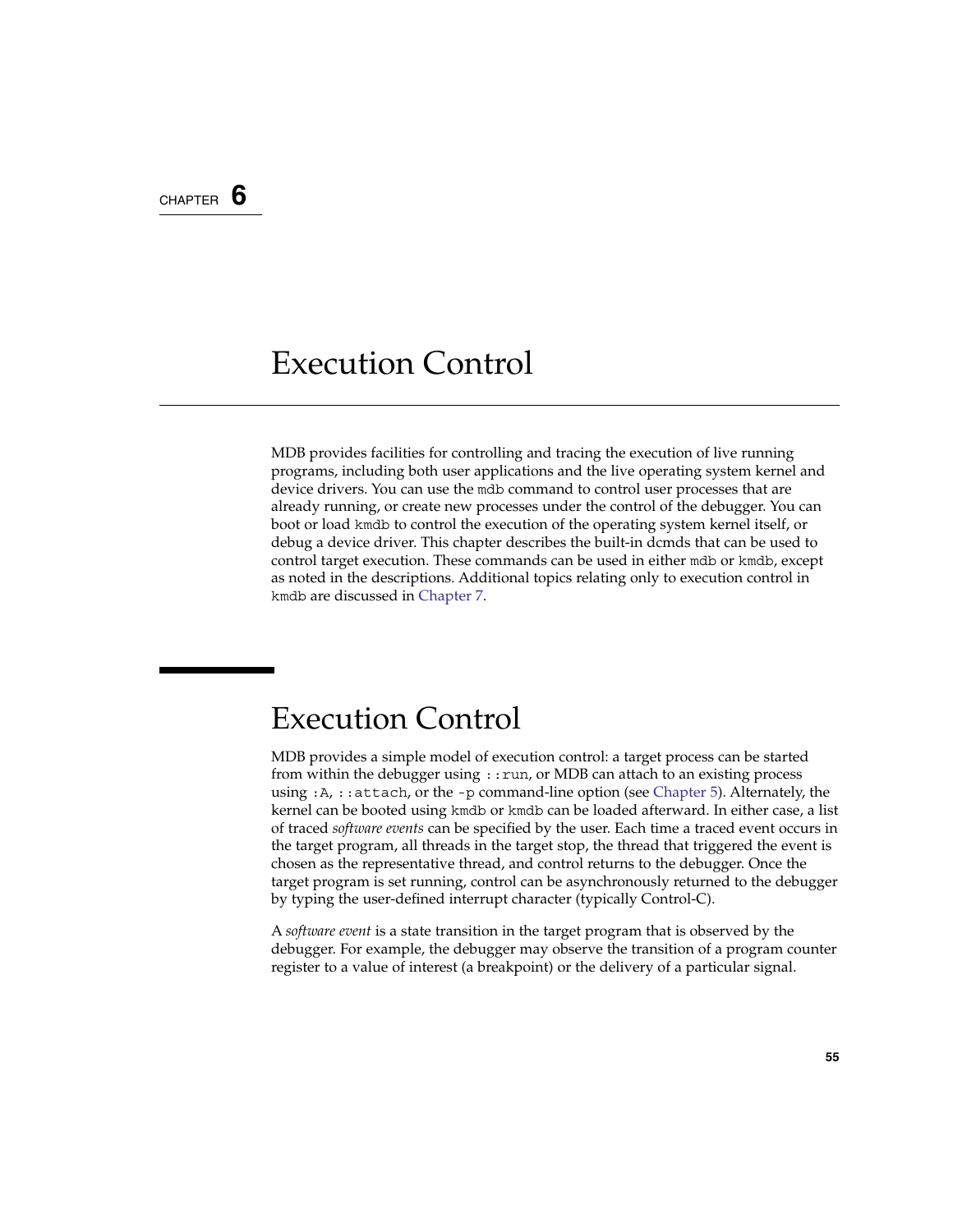CHAPTER 6

# Execution Control

MDB provides facilities for controlling and tracing the execution of live running programs, including both user applications and the live operating system kernel and device drivers. You can use the `mdb` command to control user processes that are already running, or create new processes under the control of the debugger. You can boot or load `kmdb` to control the execution of the operating system kernel itself, or debug a device driver. This chapter describes the built-in dcmds that can be used to control target execution. These commands can be used in either `mdb` or `kmdb`, except as noted in the descriptions. Additional topics relating only to execution control in `kmdb` are discussed in Chapter 7.

## Execution Control

MDB provides a simple model of execution control: a target process can be started from within the debugger using `::run`, or MDB can attach to an existing process using `:A`, `::attach`, or the `-p` command-line option (see Chapter 5). Alternately, the kernel can be booted using `kmdb` or `kmdb` can be loaded afterward. In either case, a list of traced *software events* can be specified by the user. Each time a traced event occurs in the target program, all threads in the target stop, the thread that triggered the event is chosen as the representative thread, and control returns to the debugger. Once the target program is set running, control can be asynchronously returned to the debugger by typing the user-defined interrupt character (typically Control-C).

A *software event* is a state transition in the target program that is observed by the debugger. For example, the debugger may observe the transition of a program counter register to a value of interest (a breakpoint) or the delivery of a particular signal.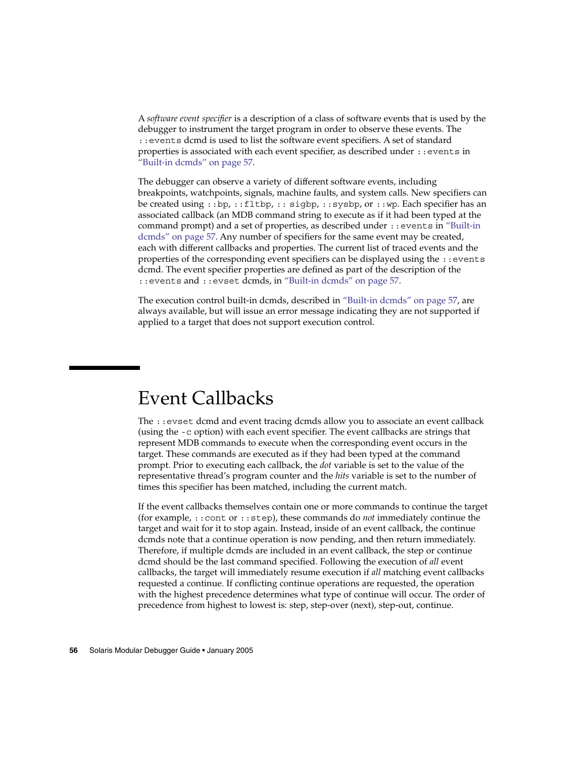A *software event specifier* is a description of a class of software events that is used by the debugger to instrument the target program in order to observe these events. The `::events` dcmd is used to list the software event specifiers. A set of standard properties is associated with each event specifier, as described under `::events` in "Built-in dcmds" on page 57.

The debugger can observe a variety of different software events, including breakpoints, watchpoints, signals, machine faults, and system calls. New specifiers can be created using `::bp`, `::fltbp`, `:: sigbp`, `::sysbp`, or `::wp`. Each specifier has an associated callback (an MDB command string to execute as if it had been typed at the command prompt) and a set of properties, as described under `::events` in "Built-in dcmds" on page 57. Any number of specifiers for the same event may be created, each with different callbacks and properties. The current list of traced events and the properties of the corresponding event specifiers can be displayed using the `::events` dcmd. The event specifier properties are defined as part of the description of the `::events` and `::evset` dcmds, in "Built-in dcmds" on page 57.

The execution control built-in dcmds, described in "Built-in dcmds" on page 57, are always available, but will issue an error message indicating they are not supported if applied to a target that does not support execution control.

# Event Callbacks

The `::evset` dcmd and event tracing dcmds allow you to associate an event callback (using the `-c` option) with each event specifier. The event callbacks are strings that represent MDB commands to execute when the corresponding event occurs in the target. These commands are executed as if they had been typed at the command prompt. Prior to executing each callback, the *dot* variable is set to the value of the representative thread's program counter and the *hits* variable is set to the number of times this specifier has been matched, including the current match.

If the event callbacks themselves contain one or more commands to continue the target (for example, `::cont` or `::step`), these commands do *not* immediately continue the target and wait for it to stop again. Instead, inside of an event callback, the continue dcmds note that a continue operation is now pending, and then return immediately. Therefore, if multiple dcmds are included in an event callback, the step or continue dcmd should be the last command specified. Following the execution of *all* event callbacks, the target will immediately resume execution if *all* matching event callbacks requested a continue. If conflicting continue operations are requested, the operation with the highest precedence determines what type of continue will occur. The order of precedence from highest to lowest is: step, step-over (next), step-out, continue.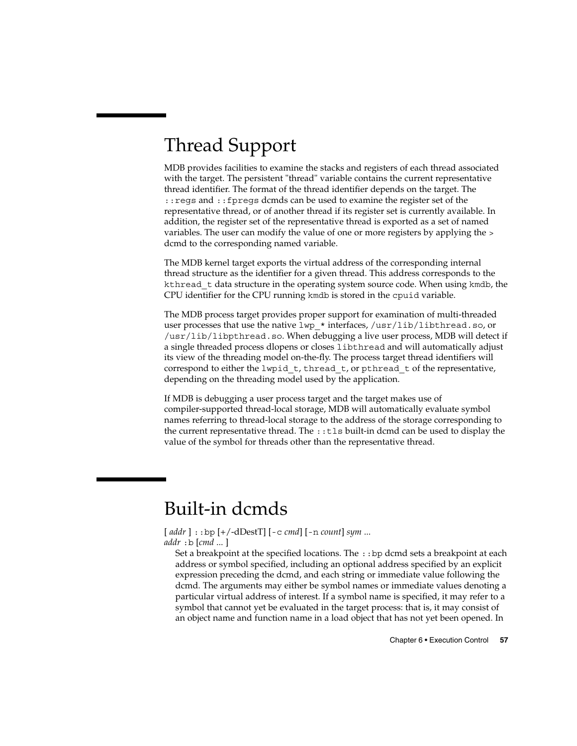# Thread Support

MDB provides facilities to examine the stacks and registers of each thread associated with the target. The persistent "thread" variable contains the current representative thread identifier. The format of the thread identifier depends on the target. The `::regs` and `::fpregs` dcmds can be used to examine the register set of the representative thread, or of another thread if its register set is currently available. In addition, the register set of the representative thread is exported as a set of named variables. The user can modify the value of one or more registers by applying the `>` dcmd to the corresponding named variable.

The MDB kernel target exports the virtual address of the corresponding internal thread structure as the identifier for a given thread. This address corresponds to the `kthread_t` data structure in the operating system source code. When using `kmdb`, the CPU identifier for the CPU running `kmdb` is stored in the `cpuid` variable.

The MDB process target provides proper support for examination of multi-threaded user processes that use the native `lwp_*` interfaces, `/usr/lib/libthread.so`, or `/usr/lib/libpthread.so`. When debugging a live user process, MDB will detect if a single threaded process dlopens or closes `libthread` and will automatically adjust its view of the threading model on-the-fly. The process target thread identifiers will correspond to either the `lwpid_t`, `thread_t`, or `pthread_t` of the representative, depending on the threading model used by the application.

If MDB is debugging a user process target and the target makes use of compiler-supported thread-local storage, MDB will automatically evaluate symbol names referring to thread-local storage to the address of the storage corresponding to the current representative thread. The `::tls` built-in dcmd can be used to display the value of the symbol for threads other than the representative thread.

# Built-in dcmds

[ *addr* ] `::bp` [+/-dDestT] [`-c` *cmd*] [`-n` *count*] *sym* ...
*addr* `:b` [*cmd* ... ]

Set a breakpoint at the specified locations. The `::bp` dcmd sets a breakpoint at each address or symbol specified, including an optional address specified by an explicit expression preceding the dcmd, and each string or immediate value following the dcmd. The arguments may either be symbol names or immediate values denoting a particular virtual address of interest. If a symbol name is specified, it may refer to a symbol that cannot yet be evaluated in the target process: that is, it may consist of an object name and function name in a load object that has not yet been opened. In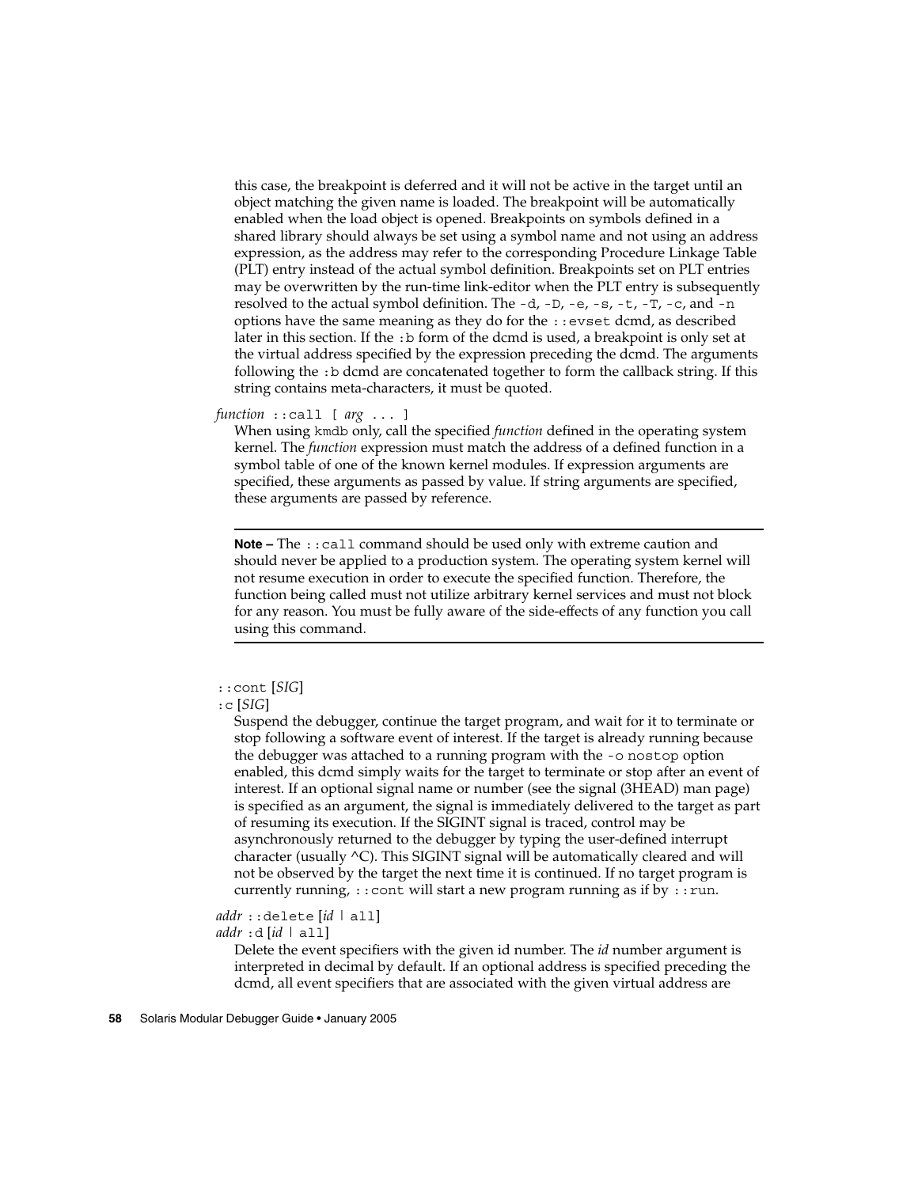this case, the breakpoint is deferred and it will not be active in the target until an object matching the given name is loaded. The breakpoint will be automatically enabled when the load object is opened. Breakpoints on symbols defined in a shared library should always be set using a symbol name and not using an address expression, as the address may refer to the corresponding Procedure Linkage Table (PLT) entry instead of the actual symbol definition. Breakpoints set on PLT entries may be overwritten by the run-time link-editor when the PLT entry is subsequently resolved to the actual symbol definition. The `-d`, `-D`, `-e`, `-s`, `-t`, `-T`, `-c`, and `-n` options have the same meaning as they do for the `::evset` dcmd, as described later in this section. If the `:b` form of the dcmd is used, a breakpoint is only set at the virtual address specified by the expression preceding the dcmd. The arguments following the `:b` dcmd are concatenated together to form the callback string. If this string contains meta-characters, it must be quoted.

*function* `::call [` *arg* `... ]`

When using `kmdb` only, call the specified *function* defined in the operating system kernel. The *function* expression must match the address of a defined function in a symbol table of one of the known kernel modules. If expression arguments are specified, these arguments as passed by value. If string arguments are specified, these arguments are passed by reference.

---

**Note –** The `::call` command should be used only with extreme caution and should never be applied to a production system. The operating system kernel will not resume execution in order to execute the specified function. Therefore, the function being called must not utilize arbitrary kernel services and must not block for any reason. You must be fully aware of the side-effects of any function you call using this command.

---

`::cont` [*SIG*]

`:c` [*SIG*]

Suspend the debugger, continue the target program, and wait for it to terminate or stop following a software event of interest. If the target is already running because the debugger was attached to a running program with the `-o nostop` option enabled, this dcmd simply waits for the target to terminate or stop after an event of interest. If an optional signal name or number (see the signal (3HEAD) man page) is specified as an argument, the signal is immediately delivered to the target as part of resuming its execution. If the SIGINT signal is traced, control may be asynchronously returned to the debugger by typing the user-defined interrupt character (usually ^C). This SIGINT signal will be automatically cleared and will not be observed by the target the next time it is continued. If no target program is currently running, `::cont` will start a new program running as if by `::run`.

*addr* `::delete` [*id* | `all`]

*addr* `:d` [*id* | `all`]

Delete the event specifiers with the given id number. The *id* number argument is interpreted in decimal by default. If an optional address is specified preceding the dcmd, all event specifiers that are associated with the given virtual address are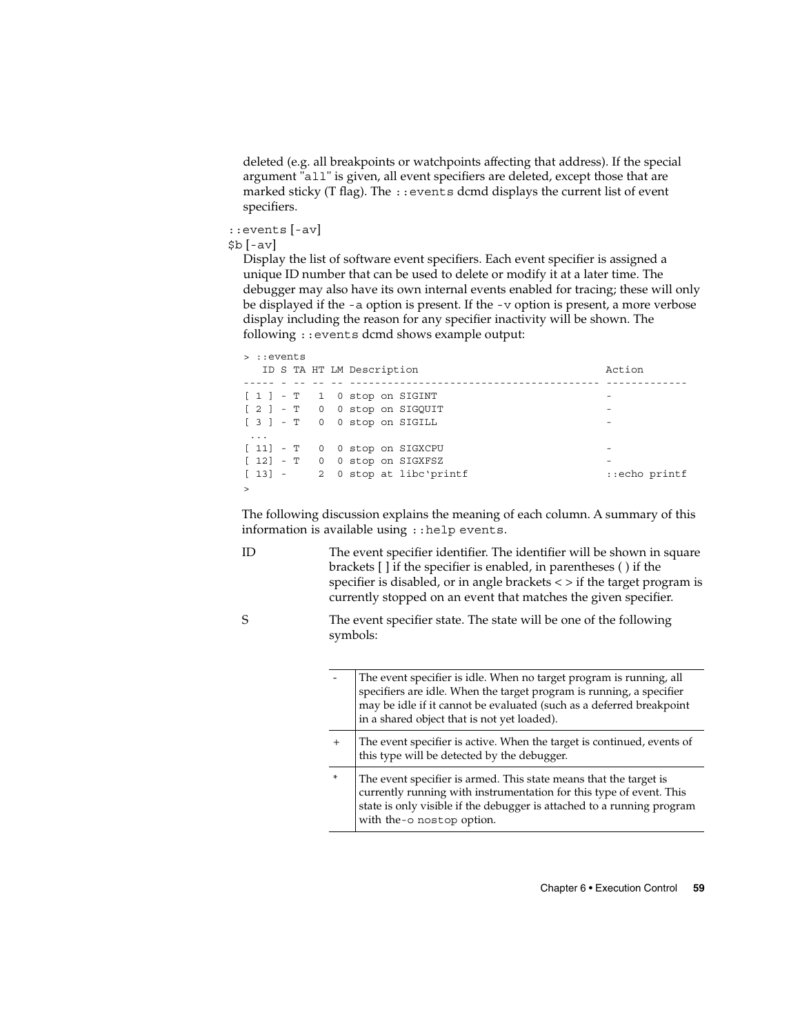deleted (e.g. all breakpoints or watchpoints affecting that address). If the special argument "all" is given, all event specifiers are deleted, except those that are marked sticky (T flag). The `::events` dcmd displays the current list of event specifiers.

`::events [-av]`
`$b [-av]`

Display the list of software event specifiers. Each event specifier is assigned a unique ID number that can be used to delete or modify it at a later time. The debugger may also have its own internal events enabled for tracing; these will only be displayed if the `-a` option is present. If the `-v` option is present, a more verbose display including the reason for any specifier inactivity will be shown. The following `::events` dcmd shows example output:

```
> ::events
   ID S TA HT LM Description                              Action
----- - -- -- -- ---------------------------------------- -------------
[ 1 ] - T   1  0 stop on SIGINT                           -
[ 2 ] - T   0  0 stop on SIGQUIT                          -
[ 3 ] - T   0  0 stop on SIGILL                           -
 ...
[ 11] - T   0  0 stop on SIGXCPU                          -
[ 12] - T   0  0 stop on SIGXFSZ                          -
[ 13] -     2  0 stop at libc`printf                      ::echo printf
>
```

The following discussion explains the meaning of each column. A summary of this information is available using `::help events`.

**ID** — The event specifier identifier. The identifier will be shown in square brackets [ ] if the specifier is enabled, in parentheses ( ) if the specifier is disabled, or in angle brackets < > if the target program is currently stopped on an event that matches the given specifier.

**S** — The event specifier state. The state will be one of the following symbols:

| Symbol | Description |
|---|---|
| - | The event specifier is idle. When no target program is running, all specifiers are idle. When the target program is running, a specifier may be idle if it cannot be evaluated (such as a deferred breakpoint in a shared object that is not yet loaded). |
| + | The event specifier is active. When the target is continued, events of this type will be detected by the debugger. |
| * | The event specifier is armed. This state means that the target is currently running with instrumentation for this type of event. This state is only visible if the debugger is attached to a running program with the `-o nostop` option. |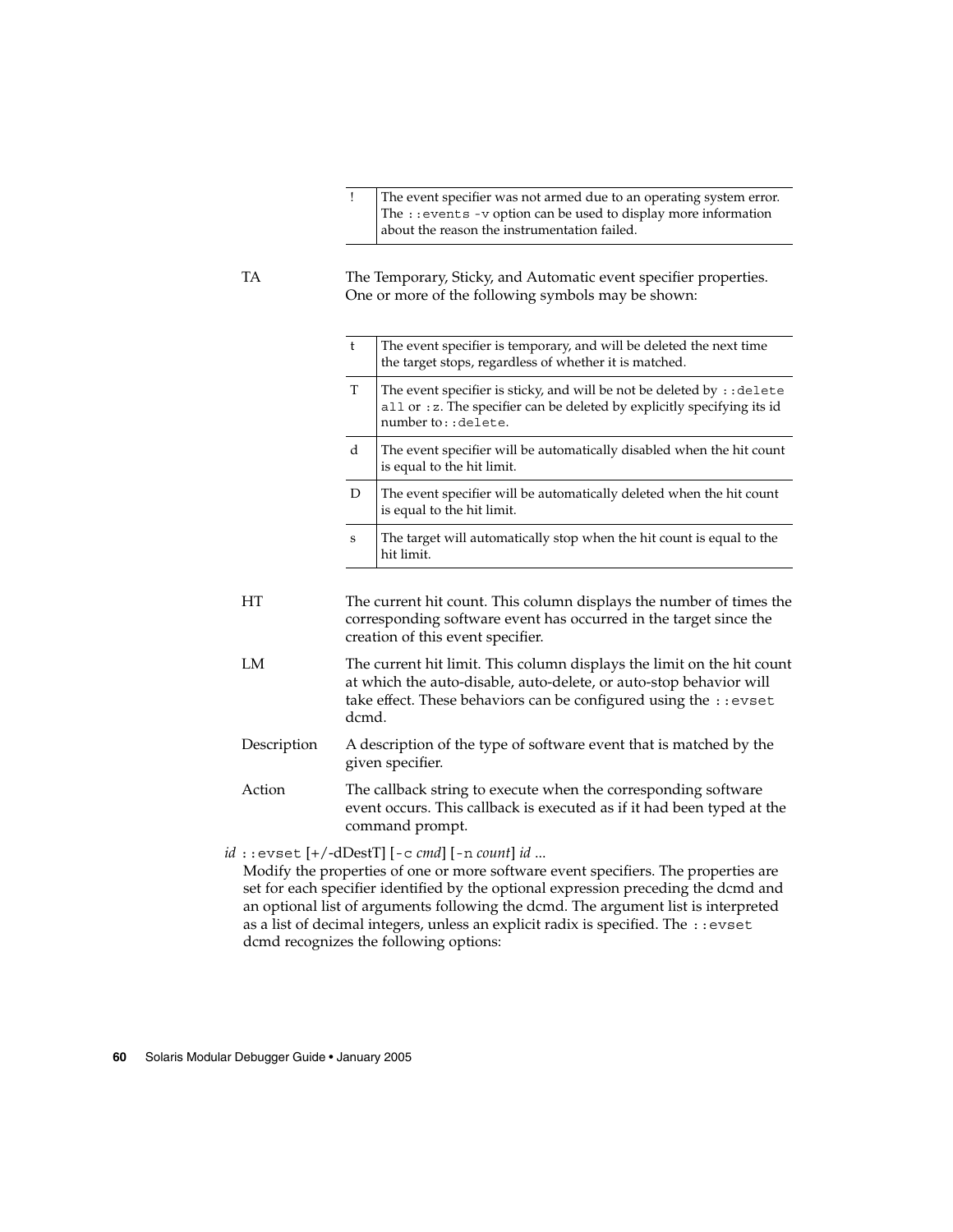| | |
|---|---|
| ! | The event specifier was not armed due to an operating system error. The `::events -v` option can be used to display more information about the reason the instrumentation failed. |

TA
: The Temporary, Sticky, and Automatic event specifier properties. One or more of the following symbols may be shown:

| | |
|---|---|
| t | The event specifier is temporary, and will be deleted the next time the target stops, regardless of whether it is matched. |
| T | The event specifier is sticky, and will be not be deleted by `::delete all` or `:z`. The specifier can be deleted by explicitly specifying its id number to `::delete`. |
| d | The event specifier will be automatically disabled when the hit count is equal to the hit limit. |
| D | The event specifier will be automatically deleted when the hit count is equal to the hit limit. |
| s | The target will automatically stop when the hit count is equal to the hit limit. |

HT
: The current hit count. This column displays the number of times the corresponding software event has occurred in the target since the creation of this event specifier.

LM
: The current hit limit. This column displays the limit on the hit count at which the auto-disable, auto-delete, or auto-stop behavior will take effect. These behaviors can be configured using the `::evset` dcmd.

Description
: A description of the type of software event that is matched by the given specifier.

Action
: The callback string to execute when the corresponding software event occurs. This callback is executed as if it had been typed at the command prompt.

*id* `::evset` [+/-dDestT] [`-c` *cmd*] [`-n` *count*] *id* ...

Modify the properties of one or more software event specifiers. The properties are set for each specifier identified by the optional expression preceding the dcmd and an optional list of arguments following the dcmd. The argument list is interpreted as a list of decimal integers, unless an explicit radix is specified. The `::evset` dcmd recognizes the following options: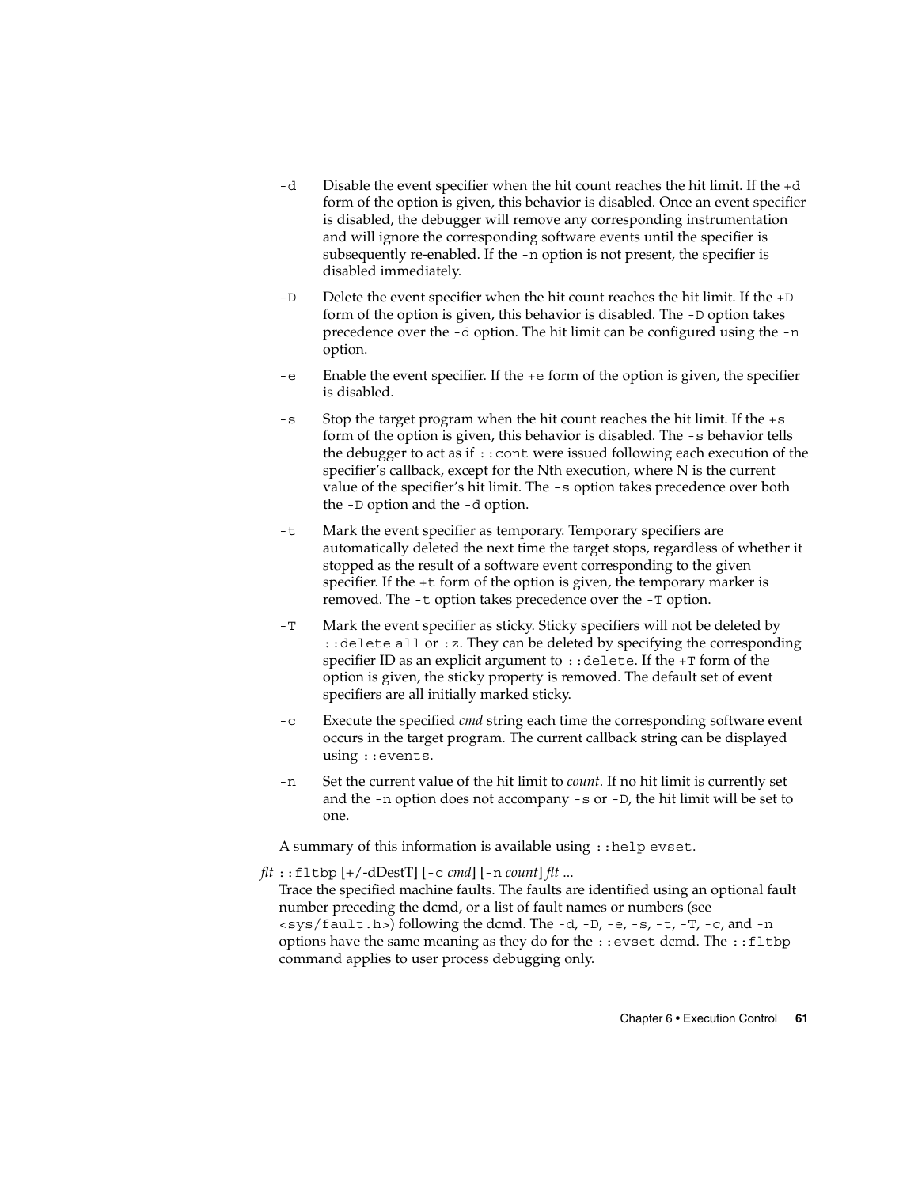`-d` Disable the event specifier when the hit count reaches the hit limit. If the `+d` form of the option is given, this behavior is disabled. Once an event specifier is disabled, the debugger will remove any corresponding instrumentation and will ignore the corresponding software events until the specifier is subsequently re-enabled. If the `-n` option is not present, the specifier is disabled immediately.

`-D` Delete the event specifier when the hit count reaches the hit limit. If the `+D` form of the option is given, this behavior is disabled. The `-D` option takes precedence over the `-d` option. The hit limit can be configured using the `-n` option.

`-e` Enable the event specifier. If the `+e` form of the option is given, the specifier is disabled.

`-s` Stop the target program when the hit count reaches the hit limit. If the `+s` form of the option is given, this behavior is disabled. The `-s` behavior tells the debugger to act as if `::cont` were issued following each execution of the specifier's callback, except for the Nth execution, where N is the current value of the specifier's hit limit. The `-s` option takes precedence over both the `-D` option and the `-d` option.

`-t` Mark the event specifier as temporary. Temporary specifiers are automatically deleted the next time the target stops, regardless of whether it stopped as the result of a software event corresponding to the given specifier. If the `+t` form of the option is given, the temporary marker is removed. The `-t` option takes precedence over the `-T` option.

`-T` Mark the event specifier as sticky. Sticky specifiers will not be deleted by `::delete all` or `:z`. They can be deleted by specifying the corresponding specifier ID as an explicit argument to `::delete`. If the `+T` form of the option is given, the sticky property is removed. The default set of event specifiers are all initially marked sticky.

`-c` Execute the specified *cmd* string each time the corresponding software event occurs in the target program. The current callback string can be displayed using `::events`.

`-n` Set the current value of the hit limit to *count*. If no hit limit is currently set and the `-n` option does not accompany `-s` or `-D`, the hit limit will be set to one.

A summary of this information is available using `::help evset`.

*flt* `::fltbp` [+/-dDestT] [`-c` *cmd*] [`-n` *count*] *flt* ...
Trace the specified machine faults. The faults are identified using an optional fault number preceding the dcmd, or a list of fault names or numbers (see `<sys/fault.h>`) following the dcmd. The `-d`, `-D`, `-e`, `-s`, `-t`, `-T`, `-c`, and `-n` options have the same meaning as they do for the `::evset` dcmd. The `::fltbp` command applies to user process debugging only.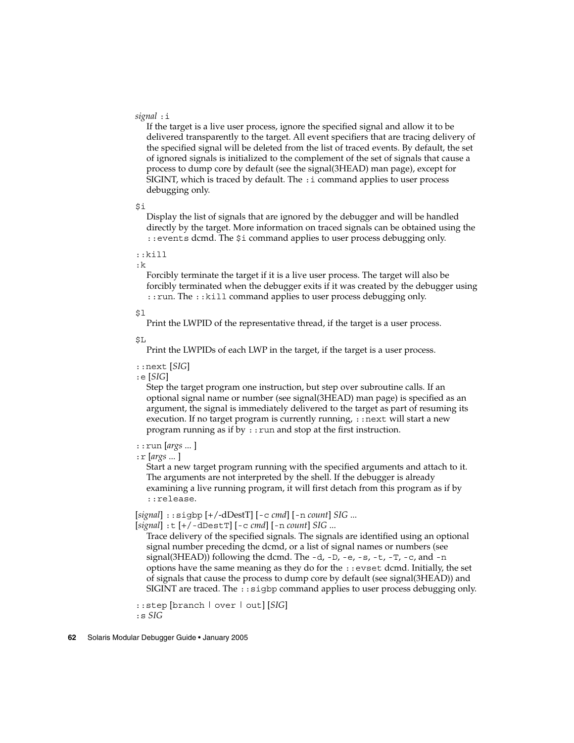*signal* :i

If the target is a live user process, ignore the specified signal and allow it to be delivered transparently to the target. All event specifiers that are tracing delivery of the specified signal will be deleted from the list of traced events. By default, the set of ignored signals is initialized to the complement of the set of signals that cause a process to dump core by default (see the signal(3HEAD) man page), except for SIGINT, which is traced by default. The `:i` command applies to user process debugging only.

`$i`

Display the list of signals that are ignored by the debugger and will be handled directly by the target. More information on traced signals can be obtained using the `::events` dcmd. The `$i` command applies to user process debugging only.

`::kill`
`:k`

Forcibly terminate the target if it is a live user process. The target will also be forcibly terminated when the debugger exits if it was created by the debugger using `::run`. The `::kill` command applies to user process debugging only.

`$l`

Print the LWPID of the representative thread, if the target is a user process.

`$L`

Print the LWPIDs of each LWP in the target, if the target is a user process.

`::next` [*SIG*]
`:e` [*SIG*]

Step the target program one instruction, but step over subroutine calls. If an optional signal name or number (see signal(3HEAD) man page) is specified as an argument, the signal is immediately delivered to the target as part of resuming its execution. If no target program is currently running, `::next` will start a new program running as if by `::run` and stop at the first instruction.

`::run` [*args* ... ]
`:r` [*args* ... ]

Start a new target program running with the specified arguments and attach to it. The arguments are not interpreted by the shell. If the debugger is already examining a live running program, it will first detach from this program as if by `::release`.

[*signal*] `::sigbp` [+/-dDestT] [`-c` *cmd*] [`-n` *count*] *SIG* ...
[*signal*] `:t` [+/-`dDestT`] [`-c` *cmd*] [`-n` *count*] *SIG* ...

Trace delivery of the specified signals. The signals are identified using an optional signal number preceding the dcmd, or a list of signal names or numbers (see signal(3HEAD)) following the dcmd. The `-d`, `-D`, `-e`, `-s`, `-t`, `-T`, `-c`, and `-n` options have the same meaning as they do for the `::evset` dcmd. Initially, the set of signals that cause the process to dump core by default (see signal(3HEAD)) and SIGINT are traced. The `::sigbp` command applies to user process debugging only.

`::step` [`branch` | `over` | `out`] [*SIG*]
`:s` *SIG*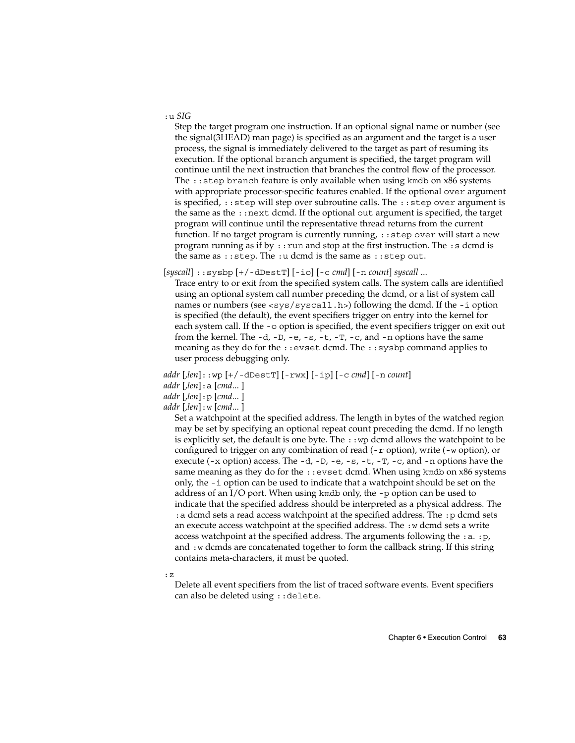`:u` *SIG*

Step the target program one instruction. If an optional signal name or number (see the signal(3HEAD) man page) is specified as an argument and the target is a user process, the signal is immediately delivered to the target as part of resuming its execution. If the optional `branch` argument is specified, the target program will continue until the next instruction that branches the control flow of the processor. The `::step branch` feature is only available when using `kmdb` on x86 systems with appropriate processor-specific features enabled. If the optional `over` argument is specified, `::step` will step over subroutine calls. The `::step over` argument is the same as the `::next` dcmd. If the optional `out` argument is specified, the target program will continue until the representative thread returns from the current function. If no target program is currently running, `::step over` will start a new program running as if by `::run` and stop at the first instruction. The `:s` dcmd is the same as `::step`. The `:u` dcmd is the same as `::step out`.

[*syscall*] `::sysbp` [`+/-dDestT`] [`-io`] [`-c` *cmd*] [`-n` *count*] *syscall* ...

Trace entry to or exit from the specified system calls. The system calls are identified using an optional system call number preceding the dcmd, or a list of system call names or numbers (see `<sys/syscall.h>`) following the dcmd. If the `-i` option is specified (the default), the event specifiers trigger on entry into the kernel for each system call. If the `-o` option is specified, the event specifiers trigger on exit out from the kernel. The `-d`, `-D`, `-e`, `-s`, `-t`, `-T`, `-c`, and `-n` options have the same meaning as they do for the `::evset` dcmd. The `::sysbp` command applies to user process debugging only.

*addr* [,*len*]`::wp` [`+/-dDestT`] [`-rwx`] [`-ip`] [`-c` *cmd*] [`-n` *count*]
*addr* [,*len*]`:a` [*cmd*... ]
*addr* [,*len*]`:p` [*cmd*... ]
*addr* [,*len*]`:w` [*cmd*... ]

Set a watchpoint at the specified address. The length in bytes of the watched region may be set by specifying an optional repeat count preceding the dcmd. If no length is explicitly set, the default is one byte. The `::wp` dcmd allows the watchpoint to be configured to trigger on any combination of read (`-r` option), write (`-w` option), or execute (`-x` option) access. The `-d`, `-D`, `-e`, `-s`, `-t`, `-T`, `-c`, and `-n` options have the same meaning as they do for the `::evset` dcmd. When using `kmdb` on x86 systems only, the `-i` option can be used to indicate that a watchpoint should be set on the address of an I/O port. When using `kmdb` only, the `-p` option can be used to indicate that the specified address should be interpreted as a physical address. The `:a` dcmd sets a read access watchpoint at the specified address. The `:p` dcmd sets an execute access watchpoint at the specified address. The `:w` dcmd sets a write access watchpoint at the specified address. The arguments following the `:a`. `:p`, and `:w` dcmds are concatenated together to form the callback string. If this string contains meta-characters, it must be quoted.

`:z`

Delete all event specifiers from the list of traced software events. Event specifiers can also be deleted using `::delete`.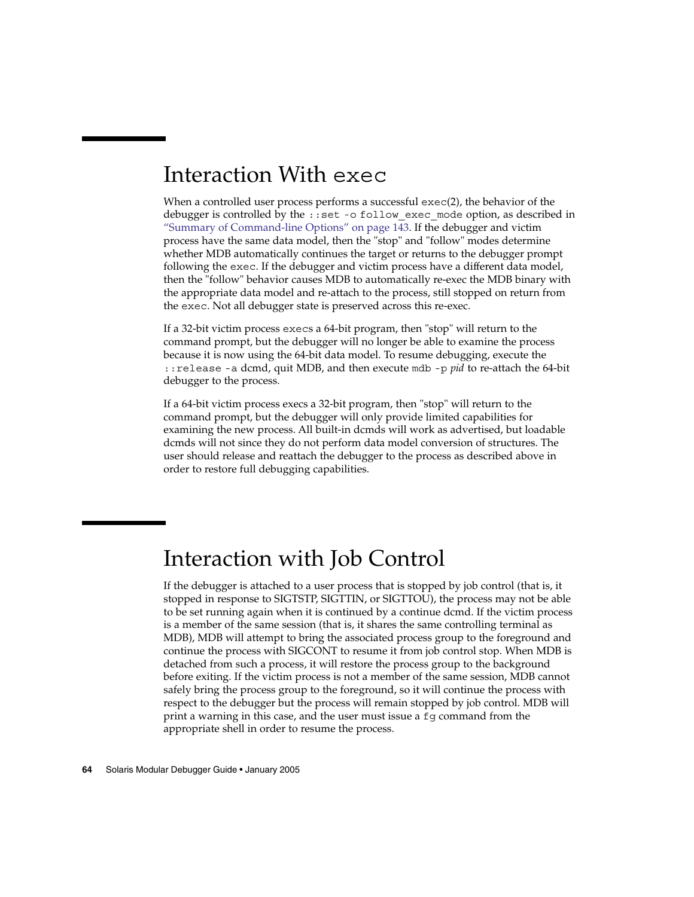# Interaction With `exec`

When a controlled user process performs a successful `exec`(2), the behavior of the debugger is controlled by the `::set -o follow_exec_mode` option, as described in "Summary of Command-line Options" on page 143. If the debugger and victim process have the same data model, then the "stop" and "follow" modes determine whether MDB automatically continues the target or returns to the debugger prompt following the `exec`. If the debugger and victim process have a different data model, then the "follow" behavior causes MDB to automatically re-exec the MDB binary with the appropriate data model and re-attach to the process, still stopped on return from the `exec`. Not all debugger state is preserved across this re-exec.

If a 32-bit victim process `exec`s a 64-bit program, then "stop" will return to the command prompt, but the debugger will no longer be able to examine the process because it is now using the 64-bit data model. To resume debugging, execute the `::release -a` dcmd, quit MDB, and then execute `mdb -p` *pid* to re-attach the 64-bit debugger to the process.

If a 64-bit victim process execs a 32-bit program, then "stop" will return to the command prompt, but the debugger will only provide limited capabilities for examining the new process. All built-in dcmds will work as advertised, but loadable dcmds will not since they do not perform data model conversion of structures. The user should release and reattach the debugger to the process as described above in order to restore full debugging capabilities.

# Interaction with Job Control

If the debugger is attached to a user process that is stopped by job control (that is, it stopped in response to SIGTSTP, SIGTTIN, or SIGTTOU), the process may not be able to be set running again when it is continued by a continue dcmd. If the victim process is a member of the same session (that is, it shares the same controlling terminal as MDB), MDB will attempt to bring the associated process group to the foreground and continue the process with SIGCONT to resume it from job control stop. When MDB is detached from such a process, it will restore the process group to the background before exiting. If the victim process is not a member of the same session, MDB cannot safely bring the process group to the foreground, so it will continue the process with respect to the debugger but the process will remain stopped by job control. MDB will print a warning in this case, and the user must issue a `fg` command from the appropriate shell in order to resume the process.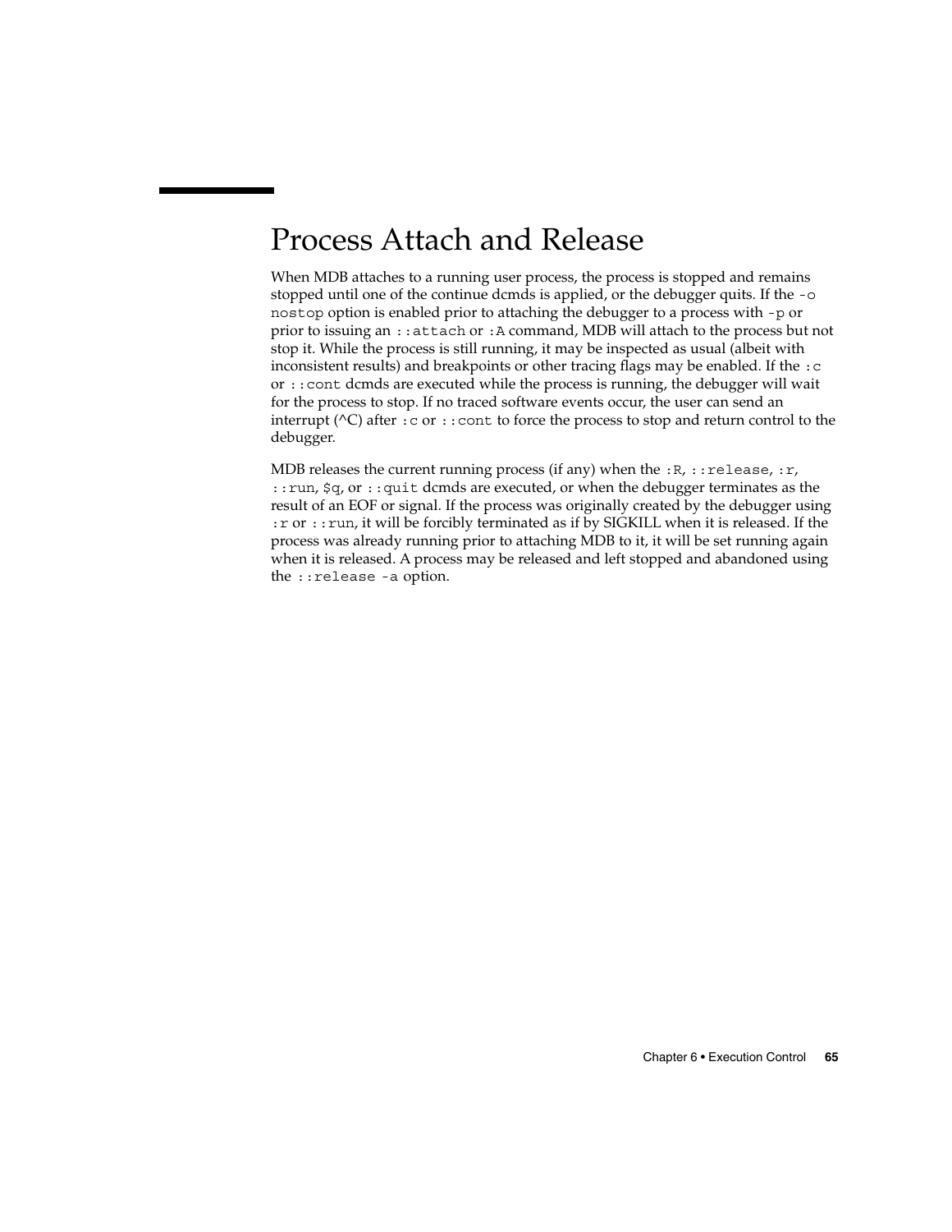# Process Attach and Release

When MDB attaches to a running user process, the process is stopped and remains stopped until one of the continue dcmds is applied, or the debugger quits. If the `-o nostop` option is enabled prior to attaching the debugger to a process with `-p` or prior to issuing an `::attach` or `:A` command, MDB will attach to the process but not stop it. While the process is still running, it may be inspected as usual (albeit with inconsistent results) and breakpoints or other tracing flags may be enabled. If the `:c` or `::cont` dcmds are executed while the process is running, the debugger will wait for the process to stop. If no traced software events occur, the user can send an interrupt (^C) after `:c` or `::cont` to force the process to stop and return control to the debugger.

MDB releases the current running process (if any) when the `:R`, `::release`, `:r`, `::run`, `$q`, or `::quit` dcmds are executed, or when the debugger terminates as the result of an EOF or signal. If the process was originally created by the debugger using `:r` or `::run`, it will be forcibly terminated as if by SIGKILL when it is released. If the process was already running prior to attaching MDB to it, it will be set running again when it is released. A process may be released and left stopped and abandoned using the `::release -a` option.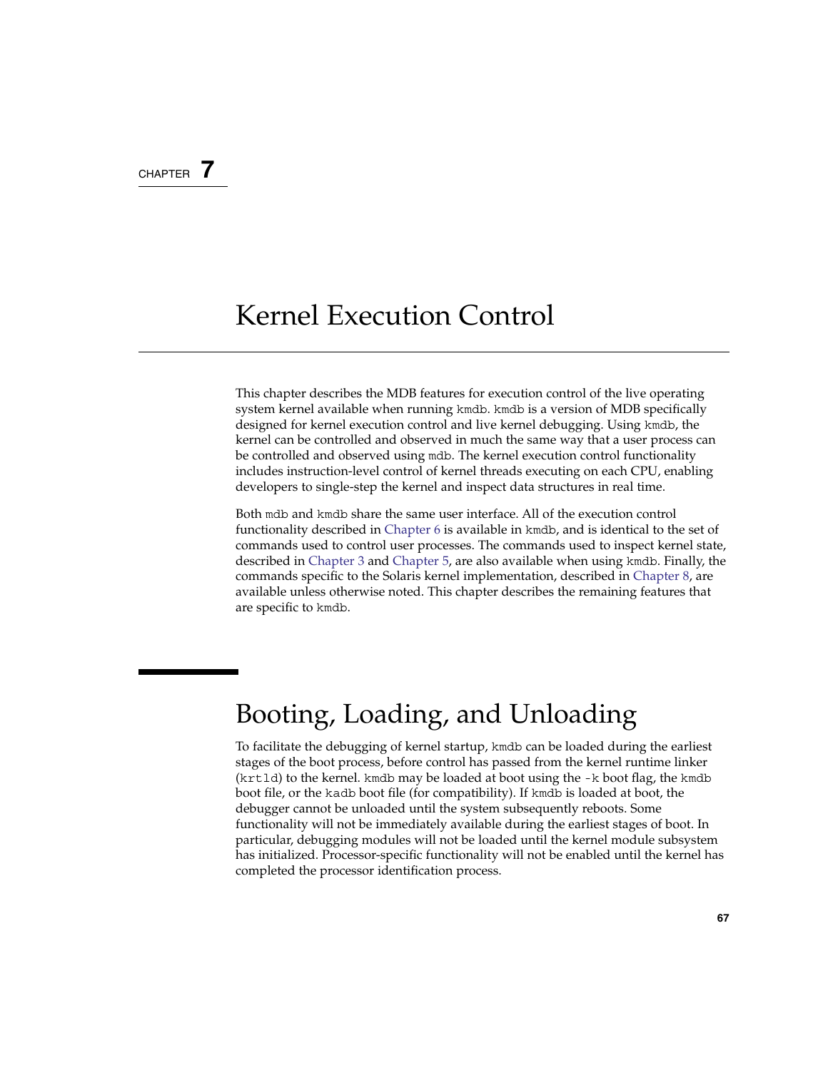CHAPTER 7

# Kernel Execution Control

This chapter describes the MDB features for execution control of the live operating system kernel available when running `kmdb`. `kmdb` is a version of MDB specifically designed for kernel execution control and live kernel debugging. Using `kmdb`, the kernel can be controlled and observed in much the same way that a user process can be controlled and observed using `mdb`. The kernel execution control functionality includes instruction-level control of kernel threads executing on each CPU, enabling developers to single-step the kernel and inspect data structures in real time.

Both `mdb` and `kmdb` share the same user interface. All of the execution control functionality described in Chapter 6 is available in `kmdb`, and is identical to the set of commands used to control user processes. The commands used to inspect kernel state, described in Chapter 3 and Chapter 5, are also available when using `kmdb`. Finally, the commands specific to the Solaris kernel implementation, described in Chapter 8, are available unless otherwise noted. This chapter describes the remaining features that are specific to `kmdb`.

## Booting, Loading, and Unloading

To facilitate the debugging of kernel startup, `kmdb` can be loaded during the earliest stages of the boot process, before control has passed from the kernel runtime linker (`krtld`) to the kernel. `kmdb` may be loaded at boot using the `-k` boot flag, the `kmdb` boot file, or the `kadb` boot file (for compatibility). If `kmdb` is loaded at boot, the debugger cannot be unloaded until the system subsequently reboots. Some functionality will not be immediately available during the earliest stages of boot. In particular, debugging modules will not be loaded until the kernel module subsystem has initialized. Processor-specific functionality will not be enabled until the kernel has completed the processor identification process.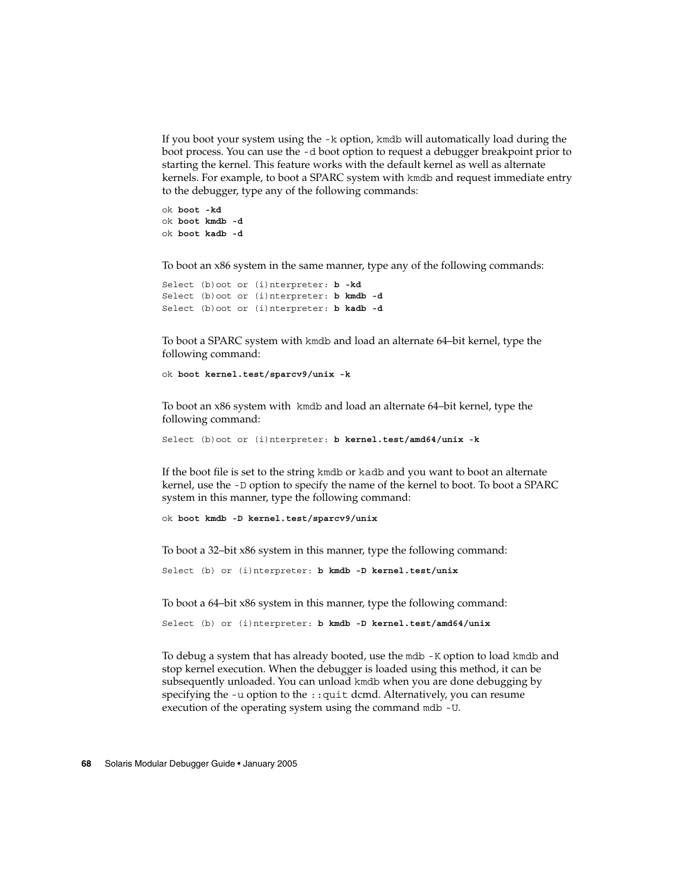If you boot your system using the `-k` option, `kmdb` will automatically load during the boot process. You can use the `-d` boot option to request a debugger breakpoint prior to starting the kernel. This feature works with the default kernel as well as alternate kernels. For example, to boot a SPARC system with `kmdb` and request immediate entry to the debugger, type any of the following commands:

```
ok boot -kd
ok boot kmdb -d
ok boot kadb -d
```

To boot an x86 system in the same manner, type any of the following commands:

```
Select (b)oot or (i)nterpreter: b -kd
Select (b)oot or (i)nterpreter: b kmdb -d
Select (b)oot or (i)nterpreter: b kadb -d
```

To boot a SPARC system with `kmdb` and load an alternate 64–bit kernel, type the following command:

```
ok boot kernel.test/sparcv9/unix -k
```

To boot an x86 system with `kmdb` and load an alternate 64–bit kernel, type the following command:

```
Select (b)oot or (i)nterpreter: b kernel.test/amd64/unix -k
```

If the boot file is set to the string `kmdb` or `kadb` and you want to boot an alternate kernel, use the `-D` option to specify the name of the kernel to boot. To boot a SPARC system in this manner, type the following command:

```
ok boot kmdb -D kernel.test/sparcv9/unix
```

To boot a 32–bit x86 system in this manner, type the following command:

```
Select (b) or (i)nterpreter: b kmdb -D kernel.test/unix
```

To boot a 64–bit x86 system in this manner, type the following command:

```
Select (b) or (i)nterpreter: b kmdb -D kernel.test/amd64/unix
```

To debug a system that has already booted, use the `mdb -K` option to load `kmdb` and stop kernel execution. When the debugger is loaded using this method, it can be subsequently unloaded. You can unload `kmdb` when you are done debugging by specifying the `-u` option to the `::quit` dcmd. Alternatively, you can resume execution of the operating system using the command `mdb -U`.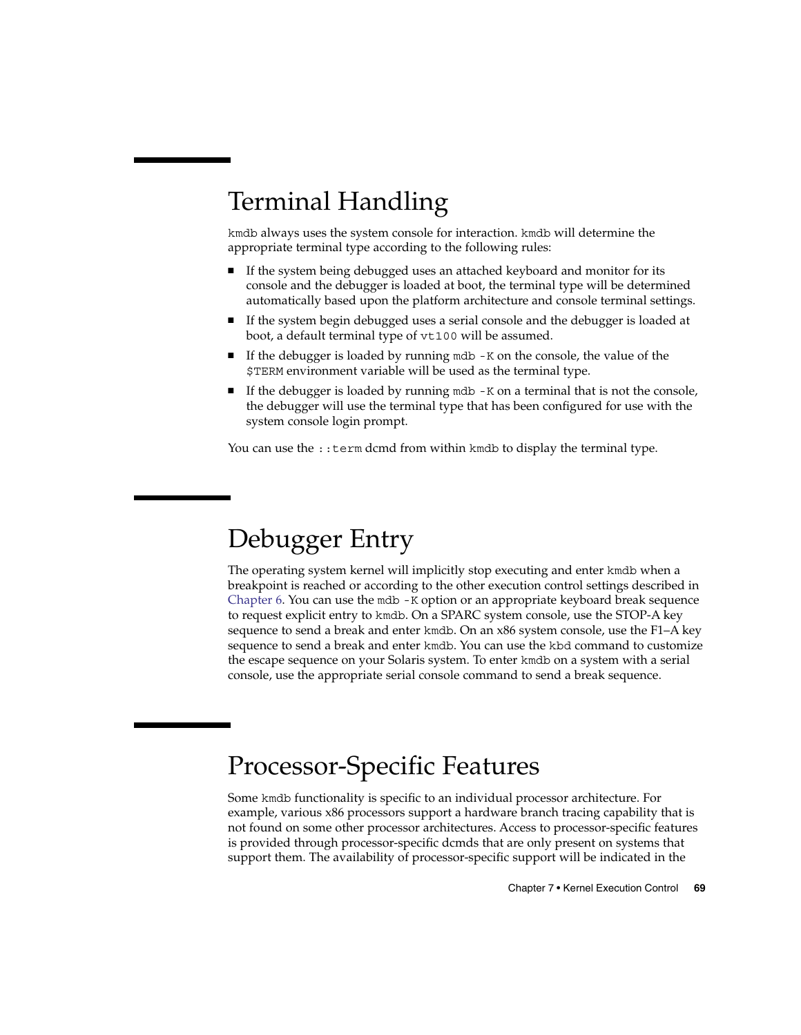## Terminal Handling

`kmdb` always uses the system console for interaction. `kmdb` will determine the appropriate terminal type according to the following rules:

- If the system being debugged uses an attached keyboard and monitor for its console and the debugger is loaded at boot, the terminal type will be determined automatically based upon the platform architecture and console terminal settings.
- If the system begin debugged uses a serial console and the debugger is loaded at boot, a default terminal type of `vt100` will be assumed.
- If the debugger is loaded by running `mdb -K` on the console, the value of the `$TERM` environment variable will be used as the terminal type.
- If the debugger is loaded by running `mdb -K` on a terminal that is not the console, the debugger will use the terminal type that has been configured for use with the system console login prompt.

You can use the `::term` dcmd from within `kmdb` to display the terminal type.

## Debugger Entry

The operating system kernel will implicitly stop executing and enter `kmdb` when a breakpoint is reached or according to the other execution control settings described in Chapter 6. You can use the `mdb -K` option or an appropriate keyboard break sequence to request explicit entry to `kmdb`. On a SPARC system console, use the STOP-A key sequence to send a break and enter `kmdb`. On an x86 system console, use the F1–A key sequence to send a break and enter `kmdb`. You can use the `kbd` command to customize the escape sequence on your Solaris system. To enter `kmdb` on a system with a serial console, use the appropriate serial console command to send a break sequence.

## Processor-Specific Features

Some `kmdb` functionality is specific to an individual processor architecture. For example, various x86 processors support a hardware branch tracing capability that is not found on some other processor architectures. Access to processor-specific features is provided through processor-specific dcmds that are only present on systems that support them. The availability of processor-specific support will be indicated in the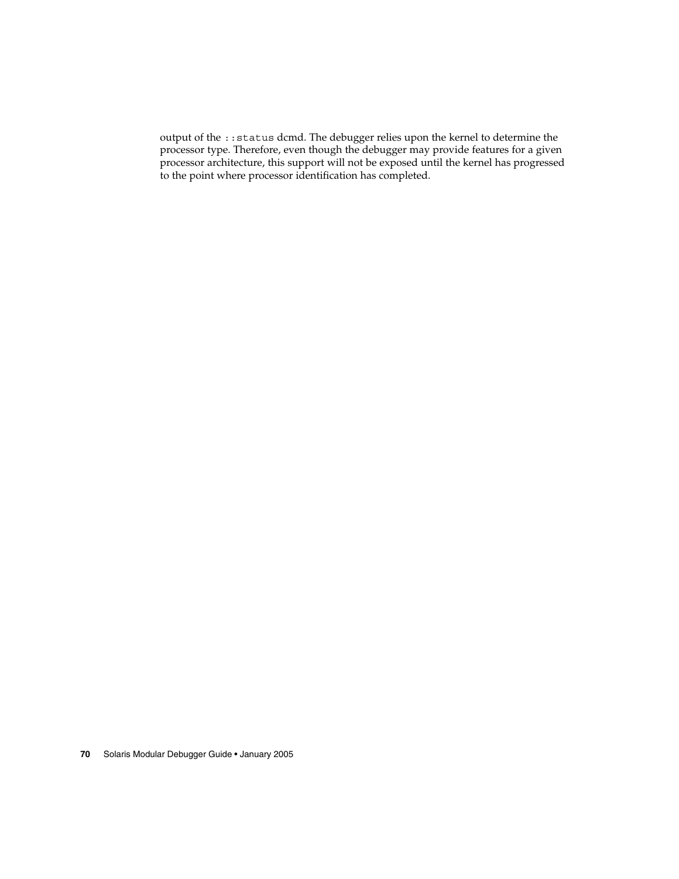output of the `::status` dcmd. The debugger relies upon the kernel to determine the processor type. Therefore, even though the debugger may provide features for a given processor architecture, this support will not be exposed until the kernel has progressed to the point where processor identification has completed.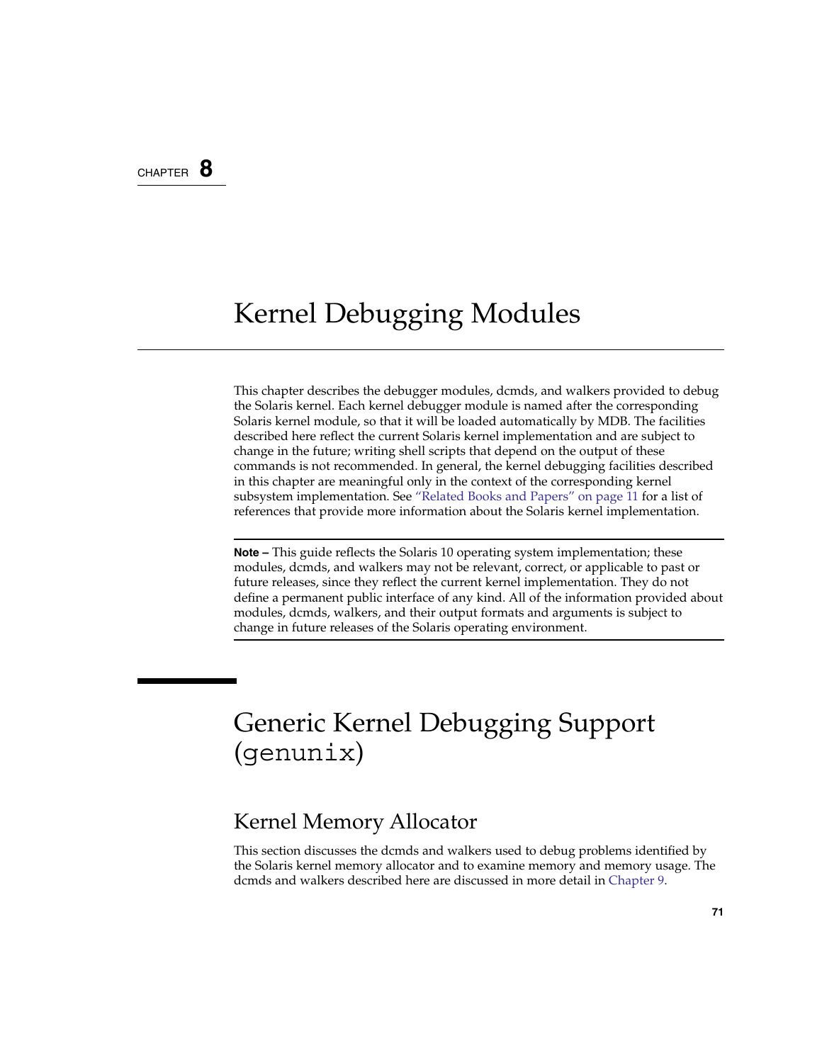CHAPTER **8**

# Kernel Debugging Modules

This chapter describes the debugger modules, dcmds, and walkers provided to debug the Solaris kernel. Each kernel debugger module is named after the corresponding Solaris kernel module, so that it will be loaded automatically by MDB. The facilities described here reflect the current Solaris kernel implementation and are subject to change in the future; writing shell scripts that depend on the output of these commands is not recommended. In general, the kernel debugging facilities described in this chapter are meaningful only in the context of the corresponding kernel subsystem implementation. See "Related Books and Papers" on page 11 for a list of references that provide more information about the Solaris kernel implementation.

---

**Note –** This guide reflects the Solaris 10 operating system implementation; these modules, dcmds, and walkers may not be relevant, correct, or applicable to past or future releases, since they reflect the current kernel implementation. They do not define a permanent public interface of any kind. All of the information provided about modules, dcmds, walkers, and their output formats and arguments is subject to change in future releases of the Solaris operating environment.

---

## Generic Kernel Debugging Support (`genunix`)

### Kernel Memory Allocator

This section discusses the dcmds and walkers used to debug problems identified by the Solaris kernel memory allocator and to examine memory and memory usage. The dcmds and walkers described here are discussed in more detail in Chapter 9.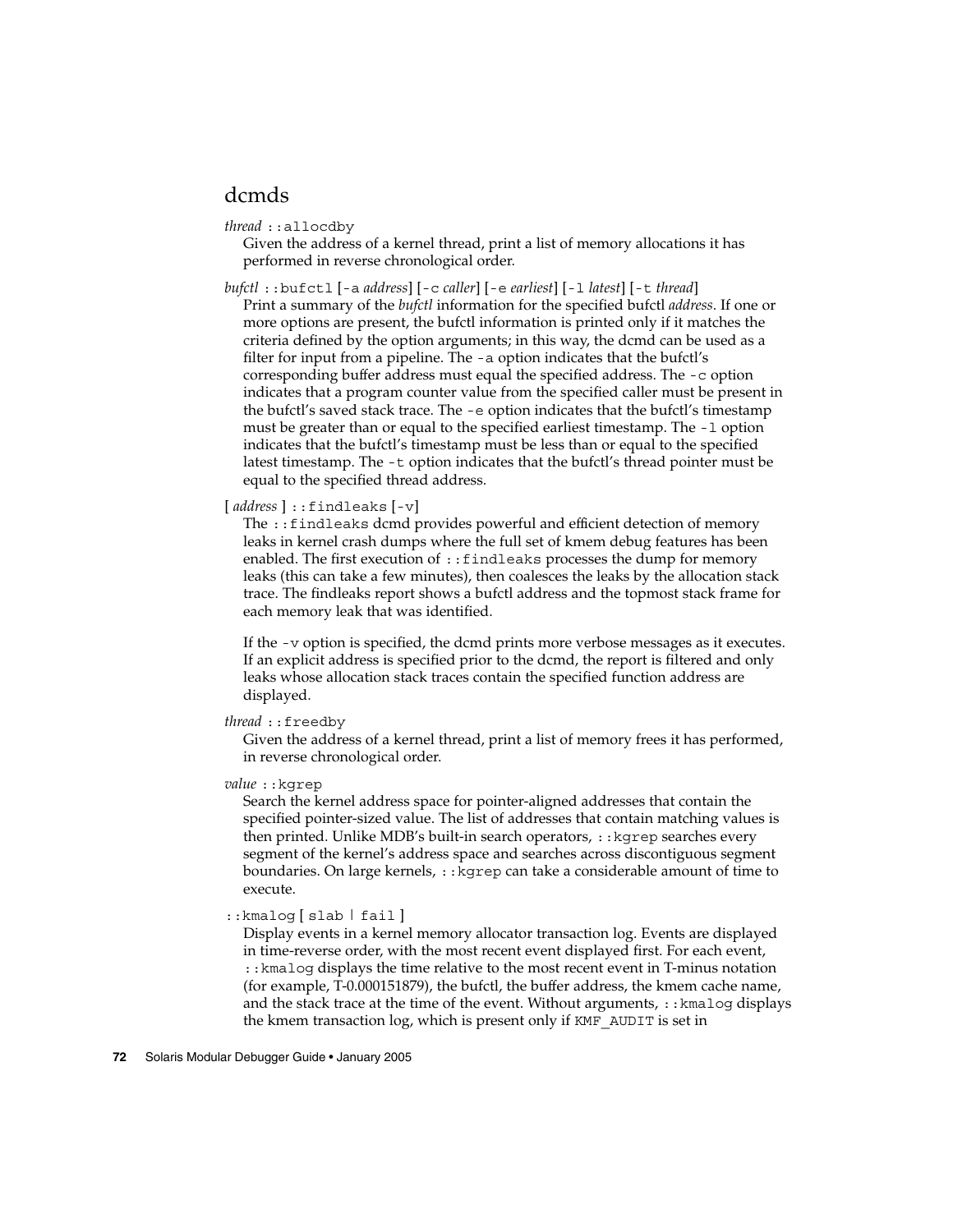## dcmds

*thread* `::allocdby`

Given the address of a kernel thread, print a list of memory allocations it has performed in reverse chronological order.

*bufctl* `::bufctl` [`-a` *address*] [`-c` *caller*] [`-e` *earliest*] [`-l` *latest*] [`-t` *thread*]

Print a summary of the *bufctl* information for the specified bufctl *address*. If one or more options are present, the bufctl information is printed only if it matches the criteria defined by the option arguments; in this way, the dcmd can be used as a filter for input from a pipeline. The `-a` option indicates that the bufctl's corresponding buffer address must equal the specified address. The `-c` option indicates that a program counter value from the specified caller must be present in the bufctl's saved stack trace. The `-e` option indicates that the bufctl's timestamp must be greater than or equal to the specified earliest timestamp. The `-l` option indicates that the bufctl's timestamp must be less than or equal to the specified latest timestamp. The `-t` option indicates that the bufctl's thread pointer must be equal to the specified thread address.

[ *address* ] `::findleaks` [`-v`]

The `::findleaks` dcmd provides powerful and efficient detection of memory leaks in kernel crash dumps where the full set of kmem debug features has been enabled. The first execution of `::findleaks` processes the dump for memory leaks (this can take a few minutes), then coalesces the leaks by the allocation stack trace. The findleaks report shows a bufctl address and the topmost stack frame for each memory leak that was identified.

If the `-v` option is specified, the dcmd prints more verbose messages as it executes. If an explicit address is specified prior to the dcmd, the report is filtered and only leaks whose allocation stack traces contain the specified function address are displayed.

*thread* `::freedby`

Given the address of a kernel thread, print a list of memory frees it has performed, in reverse chronological order.

*value* `::kgrep`

Search the kernel address space for pointer-aligned addresses that contain the specified pointer-sized value. The list of addresses that contain matching values is then printed. Unlike MDB's built-in search operators, `::kgrep` searches every segment of the kernel's address space and searches across discontiguous segment boundaries. On large kernels, `::kgrep` can take a considerable amount of time to execute.

`::kmalog` [ `slab` | `fail` ]

Display events in a kernel memory allocator transaction log. Events are displayed in time-reverse order, with the most recent event displayed first. For each event, `::kmalog` displays the time relative to the most recent event in T-minus notation (for example, T-0.000151879), the bufctl, the buffer address, the kmem cache name, and the stack trace at the time of the event. Without arguments, `::kmalog` displays the kmem transaction log, which is present only if `KMF_AUDIT` is set in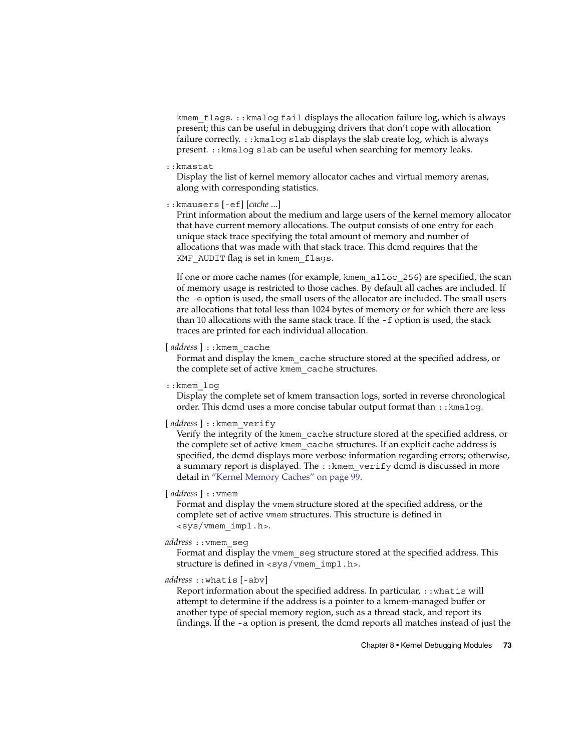kmem_flags. ::kmalog fail displays the allocation failure log, which is always present; this can be useful in debugging drivers that don't cope with allocation failure correctly. ::kmalog slab displays the slab create log, which is always present. ::kmalog slab can be useful when searching for memory leaks.

::kmastat

Display the list of kernel memory allocator caches and virtual memory arenas, along with corresponding statistics.

::kmausers [-ef] [*cache* ...]

Print information about the medium and large users of the kernel memory allocator that have current memory allocations. The output consists of one entry for each unique stack trace specifying the total amount of memory and number of allocations that was made with that stack trace. This dcmd requires that the KMF_AUDIT flag is set in kmem_flags.

If one or more cache names (for example, kmem_alloc_256) are specified, the scan of memory usage is restricted to those caches. By default all caches are included. If the -e option is used, the small users of the allocator are included. The small users are allocations that total less than 1024 bytes of memory or for which there are less than 10 allocations with the same stack trace. If the -f option is used, the stack traces are printed for each individual allocation.

[ *address* ] ::kmem_cache

Format and display the kmem_cache structure stored at the specified address, or the complete set of active kmem_cache structures.

::kmem_log

Display the complete set of kmem transaction logs, sorted in reverse chronological order. This dcmd uses a more concise tabular output format than ::kmalog.

[ *address* ] ::kmem_verify

Verify the integrity of the kmem_cache structure stored at the specified address, or the complete set of active kmem_cache structures. If an explicit cache address is specified, the dcmd displays more verbose information regarding errors; otherwise, a summary report is displayed. The ::kmem_verify dcmd is discussed in more detail in "Kernel Memory Caches" on page 99.

[ *address* ] ::vmem

Format and display the vmem structure stored at the specified address, or the complete set of active vmem structures. This structure is defined in <sys/vmem_impl.h>.

*address* ::vmem_seg

Format and display the vmem_seg structure stored at the specified address. This structure is defined in <sys/vmem_impl.h>.

*address* ::whatis [-abv]

Report information about the specified address. In particular, ::whatis will attempt to determine if the address is a pointer to a kmem-managed buffer or another type of special memory region, such as a thread stack, and report its findings. If the -a option is present, the dcmd reports all matches instead of just the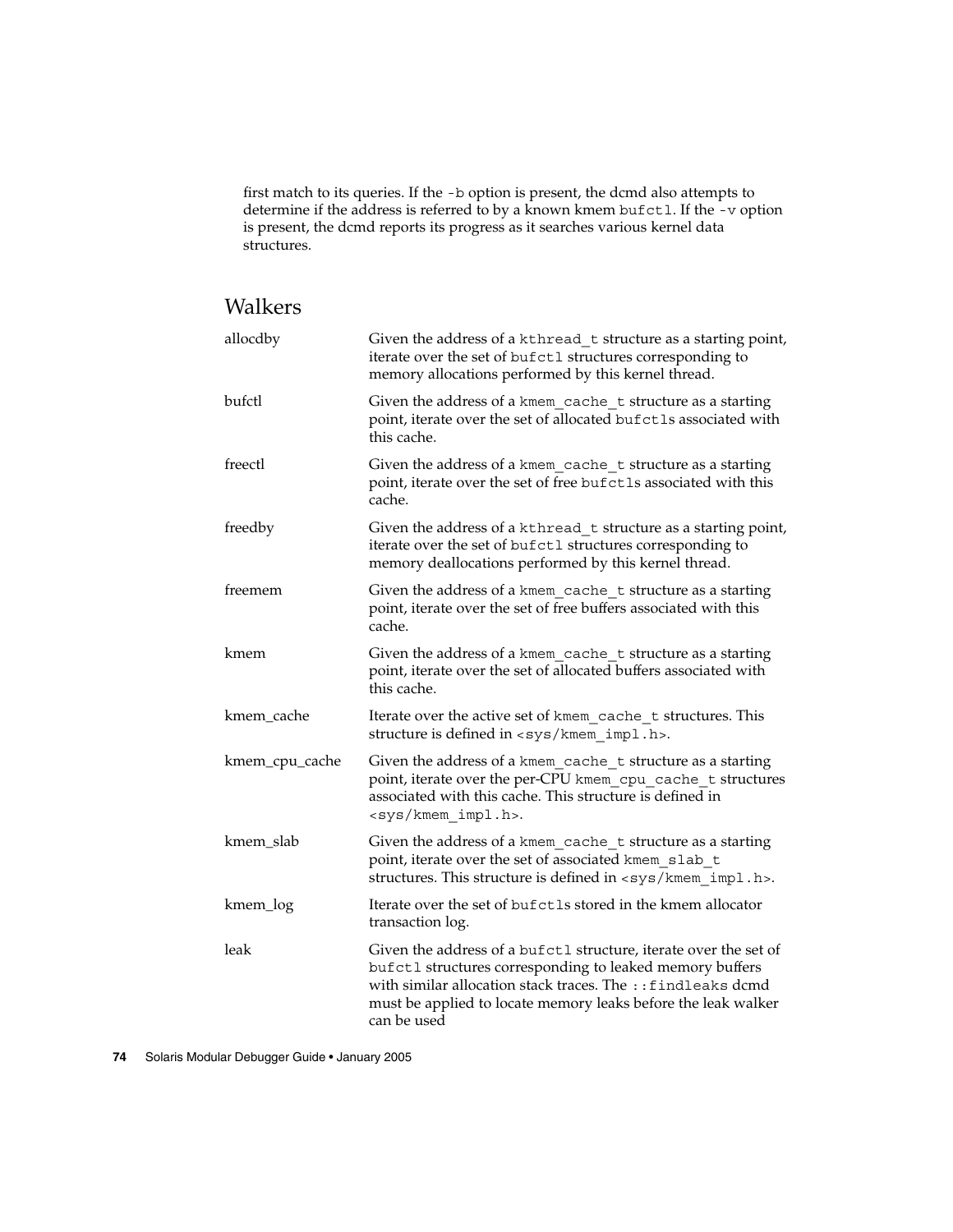first match to its queries. If the `-b` option is present, the dcmd also attempts to determine if the address is referred to by a known kmem `bufctl`. If the `-v` option is present, the dcmd reports its progress as it searches various kernel data structures.

## Walkers

| | |
|---|---|
| allocdby | Given the address of a `kthread_t` structure as a starting point, iterate over the set of `bufctl` structures corresponding to memory allocations performed by this kernel thread. |
| bufctl | Given the address of a `kmem_cache_t` structure as a starting point, iterate over the set of allocated `bufctl`s associated with this cache. |
| freectl | Given the address of a `kmem_cache_t` structure as a starting point, iterate over the set of free `bufctl`s associated with this cache. |
| freedby | Given the address of a `kthread_t` structure as a starting point, iterate over the set of `bufctl` structures corresponding to memory deallocations performed by this kernel thread. |
| freemem | Given the address of a `kmem_cache_t` structure as a starting point, iterate over the set of free buffers associated with this cache. |
| kmem | Given the address of a `kmem_cache_t` structure as a starting point, iterate over the set of allocated buffers associated with this cache. |
| kmem_cache | Iterate over the active set of `kmem_cache_t` structures. This structure is defined in `<sys/kmem_impl.h>`. |
| kmem_cpu_cache | Given the address of a `kmem_cache_t` structure as a starting point, iterate over the per-CPU `kmem_cpu_cache_t` structures associated with this cache. This structure is defined in `<sys/kmem_impl.h>`. |
| kmem_slab | Given the address of a `kmem_cache_t` structure as a starting point, iterate over the set of associated `kmem_slab_t` structures. This structure is defined in `<sys/kmem_impl.h>`. |
| kmem_log | Iterate over the set of `bufctl`s stored in the kmem allocator transaction log. |
| leak | Given the address of a `bufctl` structure, iterate over the set of `bufctl` structures corresponding to leaked memory buffers with similar allocation stack traces. The `::findleaks` dcmd must be applied to locate memory leaks before the leak walker can be used |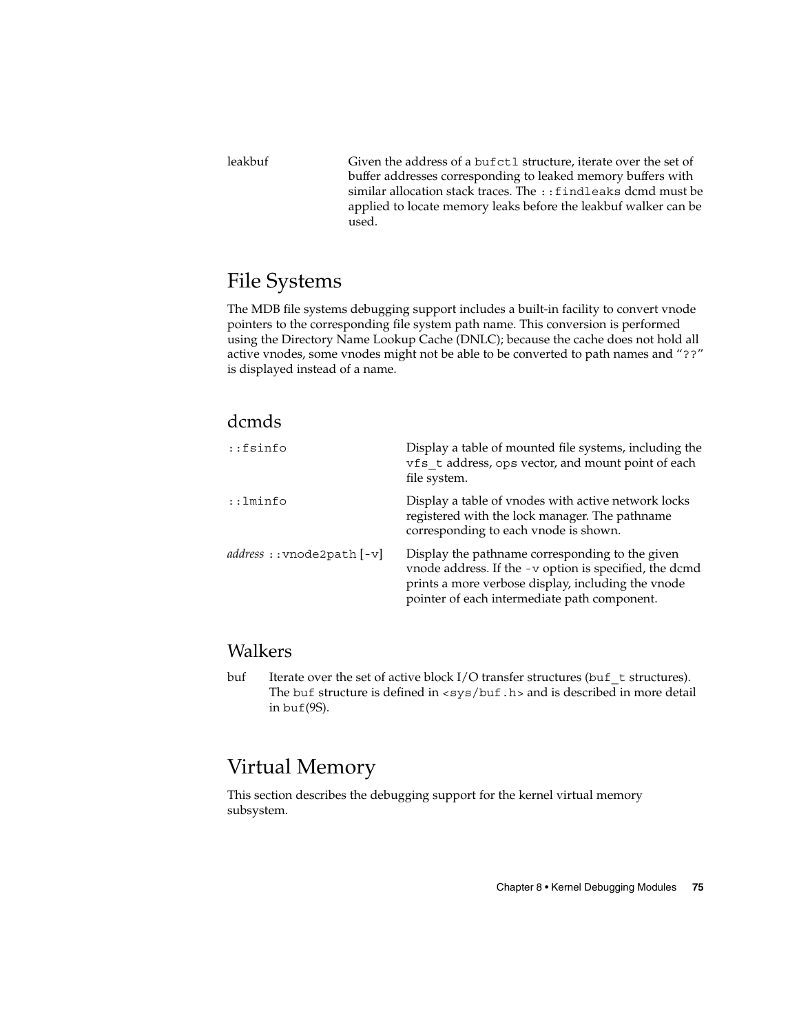leakbuf — Given the address of a `bufctl` structure, iterate over the set of buffer addresses corresponding to leaked memory buffers with similar allocation stack traces. The `::findleaks` dcmd must be applied to locate memory leaks before the leakbuf walker can be used.

# File Systems

The MDB file systems debugging support includes a built-in facility to convert vnode pointers to the corresponding file system path name. This conversion is performed using the Directory Name Lookup Cache (DNLC); because the cache does not hold all active vnodes, some vnodes might not be able to be converted to path names and "`??`" is displayed instead of a name.

## dcmds

`::fsinfo` — Display a table of mounted file systems, including the `vfs_t` address, `ops` vector, and mount point of each file system.

`::lminfo` — Display a table of vnodes with active network locks registered with the lock manager. The pathname corresponding to each vnode is shown.

*address* `::vnode2path` [`-v`] — Display the pathname corresponding to the given vnode address. If the `-v` option is specified, the dcmd prints a more verbose display, including the vnode pointer of each intermediate path component.

## Walkers

buf — Iterate over the set of active block I/O transfer structures (`buf_t` structures). The `buf` structure is defined in `<sys/buf.h>` and is described in more detail in `buf`(9S).

# Virtual Memory

This section describes the debugging support for the kernel virtual memory subsystem.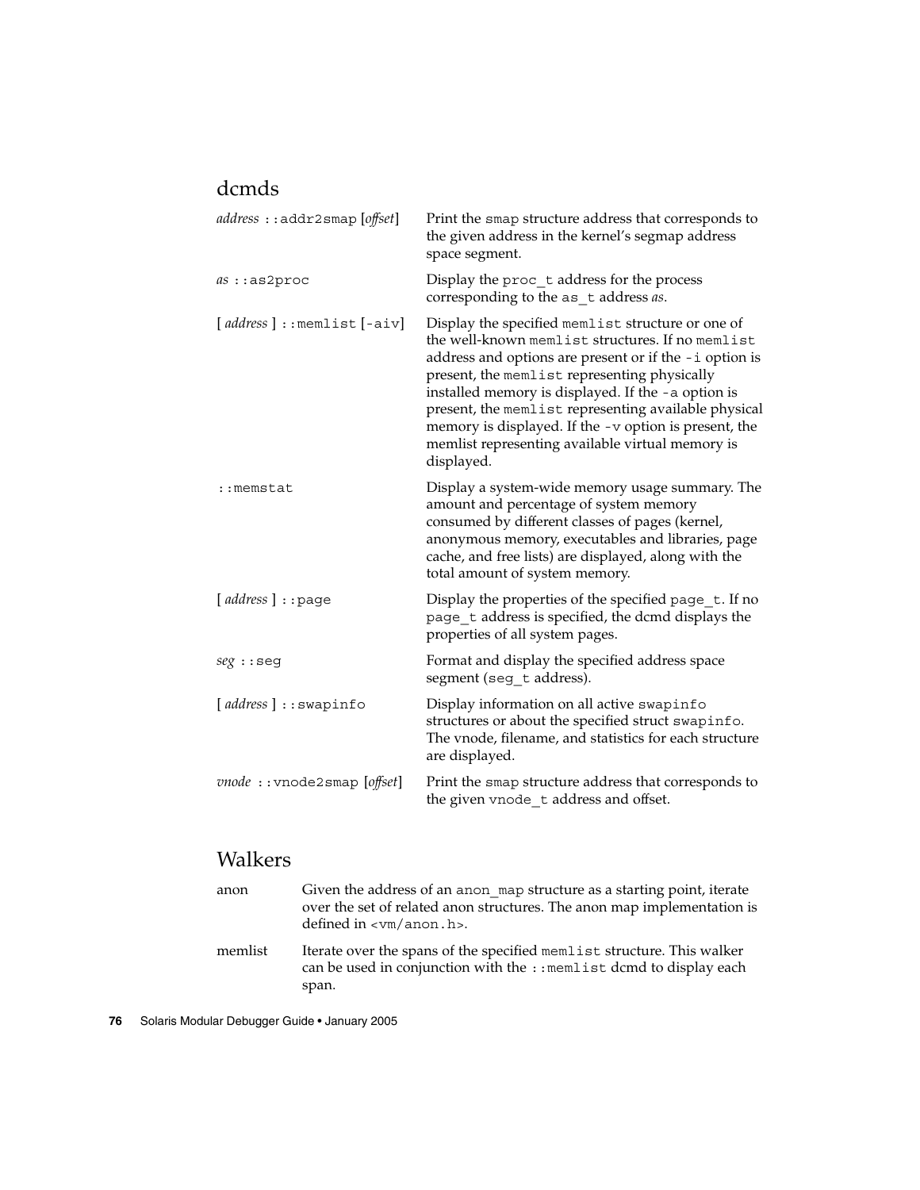## dcmds

*address* ::addr2smap [*offset*]

Print the smap structure address that corresponds to the given address in the kernel's segmap address space segment.

*as* ::as2proc

Display the proc_t address for the process corresponding to the as_t address *as*.

[ *address* ] ::memlist [-aiv]

Display the specified memlist structure or one of the well-known memlist structures. If no memlist address and options are present or if the -i option is present, the memlist representing physically installed memory is displayed. If the -a option is present, the memlist representing available physical memory is displayed. If the -v option is present, the memlist representing available virtual memory is displayed.

::memstat

Display a system-wide memory usage summary. The amount and percentage of system memory consumed by different classes of pages (kernel, anonymous memory, executables and libraries, page cache, and free lists) are displayed, along with the total amount of system memory.

[ *address* ] ::page

Display the properties of the specified page_t. If no page_t address is specified, the dcmd displays the properties of all system pages.

*seg* ::seg

Format and display the specified address space segment (seg_t address).

[ *address* ] ::swapinfo

Display information on all active swapinfo structures or about the specified struct swapinfo. The vnode, filename, and statistics for each structure are displayed.

*vnode* ::vnode2smap [*offset*]

Print the smap structure address that corresponds to the given vnode_t address and offset.

## Walkers

anon

Given the address of an anon_map structure as a starting point, iterate over the set of related anon structures. The anon map implementation is defined in <vm/anon.h>.

memlist

Iterate over the spans of the specified memlist structure. This walker can be used in conjunction with the ::memlist dcmd to display each span.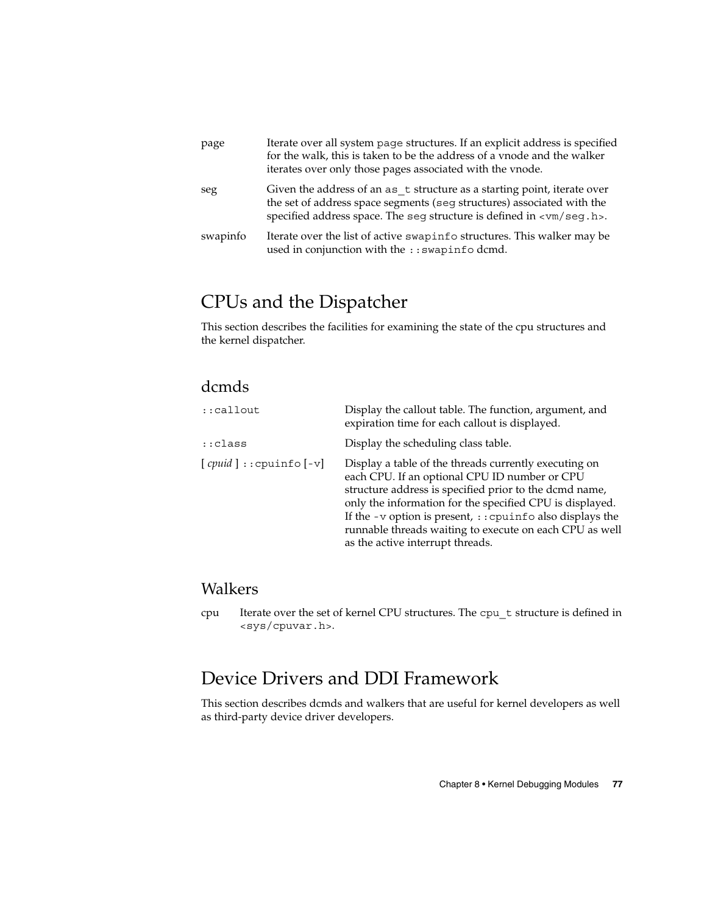page
: Iterate over all system `page` structures. If an explicit address is specified for the walk, this is taken to be the address of a vnode and the walker iterates over only those pages associated with the vnode.

seg
: Given the address of an `as_t` structure as a starting point, iterate over the set of address space segments (`seg` structures) associated with the specified address space. The `seg` structure is defined in `<vm/seg.h>`.

swapinfo
: Iterate over the list of active `swapinfo` structures. This walker may be used in conjunction with the `::swapinfo` dcmd.

## CPUs and the Dispatcher

This section describes the facilities for examining the state of the cpu structures and the kernel dispatcher.

### dcmds

`::callout`
: Display the callout table. The function, argument, and expiration time for each callout is displayed.

`::class`
: Display the scheduling class table.

[ *cpuid* ] `::cpuinfo` [`-v`]
: Display a table of the threads currently executing on each CPU. If an optional CPU ID number or CPU structure address is specified prior to the dcmd name, only the information for the specified CPU is displayed. If the `-v` option is present, `::cpuinfo` also displays the runnable threads waiting to execute on each CPU as well as the active interrupt threads.

### Walkers

cpu
: Iterate over the set of kernel CPU structures. The `cpu_t` structure is defined in `<sys/cpuvar.h>`.

## Device Drivers and DDI Framework

This section describes dcmds and walkers that are useful for kernel developers as well as third-party device driver developers.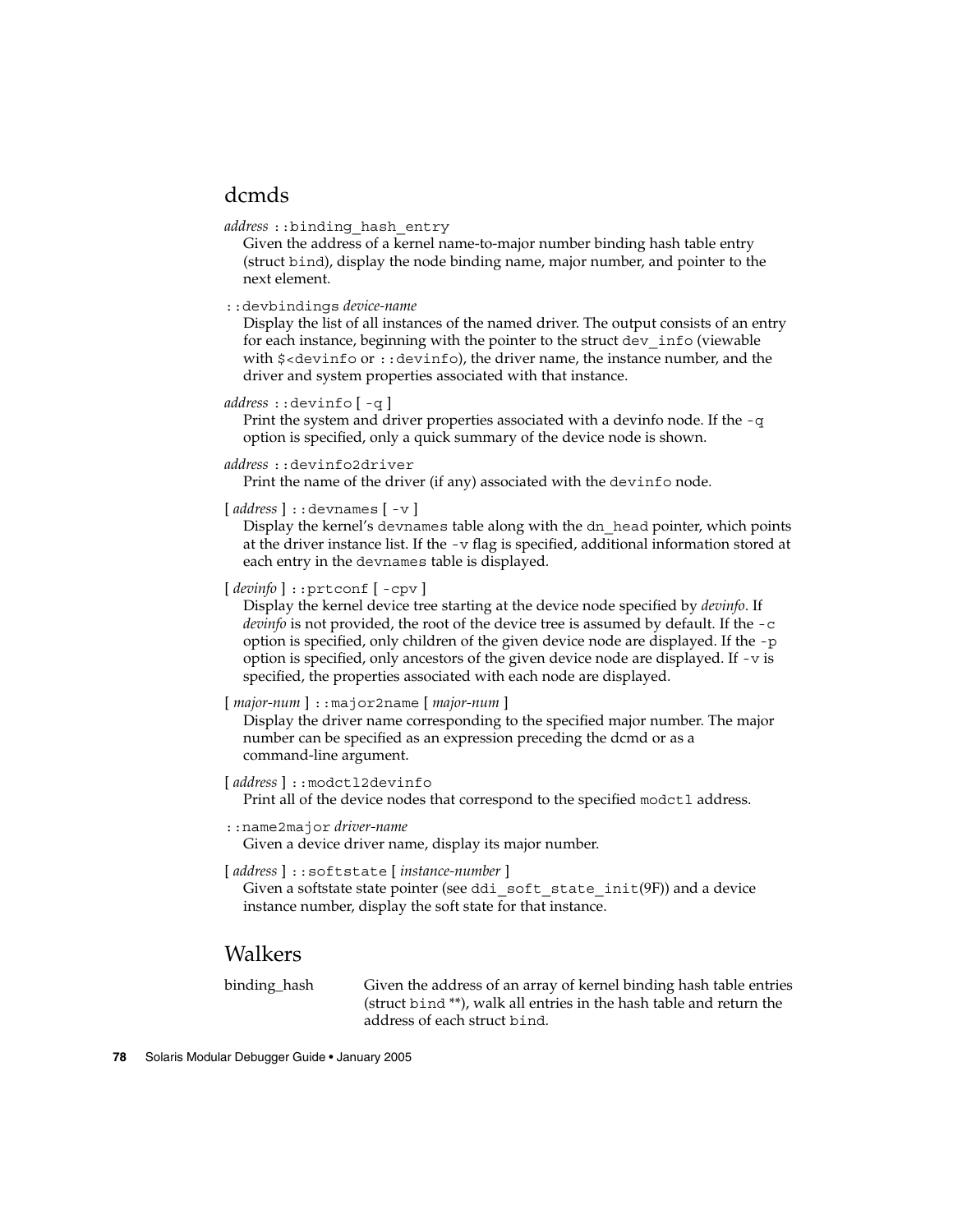## dcmds

*address* `::binding_hash_entry`
: Given the address of a kernel name-to-major number binding hash table entry (struct `bind`), display the node binding name, major number, and pointer to the next element.

`::devbindings` *device-name*
: Display the list of all instances of the named driver. The output consists of an entry for each instance, beginning with the pointer to the struct `dev_info` (viewable with `$<devinfo` or `::devinfo`), the driver name, the instance number, and the driver and system properties associated with that instance.

*address* `::devinfo` [ `-q` ]
: Print the system and driver properties associated with a devinfo node. If the `-q` option is specified, only a quick summary of the device node is shown.

*address* `::devinfo2driver`
: Print the name of the driver (if any) associated with the `devinfo` node.

[ *address* ] `::devnames` [ `-v` ]
: Display the kernel's `devnames` table along with the `dn_head` pointer, which points at the driver instance list. If the `-v` flag is specified, additional information stored at each entry in the `devnames` table is displayed.

[ *devinfo* ] `::prtconf` [ `-cpv` ]
: Display the kernel device tree starting at the device node specified by *devinfo*. If *devinfo* is not provided, the root of the device tree is assumed by default. If the `-c` option is specified, only children of the given device node are displayed. If the `-p` option is specified, only ancestors of the given device node are displayed. If `-v` is specified, the properties associated with each node are displayed.

[ *major-num* ] `::major2name` [ *major-num* ]
: Display the driver name corresponding to the specified major number. The major number can be specified as an expression preceding the dcmd or as a command-line argument.

[ *address* ] `::modctl2devinfo`
: Print all of the device nodes that correspond to the specified `modctl` address.

`::name2major` *driver-name*
: Given a device driver name, display its major number.

[ *address* ] `::softstate` [ *instance-number* ]
: Given a softstate state pointer (see `ddi_soft_state_init`(9F)) and a device instance number, display the soft state for that instance.

## Walkers

binding_hash
: Given the address of an array of kernel binding hash table entries (struct `bind **`), walk all entries in the hash table and return the address of each struct `bind`.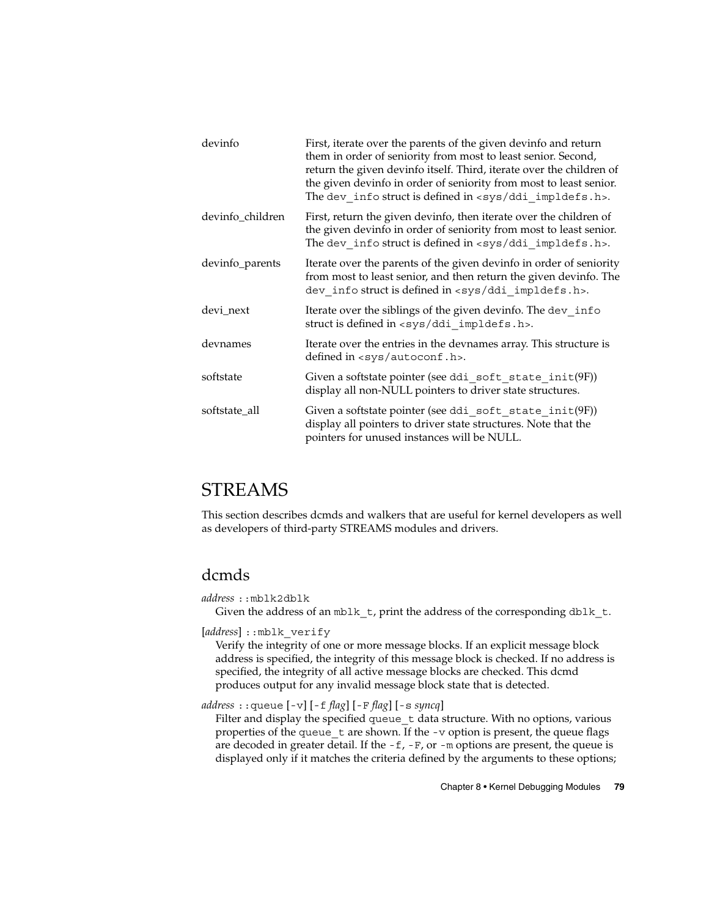| | |
|---|---|
| devinfo | First, iterate over the parents of the given devinfo and return them in order of seniority from most to least senior. Second, return the given devinfo itself. Third, iterate over the children of the given devinfo in order of seniority from most to least senior. The `dev_info` struct is defined in `<sys/ddi_impldefs.h>`. |
| devinfo_children | First, return the given devinfo, then iterate over the children of the given devinfo in order of seniority from most to least senior. The `dev_info` struct is defined in `<sys/ddi_impldefs.h>`. |
| devinfo_parents | Iterate over the parents of the given devinfo in order of seniority from most to least senior, and then return the given devinfo. The `dev_info` struct is defined in `<sys/ddi_impldefs.h>`. |
| devi_next | Iterate over the siblings of the given devinfo. The `dev_info` struct is defined in `<sys/ddi_impldefs.h>`. |
| devnames | Iterate over the entries in the devnames array. This structure is defined in `<sys/autoconf.h>`. |
| softstate | Given a softstate pointer (see `ddi_soft_state_init`(9F)) display all non-NULL pointers to driver state structures. |
| softstate_all | Given a softstate pointer (see `ddi_soft_state_init`(9F)) display all pointers to driver state structures. Note that the pointers for unused instances will be NULL. |

# STREAMS

This section describes dcmds and walkers that are useful for kernel developers as well as developers of third-party STREAMS modules and drivers.

## dcmds

*address* `::mblk2dblk`

Given the address of an `mblk_t`, print the address of the corresponding `dblk_t`.

[*address*] `::mblk_verify`

Verify the integrity of one or more message blocks. If an explicit message block address is specified, the integrity of this message block is checked. If no address is specified, the integrity of all active message blocks are checked. This dcmd produces output for any invalid message block state that is detected.

*address* `::queue` [`-v`] [`-f` *flag*] [`-F` *flag*] [`-s` *syncq*]

Filter and display the specified `queue_t` data structure. With no options, various properties of the `queue_t` are shown. If the `-v` option is present, the queue flags are decoded in greater detail. If the `-f`, `-F`, or `-m` options are present, the queue is displayed only if it matches the criteria defined by the arguments to these options;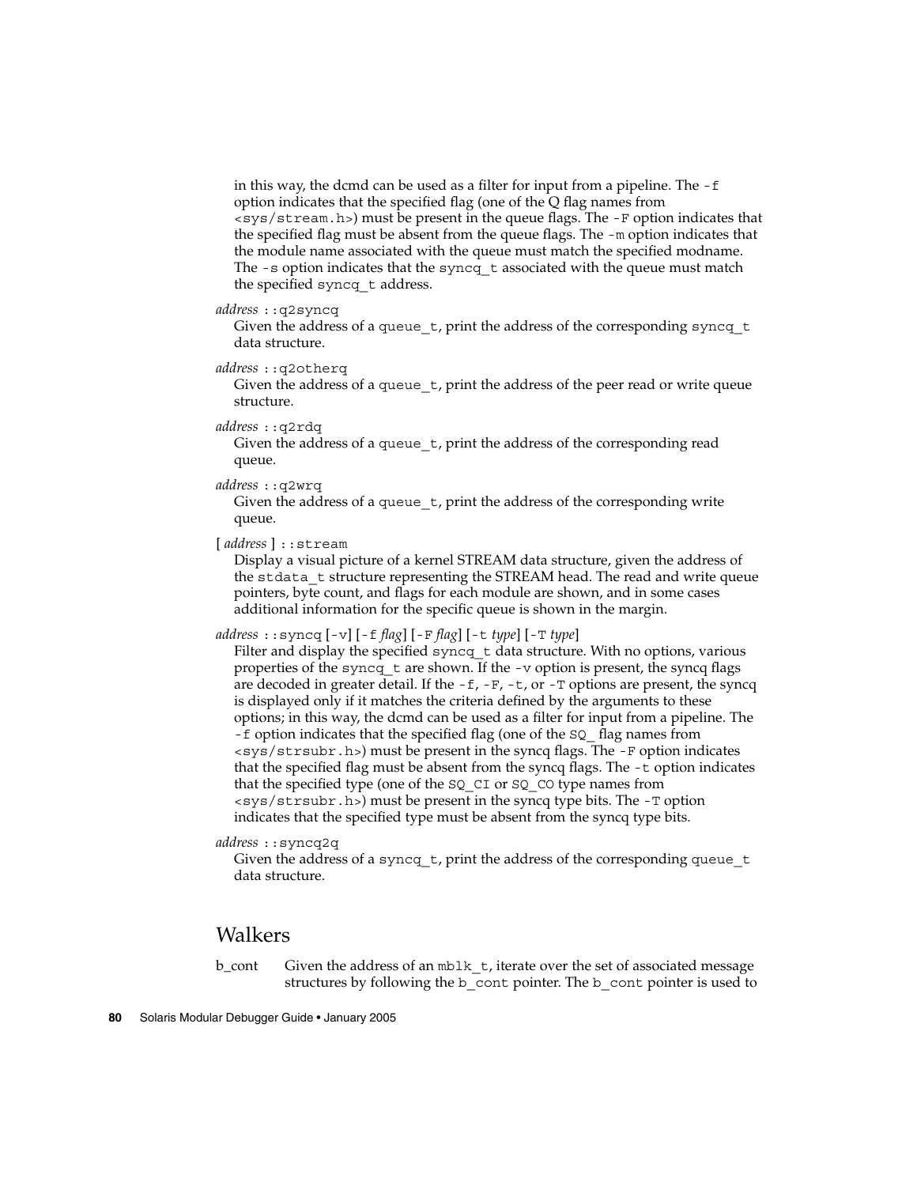in this way, the dcmd can be used as a filter for input from a pipeline. The `-f` option indicates that the specified flag (one of the Q flag names from `<sys/stream.h>`) must be present in the queue flags. The `-F` option indicates that the specified flag must be absent from the queue flags. The `-m` option indicates that the module name associated with the queue must match the specified modname. The `-s` option indicates that the `syncq_t` associated with the queue must match the specified `syncq_t` address.

*address* `::q2syncq`
: Given the address of a `queue_t`, print the address of the corresponding `syncq_t` data structure.

*address* `::q2otherq`
: Given the address of a `queue_t`, print the address of the peer read or write queue structure.

*address* `::q2rdq`
: Given the address of a `queue_t`, print the address of the corresponding read queue.

*address* `::q2wrq`
: Given the address of a `queue_t`, print the address of the corresponding write queue.

[ *address* ] `::stream`
: Display a visual picture of a kernel STREAM data structure, given the address of the `stdata_t` structure representing the STREAM head. The read and write queue pointers, byte count, and flags for each module are shown, and in some cases additional information for the specific queue is shown in the margin.

*address* `::syncq` [`-v`] [`-f` *flag*] [`-F` *flag*] [`-t` *type*] [`-T` *type*]
: Filter and display the specified `syncq_t` data structure. With no options, various properties of the `syncq_t` are shown. If the `-v` option is present, the syncq flags are decoded in greater detail. If the `-f`, `-F`, `-t`, or `-T` options are present, the syncq is displayed only if it matches the criteria defined by the arguments to these options; in this way, the dcmd can be used as a filter for input from a pipeline. The `-f` option indicates that the specified flag (one of the `SQ_` flag names from `<sys/strsubr.h>`) must be present in the syncq flags. The `-F` option indicates that the specified flag must be absent from the syncq flags. The `-t` option indicates that the specified type (one of the `SQ_CI` or `SQ_CO` type names from `<sys/strsubr.h>`) must be present in the syncq type bits. The `-T` option indicates that the specified type must be absent from the syncq type bits.

*address* `::syncq2q`
: Given the address of a `syncq_t`, print the address of the corresponding `queue_t` data structure.

## Walkers

b_cont
: Given the address of an `mblk_t`, iterate over the set of associated message structures by following the `b_cont` pointer. The `b_cont` pointer is used to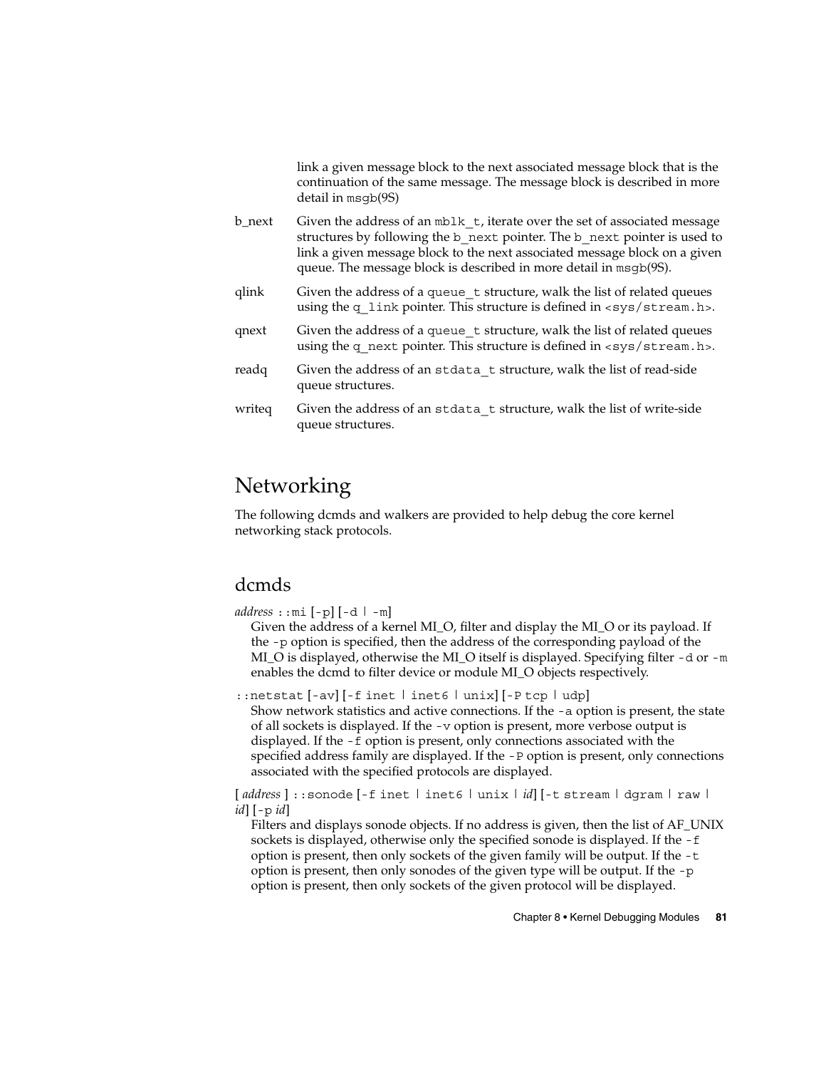link a given message block to the next associated message block that is the continuation of the same message. The message block is described in more detail in `msgb`(9S)

b_next
: Given the address of an `mblk_t`, iterate over the set of associated message structures by following the `b_next` pointer. The `b_next` pointer is used to link a given message block to the next associated message block on a given queue. The message block is described in more detail in `msgb`(9S).

qlink
: Given the address of a `queue_t` structure, walk the list of related queues using the `q_link` pointer. This structure is defined in `<sys/stream.h>`.

qnext
: Given the address of a `queue_t` structure, walk the list of related queues using the `q_next` pointer. This structure is defined in `<sys/stream.h>`.

readq
: Given the address of an `stdata_t` structure, walk the list of read-side queue structures.

writeq
: Given the address of an `stdata_t` structure, walk the list of write-side queue structures.

# Networking

The following dcmds and walkers are provided to help debug the core kernel networking stack protocols.

## dcmds

*address* `::mi` [`-p`] [`-d` | `-m`]

Given the address of a kernel MI_O, filter and display the MI_O or its payload. If the `-p` option is specified, then the address of the corresponding payload of the MI_O is displayed, otherwise the MI_O itself is displayed. Specifying filter `-d` or `-m` enables the dcmd to filter device or module MI_O objects respectively.

`::netstat` [`-av`] [`-f inet` | `inet6` | `unix`] [`-P tcp` | `udp`]

Show network statistics and active connections. If the `-a` option is present, the state of all sockets is displayed. If the `-v` option is present, more verbose output is displayed. If the `-f` option is present, only connections associated with the specified address family are displayed. If the `-P` option is present, only connections associated with the specified protocols are displayed.

[ *address* ] `::sonode` [`-f inet` | `inet6` | `unix` | *id*] [`-t stream` | `dgram` | `raw` | *id*] [`-p` *id*]

Filters and displays sonode objects. If no address is given, then the list of AF_UNIX sockets is displayed, otherwise only the specified sonode is displayed. If the `-f` option is present, then only sockets of the given family will be output. If the `-t` option is present, then only sonodes of the given type will be output. If the `-p` option is present, then only sockets of the given protocol will be displayed.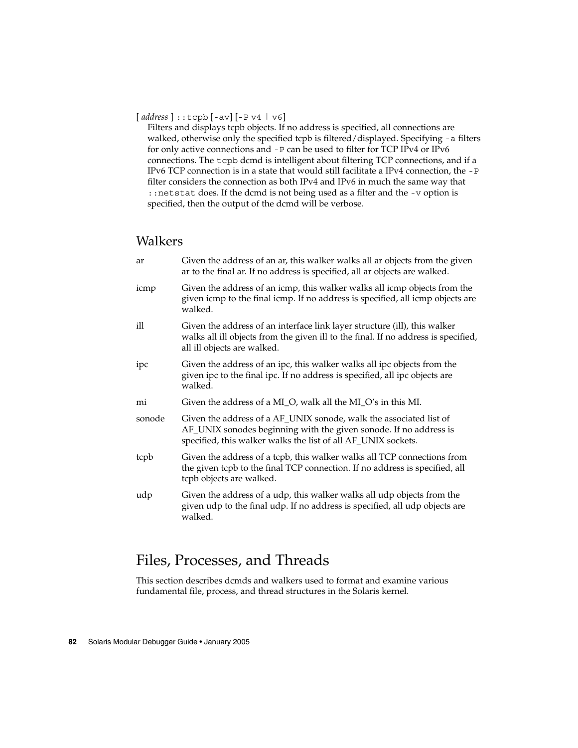[ *address* ] `::tcpb` [`-av`] [`-P v4 | v6`]

Filters and displays tcpb objects. If no address is specified, all connections are walked, otherwise only the specified tcpb is filtered/displayed. Specifying `-a` filters for only active connections and `-P` can be used to filter for TCP IPv4 or IPv6 connections. The `tcpb` dcmd is intelligent about filtering TCP connections, and if a IPv6 TCP connection is in a state that would still facilitate a IPv4 connection, the `-P` filter considers the connection as both IPv4 and IPv6 in much the same way that `::netstat` does. If the dcmd is not being used as a filter and the `-v` option is specified, then the output of the dcmd will be verbose.

## Walkers

| | |
|---|---|
| ar | Given the address of an ar, this walker walks all ar objects from the given ar to the final ar. If no address is specified, all ar objects are walked. |
| icmp | Given the address of an icmp, this walker walks all icmp objects from the given icmp to the final icmp. If no address is specified, all icmp objects are walked. |
| ill | Given the address of an interface link layer structure (ill), this walker walks all ill objects from the given ill to the final. If no address is specified, all ill objects are walked. |
| ipc | Given the address of an ipc, this walker walks all ipc objects from the given ipc to the final ipc. If no address is specified, all ipc objects are walked. |
| mi | Given the address of a MI_O, walk all the MI_O's in this MI. |
| sonode | Given the address of a AF_UNIX sonode, walk the associated list of AF_UNIX sonodes beginning with the given sonode. If no address is specified, this walker walks the list of all AF_UNIX sockets. |
| tcpb | Given the address of a tcpb, this walker walks all TCP connections from the given tcpb to the final TCP connection. If no address is specified, all tcpb objects are walked. |
| udp | Given the address of a udp, this walker walks all udp objects from the given udp to the final udp. If no address is specified, all udp objects are walked. |

# Files, Processes, and Threads

This section describes dcmds and walkers used to format and examine various fundamental file, process, and thread structures in the Solaris kernel.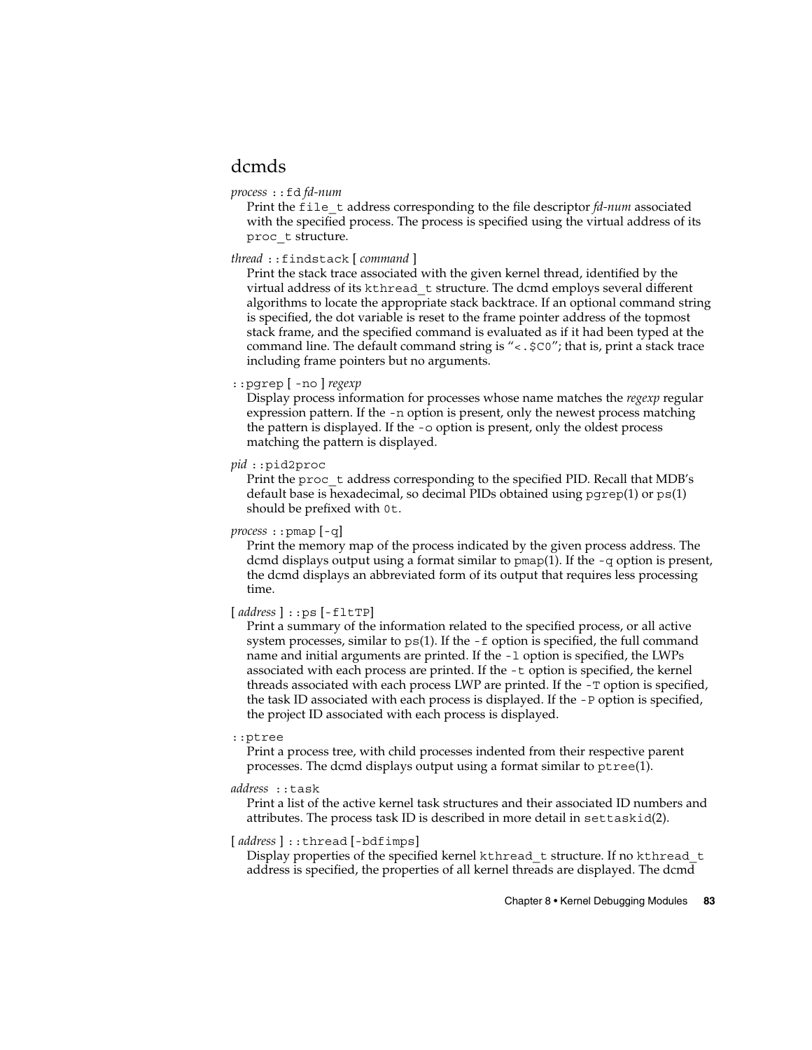## dcmds

*process* `::fd` *fd-num*

Print the `file_t` address corresponding to the file descriptor *fd-num* associated with the specified process. The process is specified using the virtual address of its `proc_t` structure.

*thread* `::findstack` [ *command* ]

Print the stack trace associated with the given kernel thread, identified by the virtual address of its `kthread_t` structure. The dcmd employs several different algorithms to locate the appropriate stack backtrace. If an optional command string is specified, the dot variable is reset to the frame pointer address of the topmost stack frame, and the specified command is evaluated as if it had been typed at the command line. The default command string is “`<.$C0`”; that is, print a stack trace including frame pointers but no arguments.

`::pgrep` [ `-no` ] *regexp*

Display process information for processes whose name matches the *regexp* regular expression pattern. If the `-n` option is present, only the newest process matching the pattern is displayed. If the `-o` option is present, only the oldest process matching the pattern is displayed.

*pid* `::pid2proc`

Print the `proc_t` address corresponding to the specified PID. Recall that MDB’s default base is hexadecimal, so decimal PIDs obtained using `pgrep`(1) or `ps`(1) should be prefixed with `0t`.

*process* `::pmap` [`-q`]

Print the memory map of the process indicated by the given process address. The dcmd displays output using a format similar to `pmap`(1). If the `-q` option is present, the dcmd displays an abbreviated form of its output that requires less processing time.

[ *address* ] `::ps` [`-fltTP`]

Print a summary of the information related to the specified process, or all active system processes, similar to `ps`(1). If the `-f` option is specified, the full command name and initial arguments are printed. If the `-l` option is specified, the LWPs associated with each process are printed. If the `-t` option is specified, the kernel threads associated with each process LWP are printed. If the `-T` option is specified, the task ID associated with each process is displayed. If the `-P` option is specified, the project ID associated with each process is displayed.

`::ptree`

Print a process tree, with child processes indented from their respective parent processes. The dcmd displays output using a format similar to `ptree`(1).

*address* `::task`

Print a list of the active kernel task structures and their associated ID numbers and attributes. The process task ID is described in more detail in `settaskid`(2).

[ *address* ] `::thread` [`-bdfimps`]

Display properties of the specified kernel `kthread_t` structure. If no `kthread_t` address is specified, the properties of all kernel threads are displayed. The dcmd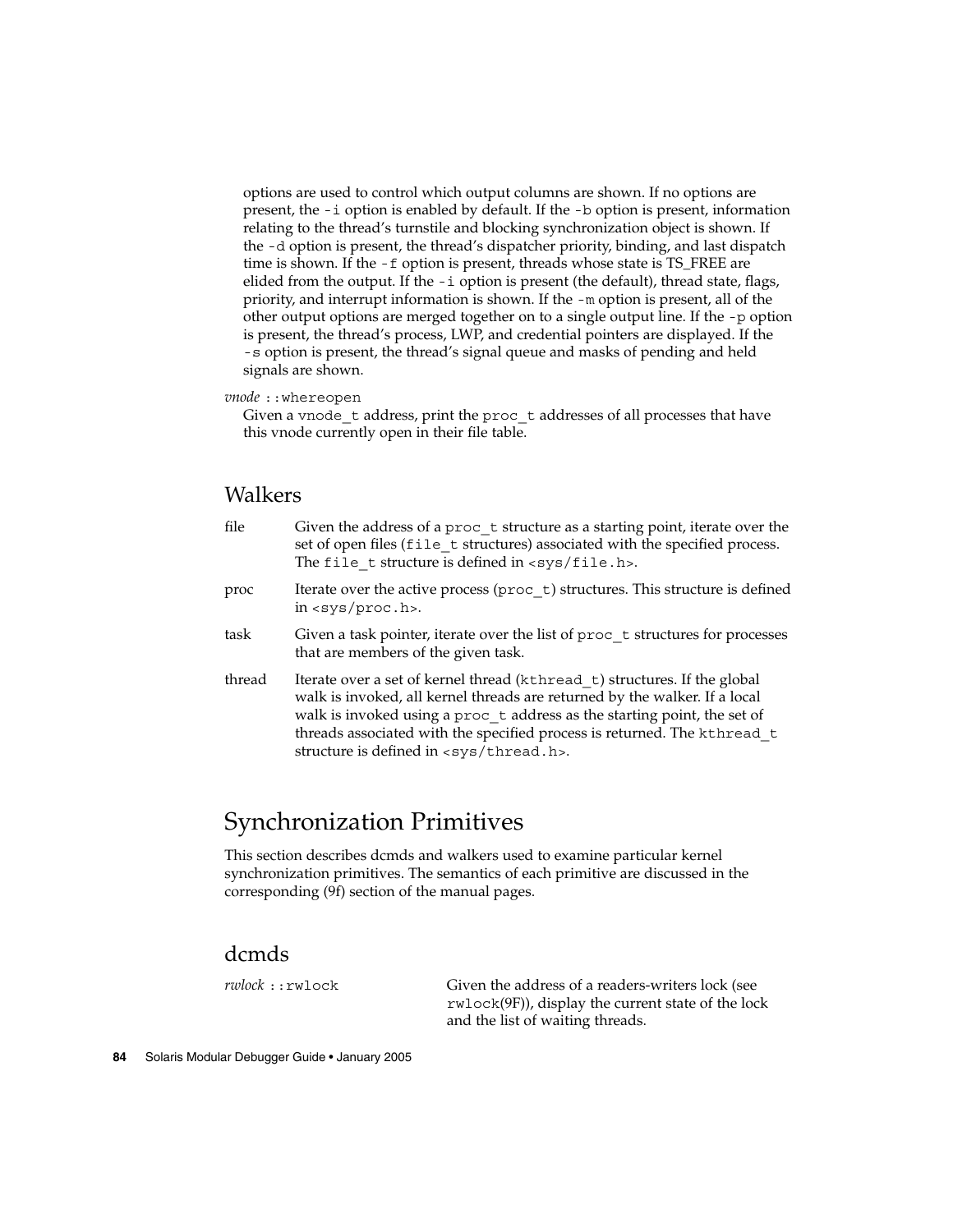options are used to control which output columns are shown. If no options are present, the `-i` option is enabled by default. If the `-b` option is present, information relating to the thread's turnstile and blocking synchronization object is shown. If the `-d` option is present, the thread's dispatcher priority, binding, and last dispatch time is shown. If the `-f` option is present, threads whose state is TS_FREE are elided from the output. If the `-i` option is present (the default), thread state, flags, priority, and interrupt information is shown. If the `-m` option is present, all of the other output options are merged together on to a single output line. If the `-p` option is present, the thread's process, LWP, and credential pointers are displayed. If the `-s` option is present, the thread's signal queue and masks of pending and held signals are shown.

*vnode* `::whereopen`
Given a `vnode_t` address, print the `proc_t` addresses of all processes that have this vnode currently open in their file table.

### Walkers

file
Given the address of a `proc_t` structure as a starting point, iterate over the set of open files (`file_t` structures) associated with the specified process. The `file_t` structure is defined in `<sys/file.h>`.

proc
Iterate over the active process (`proc_t`) structures. This structure is defined in `<sys/proc.h>`.

task
Given a task pointer, iterate over the list of `proc_t` structures for processes that are members of the given task.

thread
Iterate over a set of kernel thread (`kthread_t`) structures. If the global walk is invoked, all kernel threads are returned by the walker. If a local walk is invoked using a `proc_t` address as the starting point, the set of threads associated with the specified process is returned. The `kthread_t` structure is defined in `<sys/thread.h>`.

## Synchronization Primitives

This section describes dcmds and walkers used to examine particular kernel synchronization primitives. The semantics of each primitive are discussed in the corresponding (9f) section of the manual pages.

### dcmds

*rwlock* `::rwlock`
Given the address of a readers-writers lock (see `rwlock`(9F)), display the current state of the lock and the list of waiting threads.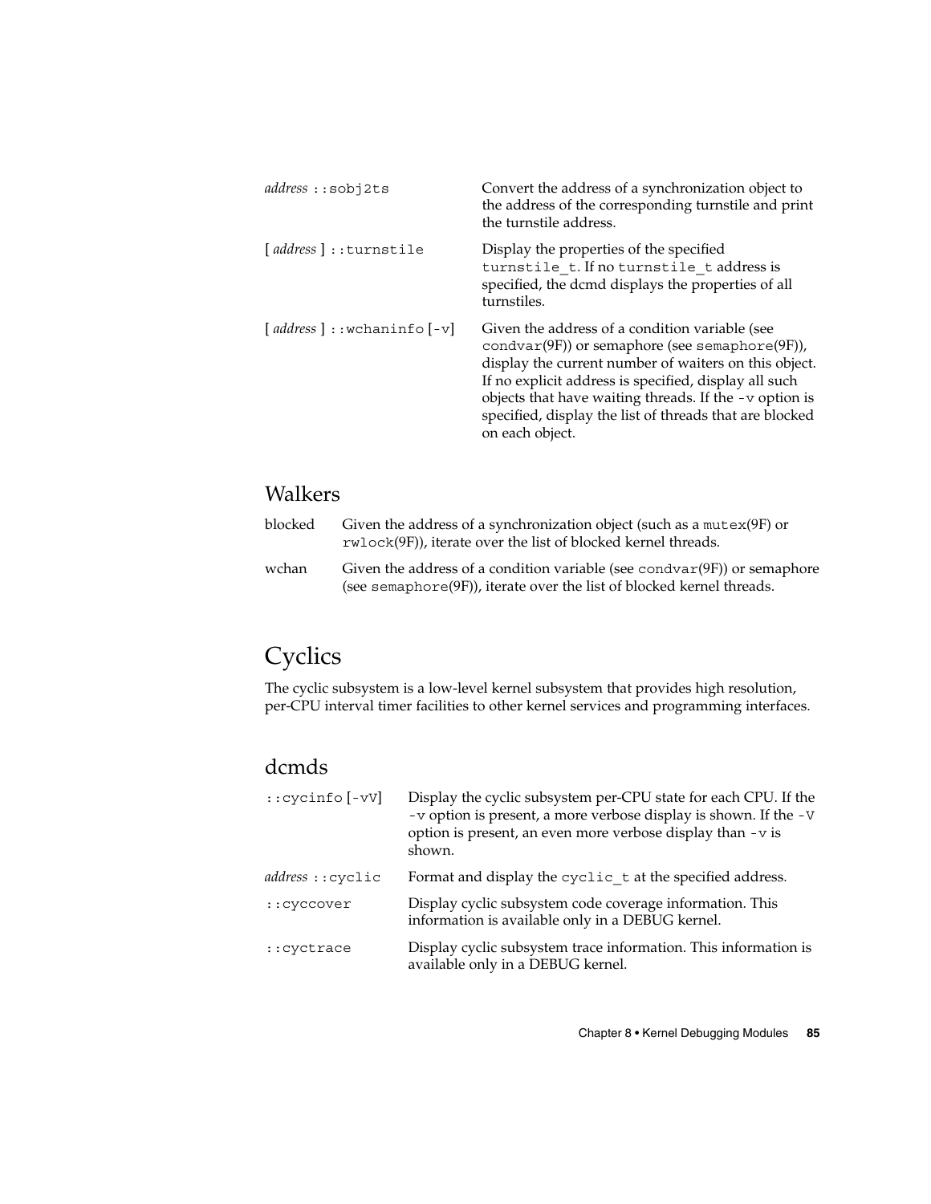| | |
|---|---|
| *address* ::sobj2ts | Convert the address of a synchronization object to the address of the corresponding turnstile and print the turnstile address. |
| [ *address* ] ::turnstile | Display the properties of the specified turnstile_t. If no turnstile_t address is specified, the dcmd displays the properties of all turnstiles. |
| [ *address* ] ::wchaninfo [-v] | Given the address of a condition variable (see condvar(9F)) or semaphore (see semaphore(9F)), display the current number of waiters on this object. If no explicit address is specified, display all such objects that have waiting threads. If the -v option is specified, display the list of threads that are blocked on each object. |

## Walkers

| | |
|---|---|
| blocked | Given the address of a synchronization object (such as a mutex(9F) or rwlock(9F)), iterate over the list of blocked kernel threads. |
| wchan | Given the address of a condition variable (see condvar(9F)) or semaphore (see semaphore(9F)), iterate over the list of blocked kernel threads. |

# Cyclics

The cyclic subsystem is a low-level kernel subsystem that provides high resolution, per-CPU interval timer facilities to other kernel services and programming interfaces.

## dcmds

| | |
|---|---|
| ::cycinfo [-vV] | Display the cyclic subsystem per-CPU state for each CPU. If the -v option is present, a more verbose display is shown. If the -V option is present, an even more verbose display than -v is shown. |
| *address* ::cyclic | Format and display the cyclic_t at the specified address. |
| ::cyccover | Display cyclic subsystem code coverage information. This information is available only in a DEBUG kernel. |
| ::cyctrace | Display cyclic subsystem trace information. This information is available only in a DEBUG kernel. |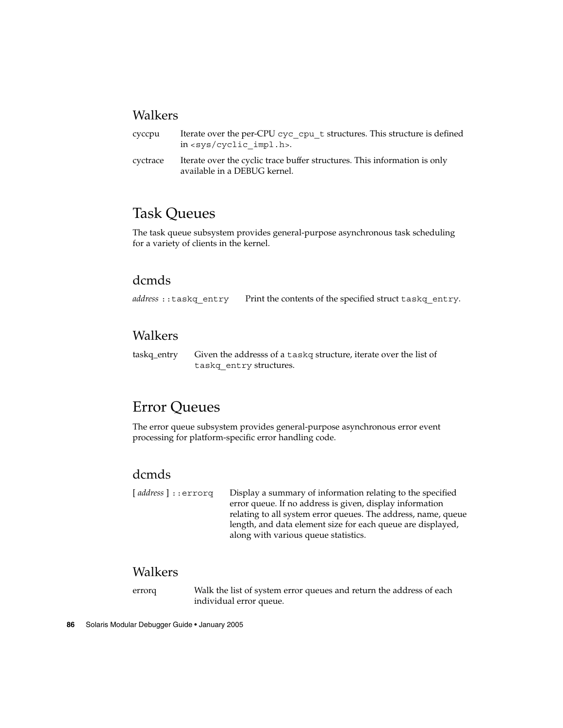### Walkers

cyccpu
: Iterate over the per-CPU `cyc_cpu_t` structures. This structure is defined in `<sys/cyclic_impl.h>`.

cyctrace
: Iterate over the cyclic trace buffer structures. This information is only available in a DEBUG kernel.

## Task Queues

The task queue subsystem provides general-purpose asynchronous task scheduling for a variety of clients in the kernel.

### dcmds

*address* `::taskq_entry`
: Print the contents of the specified struct `taskq_entry`.

### Walkers

taskq_entry
: Given the addresss of a `taskq` structure, iterate over the list of `taskq_entry` structures.

## Error Queues

The error queue subsystem provides general-purpose asynchronous error event processing for platform-specific error handling code.

### dcmds

[ *address* ] `::errorq`
: Display a summary of information relating to the specified error queue. If no address is given, display information relating to all system error queues. The address, name, queue length, and data element size for each queue are displayed, along with various queue statistics.

### Walkers

errorq
: Walk the list of system error queues and return the address of each individual error queue.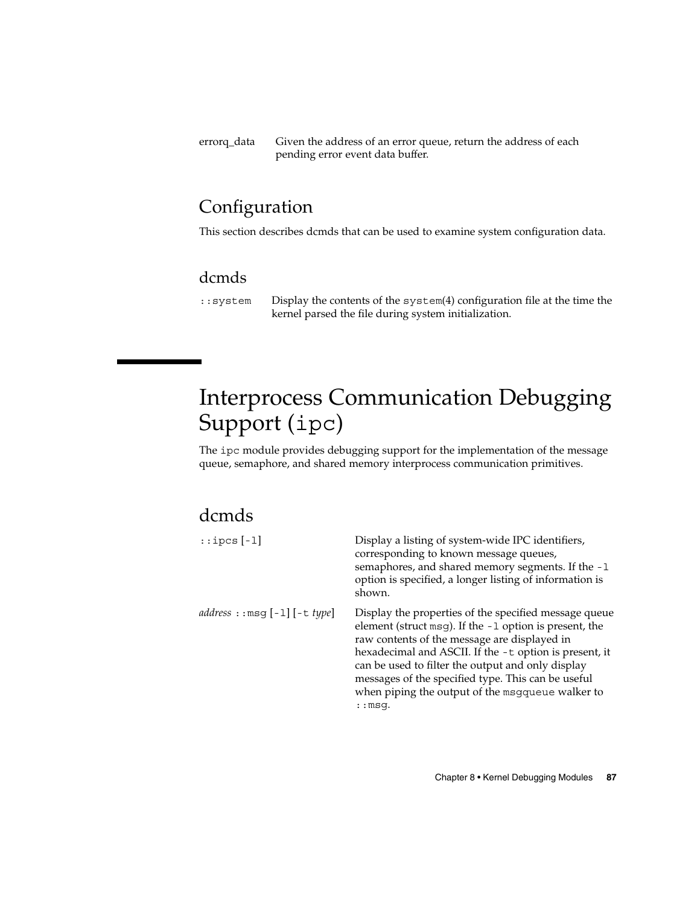errorq_data — Given the address of an error queue, return the address of each pending error event data buffer.

## Configuration

This section describes dcmds that can be used to examine system configuration data.

### dcmds

`::system` — Display the contents of the `system`(4) configuration file at the time the kernel parsed the file during system initialization.

# Interprocess Communication Debugging Support (`ipc`)

The `ipc` module provides debugging support for the implementation of the message queue, semaphore, and shared memory interprocess communication primitives.

## dcmds

`::ipcs [-l]` — Display a listing of system-wide IPC identifiers, corresponding to known message queues, semaphores, and shared memory segments. If the `-l` option is specified, a longer listing of information is shown.

*address* `::msg [-l] [-t` *type*`]` — Display the properties of the specified message queue element (struct `msg`). If the `-l` option is present, the raw contents of the message are displayed in hexadecimal and ASCII. If the `-t` option is present, it can be used to filter the output and only display messages of the specified type. This can be useful when piping the output of the `msgqueue` walker to `::msg`.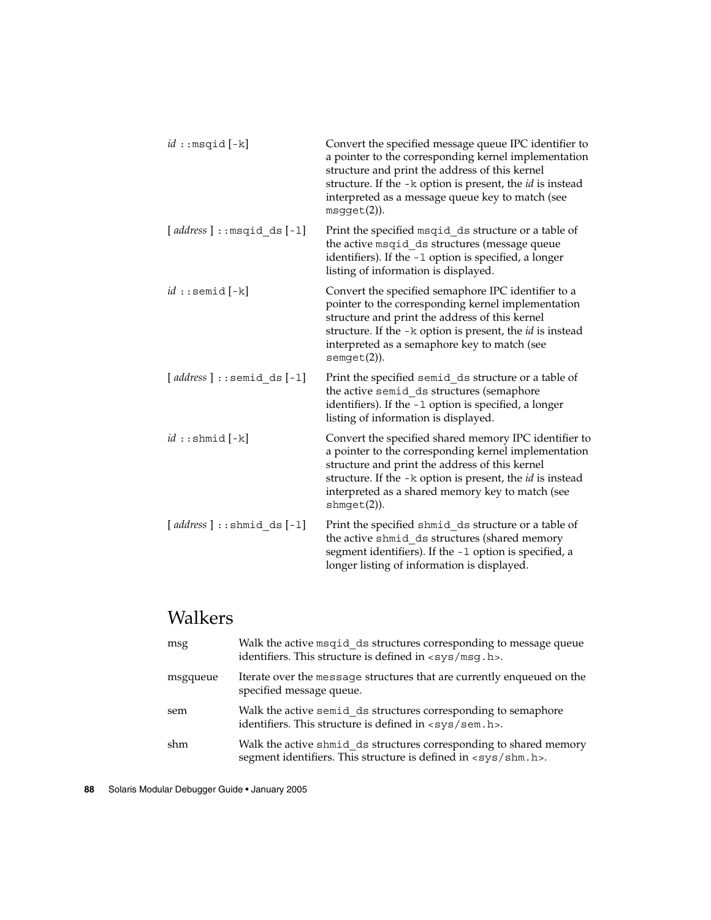| | |
|---|---|
| *id* ::msqid [-k] | Convert the specified message queue IPC identifier to a pointer to the corresponding kernel implementation structure and print the address of this kernel structure. If the -k option is present, the *id* is instead interpreted as a message queue key to match (see msgget(2)). |
| [ *address* ] ::msqid_ds [-l] | Print the specified msqid_ds structure or a table of the active msqid_ds structures (message queue identifiers). If the -l option is specified, a longer listing of information is displayed. |
| *id* ::semid [-k] | Convert the specified semaphore IPC identifier to a pointer to the corresponding kernel implementation structure and print the address of this kernel structure. If the -k option is present, the *id* is instead interpreted as a semaphore key to match (see semget(2)). |
| [ *address* ] ::semid_ds [-l] | Print the specified semid_ds structure or a table of the active semid_ds structures (semaphore identifiers). If the -l option is specified, a longer listing of information is displayed. |
| *id* ::shmid [-k] | Convert the specified shared memory IPC identifier to a pointer to the corresponding kernel implementation structure and print the address of this kernel structure. If the -k option is present, the *id* is instead interpreted as a shared memory key to match (see shmget(2)). |
| [ *address* ] ::shmid_ds [-l] | Print the specified shmid_ds structure or a table of the active shmid_ds structures (shared memory segment identifiers). If the -l option is specified, a longer listing of information is displayed. |

## Walkers

| | |
|---|---|
| msg | Walk the active msqid_ds structures corresponding to message queue identifiers. This structure is defined in <sys/msg.h>. |
| msgqueue | Iterate over the message structures that are currently enqueued on the specified message queue. |
| sem | Walk the active semid_ds structures corresponding to semaphore identifiers. This structure is defined in <sys/sem.h>. |
| shm | Walk the active shmid_ds structures corresponding to shared memory segment identifiers. This structure is defined in <sys/shm.h>. |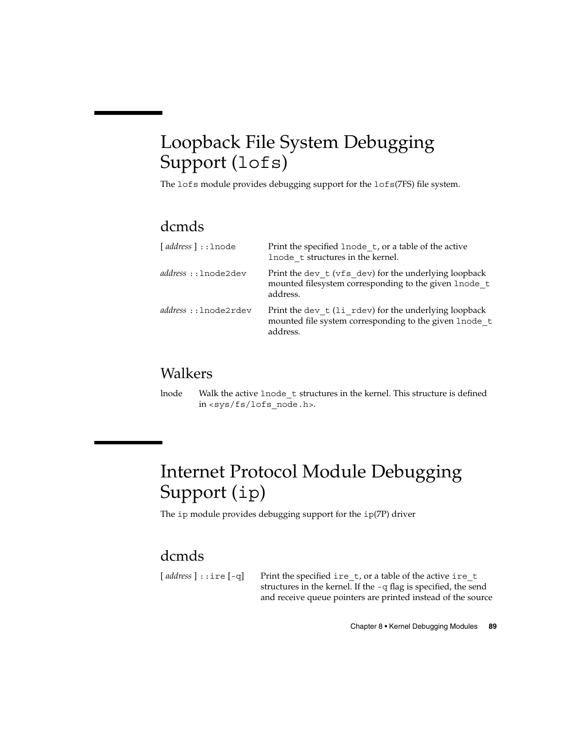# Loopback File System Debugging Support (`lofs`)

The `lofs` module provides debugging support for the `lofs`(7FS) file system.

## dcmds

| | |
|---|---|
| [ *address* ] `::lnode` | Print the specified `lnode_t`, or a table of the active `lnode_t` structures in the kernel. |
| *address* `::lnode2dev` | Print the `dev_t` (`vfs_dev`) for the underlying loopback mounted filesystem corresponding to the given `lnode_t` address. |
| *address* `::lnode2rdev` | Print the `dev_t` (`li_rdev`) for the underlying loopback mounted file system corresponding to the given `lnode_t` address. |

## Walkers

| | |
|---|---|
| lnode | Walk the active `lnode_t` structures in the kernel. This structure is defined in `<sys/fs/lofs_node.h>`. |

# Internet Protocol Module Debugging Support (`ip`)

The `ip` module provides debugging support for the `ip`(7P) driver

## dcmds

| | |
|---|---|
| [ *address* ] `::ire` [`-q`] | Print the specified `ire_t`, or a table of the active `ire_t` structures in the kernel. If the `-q` flag is specified, the send and receive queue pointers are printed instead of the source |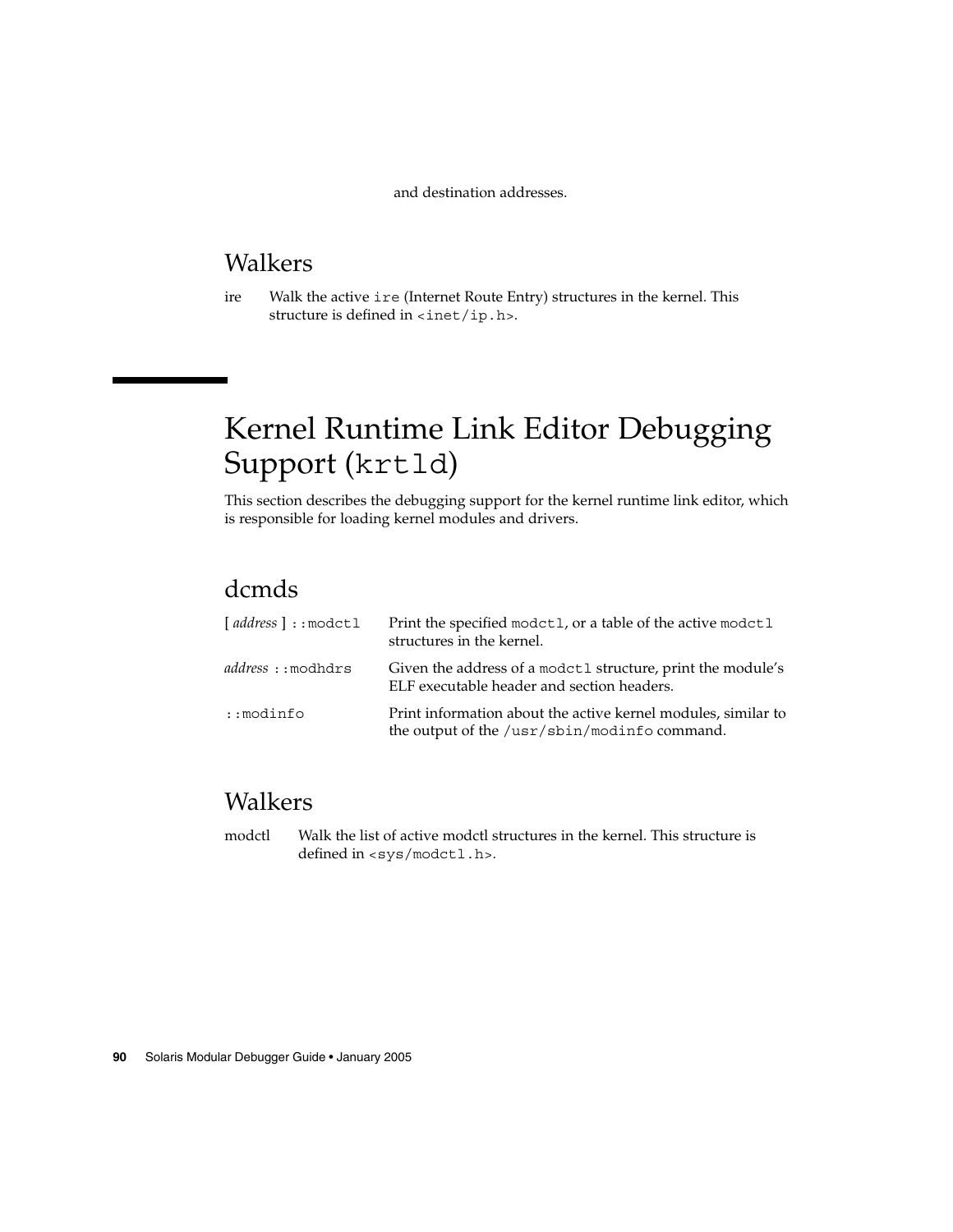and destination addresses.

### Walkers

ire Walk the active `ire` (Internet Route Entry) structures in the kernel. This structure is defined in `<inet/ip.h>`.

## Kernel Runtime Link Editor Debugging Support (`krtld`)

This section describes the debugging support for the kernel runtime link editor, which is responsible for loading kernel modules and drivers.

### dcmds

| | |
|---|---|
| [ *address* ] `::modctl` | Print the specified `modctl`, or a table of the active `modctl` structures in the kernel. |
| *address* `::modhdrs` | Given the address of a `modctl` structure, print the module's ELF executable header and section headers. |
| `::modinfo` | Print information about the active kernel modules, similar to the output of the `/usr/sbin/modinfo` command. |

### Walkers

modctl Walk the list of active modctl structures in the kernel. This structure is defined in `<sys/modctl.h>`.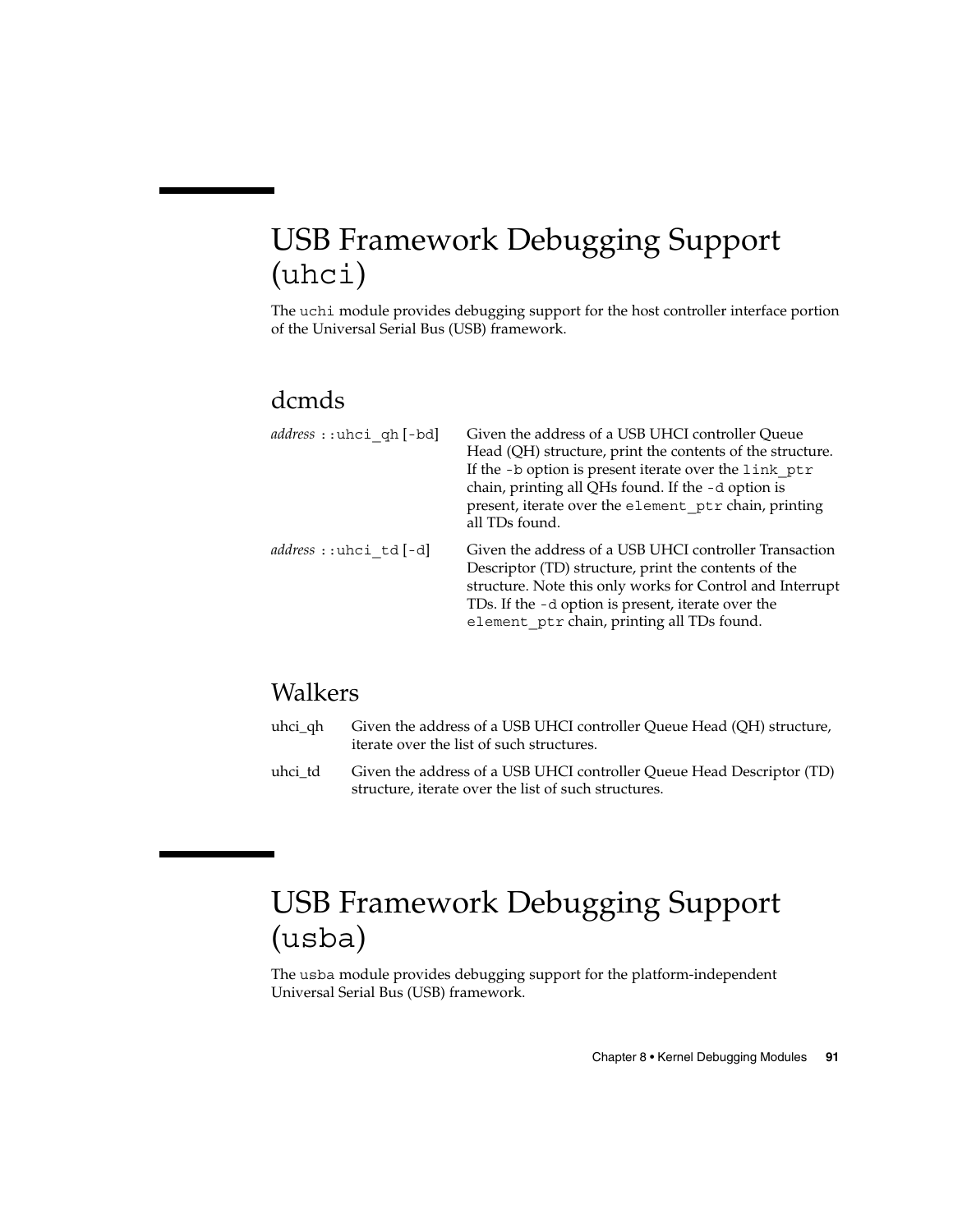# USB Framework Debugging Support (`uhci`)

The `uchi` module provides debugging support for the host controller interface portion of the Universal Serial Bus (USB) framework.

## dcmds

*address* `::uhci_qh` [`-bd`]
: Given the address of a USB UHCI controller Queue Head (QH) structure, print the contents of the structure. If the `-b` option is present iterate over the `link_ptr` chain, printing all QHs found. If the `-d` option is present, iterate over the `element_ptr` chain, printing all TDs found.

*address* `::uhci_td` [`-d`]
: Given the address of a USB UHCI controller Transaction Descriptor (TD) structure, print the contents of the structure. Note this only works for Control and Interrupt TDs. If the `-d` option is present, iterate over the `element_ptr` chain, printing all TDs found.

## Walkers

uhci_qh
: Given the address of a USB UHCI controller Queue Head (QH) structure, iterate over the list of such structures.

uhci_td
: Given the address of a USB UHCI controller Queue Head Descriptor (TD) structure, iterate over the list of such structures.

# USB Framework Debugging Support (`usba`)

The `usba` module provides debugging support for the platform-independent Universal Serial Bus (USB) framework.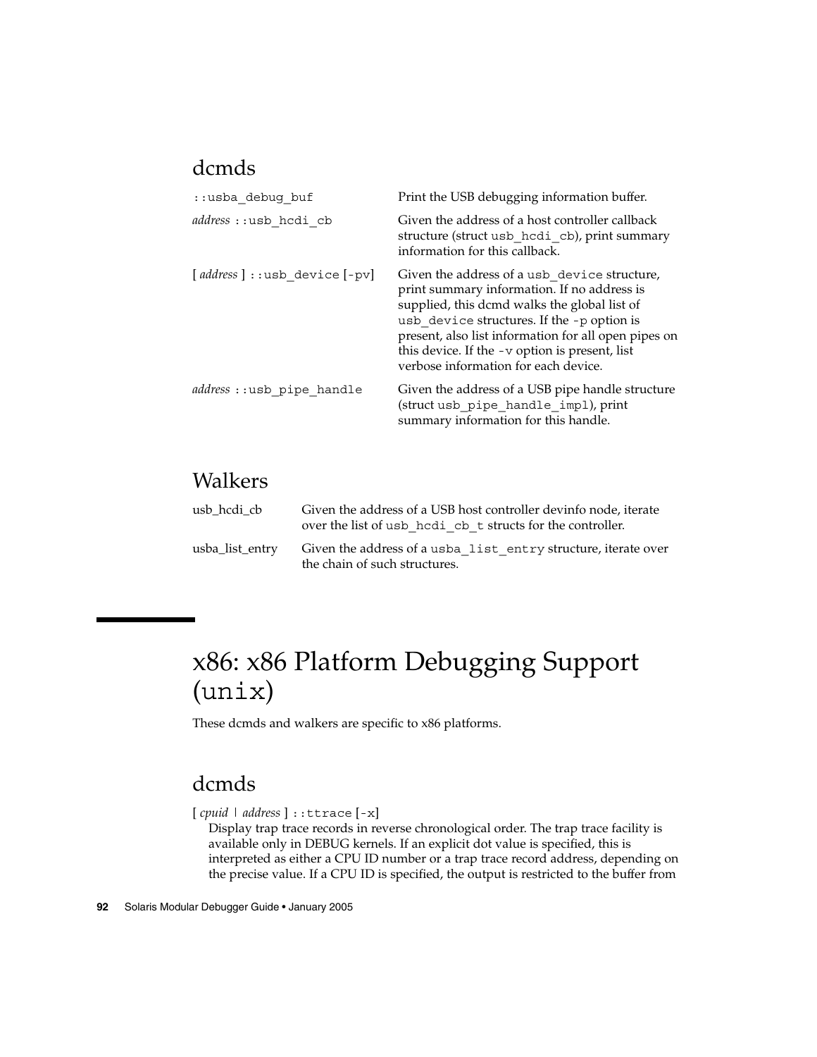### dcmds

| | |
|---|---|
| `::usba_debug_buf` | Print the USB debugging information buffer. |
| *address* `::usb_hcdi_cb` | Given the address of a host controller callback structure (struct `usb_hcdi_cb`), print summary information for this callback. |
| [ *address* ] `::usb_device` [`-pv`] | Given the address of a `usb_device` structure, print summary information. If no address is supplied, this dcmd walks the global list of `usb_device` structures. If the `-p` option is present, also list information for all open pipes on this device. If the `-v` option is present, list verbose information for each device. |
| *address* `::usb_pipe_handle` | Given the address of a USB pipe handle structure (struct `usb_pipe_handle_impl`), print summary information for this handle. |

### Walkers

| | |
|---|---|
| usb_hcdi_cb | Given the address of a USB host controller devinfo node, iterate over the list of `usb_hcdi_cb_t` structs for the controller. |
| usba_list_entry | Given the address of a `usba_list_entry` structure, iterate over the chain of such structures. |

## x86: x86 Platform Debugging Support (`unix`)

These dcmds and walkers are specific to x86 platforms.

### dcmds

[ *cpuid* | *address* ] `::ttrace` [`-x`]
: Display trap trace records in reverse chronological order. The trap trace facility is available only in DEBUG kernels. If an explicit dot value is specified, this is interpreted as either a CPU ID number or a trap trace record address, depending on the precise value. If a CPU ID is specified, the output is restricted to the buffer from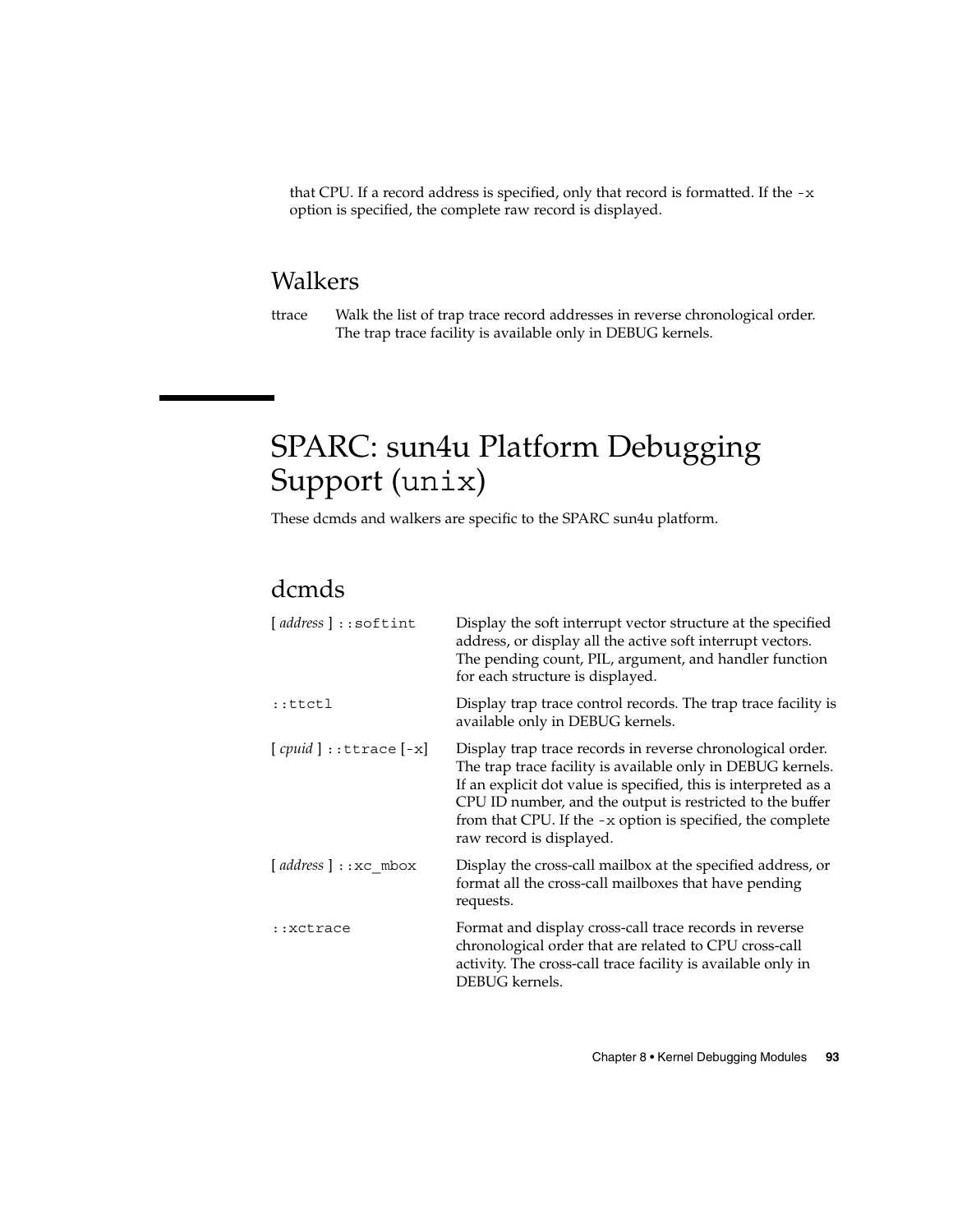that CPU. If a record address is specified, only that record is formatted. If the `-x` option is specified, the complete raw record is displayed.

## Walkers

ttrace
: Walk the list of trap trace record addresses in reverse chronological order. The trap trace facility is available only in DEBUG kernels.

# SPARC: sun4u Platform Debugging Support (`unix`)

These dcmds and walkers are specific to the SPARC sun4u platform.

## dcmds

| | |
|---|---|
| [ *address* ] `::softint` | Display the soft interrupt vector structure at the specified address, or display all the active soft interrupt vectors. The pending count, PIL, argument, and handler function for each structure is displayed. |
| `::ttctl` | Display trap trace control records. The trap trace facility is available only in DEBUG kernels. |
| [ *cpuid* ] `::ttrace` [-x] | Display trap trace records in reverse chronological order. The trap trace facility is available only in DEBUG kernels. If an explicit dot value is specified, this is interpreted as a CPU ID number, and the output is restricted to the buffer from that CPU. If the `-x` option is specified, the complete raw record is displayed. |
| [ *address* ] `::xc_mbox` | Display the cross-call mailbox at the specified address, or format all the cross-call mailboxes that have pending requests. |
| `::xctrace` | Format and display cross-call trace records in reverse chronological order that are related to CPU cross-call activity. The cross-call trace facility is available only in DEBUG kernels. |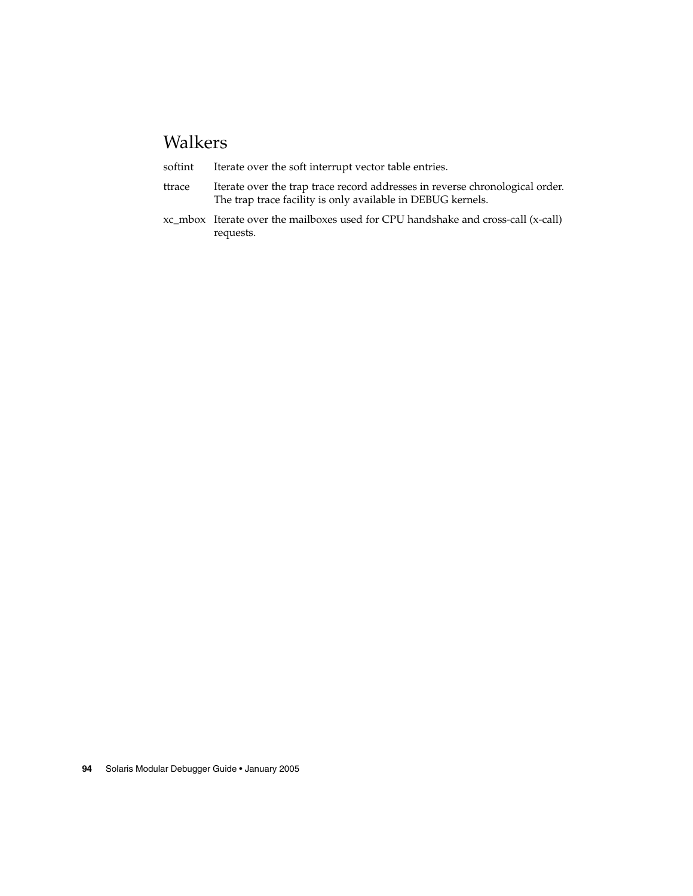## Walkers

softint
: Iterate over the soft interrupt vector table entries.

ttrace
: Iterate over the trap trace record addresses in reverse chronological order. The trap trace facility is only available in DEBUG kernels.

xc_mbox
: Iterate over the mailboxes used for CPU handshake and cross-call (x-call) requests.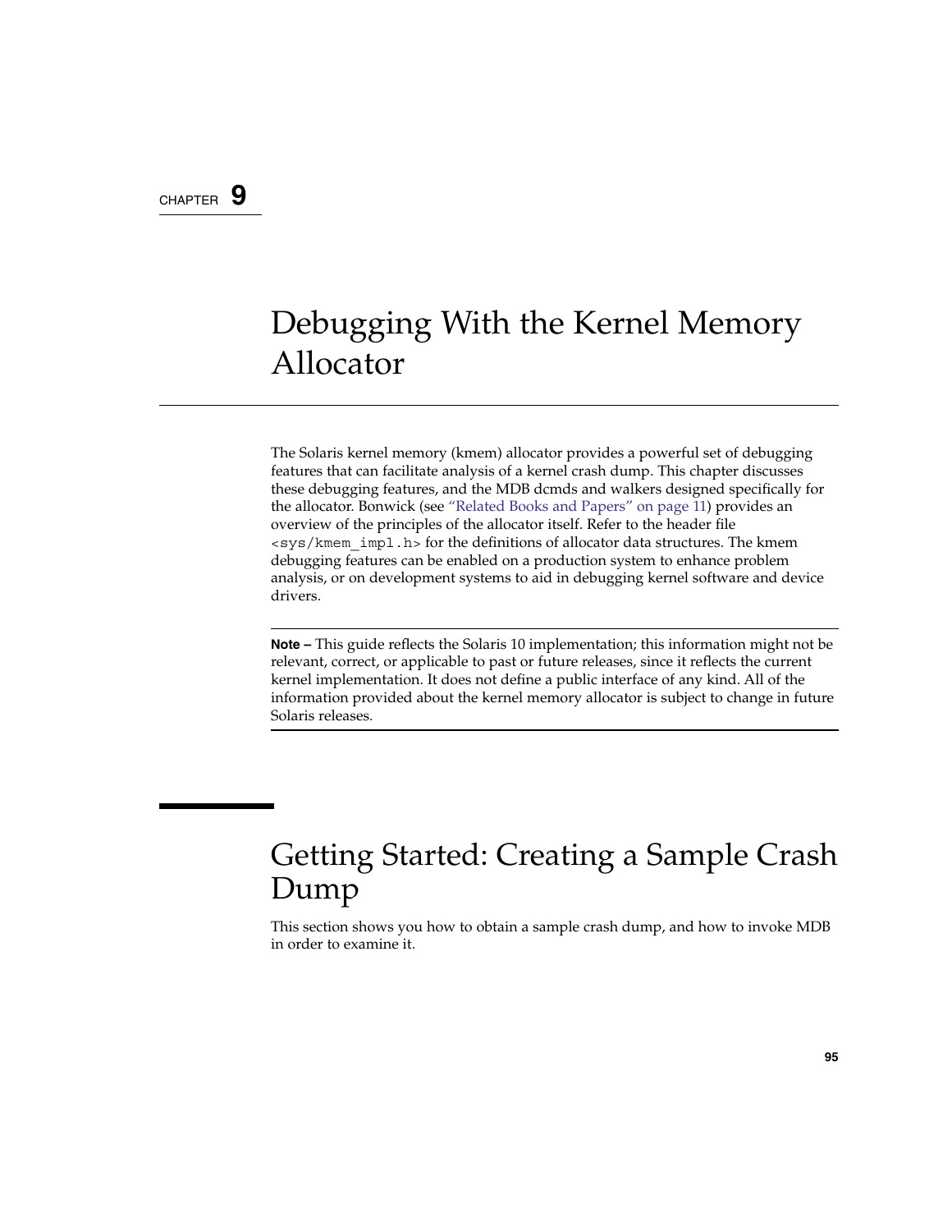CHAPTER 9

# Debugging With the Kernel Memory Allocator

The Solaris kernel memory (kmem) allocator provides a powerful set of debugging features that can facilitate analysis of a kernel crash dump. This chapter discusses these debugging features, and the MDB dcmds and walkers designed specifically for the allocator. Bonwick (see "Related Books and Papers" on page 11) provides an overview of the principles of the allocator itself. Refer to the header file `<sys/kmem_impl.h>` for the definitions of allocator data structures. The kmem debugging features can be enabled on a production system to enhance problem analysis, or on development systems to aid in debugging kernel software and device drivers.

**Note –** This guide reflects the Solaris 10 implementation; this information might not be relevant, correct, or applicable to past or future releases, since it reflects the current kernel implementation. It does not define a public interface of any kind. All of the information provided about the kernel memory allocator is subject to change in future Solaris releases.

## Getting Started: Creating a Sample Crash Dump

This section shows you how to obtain a sample crash dump, and how to invoke MDB in order to examine it.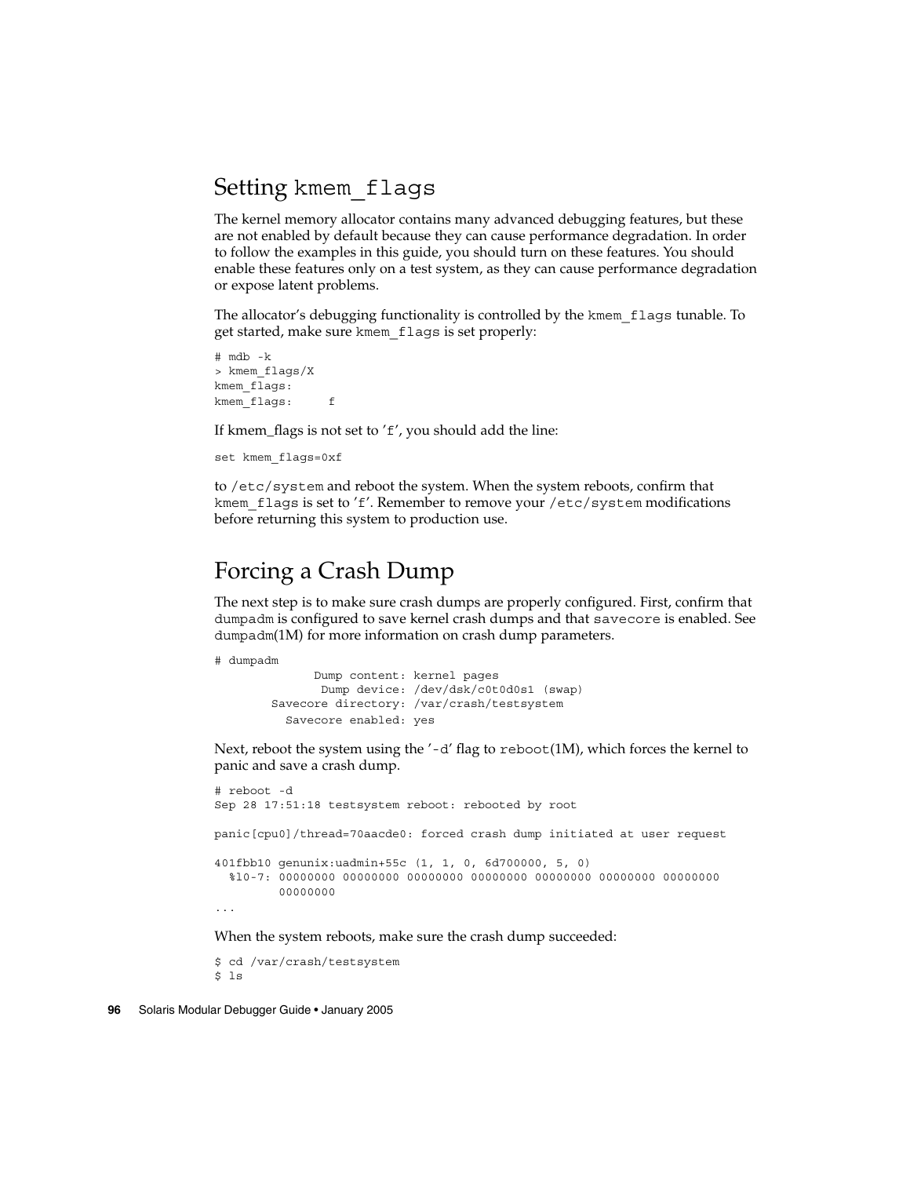## Setting `kmem_flags`

The kernel memory allocator contains many advanced debugging features, but these are not enabled by default because they can cause performance degradation. In order to follow the examples in this guide, you should turn on these features. You should enable these features only on a test system, as they can cause performance degradation or expose latent problems.

The allocator's debugging functionality is controlled by the `kmem_flags` tunable. To get started, make sure `kmem_flags` is set properly:

```
# mdb -k
> kmem_flags/X
kmem_flags:
kmem_flags:     f
```

If kmem_flags is not set to '`f`', you should add the line:

```
set kmem_flags=0xf
```

to `/etc/system` and reboot the system. When the system reboots, confirm that `kmem_flags` is set to '`f`'. Remember to remove your `/etc/system` modifications before returning this system to production use.

## Forcing a Crash Dump

The next step is to make sure crash dumps are properly configured. First, confirm that `dumpadm` is configured to save kernel crash dumps and that `savecore` is enabled. See `dumpadm`(1M) for more information on crash dump parameters.

```
# dumpadm
              Dump content: kernel pages
               Dump device: /dev/dsk/c0t0d0s1 (swap)
        Savecore directory: /var/crash/testsystem
          Savecore enabled: yes
```

Next, reboot the system using the '`-d`' flag to `reboot`(1M), which forces the kernel to panic and save a crash dump.

```
# reboot -d
Sep 28 17:51:18 testsystem reboot: rebooted by root

panic[cpu0]/thread=70aacde0: forced crash dump initiated at user request

401fbb10 genunix:uadmin+55c (1, 1, 0, 6d700000, 5, 0)
  %l0-7: 00000000 00000000 00000000 00000000 00000000 00000000 00000000
         00000000
...
```

When the system reboots, make sure the crash dump succeeded:

```
$ cd /var/crash/testsystem
$ ls
```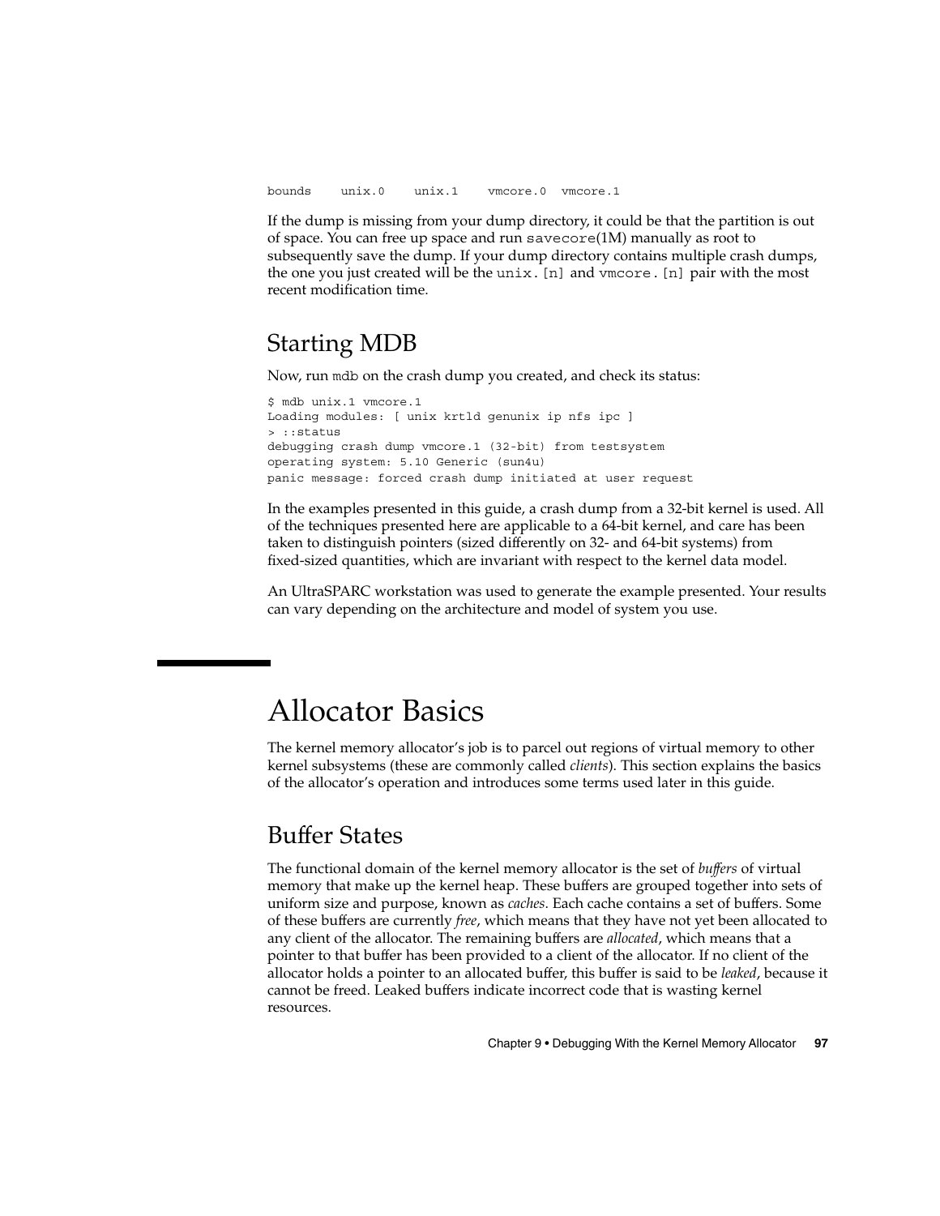```
bounds    unix.0    unix.1    vmcore.0  vmcore.1
```

If the dump is missing from your dump directory, it could be that the partition is out of space. You can free up space and run `savecore`(1M) manually as root to subsequently save the dump. If your dump directory contains multiple crash dumps, the one you just created will be the `unix.[n]` and `vmcore.[n]` pair with the most recent modification time.

## Starting MDB

Now, run `mdb` on the crash dump you created, and check its status:

```
$ mdb unix.1 vmcore.1
Loading modules: [ unix krtld genunix ip nfs ipc ]
> ::status
debugging crash dump vmcore.1 (32-bit) from testsystem
operating system: 5.10 Generic (sun4u)
panic message: forced crash dump initiated at user request
```

In the examples presented in this guide, a crash dump from a 32-bit kernel is used. All of the techniques presented here are applicable to a 64-bit kernel, and care has been taken to distinguish pointers (sized differently on 32- and 64-bit systems) from fixed-sized quantities, which are invariant with respect to the kernel data model.

An UltraSPARC workstation was used to generate the example presented. Your results can vary depending on the architecture and model of system you use.

# Allocator Basics

The kernel memory allocator's job is to parcel out regions of virtual memory to other kernel subsystems (these are commonly called *clients*). This section explains the basics of the allocator's operation and introduces some terms used later in this guide.

## Buffer States

The functional domain of the kernel memory allocator is the set of *buffers* of virtual memory that make up the kernel heap. These buffers are grouped together into sets of uniform size and purpose, known as *caches*. Each cache contains a set of buffers. Some of these buffers are currently *free*, which means that they have not yet been allocated to any client of the allocator. The remaining buffers are *allocated*, which means that a pointer to that buffer has been provided to a client of the allocator. If no client of the allocator holds a pointer to an allocated buffer, this buffer is said to be *leaked*, because it cannot be freed. Leaked buffers indicate incorrect code that is wasting kernel resources.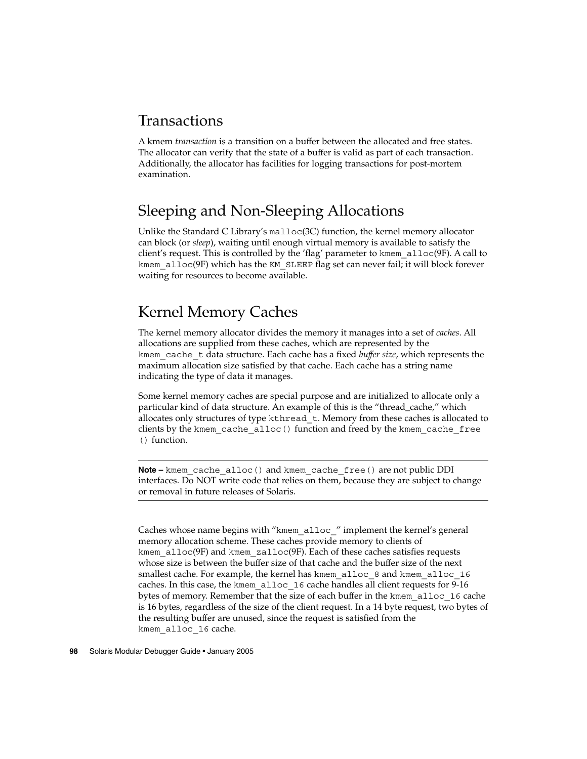## Transactions

A kmem *transaction* is a transition on a buffer between the allocated and free states. The allocator can verify that the state of a buffer is valid as part of each transaction. Additionally, the allocator has facilities for logging transactions for post-mortem examination.

## Sleeping and Non-Sleeping Allocations

Unlike the Standard C Library's `malloc`(3C) function, the kernel memory allocator can block (or *sleep*), waiting until enough virtual memory is available to satisfy the client's request. This is controlled by the 'flag' parameter to `kmem_alloc`(9F). A call to `kmem_alloc`(9F) which has the `KM_SLEEP` flag set can never fail; it will block forever waiting for resources to become available.

## Kernel Memory Caches

The kernel memory allocator divides the memory it manages into a set of *caches*. All allocations are supplied from these caches, which are represented by the `kmem_cache_t` data structure. Each cache has a fixed *buffer size*, which represents the maximum allocation size satisfied by that cache. Each cache has a string name indicating the type of data it manages.

Some kernel memory caches are special purpose and are initialized to allocate only a particular kind of data structure. An example of this is the "thread_cache," which allocates only structures of type `kthread_t`. Memory from these caches is allocated to clients by the `kmem_cache_alloc()` function and freed by the `kmem_cache_free()` function.

---

**Note –** `kmem_cache_alloc()` and `kmem_cache_free()` are not public DDI interfaces. Do NOT write code that relies on them, because they are subject to change or removal in future releases of Solaris.

---

Caches whose name begins with "`kmem_alloc_`" implement the kernel's general memory allocation scheme. These caches provide memory to clients of `kmem_alloc`(9F) and `kmem_zalloc`(9F). Each of these caches satisfies requests whose size is between the buffer size of that cache and the buffer size of the next smallest cache. For example, the kernel has `kmem_alloc_8` and `kmem_alloc_16` caches. In this case, the `kmem_alloc_16` cache handles all client requests for 9-16 bytes of memory. Remember that the size of each buffer in the `kmem_alloc_16` cache is 16 bytes, regardless of the size of the client request. In a 14 byte request, two bytes of the resulting buffer are unused, since the request is satisfied from the `kmem_alloc_16` cache.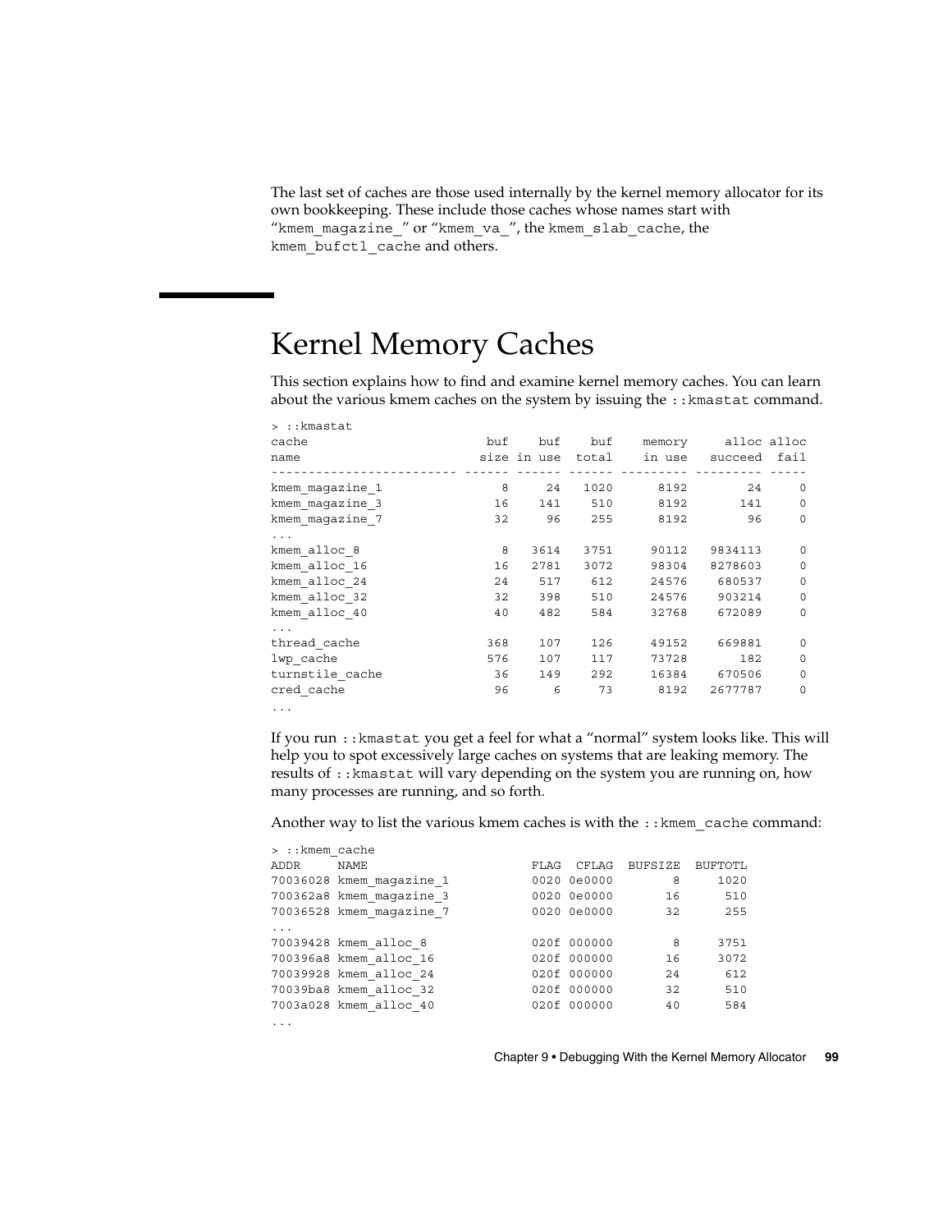The last set of caches are those used internally by the kernel memory allocator for its own bookkeeping. These include those caches whose names start with "`kmem_magazine_`" or "`kmem_va_`", the `kmem_slab_cache`, the `kmem_bufctl_cache` and others.

## Kernel Memory Caches

This section explains how to find and examine kernel memory caches. You can learn about the various kmem caches on the system by issuing the `::kmastat` command.

```
> ::kmastat
cache                        buf    buf    buf    memory     alloc alloc
name                        size in use  total    in use   succeed  fail
------------------------- ------ ------ ------ --------- --------- -----
kmem_magazine_1                8     24   1020      8192        24     0
kmem_magazine_3               16    141    510      8192       141     0
kmem_magazine_7               32     96    255      8192        96     0
...
kmem_alloc_8                   8   3614   3751     90112   9834113     0
kmem_alloc_16                 16   2781   3072     98304   8278603     0
kmem_alloc_24                 24    517    612     24576    680537     0
kmem_alloc_32                 32    398    510     24576    903214     0
kmem_alloc_40                 40    482    584     32768    672089     0
...
thread_cache                 368    107    126     49152    669881     0
lwp_cache                    576    107    117     73728       182     0
turnstile_cache               36    149    292     16384    670506     0
cred_cache                    96      6     73      8192   2677787     0
...
```

If you run `::kmastat` you get a feel for what a "normal" system looks like. This will help you to spot excessively large caches on systems that are leaking memory. The results of `::kmastat` will vary depending on the system you are running on, how many processes are running, and so forth.

Another way to list the various kmem caches is with the `::kmem_cache` command:

```
> ::kmem_cache
ADDR     NAME                      FLAG  CFLAG  BUFSIZE  BUFTOTL
70036028 kmem_magazine_1           0020 0e0000        8     1020
700362a8 kmem_magazine_3           0020 0e0000       16      510
70036528 kmem_magazine_7           0020 0e0000       32      255
...
70039428 kmem_alloc_8              020f 000000        8     3751
700396a8 kmem_alloc_16             020f 000000       16     3072
70039928 kmem_alloc_24             020f 000000       24      612
70039ba8 kmem_alloc_32             020f 000000       32      510
7003a028 kmem_alloc_40             020f 000000       40      584
...
```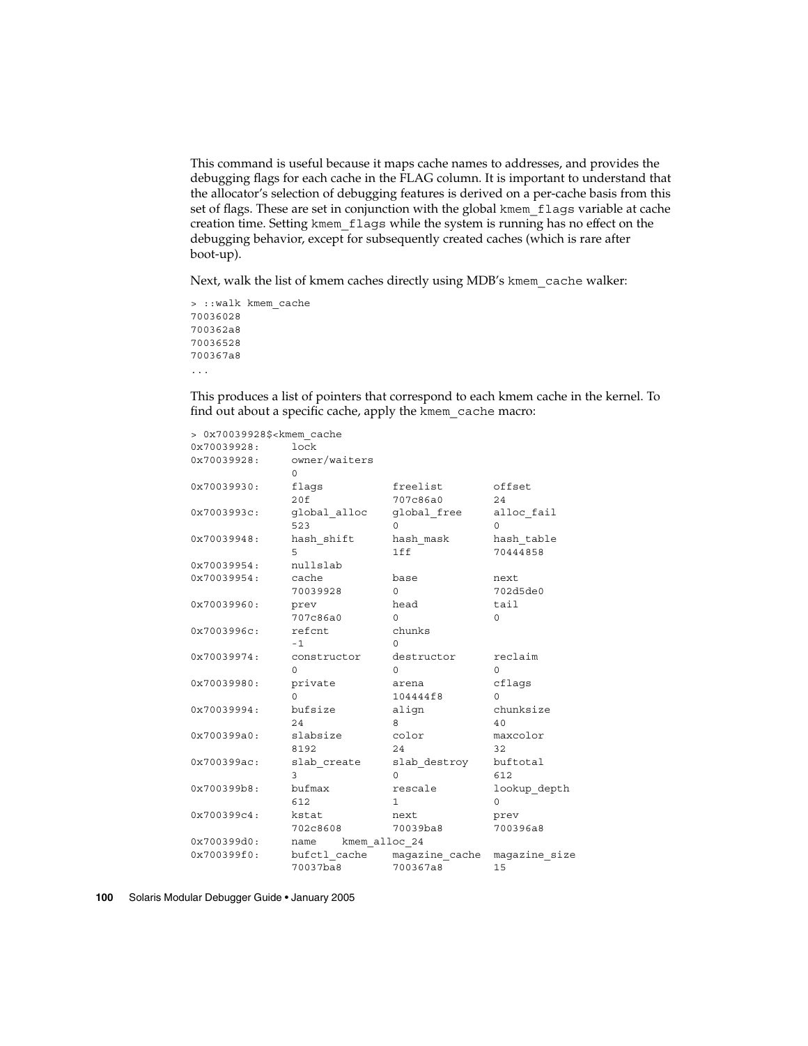This command is useful because it maps cache names to addresses, and provides the debugging flags for each cache in the FLAG column. It is important to understand that the allocator's selection of debugging features is derived on a per-cache basis from this set of flags. These are set in conjunction with the global `kmem_flags` variable at cache creation time. Setting `kmem_flags` while the system is running has no effect on the debugging behavior, except for subsequently created caches (which is rare after boot-up).

Next, walk the list of kmem caches directly using MDB's `kmem_cache` walker:

```
> ::walk kmem_cache
70036028
700362a8
70036528
700367a8
...
```

This produces a list of pointers that correspond to each kmem cache in the kernel. To find out about a specific cache, apply the `kmem_cache` macro:

```
> 0x70039928$<kmem_cache
0x70039928:     lock
0x70039928:     owner/waiters
                0
0x70039930:     flags           freelist        offset
                20f             707c86a0        24
0x7003993c:     global_alloc    global_free     alloc_fail
                523             0               0
0x70039948:     hash_shift      hash_mask       hash_table
                5               1ff             70444858
0x70039954:     nullslab
0x70039954:     cache           base            next
                70039928        0               702d5de0
0x70039960:     prev            head            tail
                707c86a0        0               0
0x7003996c:     refcnt          chunks
                -1              0
0x70039974:     constructor     destructor      reclaim
                0               0               0
0x70039980:     private         arena           cflags
                0               104444f8        0
0x70039994:     bufsize         align           chunksize
                24              8               40
0x700399a0:     slabsize        color           maxcolor
                8192            24              32
0x700399ac:     slab_create     slab_destroy    buftotal
                3               0               612
0x700399b8:     bufmax          rescale         lookup_depth
                612             1               0
0x700399c4:     kstat           next            prev
                702c8608        70039ba8        700396a8
0x700399d0:     name    kmem_alloc_24
0x700399f0:     bufctl_cache    magazine_cache  magazine_size
                70037ba8        700367a8        15
```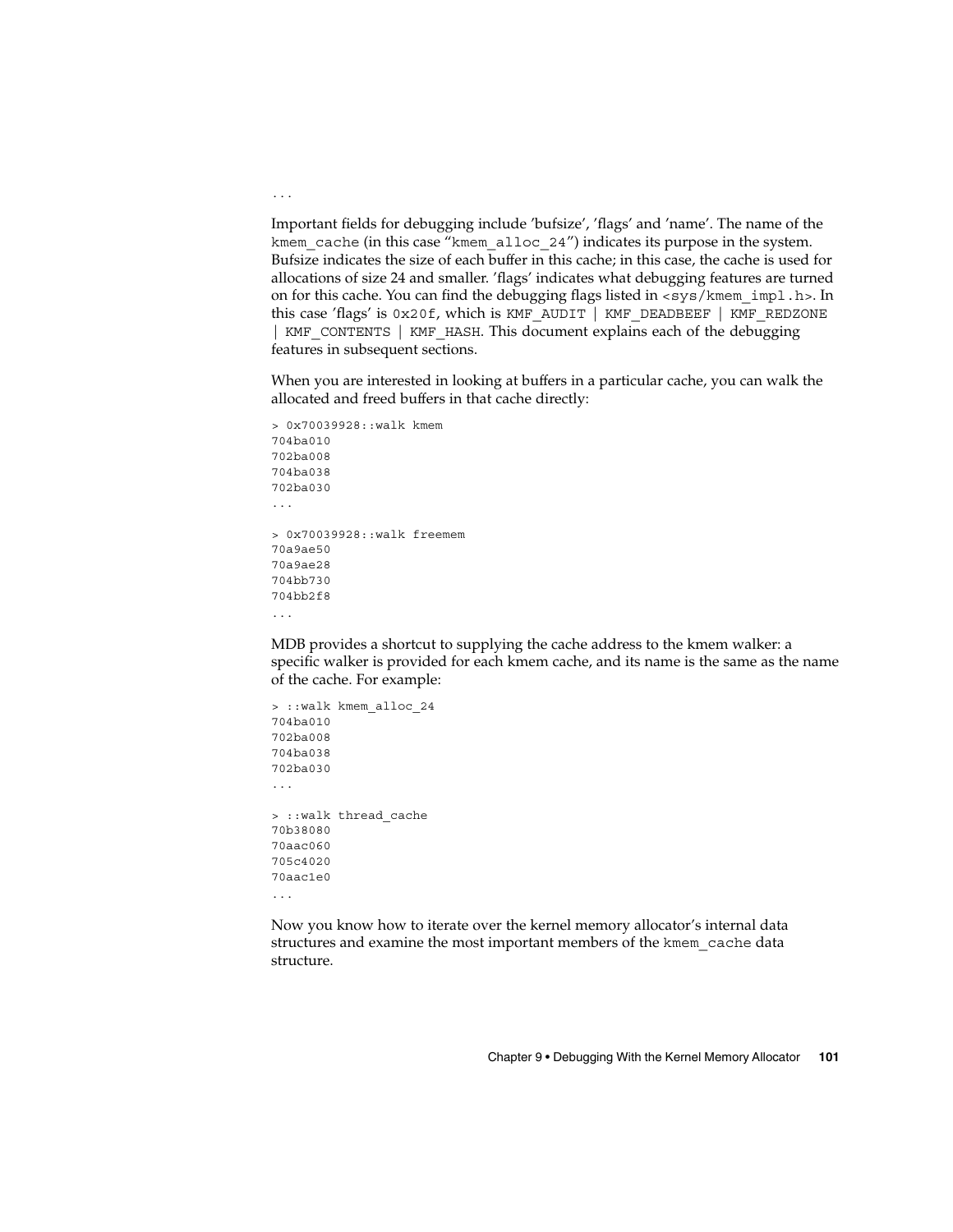```
...
```

Important fields for debugging include 'bufsize', 'flags' and 'name'. The name of the `kmem_cache` (in this case "`kmem_alloc_24`") indicates its purpose in the system. Bufsize indicates the size of each buffer in this cache; in this case, the cache is used for allocations of size 24 and smaller. 'flags' indicates what debugging features are turned on for this cache. You can find the debugging flags listed in `<sys/kmem_impl.h>`. In this case 'flags' is `0x20f`, which is `KMF_AUDIT | KMF_DEADBEEF | KMF_REDZONE | KMF_CONTENTS | KMF_HASH`. This document explains each of the debugging features in subsequent sections.

When you are interested in looking at buffers in a particular cache, you can walk the allocated and freed buffers in that cache directly:

```
> 0x70039928::walk kmem
704ba010
702ba008
704ba038
702ba030
...

> 0x70039928::walk freemem
70a9ae50
70a9ae28
704bb730
704bb2f8
...
```

MDB provides a shortcut to supplying the cache address to the kmem walker: a specific walker is provided for each kmem cache, and its name is the same as the name of the cache. For example:

```
> ::walk kmem_alloc_24
704ba010
702ba008
704ba038
702ba030
...

> ::walk thread_cache
70b38080
70aac060
705c4020
70aac1e0
...
```

Now you know how to iterate over the kernel memory allocator's internal data structures and examine the most important members of the `kmem_cache` data structure.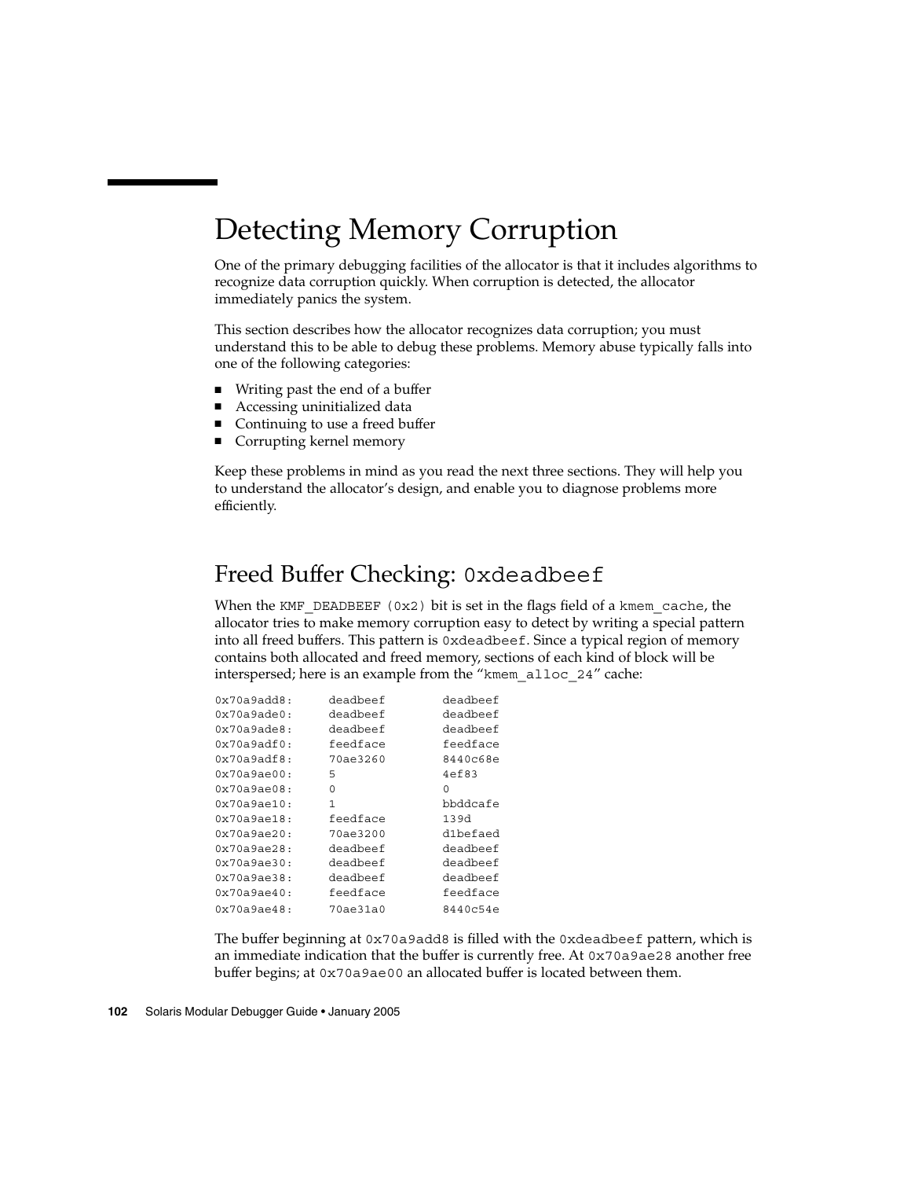# Detecting Memory Corruption

One of the primary debugging facilities of the allocator is that it includes algorithms to recognize data corruption quickly. When corruption is detected, the allocator immediately panics the system.

This section describes how the allocator recognizes data corruption; you must understand this to be able to debug these problems. Memory abuse typically falls into one of the following categories:

- Writing past the end of a buffer
- Accessing uninitialized data
- Continuing to use a freed buffer
- Corrupting kernel memory

Keep these problems in mind as you read the next three sections. They will help you to understand the allocator's design, and enable you to diagnose problems more efficiently.

## Freed Buffer Checking: `0xdeadbeef`

When the `KMF_DEADBEEF (0x2)` bit is set in the flags field of a `kmem_cache`, the allocator tries to make memory corruption easy to detect by writing a special pattern into all freed buffers. This pattern is `0xdeadbeef`. Since a typical region of memory contains both allocated and freed memory, sections of each kind of block will be interspersed; here is an example from the "`kmem_alloc_24`" cache:

```
0x70a9add8:     deadbeef        deadbeef
0x70a9ade0:     deadbeef        deadbeef
0x70a9ade8:     deadbeef        deadbeef
0x70a9adf0:     feedface        feedface
0x70a9adf8:     70ae3260        8440c68e
0x70a9ae00:     5               4ef83
0x70a9ae08:     0               0
0x70a9ae10:     1               bbddcafe
0x70a9ae18:     feedface        139d
0x70a9ae20:     70ae3200        d1befaed
0x70a9ae28:     deadbeef        deadbeef
0x70a9ae30:     deadbeef        deadbeef
0x70a9ae38:     deadbeef        deadbeef
0x70a9ae40:     feedface        feedface
0x70a9ae48:     70ae31a0        8440c54e
```

The buffer beginning at `0x70a9add8` is filled with the `0xdeadbeef` pattern, which is an immediate indication that the buffer is currently free. At `0x70a9ae28` another free buffer begins; at `0x70a9ae00` an allocated buffer is located between them.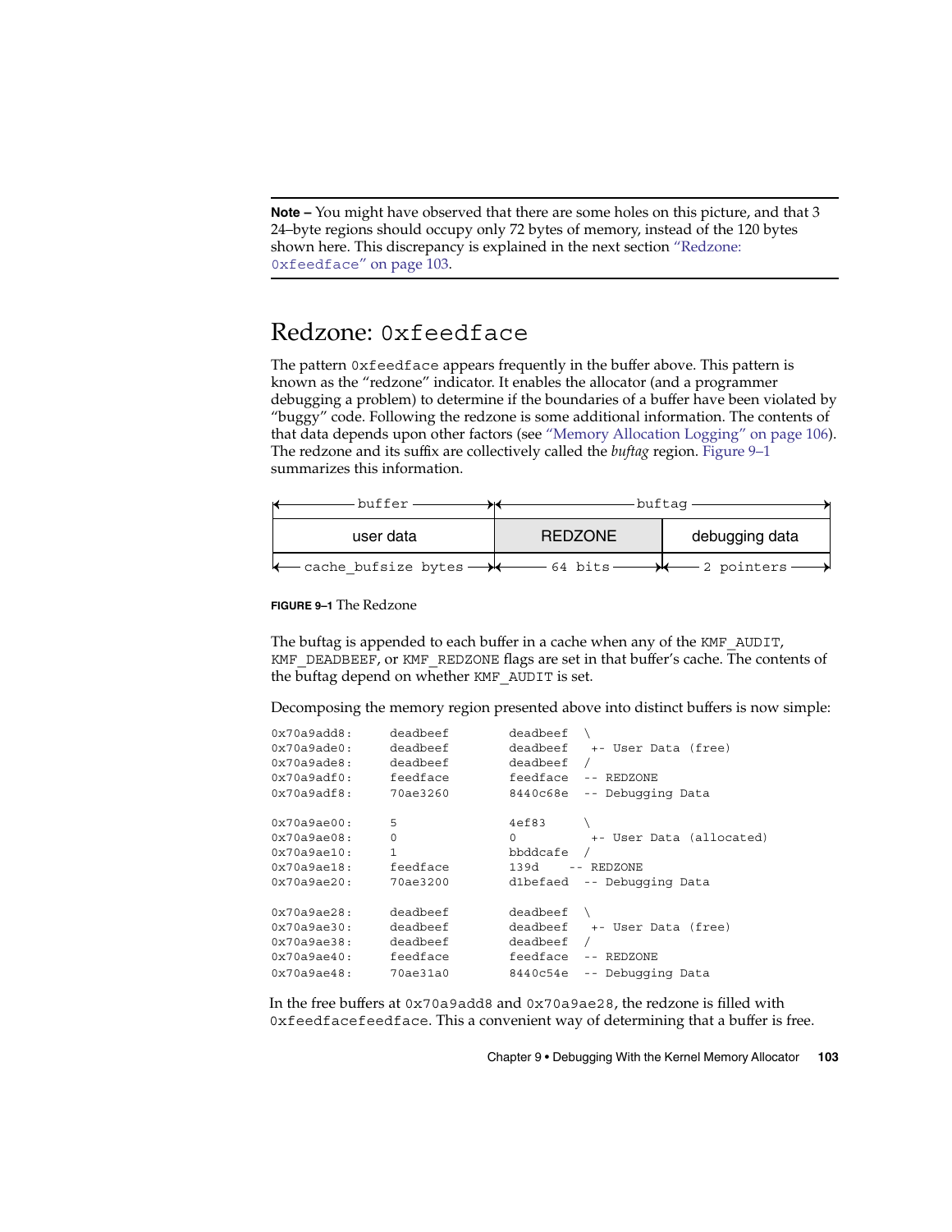**Note –** You might have observed that there are some holes on this picture, and that 3 24–byte regions should occupy only 72 bytes of memory, instead of the 120 bytes shown here. This discrepancy is explained in the next section "Redzone: 0xfeedface" on page 103.

## Redzone: 0xfeedface

The pattern 0xfeedface appears frequently in the buffer above. This pattern is known as the "redzone" indicator. It enables the allocator (and a programmer debugging a problem) to determine if the boundaries of a buffer have been violated by "buggy" code. Following the redzone is some additional information. The contents of that data depends upon other factors (see "Memory Allocation Logging" on page 106). The redzone and its suffix are collectively called the *buftag* region. Figure 9–1 summarizes this information.

```
|<-------- buffer -------->|<------------------ buftag ------------------>|
|        user data         |      REDZONE       |     debugging data      |
|<-- cache_bufsize bytes ->|<----- 64 bits ---->|<----- 2 pointers ------>|
```

**FIGURE 9–1** The Redzone

The buftag is appended to each buffer in a cache when any of the KMF_AUDIT, KMF_DEADBEEF, or KMF_REDZONE flags are set in that buffer's cache. The contents of the buftag depend on whether KMF_AUDIT is set.

Decomposing the memory region presented above into distinct buffers is now simple:

```
0x70a9add8:     deadbeef        deadbeef  \
0x70a9ade0:     deadbeef        deadbeef   +- User Data (free)
0x70a9ade8:     deadbeef        deadbeef  /
0x70a9adf0:     feedface        feedface  -- REDZONE
0x70a9adf8:     70ae3260        8440c68e  -- Debugging Data

0x70a9ae00:     5               4ef83     \
0x70a9ae08:     0               0          +- User Data (allocated)
0x70a9ae10:     1               bbddcafe  /
0x70a9ae18:     feedface        139d    -- REDZONE
0x70a9ae20:     70ae3200        d1befaed  -- Debugging Data

0x70a9ae28:     deadbeef        deadbeef  \
0x70a9ae30:     deadbeef        deadbeef   +- User Data (free)
0x70a9ae38:     deadbeef        deadbeef  /
0x70a9ae40:     feedface        feedface  -- REDZONE
0x70a9ae48:     70ae31a0        8440c54e  -- Debugging Data
```

In the free buffers at 0x70a9add8 and 0x70a9ae28, the redzone is filled with 0xfeedfacefeedface. This a convenient way of determining that a buffer is free.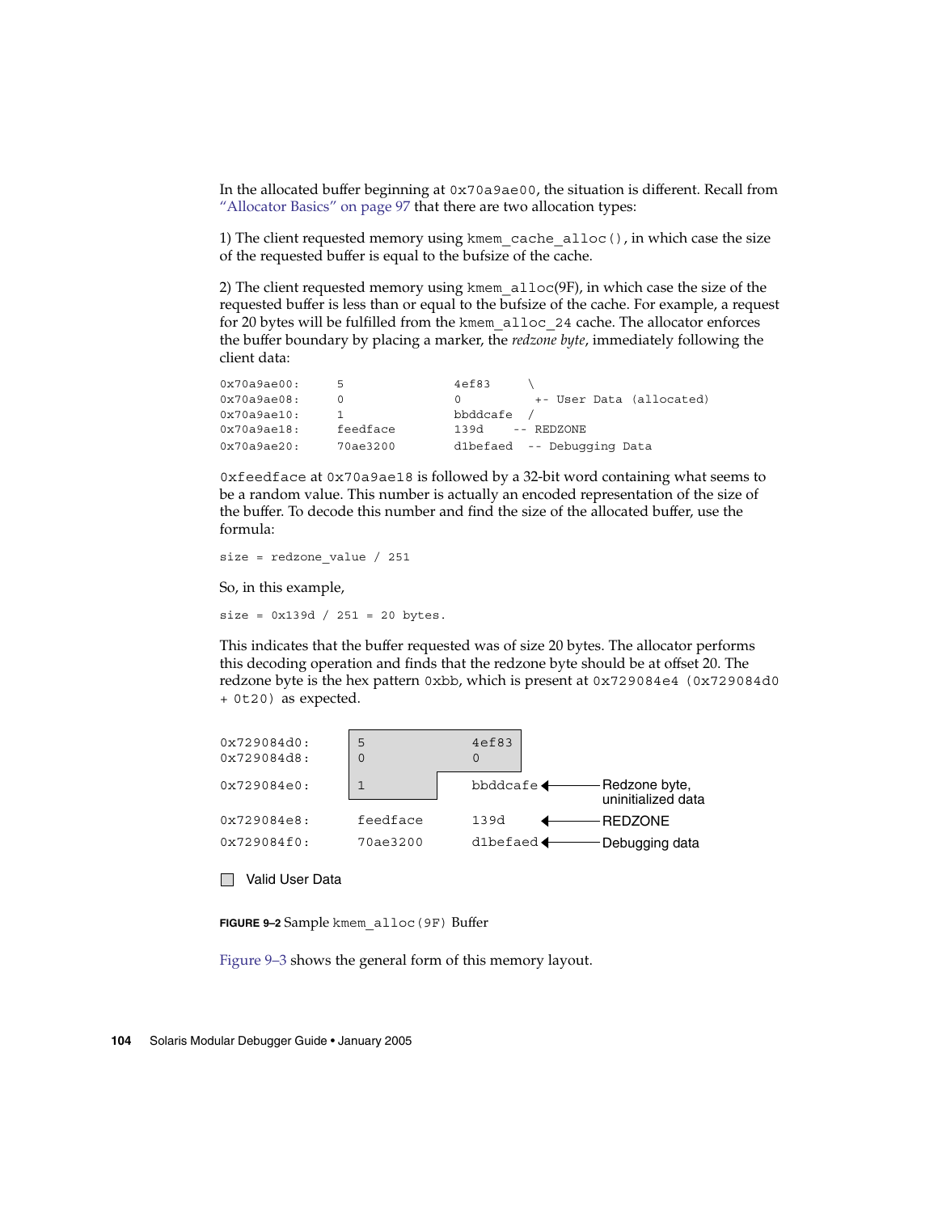In the allocated buffer beginning at `0x70a9ae00`, the situation is different. Recall from "Allocator Basics" on page 97 that there are two allocation types:

1) The client requested memory using `kmem_cache_alloc()`, in which case the size of the requested buffer is equal to the bufsize of the cache.

2) The client requested memory using `kmem_alloc`(9F), in which case the size of the requested buffer is less than or equal to the bufsize of the cache. For example, a request for 20 bytes will be fulfilled from the `kmem_alloc_24` cache. The allocator enforces the buffer boundary by placing a marker, the *redzone byte*, immediately following the client data:

```
0x70a9ae00:     5               4ef83     \
0x70a9ae08:     0               0          +- User Data (allocated)
0x70a9ae10:     1               bbddcafe  /
0x70a9ae18:     feedface        139d    -- REDZONE
0x70a9ae20:     70ae3200        d1befaed  -- Debugging Data
```

`0xfeedface` at `0x70a9ae18` is followed by a 32-bit word containing what seems to be a random value. This number is actually an encoded representation of the size of the buffer. To decode this number and find the size of the allocated buffer, use the formula:

```
size = redzone_value / 251
```

So, in this example,

```
size = 0x139d / 251 = 20 bytes.
```

This indicates that the buffer requested was of size 20 bytes. The allocator performs this decoding operation and finds that the redzone byte should be at offset 20. The redzone byte is the hex pattern `0xbb`, which is present at `0x729084e4 (0x729084d0 + 0t20)` as expected.

```
0x729084d0:     5               4ef83
0x729084d8:     0               0
0x729084e0:     1               bbddcafe  <------ Redzone byte, uninitialized data
0x729084e8:     feedface        139d      <------ REDZONE
0x729084f0:     70ae3200        d1befaed  <------ Debugging data
```

Valid User Data

**FIGURE 9–2** Sample `kmem_alloc(9F)` Buffer

Figure 9–3 shows the general form of this memory layout.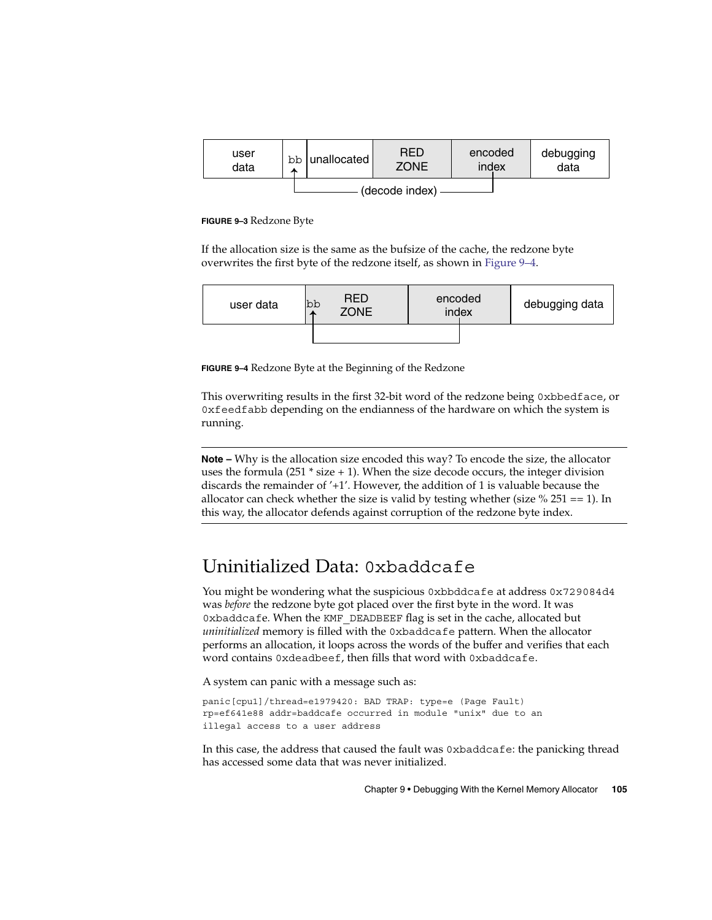| user data | bb | unallocated | RED ZONE | encoded index | debugging data |
|---|---|---|---|---|---|

(decode index)

**FIGURE 9–3** Redzone Byte

If the allocation size is the same as the bufsize of the cache, the redzone byte overwrites the first byte of the redzone itself, as shown in Figure 9–4.

| user data | bb RED ZONE | encoded index | debugging data |
|---|---|---|---|

**FIGURE 9–4** Redzone Byte at the Beginning of the Redzone

This overwriting results in the first 32-bit word of the redzone being `0xbbedface`, or `0xfeedfabb` depending on the endianness of the hardware on which the system is running.

---

**Note –** Why is the allocation size encoded this way? To encode the size, the allocator uses the formula (251 * size + 1). When the size decode occurs, the integer division discards the remainder of '+1'. However, the addition of 1 is valuable because the allocator can check whether the size is valid by testing whether (size % 251 == 1). In this way, the allocator defends against corruption of the redzone byte index.

---

## Uninitialized Data: `0xbaddcafe`

You might be wondering what the suspicious `0xbbddcafe` at address `0x729084d4` was *before* the redzone byte got placed over the first byte in the word. It was `0xbaddcafe`. When the `KMF_DEADBEEF` flag is set in the cache, allocated but *uninitialized* memory is filled with the `0xbaddcafe` pattern. When the allocator performs an allocation, it loops across the words of the buffer and verifies that each word contains `0xdeadbeef`, then fills that word with `0xbaddcafe`.

A system can panic with a message such as:

```
panic[cpu1]/thread=e1979420: BAD TRAP: type=e (Page Fault)
rp=ef641e88 addr=baddcafe occurred in module "unix" due to an
illegal access to a user address
```

In this case, the address that caused the fault was `0xbaddcafe`: the panicking thread has accessed some data that was never initialized.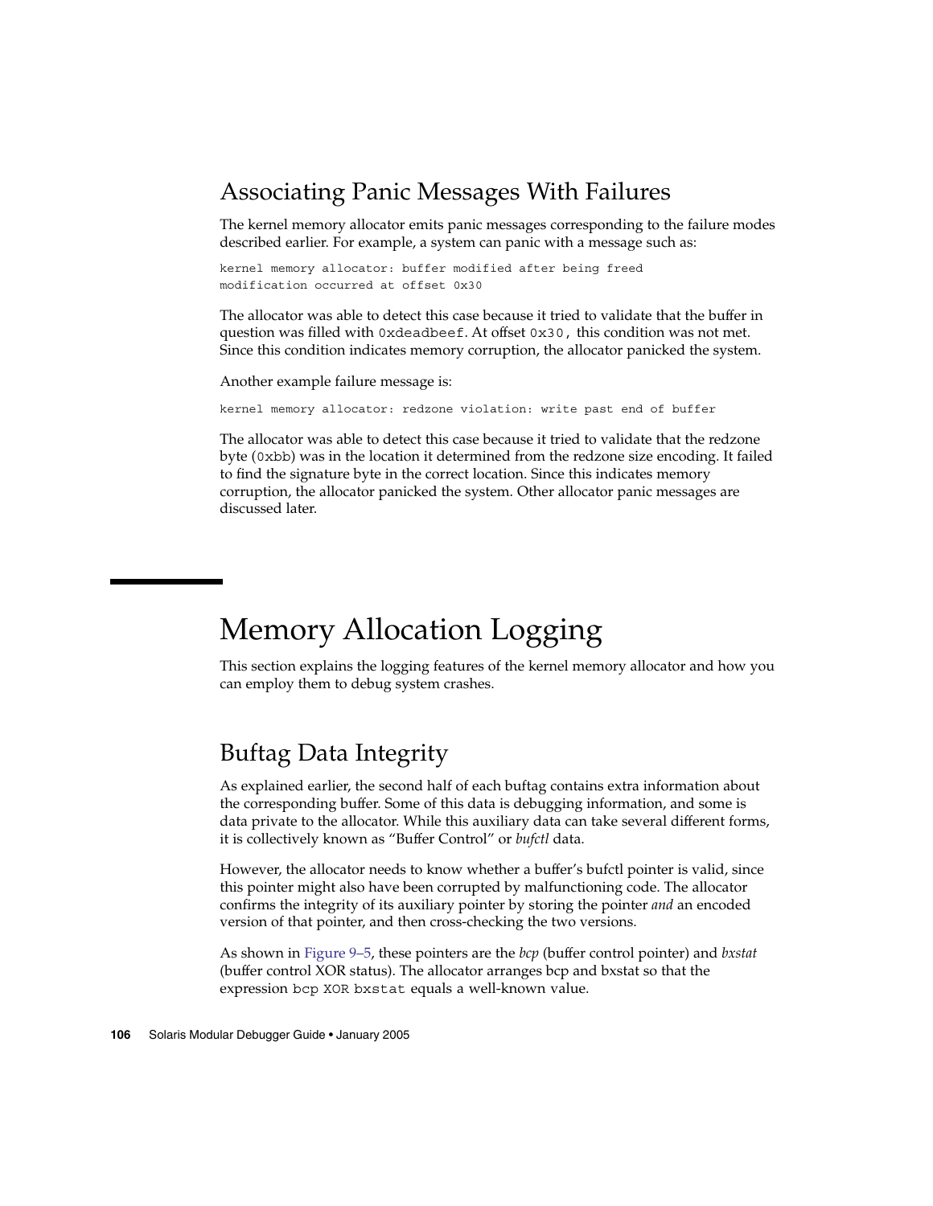## Associating Panic Messages With Failures

The kernel memory allocator emits panic messages corresponding to the failure modes described earlier. For example, a system can panic with a message such as:

```
kernel memory allocator: buffer modified after being freed
modification occurred at offset 0x30
```

The allocator was able to detect this case because it tried to validate that the buffer in question was filled with `0xdeadbeef`. At offset `0x30`, this condition was not met. Since this condition indicates memory corruption, the allocator panicked the system.

Another example failure message is:

```
kernel memory allocator: redzone violation: write past end of buffer
```

The allocator was able to detect this case because it tried to validate that the redzone byte (`0xbb`) was in the location it determined from the redzone size encoding. It failed to find the signature byte in the correct location. Since this indicates memory corruption, the allocator panicked the system. Other allocator panic messages are discussed later.

# Memory Allocation Logging

This section explains the logging features of the kernel memory allocator and how you can employ them to debug system crashes.

## Buftag Data Integrity

As explained earlier, the second half of each buftag contains extra information about the corresponding buffer. Some of this data is debugging information, and some is data private to the allocator. While this auxiliary data can take several different forms, it is collectively known as “Buffer Control” or *bufctl* data.

However, the allocator needs to know whether a buffer’s bufctl pointer is valid, since this pointer might also have been corrupted by malfunctioning code. The allocator confirms the integrity of its auxiliary pointer by storing the pointer *and* an encoded version of that pointer, and then cross-checking the two versions.

As shown in Figure 9–5, these pointers are the *bcp* (buffer control pointer) and *bxstat* (buffer control XOR status). The allocator arranges bcp and bxstat so that the expression `bcp XOR bxstat` equals a well-known value.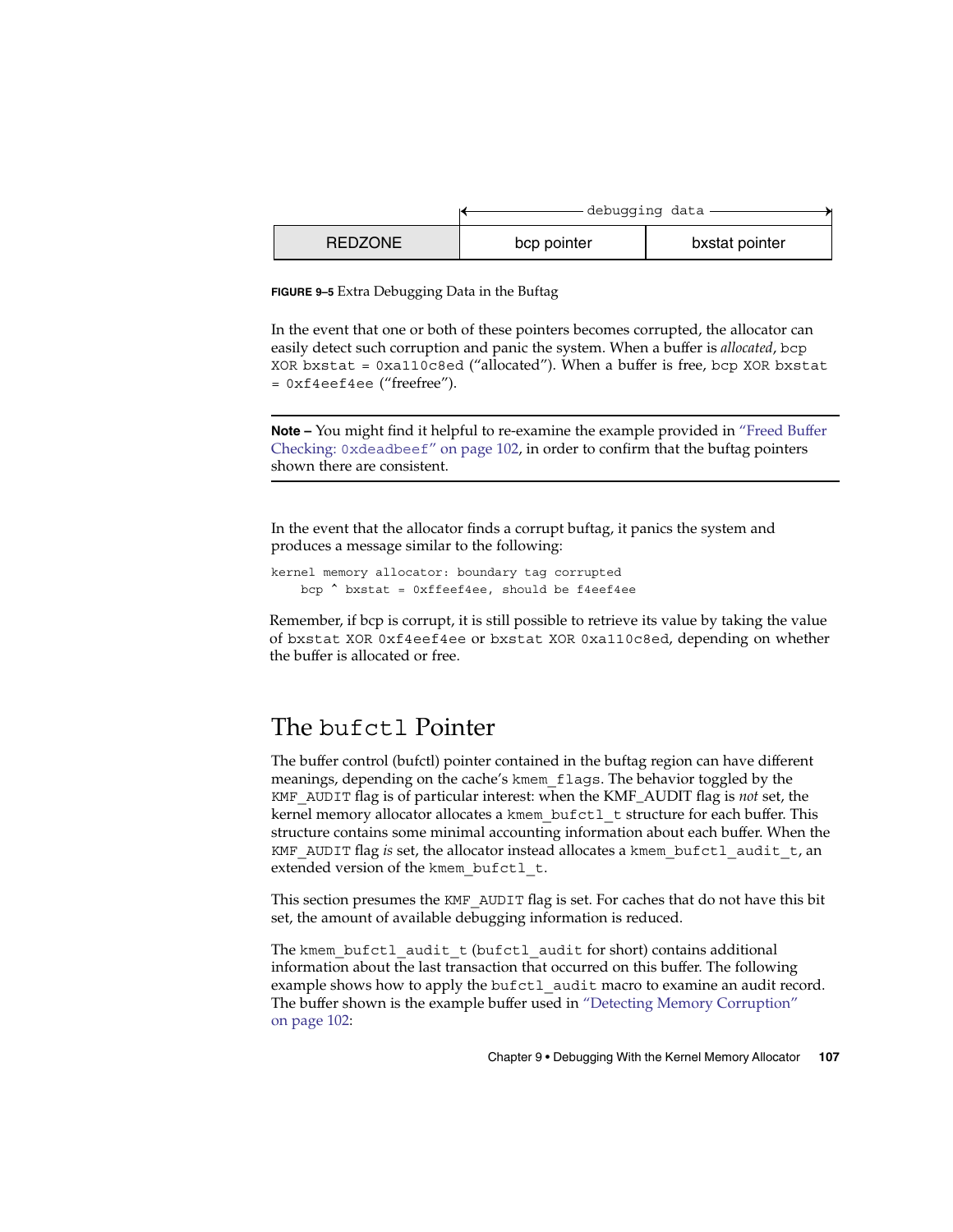| | debugging data | |
| --- | --- | --- |
| REDZONE | bcp pointer | bxstat pointer |

**FIGURE 9–5** Extra Debugging Data in the Buftag

In the event that one or both of these pointers becomes corrupted, the allocator can easily detect such corruption and panic the system. When a buffer is *allocated*, `bcp XOR bxstat = 0xa110c8ed` (“allocated”). When a buffer is free, `bcp XOR bxstat = 0xf4eef4ee` (“freefree”).

---

**Note –** You might find it helpful to re-examine the example provided in “Freed Buffer Checking: `0xdeadbeef`” on page 102, in order to confirm that the buftag pointers shown there are consistent.

---

In the event that the allocator finds a corrupt buftag, it panics the system and produces a message similar to the following:

```
kernel memory allocator: boundary tag corrupted
    bcp ^ bxstat = 0xffeef4ee, should be f4eef4ee
```

Remember, if bcp is corrupt, it is still possible to retrieve its value by taking the value of `bxstat XOR 0xf4eef4ee` or `bxstat XOR 0xa110c8ed`, depending on whether the buffer is allocated or free.

## The `bufctl` Pointer

The buffer control (bufctl) pointer contained in the buftag region can have different meanings, depending on the cache’s `kmem_flags`. The behavior toggled by the `KMF_AUDIT` flag is of particular interest: when the KMF_AUDIT flag is *not* set, the kernel memory allocator allocates a `kmem_bufctl_t` structure for each buffer. This structure contains some minimal accounting information about each buffer. When the `KMF_AUDIT` flag *is* set, the allocator instead allocates a `kmem_bufctl_audit_t`, an extended version of the `kmem_bufctl_t`.

This section presumes the `KMF_AUDIT` flag is set. For caches that do not have this bit set, the amount of available debugging information is reduced.

The `kmem_bufctl_audit_t` (`bufctl_audit` for short) contains additional information about the last transaction that occurred on this buffer. The following example shows how to apply the `bufctl_audit` macro to examine an audit record. The buffer shown is the example buffer used in “Detecting Memory Corruption” on page 102: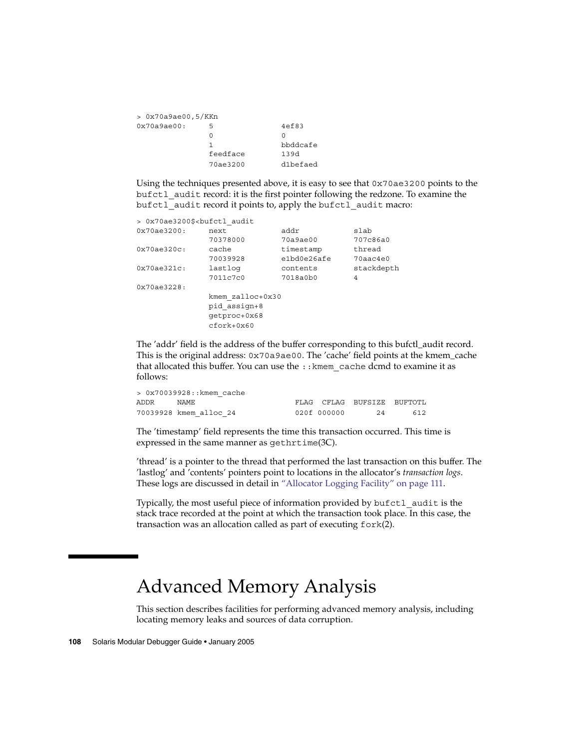```
> 0x70a9ae00,5/KKn
0x70a9ae00:     5               4ef83
                0               0
                1               bbddcafe
                feedface        139d
                70ae3200        d1befaed
```

Using the techniques presented above, it is easy to see that `0x70ae3200` points to the `bufctl_audit` record: it is the first pointer following the redzone. To examine the `bufctl_audit` record it points to, apply the `bufctl_audit` macro:

```
> 0x70ae3200$<bufctl_audit
0x70ae3200:     next            addr            slab
                70378000        70a9ae00        707c86a0
0x70ae320c:     cache           timestamp       thread
                70039928        e1bd0e26afe     70aac4e0
0x70ae321c:     lastlog         contents        stackdepth
                7011c7c0        7018a0b0        4
0x70ae3228:
                kmem_zalloc+0x30
                pid_assign+8
                getproc+0x68
                cfork+0x60
```

The 'addr' field is the address of the buffer corresponding to this bufctl_audit record. This is the original address: `0x70a9ae00`. The 'cache' field points at the kmem_cache that allocated this buffer. You can use the `::kmem_cache` dcmd to examine it as follows:

```
> 0x70039928::kmem_cache
ADDR     NAME                      FLAG  CFLAG  BUFSIZE  BUFTOTL
70039928 kmem_alloc_24             020f 000000       24      612
```

The 'timestamp' field represents the time this transaction occurred. This time is expressed in the same manner as `gethrtime`(3C).

'thread' is a pointer to the thread that performed the last transaction on this buffer. The 'lastlog' and 'contents' pointers point to locations in the allocator's *transaction logs*. These logs are discussed in detail in "Allocator Logging Facility" on page 111.

Typically, the most useful piece of information provided by `bufctl_audit` is the stack trace recorded at the point at which the transaction took place. In this case, the transaction was an allocation called as part of executing `fork`(2).

# Advanced Memory Analysis

This section describes facilities for performing advanced memory analysis, including locating memory leaks and sources of data corruption.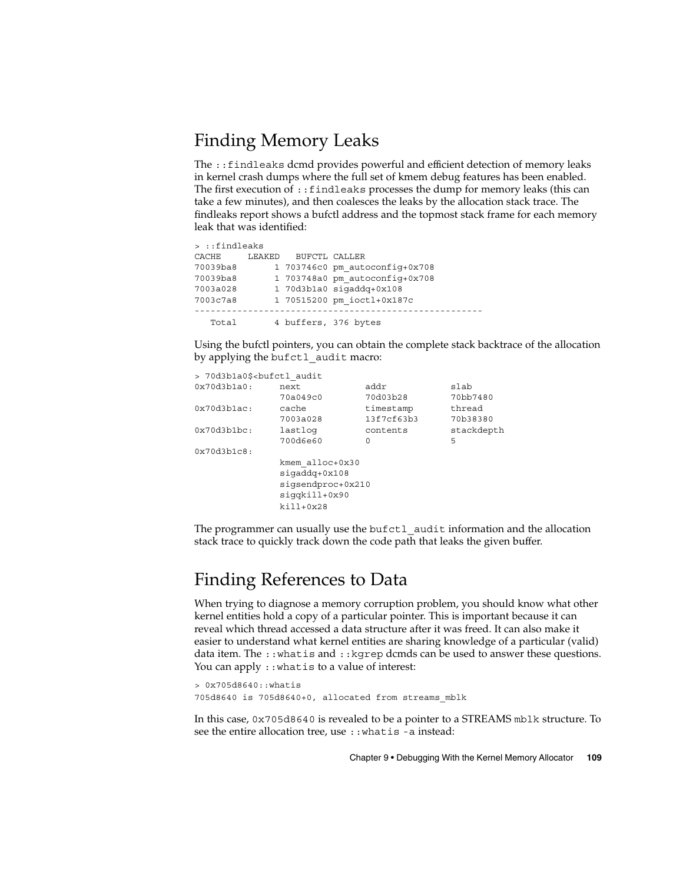## Finding Memory Leaks

The `::findleaks` dcmd provides powerful and efficient detection of memory leaks in kernel crash dumps where the full set of kmem debug features has been enabled. The first execution of `::findleaks` processes the dump for memory leaks (this can take a few minutes), and then coalesces the leaks by the allocation stack trace. The findleaks report shows a bufctl address and the topmost stack frame for each memory leak that was identified:

```
> ::findleaks
CACHE     LEAKED   BUFCTL CALLER
70039ba8       1 703746c0 pm_autoconfig+0x708
70039ba8       1 703748a0 pm_autoconfig+0x708
7003a028       1 70d3b1a0 sigaddq+0x108
7003c7a8       1 70515200 pm_ioctl+0x187c
------------------------------------------------------
   Total       4 buffers, 376 bytes
```

Using the bufctl pointers, you can obtain the complete stack backtrace of the allocation by applying the `bufctl_audit` macro:

```
> 70d3b1a0$<bufctl_audit
0x70d3b1a0:     next            addr            slab
                70a049c0        70d03b28        70bb7480
0x70d3b1ac:     cache           timestamp       thread
                7003a028        13f7cf63b3      70b38380
0x70d3b1bc:     lastlog         contents        stackdepth
                700d6e60        0               5
0x70d3b1c8:
                kmem_alloc+0x30
                sigaddq+0x108
                sigsendproc+0x210
                sigqkill+0x90
                kill+0x28
```

The programmer can usually use the `bufctl_audit` information and the allocation stack trace to quickly track down the code path that leaks the given buffer.

## Finding References to Data

When trying to diagnose a memory corruption problem, you should know what other kernel entities hold a copy of a particular pointer. This is important because it can reveal which thread accessed a data structure after it was freed. It can also make it easier to understand what kernel entities are sharing knowledge of a particular (valid) data item. The `::whatis` and `::kgrep` dcmds can be used to answer these questions. You can apply `::whatis` to a value of interest:

```
> 0x705d8640::whatis
705d8640 is 705d8640+0, allocated from streams_mblk
```

In this case, `0x705d8640` is revealed to be a pointer to a STREAMS `mblk` structure. To see the entire allocation tree, use `::whatis -a` instead: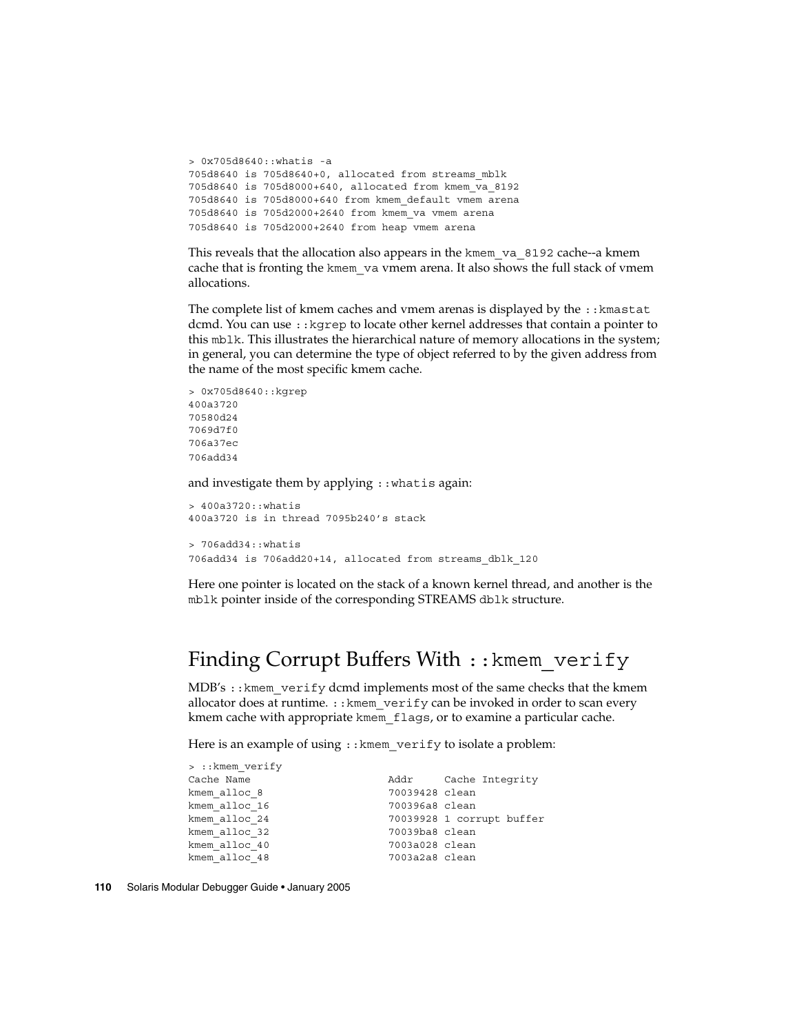```
> 0x705d8640::whatis -a
705d8640 is 705d8640+0, allocated from streams_mblk
705d8640 is 705d8000+640, allocated from kmem_va_8192
705d8640 is 705d8000+640 from kmem_default vmem arena
705d8640 is 705d2000+2640 from kmem_va vmem arena
705d8640 is 705d2000+2640 from heap vmem arena
```

This reveals that the allocation also appears in the `kmem_va_8192` cache--a kmem cache that is fronting the `kmem_va` vmem arena. It also shows the full stack of vmem allocations.

The complete list of kmem caches and vmem arenas is displayed by the `::kmastat` dcmd. You can use `::kgrep` to locate other kernel addresses that contain a pointer to this `mblk`. This illustrates the hierarchical nature of memory allocations in the system; in general, you can determine the type of object referred to by the given address from the name of the most specific kmem cache.

```
> 0x705d8640::kgrep
400a3720
70580d24
7069d7f0
706a37ec
706add34
```

and investigate them by applying `::whatis` again:

```
> 400a3720::whatis
400a3720 is in thread 7095b240's stack

> 706add34::whatis
706add34 is 706add20+14, allocated from streams_dblk_120
```

Here one pointer is located on the stack of a known kernel thread, and another is the `mblk` pointer inside of the corresponding STREAMS `dblk` structure.

## Finding Corrupt Buffers With `::kmem_verify`

MDB's `::kmem_verify` dcmd implements most of the same checks that the kmem allocator does at runtime. `::kmem_verify` can be invoked in order to scan every kmem cache with appropriate `kmem_flags`, or to examine a particular cache.

Here is an example of using `::kmem_verify` to isolate a problem:

```
> ::kmem_verify
Cache Name                      Addr     Cache Integrity
kmem_alloc_8                    70039428 clean
kmem_alloc_16                   700396a8 clean
kmem_alloc_24                   70039928 1 corrupt buffer
kmem_alloc_32                   70039ba8 clean
kmem_alloc_40                   7003a028 clean
kmem_alloc_48                   7003a2a8 clean
```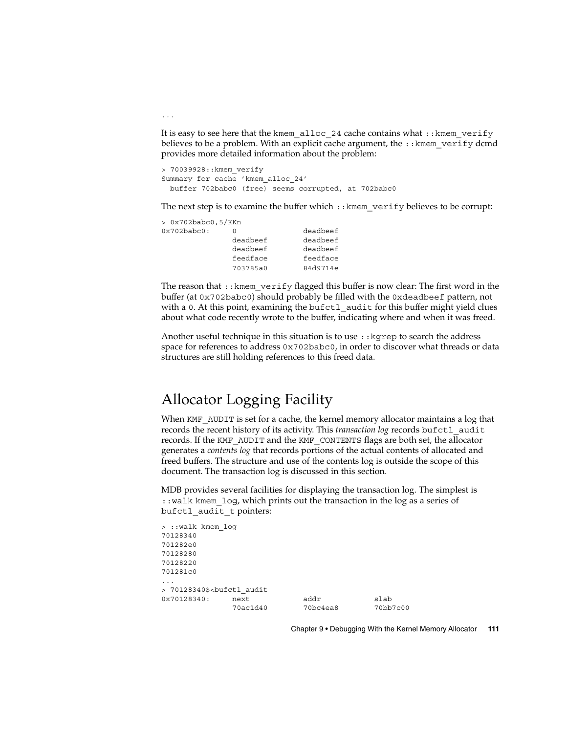...

It is easy to see here that the `kmem_alloc_24` cache contains what `::kmem_verify` believes to be a problem. With an explicit cache argument, the `::kmem_verify` dcmd provides more detailed information about the problem:

```
> 70039928::kmem_verify
Summary for cache 'kmem_alloc_24'
  buffer 702babc0 (free) seems corrupted, at 702babc0
```

The next step is to examine the buffer which `::kmem_verify` believes to be corrupt:

```
> 0x702babc0,5/KKn
0x702babc0:     0               deadbeef
                deadbeef        deadbeef
                deadbeef        deadbeef
                feedface        feedface
                703785a0        84d9714e
```

The reason that `::kmem_verify` flagged this buffer is now clear: The first word in the buffer (at `0x702babc0`) should probably be filled with the `0xdeadbeef` pattern, not with a `0`. At this point, examining the `bufctl_audit` for this buffer might yield clues about what code recently wrote to the buffer, indicating where and when it was freed.

Another useful technique in this situation is to use `::kgrep` to search the address space for references to address `0x702babc0`, in order to discover what threads or data structures are still holding references to this freed data.

## Allocator Logging Facility

When `KMF_AUDIT` is set for a cache, the kernel memory allocator maintains a log that records the recent history of its activity. This *transaction log* records `bufctl_audit` records. If the `KMF_AUDIT` and the `KMF_CONTENTS` flags are both set, the allocator generates a *contents log* that records portions of the actual contents of allocated and freed buffers. The structure and use of the contents log is outside the scope of this document. The transaction log is discussed in this section.

MDB provides several facilities for displaying the transaction log. The simplest is `::walk kmem_log`, which prints out the transaction in the log as a series of `bufctl_audit_t` pointers:

```
> ::walk kmem_log
70128340
701282e0
70128280
70128220
701281c0
...
> 70128340$<bufctl_audit
0x70128340:     next            addr            slab
                70ac1d40        70bc4ea8        70bb7c00
```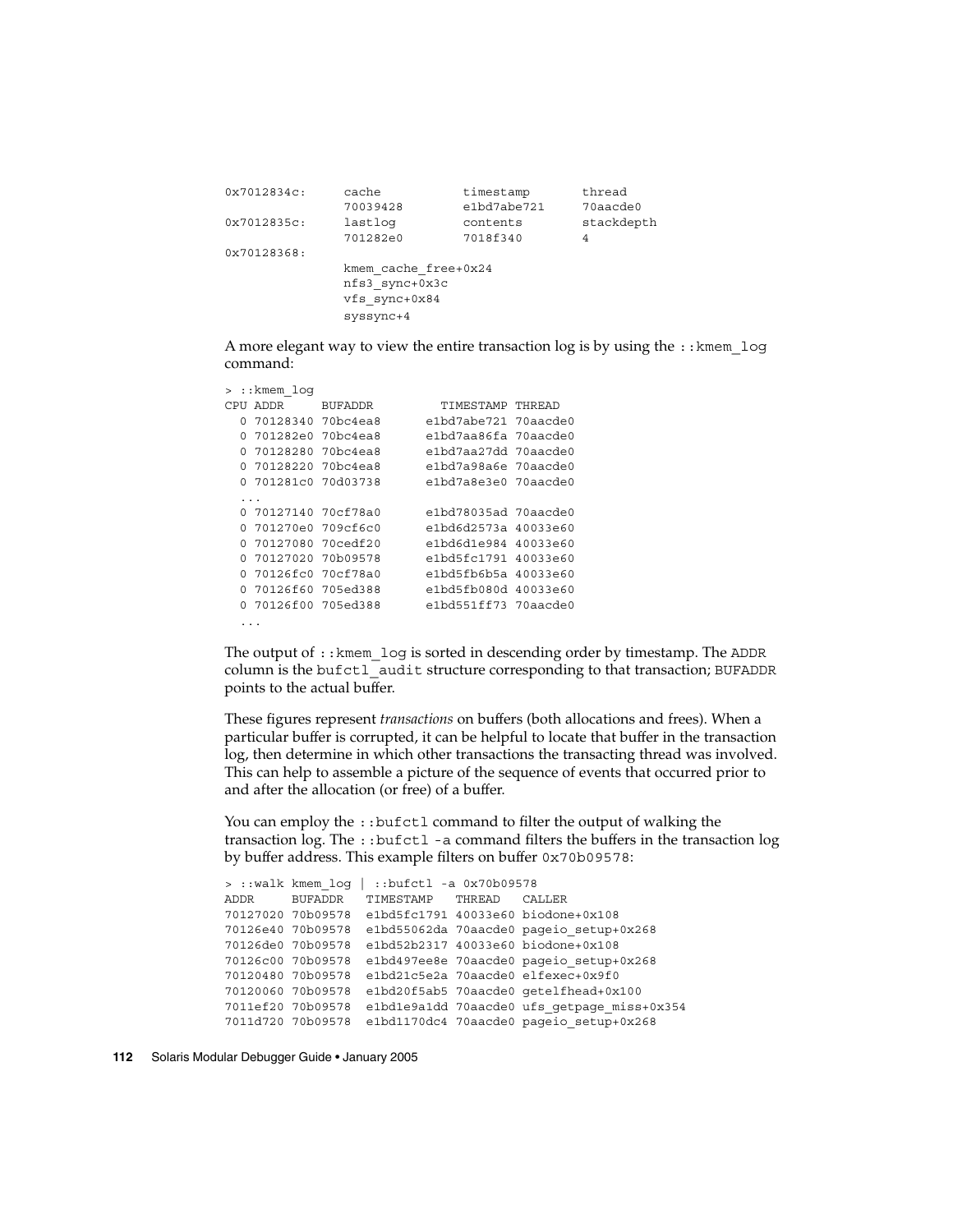```
0x7012834c:     cache           timestamp       thread
                70039428        e1bd7abe721     70aacde0
0x7012835c:     lastlog         contents        stackdepth
                701282e0        7018f340        4
0x70128368:
                kmem_cache_free+0x24
                nfs3_sync+0x3c
                vfs_sync+0x84
                syssync+4
```

A more elegant way to view the entire transaction log is by using the `::kmem_log` command:

```
> ::kmem_log
CPU ADDR     BUFADDR         TIMESTAMP THREAD
  0 70128340 70bc4ea8      e1bd7abe721 70aacde0
  0 701282e0 70bc4ea8      e1bd7aa86fa 70aacde0
  0 70128280 70bc4ea8      e1bd7aa27dd 70aacde0
  0 70128220 70bc4ea8      e1bd7a98a6e 70aacde0
  0 701281c0 70d03738      e1bd7a8e3e0 70aacde0
  ...
  0 70127140 70cf78a0      e1bd78035ad 70aacde0
  0 701270e0 709cf6c0      e1bd6d2573a 40033e60
  0 70127080 70cedf20      e1bd6d1e984 40033e60
  0 70127020 70b09578      e1bd5fc1791 40033e60
  0 70126fc0 70cf78a0      e1bd5fb6b5a 40033e60
  0 70126f60 705ed388      e1bd5fb080d 40033e60
  0 70126f00 705ed388      e1bd551ff73 70aacde0
  ...
```

The output of `::kmem_log` is sorted in descending order by timestamp. The `ADDR` column is the `bufctl_audit` structure corresponding to that transaction; `BUFADDR` points to the actual buffer.

These figures represent *transactions* on buffers (both allocations and frees). When a particular buffer is corrupted, it can be helpful to locate that buffer in the transaction log, then determine in which other transactions the transacting thread was involved. This can help to assemble a picture of the sequence of events that occurred prior to and after the allocation (or free) of a buffer.

You can employ the `::bufctl` command to filter the output of walking the transaction log. The `::bufctl -a` command filters the buffers in the transaction log by buffer address. This example filters on buffer `0x70b09578`:

```
> ::walk kmem_log | ::bufctl -a 0x70b09578
ADDR     BUFADDR   TIMESTAMP   THREAD   CALLER
70127020 70b09578  e1bd5fc1791 40033e60 biodone+0x108
70126e40 70b09578  e1bd55062da 70aacde0 pageio_setup+0x268
70126de0 70b09578  e1bd52b2317 40033e60 biodone+0x108
70126c00 70b09578  e1bd497ee8e 70aacde0 pageio_setup+0x268
70120480 70b09578  e1bd21c5e2a 70aacde0 elfexec+0x9f0
70120060 70b09578  e1bd20f5ab5 70aacde0 getelfhead+0x100
7011ef20 70b09578  e1bd1e9a1dd 70aacde0 ufs_getpage_miss+0x354
7011d720 70b09578  e1bd1170dc4 70aacde0 pageio_setup+0x268
```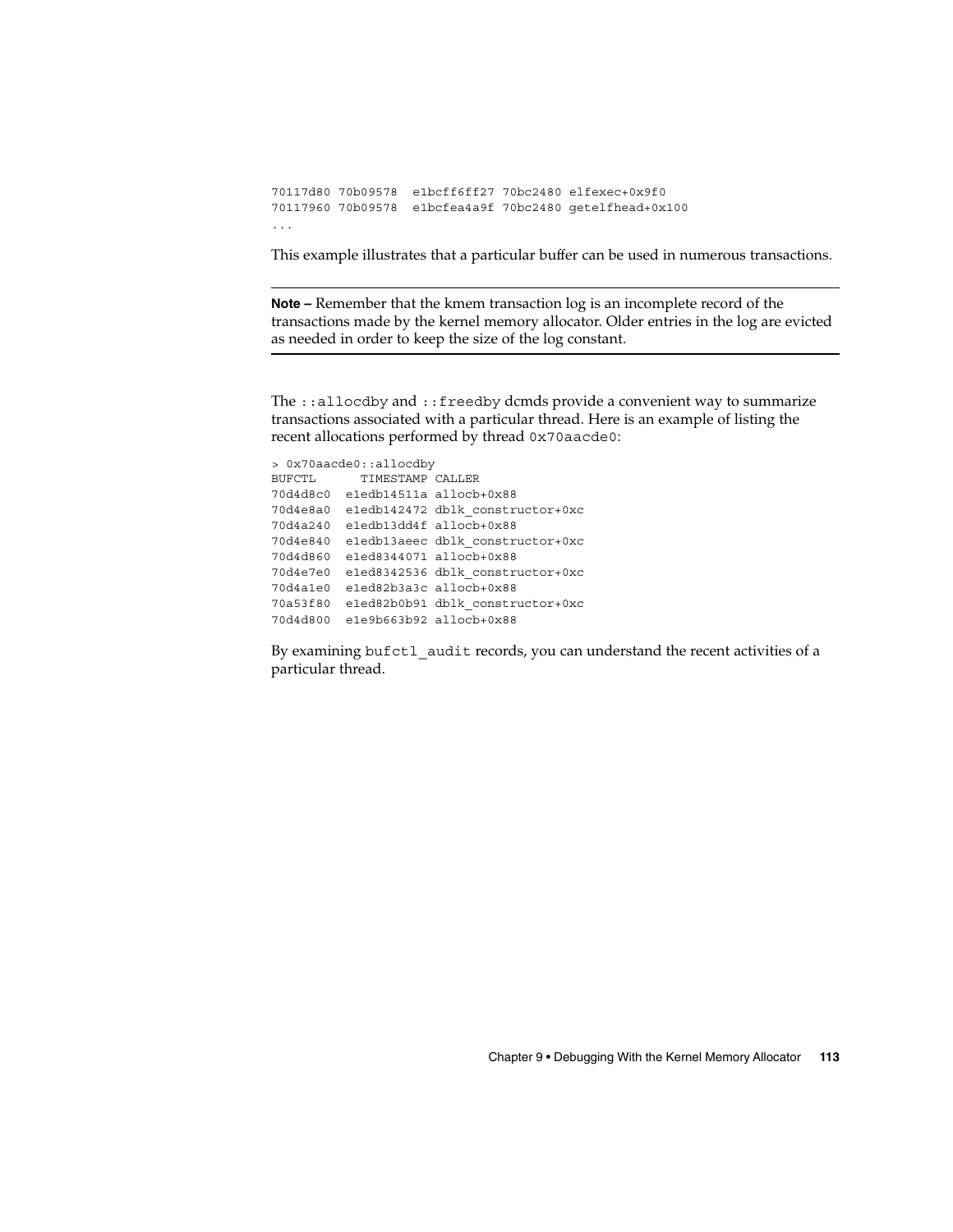```
70117d80 70b09578  e1bcff6ff27 70bc2480 elfexec+0x9f0
70117960 70b09578  e1bcfea4a9f 70bc2480 getelfhead+0x100
...
```

This example illustrates that a particular buffer can be used in numerous transactions.

---

**Note –** Remember that the kmem transaction log is an incomplete record of the transactions made by the kernel memory allocator. Older entries in the log are evicted as needed in order to keep the size of the log constant.

---

The `::allocdby` and `::freedby` dcmds provide a convenient way to summarize transactions associated with a particular thread. Here is an example of listing the recent allocations performed by thread `0x70aacde0`:

```
> 0x70aacde0::allocdby
BUFCTL      TIMESTAMP CALLER
70d4d8c0  e1edb14511a allocb+0x88
70d4e8a0  e1edb142472 dblk_constructor+0xc
70d4a240  e1edb13dd4f allocb+0x88
70d4e840  e1edb13aeec dblk_constructor+0xc
70d4d860  e1ed8344071 allocb+0x88
70d4e7e0  e1ed8342536 dblk_constructor+0xc
70d4a1e0  e1ed82b3a3c allocb+0x88
70a53f80  e1ed82b0b91 dblk_constructor+0xc
70d4d800  e1e9b663b92 allocb+0x88
```

By examining `bufctl_audit` records, you can understand the recent activities of a particular thread.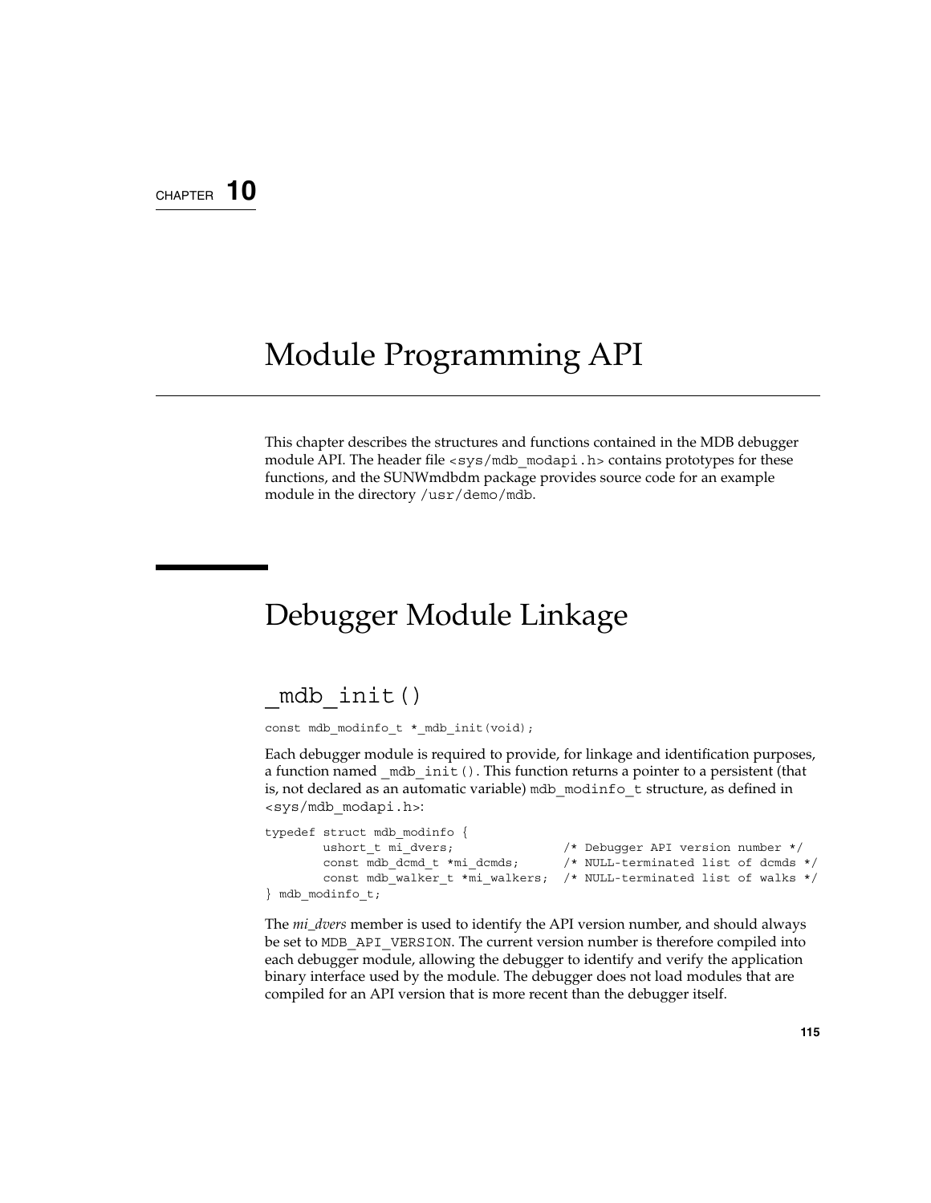CHAPTER 10

# Module Programming API

This chapter describes the structures and functions contained in the MDB debugger module API. The header file `<sys/mdb_modapi.h>` contains prototypes for these functions, and the SUNWmdbdm package provides source code for an example module in the directory `/usr/demo/mdb`.

## Debugger Module Linkage

### _mdb_init()

```
const mdb_modinfo_t *_mdb_init(void);
```

Each debugger module is required to provide, for linkage and identification purposes, a function named `_mdb_init()`. This function returns a pointer to a persistent (that is, not declared as an automatic variable) `mdb_modinfo_t` structure, as defined in `<sys/mdb_modapi.h>`:

```
typedef struct mdb_modinfo {
        ushort_t mi_dvers;               /* Debugger API version number */
        const mdb_dcmd_t *mi_dcmds;      /* NULL-terminated list of dcmds */
        const mdb_walker_t *mi_walkers;  /* NULL-terminated list of walks */
} mdb_modinfo_t;
```

The *mi_dvers* member is used to identify the API version number, and should always be set to `MDB_API_VERSION`. The current version number is therefore compiled into each debugger module, allowing the debugger to identify and verify the application binary interface used by the module. The debugger does not load modules that are compiled for an API version that is more recent than the debugger itself.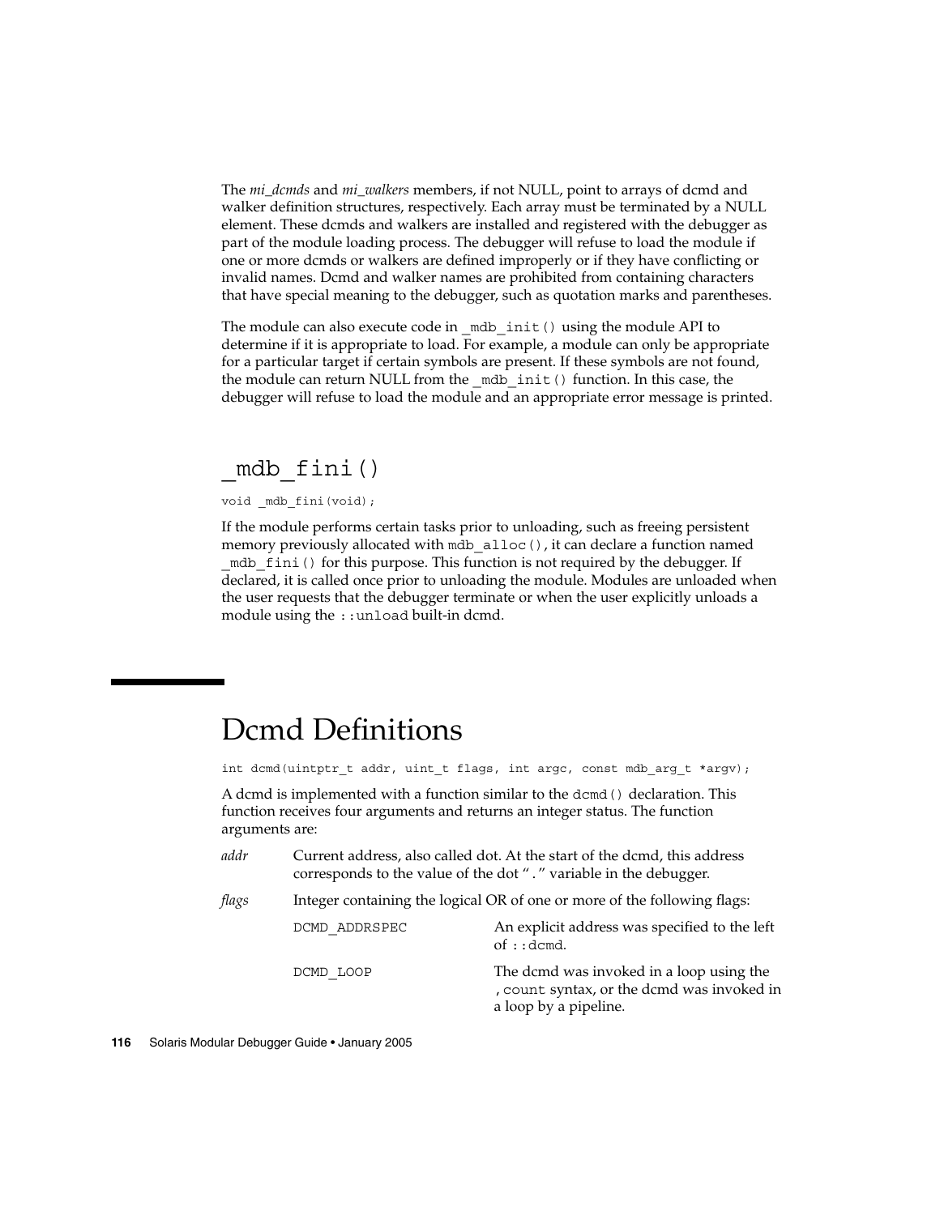The *mi_dcmds* and *mi_walkers* members, if not NULL, point to arrays of dcmd and walker definition structures, respectively. Each array must be terminated by a NULL element. These dcmds and walkers are installed and registered with the debugger as part of the module loading process. The debugger will refuse to load the module if one or more dcmds or walkers are defined improperly or if they have conflicting or invalid names. Dcmd and walker names are prohibited from containing characters that have special meaning to the debugger, such as quotation marks and parentheses.

The module can also execute code in `_mdb_init()` using the module API to determine if it is appropriate to load. For example, a module can only be appropriate for a particular target if certain symbols are present. If these symbols are not found, the module can return NULL from the `_mdb_init()` function. In this case, the debugger will refuse to load the module and an appropriate error message is printed.

## `_mdb_fini()`

```
void _mdb_fini(void);
```

If the module performs certain tasks prior to unloading, such as freeing persistent memory previously allocated with `mdb_alloc()`, it can declare a function named `_mdb_fini()` for this purpose. This function is not required by the debugger. If declared, it is called once prior to unloading the module. Modules are unloaded when the user requests that the debugger terminate or when the user explicitly unloads a module using the `::unload` built-in dcmd.

# Dcmd Definitions

```
int dcmd(uintptr_t addr, uint_t flags, int argc, const mdb_arg_t *argv);
```

A dcmd is implemented with a function similar to the `dcmd()` declaration. This function receives four arguments and returns an integer status. The function arguments are:

*addr* — Current address, also called dot. At the start of the dcmd, this address corresponds to the value of the dot “ . ” variable in the debugger.

*flags* — Integer containing the logical OR of one or more of the following flags:

| Flag | Description |
| --- | --- |
| `DCMD_ADDRSPEC` | An explicit address was specified to the left of `::dcmd`. |
| `DCMD_LOOP` | The dcmd was invoked in a loop using the `,count` syntax, or the dcmd was invoked in a loop by a pipeline. |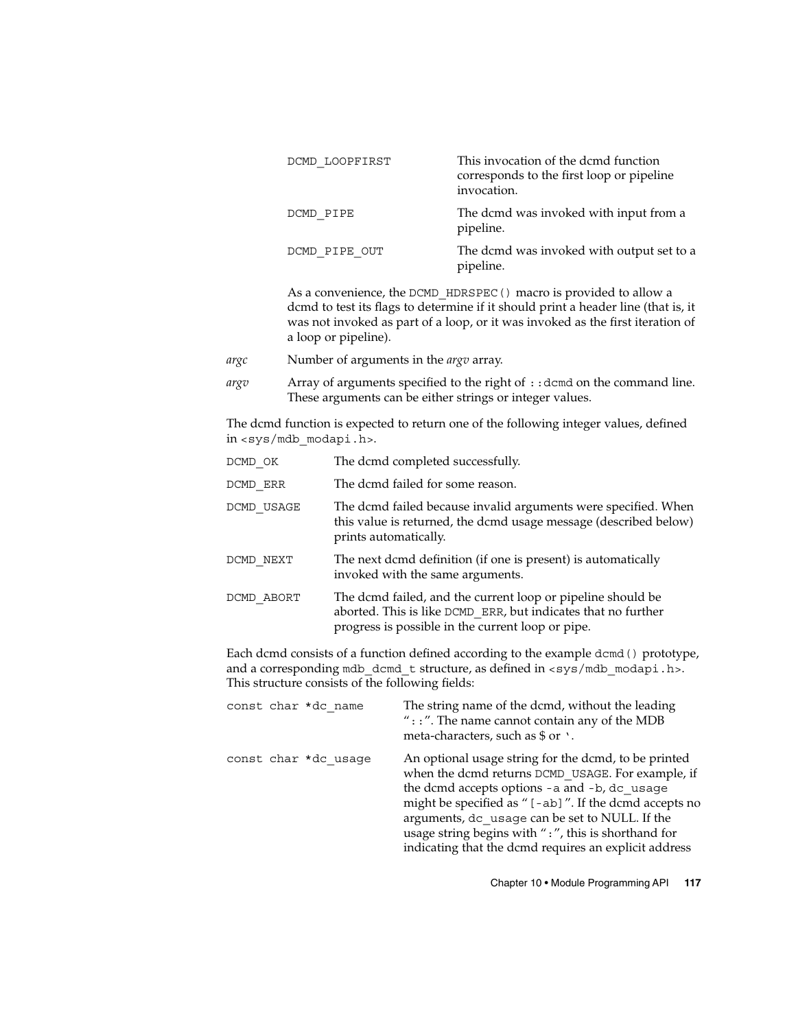| | |
|---|---|
| `DCMD_LOOPFIRST` | This invocation of the dcmd function corresponds to the first loop or pipeline invocation. |
| `DCMD_PIPE` | The dcmd was invoked with input from a pipeline. |
| `DCMD_PIPE_OUT` | The dcmd was invoked with output set to a pipeline. |

As a convenience, the `DCMD_HDRSPEC()` macro is provided to allow a dcmd to test its flags to determine if it should print a header line (that is, it was not invoked as part of a loop, or it was invoked as the first iteration of a loop or pipeline).

*argc* Number of arguments in the *argv* array.

*argv* Array of arguments specified to the right of `::dcmd` on the command line. These arguments can be either strings or integer values.

The dcmd function is expected to return one of the following integer values, defined in `<sys/mdb_modapi.h>`.

| | |
|---|---|
| `DCMD_OK` | The dcmd completed successfully. |
| `DCMD_ERR` | The dcmd failed for some reason. |
| `DCMD_USAGE` | The dcmd failed because invalid arguments were specified. When this value is returned, the dcmd usage message (described below) prints automatically. |
| `DCMD_NEXT` | The next dcmd definition (if one is present) is automatically invoked with the same arguments. |
| `DCMD_ABORT` | The dcmd failed, and the current loop or pipeline should be aborted. This is like `DCMD_ERR`, but indicates that no further progress is possible in the current loop or pipe. |

Each dcmd consists of a function defined according to the example `dcmd()` prototype, and a corresponding `mdb_dcmd_t` structure, as defined in `<sys/mdb_modapi.h>`. This structure consists of the following fields:

| | |
|---|---|
| `const char *dc_name` | The string name of the dcmd, without the leading "`::`". The name cannot contain any of the MDB meta-characters, such as $ or `. |
| `const char *dc_usage` | An optional usage string for the dcmd, to be printed when the dcmd returns `DCMD_USAGE`. For example, if the dcmd accepts options `-a` and `-b`, `dc_usage` might be specified as "`[-ab]`". If the dcmd accepts no arguments, `dc_usage` can be set to NULL. If the usage string begins with "`:`", this is shorthand for indicating that the dcmd requires an explicit address |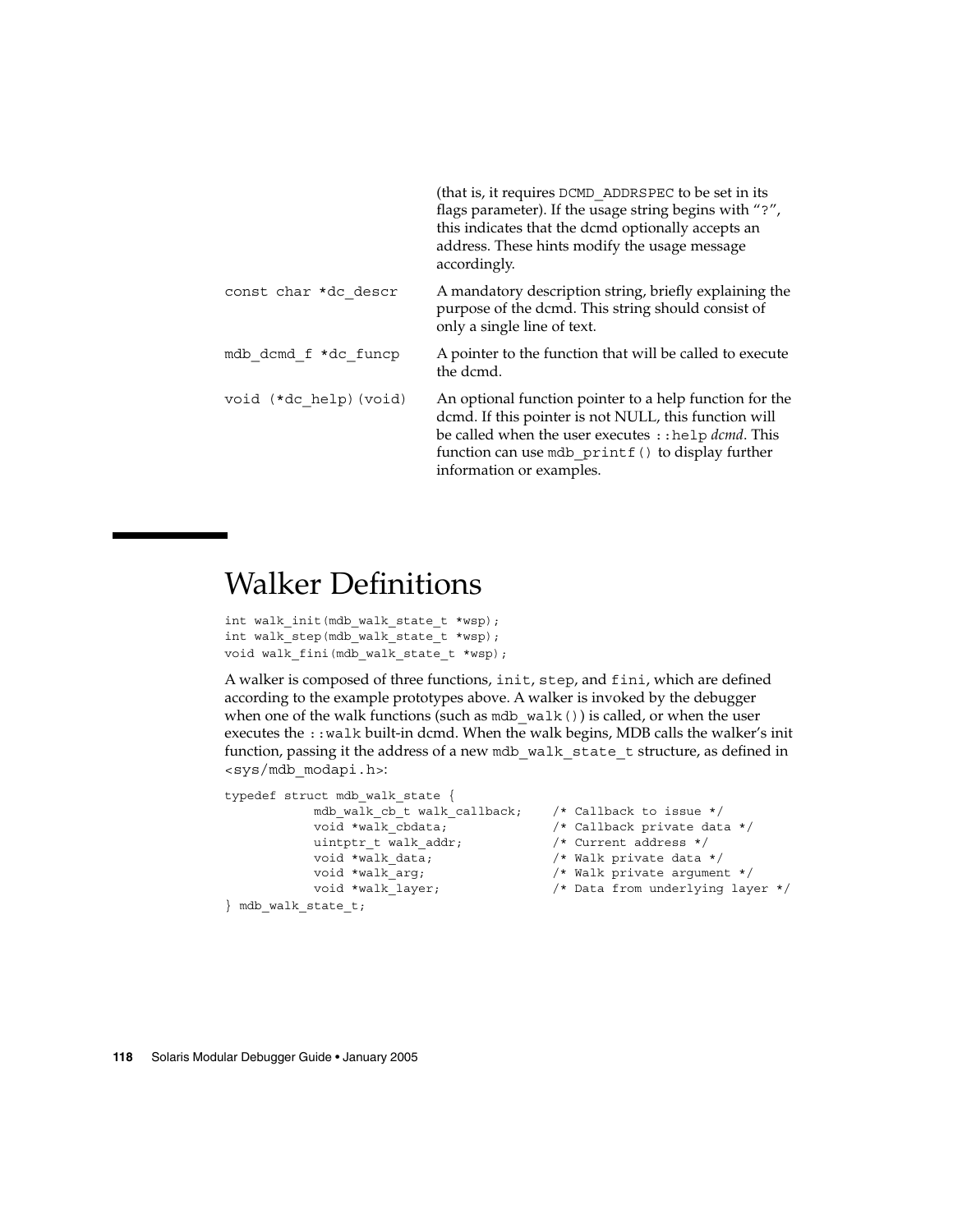| | |
|---|---|
| | (that is, it requires `DCMD_ADDRSPEC` to be set in its flags parameter). If the usage string begins with "`?`", this indicates that the dcmd optionally accepts an address. These hints modify the usage message accordingly. |
| `const char *dc_descr` | A mandatory description string, briefly explaining the purpose of the dcmd. This string should consist of only a single line of text. |
| `mdb_dcmd_f *dc_funcp` | A pointer to the function that will be called to execute the dcmd. |
| `void (*dc_help)(void)` | An optional function pointer to a help function for the dcmd. If this pointer is not NULL, this function will be called when the user executes `::help` *dcmd*. This function can use `mdb_printf()` to display further information or examples. |

# Walker Definitions

```
int walk_init(mdb_walk_state_t *wsp);
int walk_step(mdb_walk_state_t *wsp);
void walk_fini(mdb_walk_state_t *wsp);
```

A walker is composed of three functions, `init`, `step`, and `fini`, which are defined according to the example prototypes above. A walker is invoked by the debugger when one of the walk functions (such as `mdb_walk()`) is called, or when the user executes the `::walk` built-in dcmd. When the walk begins, MDB calls the walker's init function, passing it the address of a new `mdb_walk_state_t` structure, as defined in `<sys/mdb_modapi.h>`:

```
typedef struct mdb_walk_state {
            mdb_walk_cb_t walk_callback;    /* Callback to issue */
            void *walk_cbdata;              /* Callback private data */
            uintptr_t walk_addr;            /* Current address */
            void *walk_data;                /* Walk private data */
            void *walk_arg;                 /* Walk private argument */
            void *walk_layer;               /* Data from underlying layer */
} mdb_walk_state_t;
```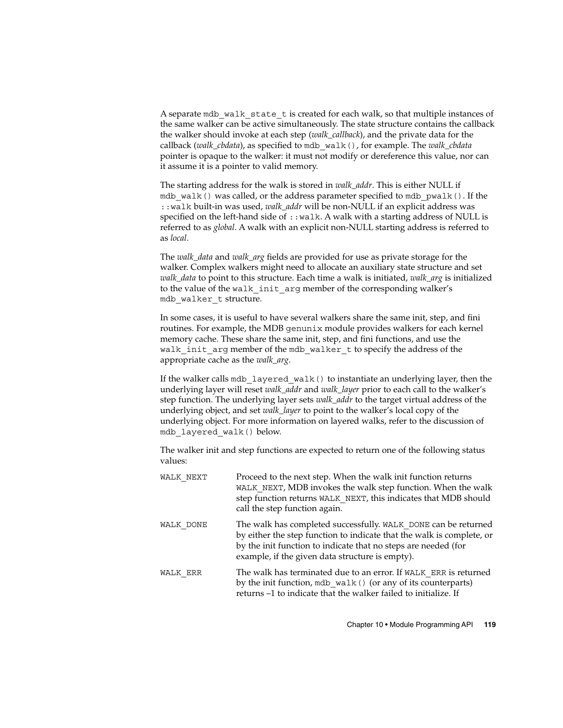A separate `mdb_walk_state_t` is created for each walk, so that multiple instances of the same walker can be active simultaneously. The state structure contains the callback the walker should invoke at each step (*walk_callback*), and the private data for the callback (*walk_cbdata*), as specified to `mdb_walk()`, for example. The *walk_cbdata* pointer is opaque to the walker: it must not modify or dereference this value, nor can it assume it is a pointer to valid memory.

The starting address for the walk is stored in *walk_addr*. This is either NULL if `mdb_walk()` was called, or the address parameter specified to `mdb_pwalk()`. If the `::walk` built-in was used, *walk_addr* will be non-NULL if an explicit address was specified on the left-hand side of `::walk`. A walk with a starting address of NULL is referred to as *global*. A walk with an explicit non-NULL starting address is referred to as *local*.

The *walk_data* and *walk_arg* fields are provided for use as private storage for the walker. Complex walkers might need to allocate an auxiliary state structure and set *walk_data* to point to this structure. Each time a walk is initiated, *walk_arg* is initialized to the value of the `walk_init_arg` member of the corresponding walker's `mdb_walker_t` structure.

In some cases, it is useful to have several walkers share the same init, step, and fini routines. For example, the MDB `genunix` module provides walkers for each kernel memory cache. These share the same init, step, and fini functions, and use the `walk_init_arg` member of the `mdb_walker_t` to specify the address of the appropriate cache as the *walk_arg*.

If the walker calls `mdb_layered_walk()` to instantiate an underlying layer, then the underlying layer will reset *walk_addr* and *walk_layer* prior to each call to the walker's step function. The underlying layer sets *walk_addr* to the target virtual address of the underlying object, and set *walk_layer* to point to the walker's local copy of the underlying object. For more information on layered walks, refer to the discussion of `mdb_layered_walk()` below.

The walker init and step functions are expected to return one of the following status values:

`WALK_NEXT` — Proceed to the next step. When the walk init function returns `WALK_NEXT`, MDB invokes the walk step function. When the walk step function returns `WALK_NEXT`, this indicates that MDB should call the step function again.

`WALK_DONE` — The walk has completed successfully. `WALK_DONE` can be returned by either the step function to indicate that the walk is complete, or by the init function to indicate that no steps are needed (for example, if the given data structure is empty).

`WALK_ERR` — The walk has terminated due to an error. If `WALK_ERR` is returned by the init function, `mdb_walk()` (or any of its counterparts) returns –1 to indicate that the walker failed to initialize. If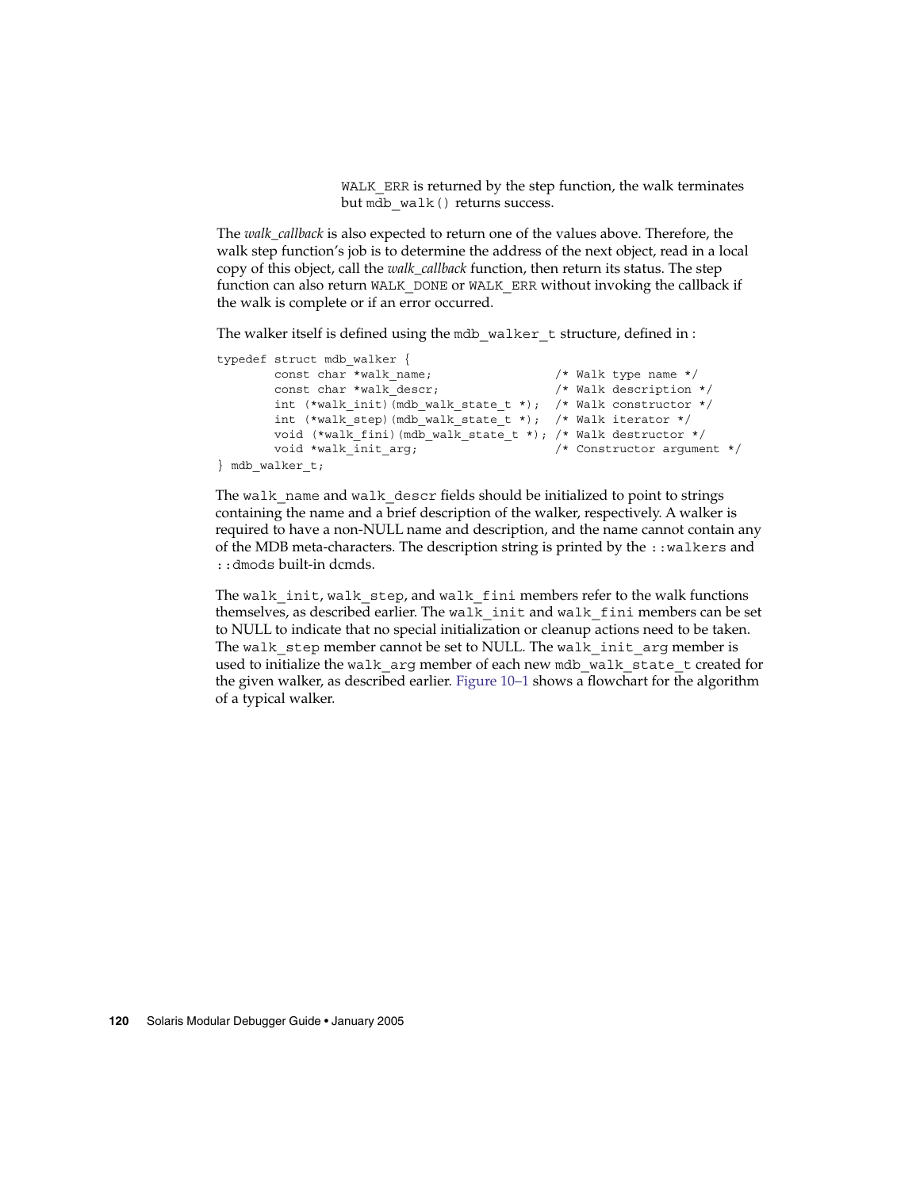WALK_ERR is returned by the step function, the walk terminates but mdb_walk() returns success.

The *walk_callback* is also expected to return one of the values above. Therefore, the walk step function's job is to determine the address of the next object, read in a local copy of this object, call the *walk_callback* function, then return its status. The step function can also return WALK_DONE or WALK_ERR without invoking the callback if the walk is complete or if an error occurred.

The walker itself is defined using the mdb_walker_t structure, defined in :

```
typedef struct mdb_walker {
        const char *walk_name;                 /* Walk type name */
        const char *walk_descr;                /* Walk description */
        int (*walk_init)(mdb_walk_state_t *);  /* Walk constructor */
        int (*walk_step)(mdb_walk_state_t *);  /* Walk iterator */
        void (*walk_fini)(mdb_walk_state_t *); /* Walk destructor */
        void *walk_init_arg;                   /* Constructor argument */
} mdb_walker_t;
```

The walk_name and walk_descr fields should be initialized to point to strings containing the name and a brief description of the walker, respectively. A walker is required to have a non-NULL name and description, and the name cannot contain any of the MDB meta-characters. The description string is printed by the ::walkers and ::dmods built-in dcmds.

The walk_init, walk_step, and walk_fini members refer to the walk functions themselves, as described earlier. The walk_init and walk_fini members can be set to NULL to indicate that no special initialization or cleanup actions need to be taken. The walk_step member cannot be set to NULL. The walk_init_arg member is used to initialize the walk_arg member of each new mdb_walk_state_t created for the given walker, as described earlier. Figure 10–1 shows a flowchart for the algorithm of a typical walker.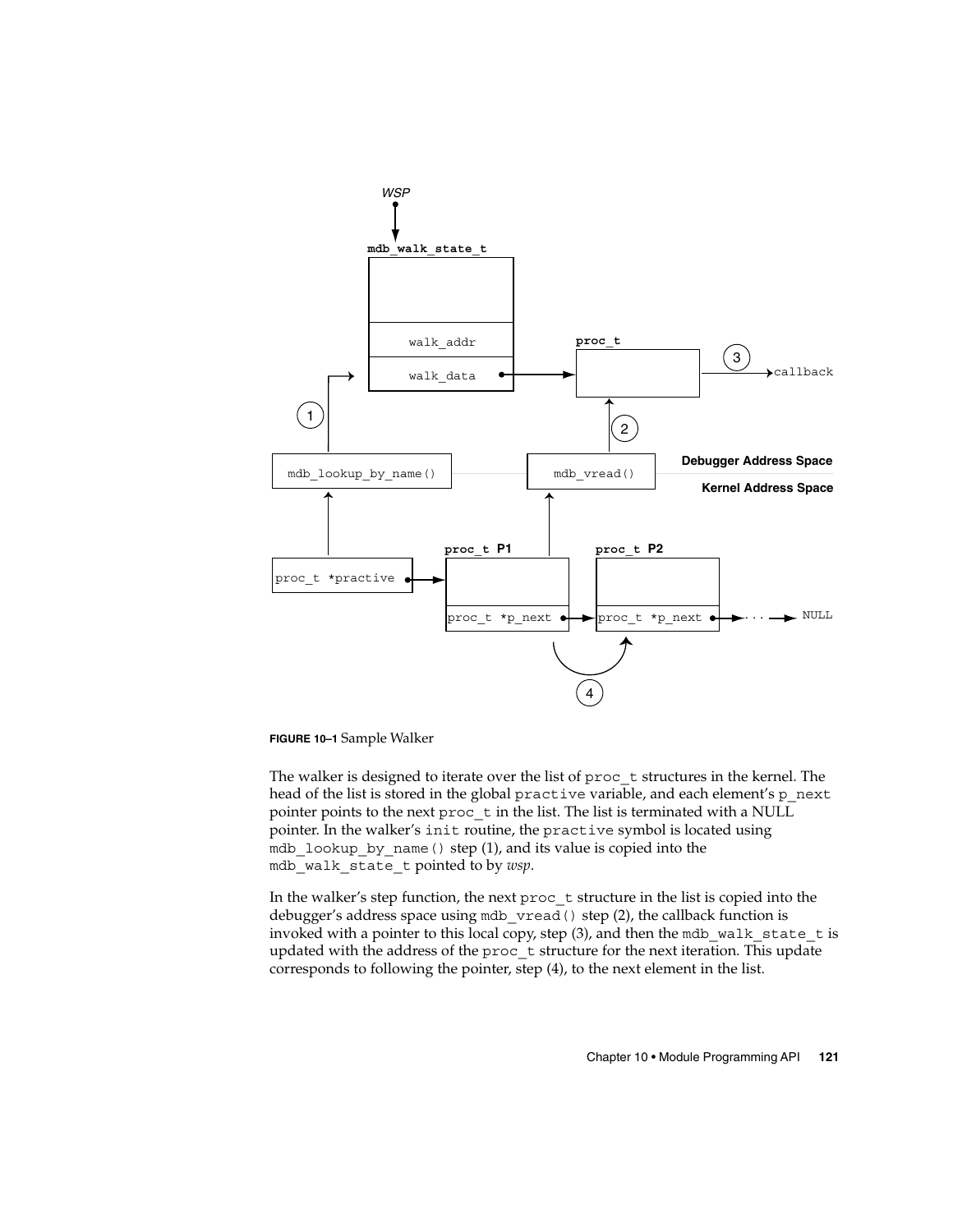**FIGURE 10–1** Sample Walker

The walker is designed to iterate over the list of proc_t structures in the kernel. The head of the list is stored in the global practive variable, and each element's p_next pointer points to the next proc_t in the list. The list is terminated with a NULL pointer. In the walker's init routine, the practive symbol is located using mdb_lookup_by_name() step (1), and its value is copied into the mdb_walk_state_t pointed to by *wsp*.

In the walker's step function, the next proc_t structure in the list is copied into the debugger's address space using mdb_vread() step (2), the callback function is invoked with a pointer to this local copy, step (3), and then the mdb_walk_state_t is updated with the address of the proc_t structure for the next iteration. This update corresponds to following the pointer, step (4), to the next element in the list.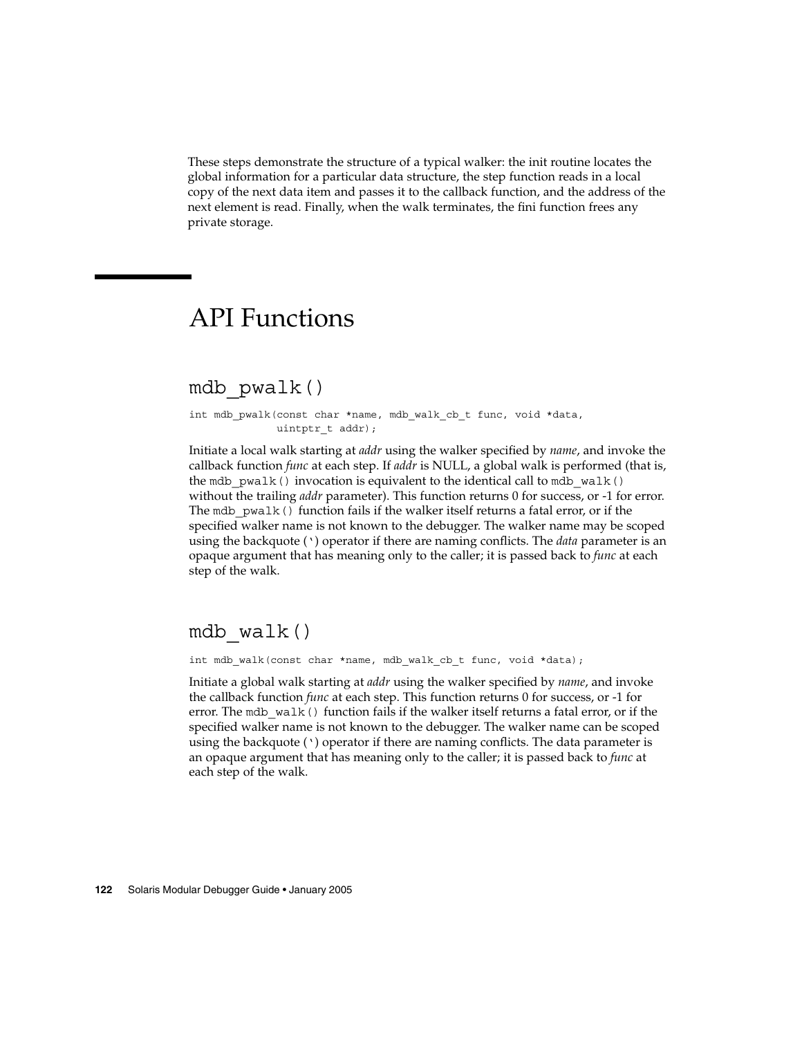These steps demonstrate the structure of a typical walker: the init routine locates the global information for a particular data structure, the step function reads in a local copy of the next data item and passes it to the callback function, and the address of the next element is read. Finally, when the walk terminates, the fini function frees any private storage.

# API Functions

## mdb_pwalk()

```
int mdb_pwalk(const char *name, mdb_walk_cb_t func, void *data,
              uintptr_t addr);
```

Initiate a local walk starting at *addr* using the walker specified by *name*, and invoke the callback function *func* at each step. If *addr* is NULL, a global walk is performed (that is, the `mdb_pwalk()` invocation is equivalent to the identical call to `mdb_walk()` without the trailing *addr* parameter). This function returns 0 for success, or -1 for error. The `mdb_pwalk()` function fails if the walker itself returns a fatal error, or if the specified walker name is not known to the debugger. The walker name may be scoped using the backquote (`) operator if there are naming conflicts. The *data* parameter is an opaque argument that has meaning only to the caller; it is passed back to *func* at each step of the walk.

## mdb_walk()

```
int mdb_walk(const char *name, mdb_walk_cb_t func, void *data);
```

Initiate a global walk starting at *addr* using the walker specified by *name*, and invoke the callback function *func* at each step. This function returns 0 for success, or -1 for error. The `mdb_walk()` function fails if the walker itself returns a fatal error, or if the specified walker name is not known to the debugger. The walker name can be scoped using the backquote (`) operator if there are naming conflicts. The data parameter is an opaque argument that has meaning only to the caller; it is passed back to *func* at each step of the walk.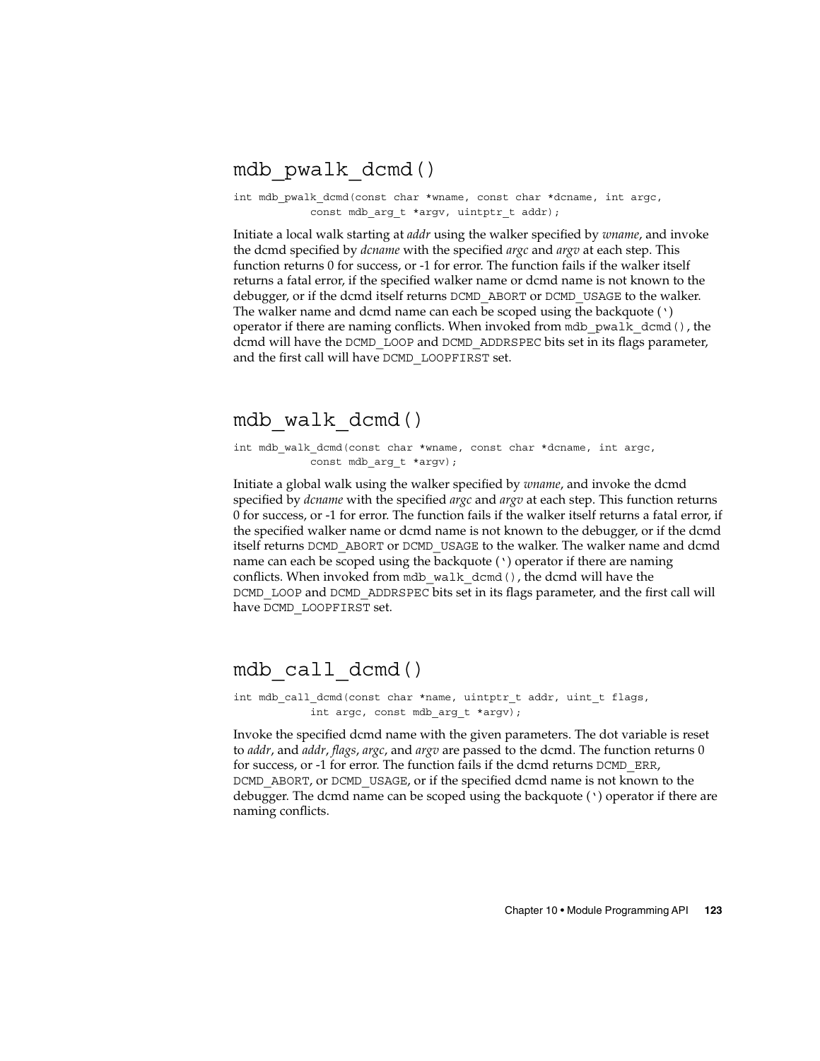## mdb_pwalk_dcmd()

```
int mdb_pwalk_dcmd(const char *wname, const char *dcname, int argc,
            const mdb_arg_t *argv, uintptr_t addr);
```

Initiate a local walk starting at *addr* using the walker specified by *wname*, and invoke the dcmd specified by *dcname* with the specified *argc* and *argv* at each step. This function returns 0 for success, or -1 for error. The function fails if the walker itself returns a fatal error, if the specified walker name or dcmd name is not known to the debugger, or if the dcmd itself returns `DCMD_ABORT` or `DCMD_USAGE` to the walker. The walker name and dcmd name can each be scoped using the backquote (`) operator if there are naming conflicts. When invoked from `mdb_pwalk_dcmd()`, the dcmd will have the `DCMD_LOOP` and `DCMD_ADDRSPEC` bits set in its flags parameter, and the first call will have `DCMD_LOOPFIRST` set.

## mdb_walk_dcmd()

```
int mdb_walk_dcmd(const char *wname, const char *dcname, int argc,
            const mdb_arg_t *argv);
```

Initiate a global walk using the walker specified by *wname*, and invoke the dcmd specified by *dcname* with the specified *argc* and *argv* at each step. This function returns 0 for success, or -1 for error. The function fails if the walker itself returns a fatal error, if the specified walker name or dcmd name is not known to the debugger, or if the dcmd itself returns `DCMD_ABORT` or `DCMD_USAGE` to the walker. The walker name and dcmd name can each be scoped using the backquote (`) operator if there are naming conflicts. When invoked from `mdb_walk_dcmd()`, the dcmd will have the `DCMD_LOOP` and `DCMD_ADDRSPEC` bits set in its flags parameter, and the first call will have `DCMD_LOOPFIRST` set.

## mdb_call_dcmd()

```
int mdb_call_dcmd(const char *name, uintptr_t addr, uint_t flags,
            int argc, const mdb_arg_t *argv);
```

Invoke the specified dcmd name with the given parameters. The dot variable is reset to *addr*, and *addr*, *flags*, *argc*, and *argv* are passed to the dcmd. The function returns 0 for success, or -1 for error. The function fails if the dcmd returns `DCMD_ERR`, `DCMD_ABORT`, or `DCMD_USAGE`, or if the specified dcmd name is not known to the debugger. The dcmd name can be scoped using the backquote (`) operator if there are naming conflicts.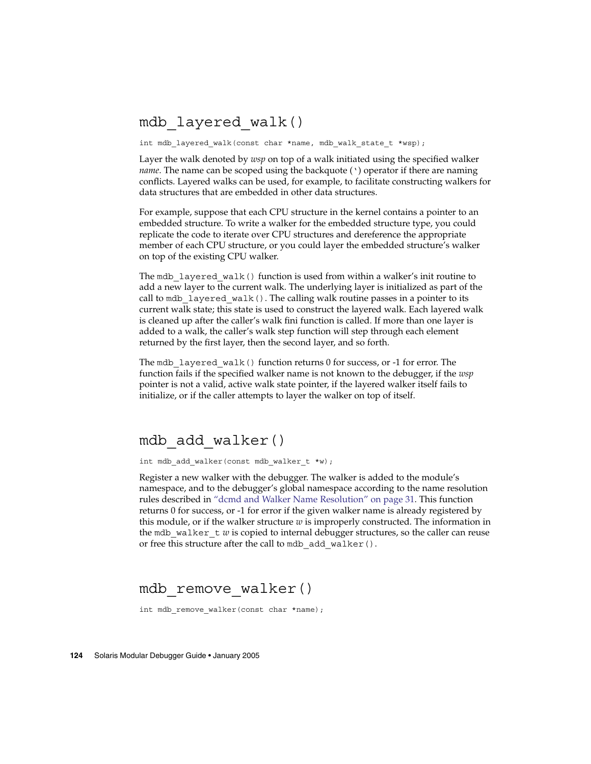## mdb_layered_walk()

```
int mdb_layered_walk(const char *name, mdb_walk_state_t *wsp);
```

Layer the walk denoted by *wsp* on top of a walk initiated using the specified walker *name*. The name can be scoped using the backquote (‘) operator if there are naming conflicts. Layered walks can be used, for example, to facilitate constructing walkers for data structures that are embedded in other data structures.

For example, suppose that each CPU structure in the kernel contains a pointer to an embedded structure. To write a walker for the embedded structure type, you could replicate the code to iterate over CPU structures and dereference the appropriate member of each CPU structure, or you could layer the embedded structure's walker on top of the existing CPU walker.

The `mdb_layered_walk()` function is used from within a walker's init routine to add a new layer to the current walk. The underlying layer is initialized as part of the call to `mdb_layered_walk()`. The calling walk routine passes in a pointer to its current walk state; this state is used to construct the layered walk. Each layered walk is cleaned up after the caller's walk fini function is called. If more than one layer is added to a walk, the caller's walk step function will step through each element returned by the first layer, then the second layer, and so forth.

The `mdb_layered_walk()` function returns 0 for success, or -1 for error. The function fails if the specified walker name is not known to the debugger, if the *wsp* pointer is not a valid, active walk state pointer, if the layered walker itself fails to initialize, or if the caller attempts to layer the walker on top of itself.

## mdb_add_walker()

```
int mdb_add_walker(const mdb_walker_t *w);
```

Register a new walker with the debugger. The walker is added to the module's namespace, and to the debugger's global namespace according to the name resolution rules described in "dcmd and Walker Name Resolution" on page 31. This function returns 0 for success, or -1 for error if the given walker name is already registered by this module, or if the walker structure *w* is improperly constructed. The information in the `mdb_walker_t` *w* is copied to internal debugger structures, so the caller can reuse or free this structure after the call to `mdb_add_walker()`.

## mdb_remove_walker()

```
int mdb_remove_walker(const char *name);
```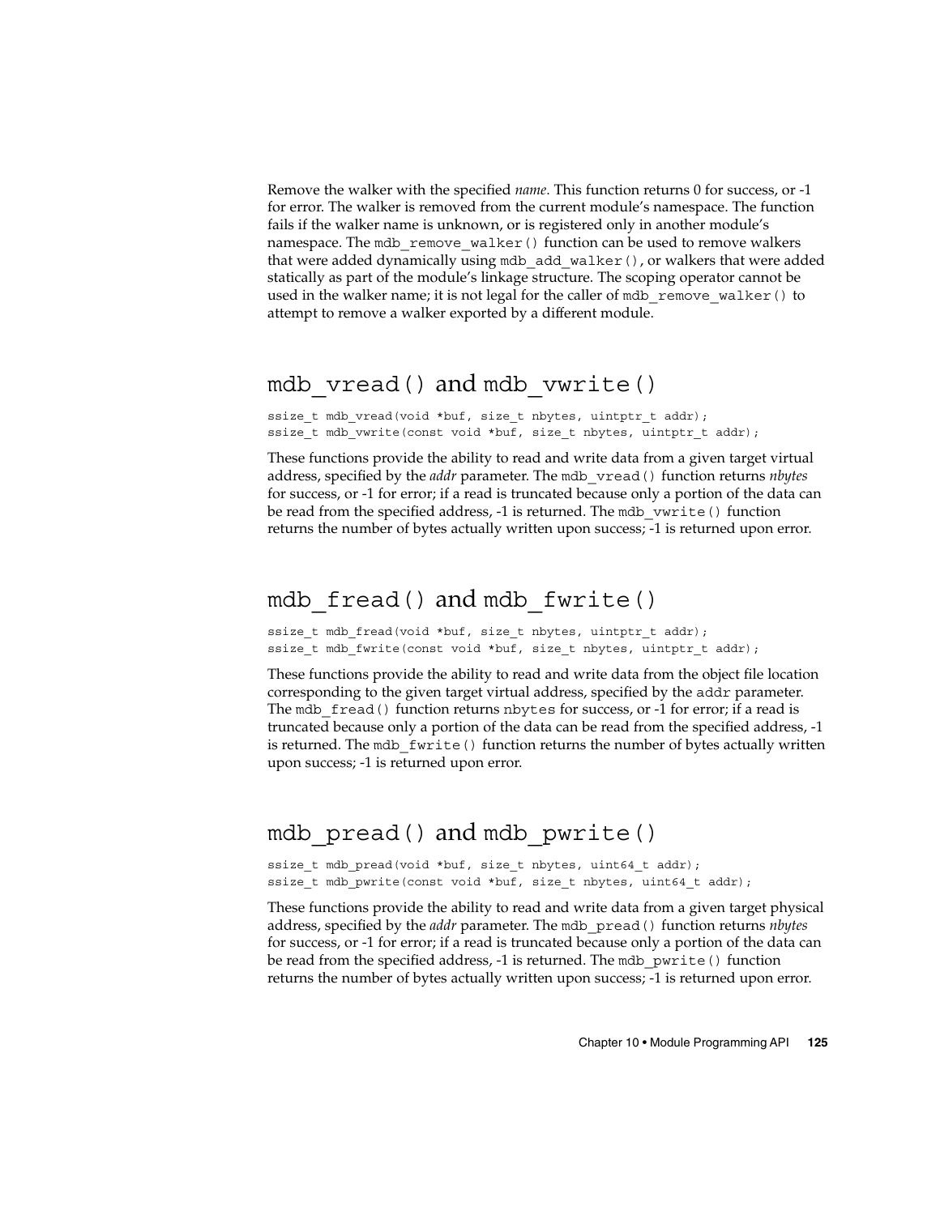Remove the walker with the specified *name*. This function returns 0 for success, or -1 for error. The walker is removed from the current module's namespace. The function fails if the walker name is unknown, or is registered only in another module's namespace. The `mdb_remove_walker()` function can be used to remove walkers that were added dynamically using `mdb_add_walker()`, or walkers that were added statically as part of the module's linkage structure. The scoping operator cannot be used in the walker name; it is not legal for the caller of `mdb_remove_walker()` to attempt to remove a walker exported by a different module.

## `mdb_vread()` and `mdb_vwrite()`

```
ssize_t mdb_vread(void *buf, size_t nbytes, uintptr_t addr);
ssize_t mdb_vwrite(const void *buf, size_t nbytes, uintptr_t addr);
```

These functions provide the ability to read and write data from a given target virtual address, specified by the *addr* parameter. The `mdb_vread()` function returns *nbytes* for success, or -1 for error; if a read is truncated because only a portion of the data can be read from the specified address, -1 is returned. The `mdb_vwrite()` function returns the number of bytes actually written upon success; -1 is returned upon error.

## `mdb_fread()` and `mdb_fwrite()`

```
ssize_t mdb_fread(void *buf, size_t nbytes, uintptr_t addr);
ssize_t mdb_fwrite(const void *buf, size_t nbytes, uintptr_t addr);
```

These functions provide the ability to read and write data from the object file location corresponding to the given target virtual address, specified by the `addr` parameter. The `mdb_fread()` function returns `nbytes` for success, or -1 for error; if a read is truncated because only a portion of the data can be read from the specified address, -1 is returned. The `mdb_fwrite()` function returns the number of bytes actually written upon success; -1 is returned upon error.

## `mdb_pread()` and `mdb_pwrite()`

```
ssize_t mdb_pread(void *buf, size_t nbytes, uint64_t addr);
ssize_t mdb_pwrite(const void *buf, size_t nbytes, uint64_t addr);
```

These functions provide the ability to read and write data from a given target physical address, specified by the *addr* parameter. The `mdb_pread()` function returns *nbytes* for success, or -1 for error; if a read is truncated because only a portion of the data can be read from the specified address, -1 is returned. The `mdb_pwrite()` function returns the number of bytes actually written upon success; -1 is returned upon error.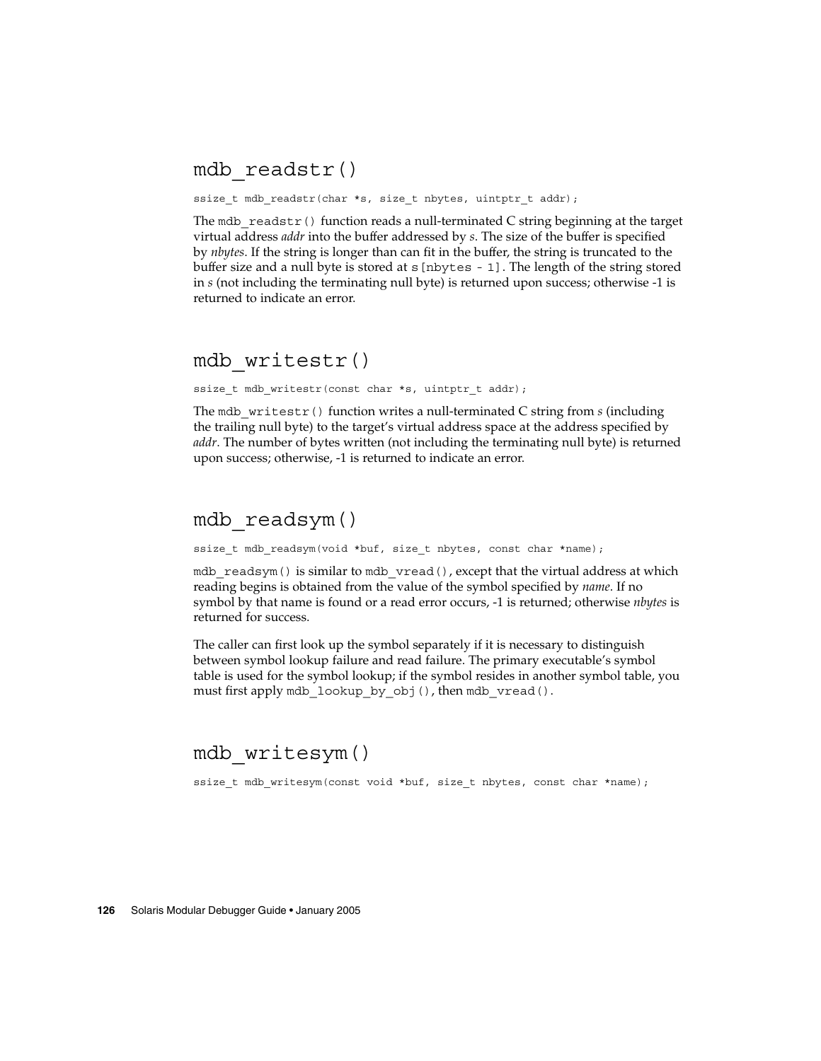## `mdb_readstr()`

```
ssize_t mdb_readstr(char *s, size_t nbytes, uintptr_t addr);
```

The `mdb_readstr()` function reads a null-terminated C string beginning at the target virtual address *addr* into the buffer addressed by *s*. The size of the buffer is specified by *nbytes*. If the string is longer than can fit in the buffer, the string is truncated to the buffer size and a null byte is stored at `s[nbytes - 1]`. The length of the string stored in *s* (not including the terminating null byte) is returned upon success; otherwise -1 is returned to indicate an error.

## `mdb_writestr()`

```
ssize_t mdb_writestr(const char *s, uintptr_t addr);
```

The `mdb_writestr()` function writes a null-terminated C string from *s* (including the trailing null byte) to the target's virtual address space at the address specified by *addr*. The number of bytes written (not including the terminating null byte) is returned upon success; otherwise, -1 is returned to indicate an error.

## `mdb_readsym()`

```
ssize_t mdb_readsym(void *buf, size_t nbytes, const char *name);
```

`mdb_readsym()` is similar to `mdb_vread()`, except that the virtual address at which reading begins is obtained from the value of the symbol specified by *name*. If no symbol by that name is found or a read error occurs, -1 is returned; otherwise *nbytes* is returned for success.

The caller can first look up the symbol separately if it is necessary to distinguish between symbol lookup failure and read failure. The primary executable's symbol table is used for the symbol lookup; if the symbol resides in another symbol table, you must first apply `mdb_lookup_by_obj()`, then `mdb_vread()`.

## `mdb_writesym()`

```
ssize_t mdb_writesym(const void *buf, size_t nbytes, const char *name);
```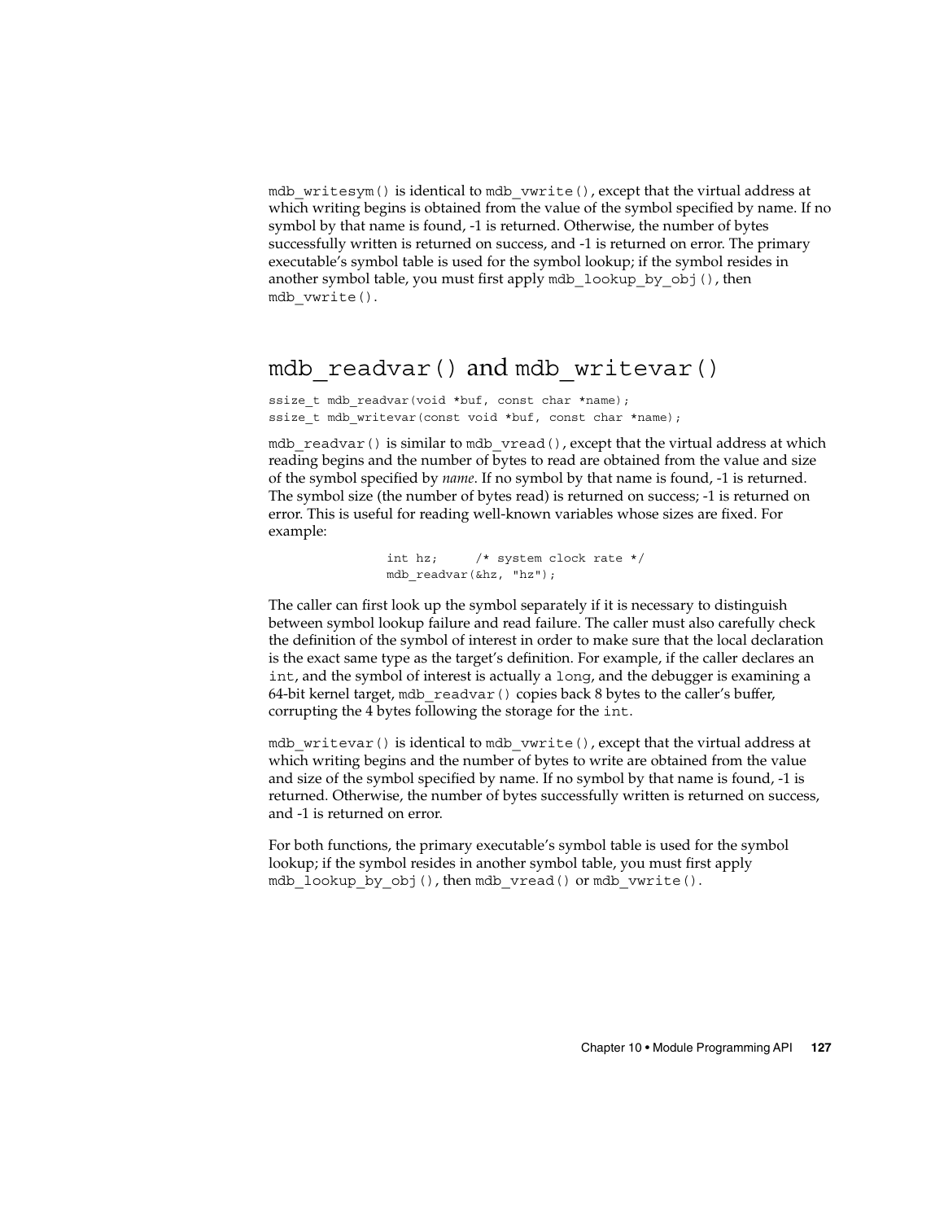mdb_writesym() is identical to mdb_vwrite(), except that the virtual address at which writing begins is obtained from the value of the symbol specified by name. If no symbol by that name is found, -1 is returned. Otherwise, the number of bytes successfully written is returned on success, and -1 is returned on error. The primary executable's symbol table is used for the symbol lookup; if the symbol resides in another symbol table, you must first apply mdb_lookup_by_obj(), then mdb_vwrite().

## mdb_readvar() and mdb_writevar()

```
ssize_t mdb_readvar(void *buf, const char *name);
ssize_t mdb_writevar(const void *buf, const char *name);
```

mdb_readvar() is similar to mdb_vread(), except that the virtual address at which reading begins and the number of bytes to read are obtained from the value and size of the symbol specified by *name*. If no symbol by that name is found, -1 is returned. The symbol size (the number of bytes read) is returned on success; -1 is returned on error. This is useful for reading well-known variables whose sizes are fixed. For example:

```
int hz;     /* system clock rate */
mdb_readvar(&hz, "hz");
```

The caller can first look up the symbol separately if it is necessary to distinguish between symbol lookup failure and read failure. The caller must also carefully check the definition of the symbol of interest in order to make sure that the local declaration is the exact same type as the target's definition. For example, if the caller declares an int, and the symbol of interest is actually a long, and the debugger is examining a 64-bit kernel target, mdb_readvar() copies back 8 bytes to the caller's buffer, corrupting the 4 bytes following the storage for the int.

mdb_writevar() is identical to mdb_vwrite(), except that the virtual address at which writing begins and the number of bytes to write are obtained from the value and size of the symbol specified by name. If no symbol by that name is found, -1 is returned. Otherwise, the number of bytes successfully written is returned on success, and -1 is returned on error.

For both functions, the primary executable's symbol table is used for the symbol lookup; if the symbol resides in another symbol table, you must first apply mdb_lookup_by_obj(), then mdb_vread() or mdb_vwrite().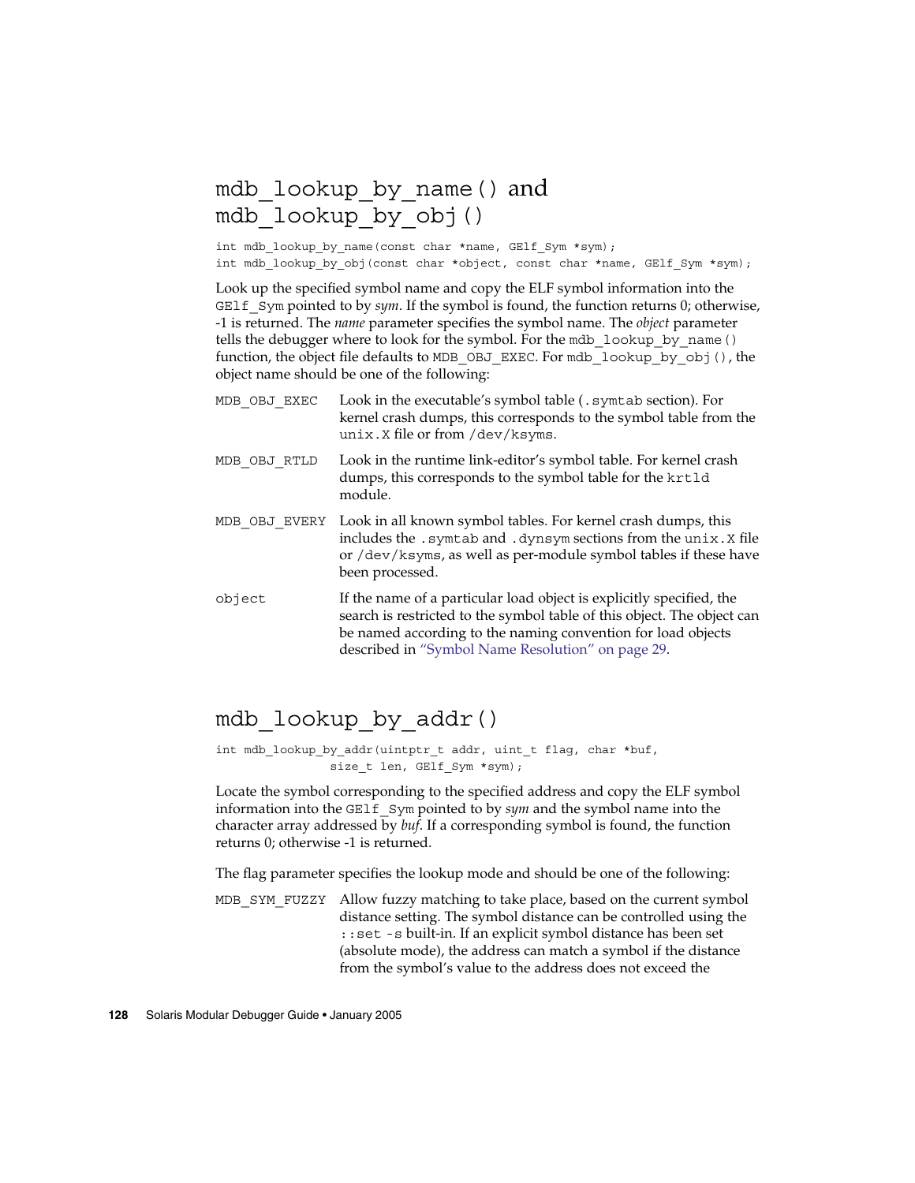## mdb_lookup_by_name() and mdb_lookup_by_obj()

```
int mdb_lookup_by_name(const char *name, GElf_Sym *sym);
int mdb_lookup_by_obj(const char *object, const char *name, GElf_Sym *sym);
```

Look up the specified symbol name and copy the ELF symbol information into the GElf_Sym pointed to by *sym*. If the symbol is found, the function returns 0; otherwise, -1 is returned. The *name* parameter specifies the symbol name. The *object* parameter tells the debugger where to look for the symbol. For the mdb_lookup_by_name() function, the object file defaults to MDB_OBJ_EXEC. For mdb_lookup_by_obj(), the object name should be one of the following:

MDB_OBJ_EXEC — Look in the executable's symbol table (.symtab section). For kernel crash dumps, this corresponds to the symbol table from the unix.X file or from /dev/ksyms.

MDB_OBJ_RTLD — Look in the runtime link-editor's symbol table. For kernel crash dumps, this corresponds to the symbol table for the krtld module.

MDB_OBJ_EVERY — Look in all known symbol tables. For kernel crash dumps, this includes the .symtab and .dynsym sections from the unix.X file or /dev/ksyms, as well as per-module symbol tables if these have been processed.

object — If the name of a particular load object is explicitly specified, the search is restricted to the symbol table of this object. The object can be named according to the naming convention for load objects described in "Symbol Name Resolution" on page 29.

## mdb_lookup_by_addr()

```
int mdb_lookup_by_addr(uintptr_t addr, uint_t flag, char *buf,
               size_t len, GElf_Sym *sym);
```

Locate the symbol corresponding to the specified address and copy the ELF symbol information into the GElf_Sym pointed to by *sym* and the symbol name into the character array addressed by *buf*. If a corresponding symbol is found, the function returns 0; otherwise -1 is returned.

The flag parameter specifies the lookup mode and should be one of the following:

MDB_SYM_FUZZY — Allow fuzzy matching to take place, based on the current symbol distance setting. The symbol distance can be controlled using the ::set -s built-in. If an explicit symbol distance has been set (absolute mode), the address can match a symbol if the distance from the symbol's value to the address does not exceed the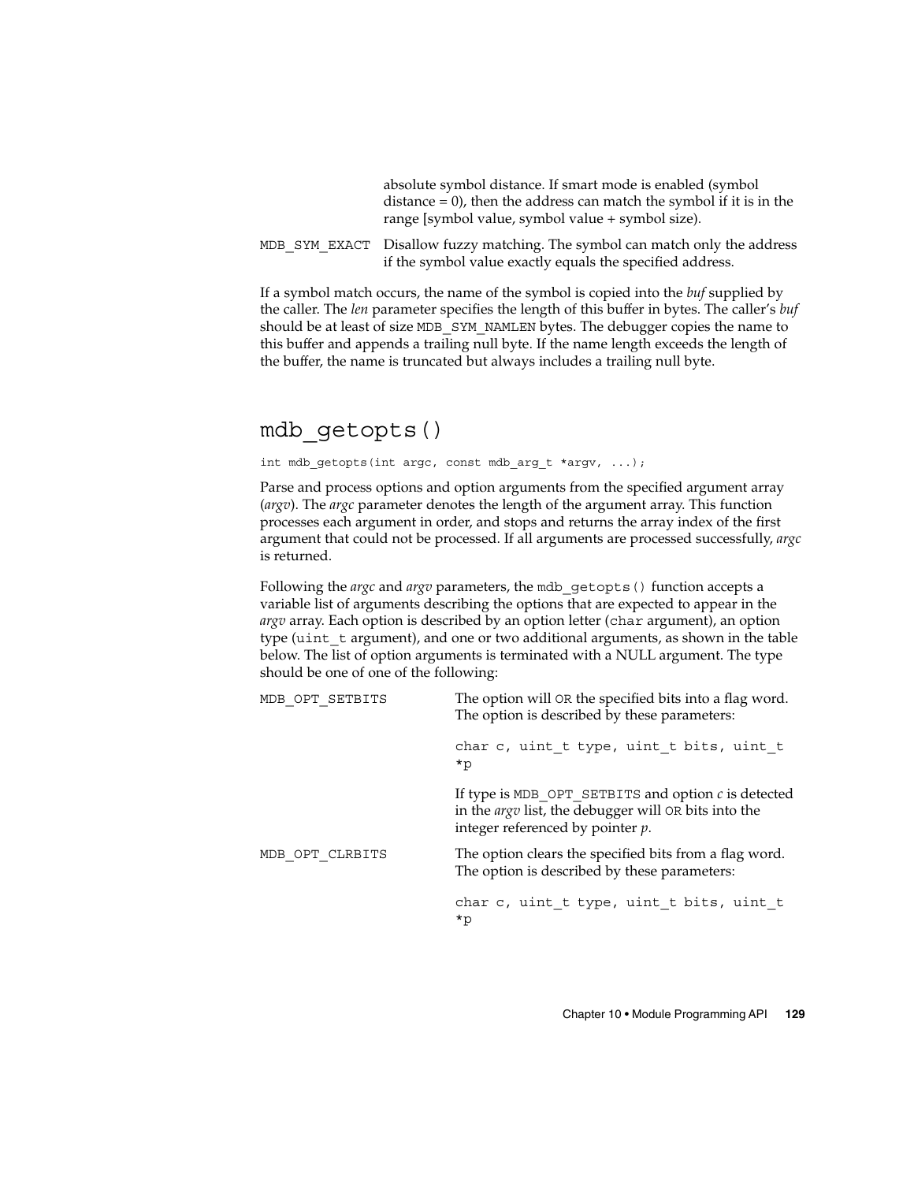absolute symbol distance. If smart mode is enabled (symbol distance = 0), then the address can match the symbol if it is in the range [symbol value, symbol value + symbol size).

`MDB_SYM_EXACT` Disallow fuzzy matching. The symbol can match only the address if the symbol value exactly equals the specified address.

If a symbol match occurs, the name of the symbol is copied into the *buf* supplied by the caller. The *len* parameter specifies the length of this buffer in bytes. The caller's *buf* should be at least of size `MDB_SYM_NAMLEN` bytes. The debugger copies the name to this buffer and appends a trailing null byte. If the name length exceeds the length of the buffer, the name is truncated but always includes a trailing null byte.

## mdb_getopts()

```
int mdb_getopts(int argc, const mdb_arg_t *argv, ...);
```

Parse and process options and option arguments from the specified argument array (*argv*). The *argc* parameter denotes the length of the argument array. This function processes each argument in order, and stops and returns the array index of the first argument that could not be processed. If all arguments are processed successfully, *argc* is returned.

Following the *argc* and *argv* parameters, the `mdb_getopts()` function accepts a variable list of arguments describing the options that are expected to appear in the *argv* array. Each option is described by an option letter (`char` argument), an option type (`uint_t` argument), and one or two additional arguments, as shown in the table below. The list of option arguments is terminated with a NULL argument. The type should be one of one of the following:

`MDB_OPT_SETBITS` The option will `OR` the specified bits into a flag word. The option is described by these parameters:

```
char c, uint_t type, uint_t bits, uint_t *p
```

If type is `MDB_OPT_SETBITS` and option *c* is detected in the *argv* list, the debugger will `OR` bits into the integer referenced by pointer *p*.

`MDB_OPT_CLRBITS` The option clears the specified bits from a flag word. The option is described by these parameters:

```
char c, uint_t type, uint_t bits, uint_t *p
```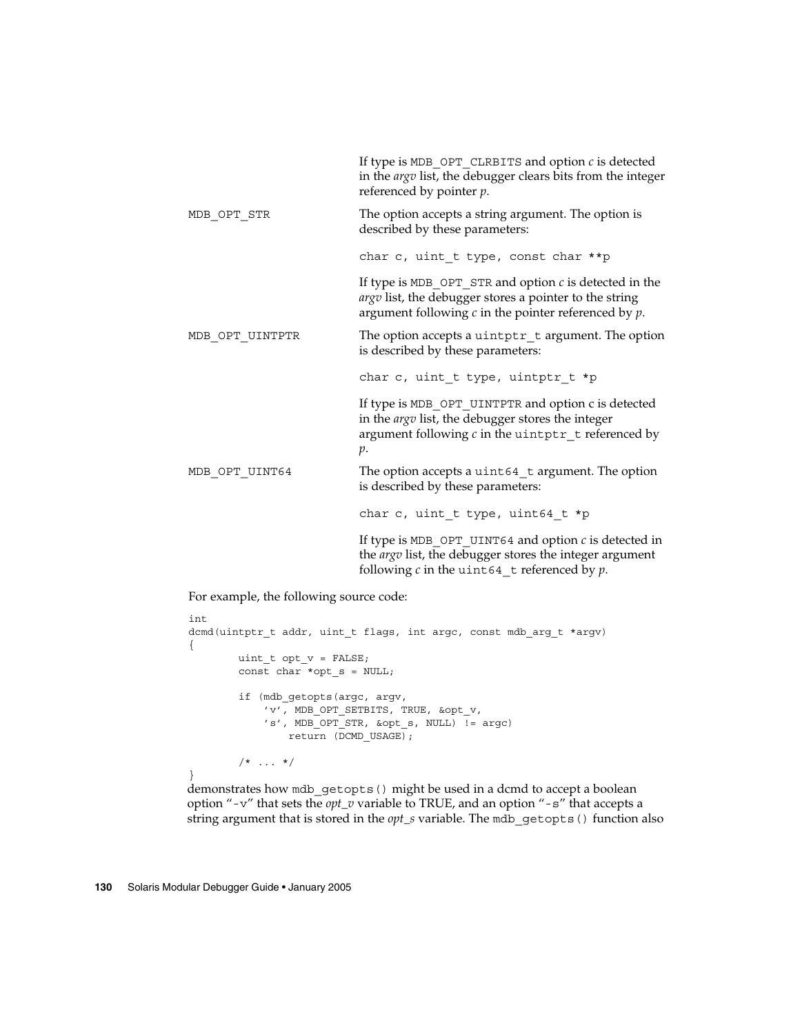If type is `MDB_OPT_CLRBITS` and option *c* is detected in the *argv* list, the debugger clears bits from the integer referenced by pointer *p*.

`MDB_OPT_STR`
: The option accepts a string argument. The option is described by these parameters:

  `char c, uint_t type, const char **p`

  If type is `MDB_OPT_STR` and option *c* is detected in the *argv* list, the debugger stores a pointer to the string argument following *c* in the pointer referenced by *p*.

`MDB_OPT_UINTPTR`
: The option accepts a `uintptr_t` argument. The option is described by these parameters:

  `char c, uint_t type, uintptr_t *p`

  If type is `MDB_OPT_UINTPTR` and option c is detected in the *argv* list, the debugger stores the integer argument following *c* in the `uintptr_t` referenced by *p*.

`MDB_OPT_UINT64`
: The option accepts a `uint64_t` argument. The option is described by these parameters:

  `char c, uint_t type, uint64_t *p`

  If type is `MDB_OPT_UINT64` and option *c* is detected in the *argv* list, the debugger stores the integer argument following *c* in the `uint64_t` referenced by *p*.

For example, the following source code:

```
int
dcmd(uintptr_t addr, uint_t flags, int argc, const mdb_arg_t *argv)
{
        uint_t opt_v = FALSE;
        const char *opt_s = NULL;

        if (mdb_getopts(argc, argv,
            'v', MDB_OPT_SETBITS, TRUE, &opt_v,
            's', MDB_OPT_STR, &opt_s, NULL) != argc)
                return (DCMD_USAGE);

        /* ... */
}
```

demonstrates how `mdb_getopts()` might be used in a dcmd to accept a boolean option "`-v`" that sets the *opt_v* variable to TRUE, and an option "`-s`" that accepts a string argument that is stored in the *opt_s* variable. The `mdb_getopts()` function also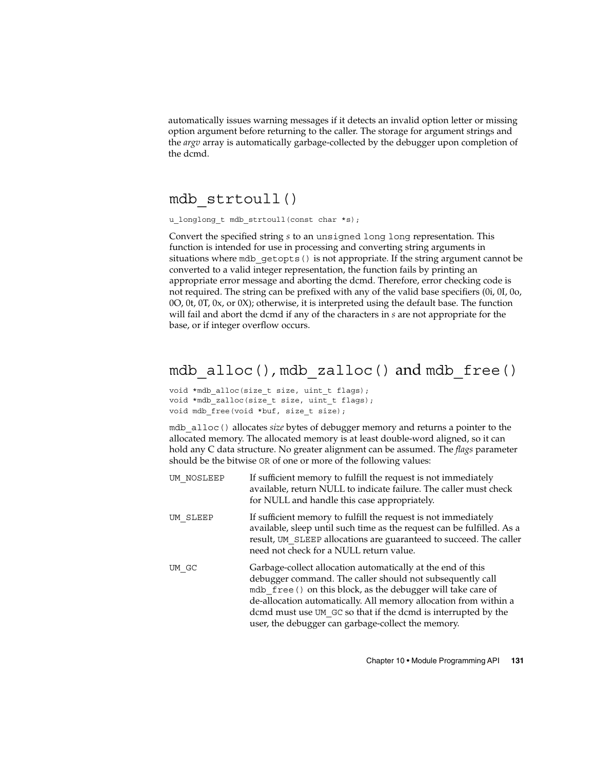automatically issues warning messages if it detects an invalid option letter or missing option argument before returning to the caller. The storage for argument strings and the *argv* array is automatically garbage-collected by the debugger upon completion of the dcmd.

## mdb_strtoull()

```
u_longlong_t mdb_strtoull(const char *s);
```

Convert the specified string *s* to an `unsigned long long` representation. This function is intended for use in processing and converting string arguments in situations where `mdb_getopts()` is not appropriate. If the string argument cannot be converted to a valid integer representation, the function fails by printing an appropriate error message and aborting the dcmd. Therefore, error checking code is not required. The string can be prefixed with any of the valid base specifiers (0i, 0I, 0o, 0O, 0t, 0T, 0x, or 0X); otherwise, it is interpreted using the default base. The function will fail and abort the dcmd if any of the characters in *s* are not appropriate for the base, or if integer overflow occurs.

## mdb_alloc(), mdb_zalloc() and mdb_free()

```
void *mdb_alloc(size_t size, uint_t flags);
void *mdb_zalloc(size_t size, uint_t flags);
void mdb_free(void *buf, size_t size);
```

`mdb_alloc()` allocates *size* bytes of debugger memory and returns a pointer to the allocated memory. The allocated memory is at least double-word aligned, so it can hold any C data structure. No greater alignment can be assumed. The *flags* parameter should be the bitwise `OR` of one or more of the following values:

`UM_NOSLEEP` — If sufficient memory to fulfill the request is not immediately available, return NULL to indicate failure. The caller must check for NULL and handle this case appropriately.

`UM_SLEEP` — If sufficient memory to fulfill the request is not immediately available, sleep until such time as the request can be fulfilled. As a result, `UM_SLEEP` allocations are guaranteed to succeed. The caller need not check for a NULL return value.

`UM_GC` — Garbage-collect allocation automatically at the end of this debugger command. The caller should not subsequently call `mdb_free()` on this block, as the debugger will take care of de-allocation automatically. All memory allocation from within a dcmd must use `UM_GC` so that if the dcmd is interrupted by the user, the debugger can garbage-collect the memory.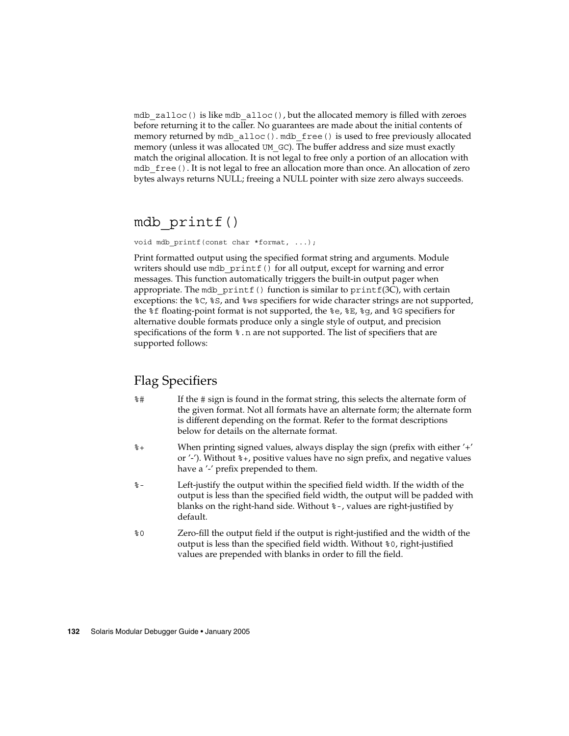`mdb_zalloc()` is like `mdb_alloc()`, but the allocated memory is filled with zeroes before returning it to the caller. No guarantees are made about the initial contents of memory returned by `mdb_alloc()`. `mdb_free()` is used to free previously allocated memory (unless it was allocated `UM_GC`). The buffer address and size must exactly match the original allocation. It is not legal to free only a portion of an allocation with `mdb_free()`. It is not legal to free an allocation more than once. An allocation of zero bytes always returns NULL; freeing a NULL pointer with size zero always succeeds.

## mdb_printf()

```
void mdb_printf(const char *format, ...);
```

Print formatted output using the specified format string and arguments. Module writers should use `mdb_printf()` for all output, except for warning and error messages. This function automatically triggers the built-in output pager when appropriate. The `mdb_printf()` function is similar to `printf`(3C), with certain exceptions: the `%C`, `%S`, and `%ws` specifiers for wide character strings are not supported, the `%f` floating-point format is not supported, the `%e`, `%E`, `%g`, and `%G` specifiers for alternative double formats produce only a single style of output, and precision specifications of the form `%.n` are not supported. The list of specifiers that are supported follows:

### Flag Specifiers

`%#` — If the # sign is found in the format string, this selects the alternate form of the given format. Not all formats have an alternate form; the alternate form is different depending on the format. Refer to the format descriptions below for details on the alternate format.

`%+` — When printing signed values, always display the sign (prefix with either '+' or '-'). Without `%+`, positive values have no sign prefix, and negative values have a '-' prefix prepended to them.

`%-` — Left-justify the output within the specified field width. If the width of the output is less than the specified field width, the output will be padded with blanks on the right-hand side. Without `%-`, values are right-justified by default.

`%0` — Zero-fill the output field if the output is right-justified and the width of the output is less than the specified field width. Without `%0`, right-justified values are prepended with blanks in order to fill the field.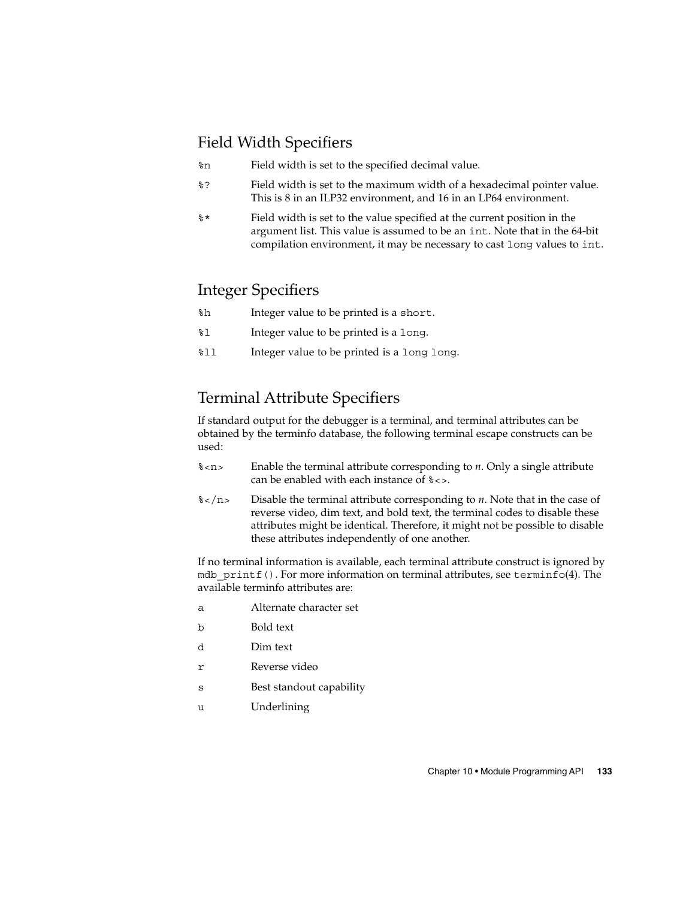## Field Width Specifiers

`%n` Field width is set to the specified decimal value.

`%?` Field width is set to the maximum width of a hexadecimal pointer value. This is 8 in an ILP32 environment, and 16 in an LP64 environment.

`%*` Field width is set to the value specified at the current position in the argument list. This value is assumed to be an `int`. Note that in the 64-bit compilation environment, it may be necessary to cast `long` values to `int`.

## Integer Specifiers

`%h` Integer value to be printed is a `short`.

`%l` Integer value to be printed is a `long`.

`%ll` Integer value to be printed is a `long long`.

## Terminal Attribute Specifiers

If standard output for the debugger is a terminal, and terminal attributes can be obtained by the terminfo database, the following terminal escape constructs can be used:

`%<n>` Enable the terminal attribute corresponding to *n*. Only a single attribute can be enabled with each instance of `%<>`.

`%</n>` Disable the terminal attribute corresponding to *n*. Note that in the case of reverse video, dim text, and bold text, the terminal codes to disable these attributes might be identical. Therefore, it might not be possible to disable these attributes independently of one another.

If no terminal information is available, each terminal attribute construct is ignored by `mdb_printf()`. For more information on terminal attributes, see `terminfo`(4). The available terminfo attributes are:

`a` Alternate character set

`b` Bold text

`d` Dim text

`r` Reverse video

`s` Best standout capability

`u` Underlining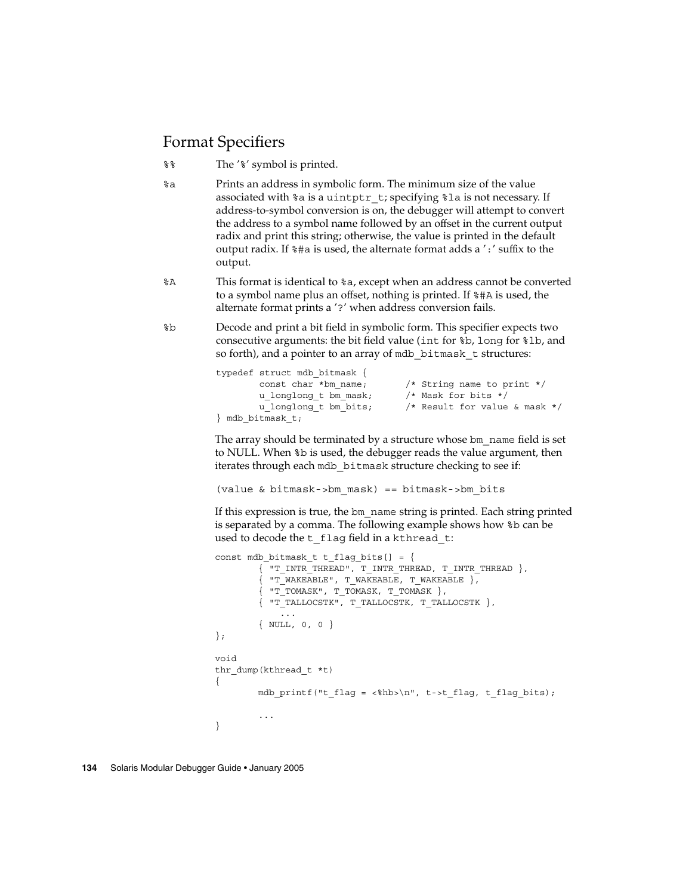## Format Specifiers

`%%` The '%' symbol is printed.

`%a` Prints an address in symbolic form. The minimum size of the value associated with `%a` is a `uintptr_t`; specifying `%la` is not necessary. If address-to-symbol conversion is on, the debugger will attempt to convert the address to a symbol name followed by an offset in the current output radix and print this string; otherwise, the value is printed in the default output radix. If `%#a` is used, the alternate format adds a ':' suffix to the output.

`%A` This format is identical to `%a`, except when an address cannot be converted to a symbol name plus an offset, nothing is printed. If `%#A` is used, the alternate format prints a '?' when address conversion fails.

`%b` Decode and print a bit field in symbolic form. This specifier expects two consecutive arguments: the bit field value (`int` for `%b`, `long` for `%lb`, and so forth), and a pointer to an array of `mdb_bitmask_t` structures:

```
typedef struct mdb_bitmask {
        const char *bm_name;       /* String name to print */
        u_longlong_t bm_mask;      /* Mask for bits */
        u_longlong_t bm_bits;      /* Result for value & mask */
} mdb_bitmask_t;
```

The array should be terminated by a structure whose `bm_name` field is set to NULL. When `%b` is used, the debugger reads the value argument, then iterates through each `mdb_bitmask` structure checking to see if:

```
(value & bitmask->bm_mask) == bitmask->bm_bits
```

If this expression is true, the `bm_name` string is printed. Each string printed is separated by a comma. The following example shows how `%b` can be used to decode the `t_flag` field in a `kthread_t`:

```
const mdb_bitmask_t t_flag_bits[] = {
        { "T_INTR_THREAD", T_INTR_THREAD, T_INTR_THREAD },
        { "T_WAKEABLE", T_WAKEABLE, T_WAKEABLE },
        { "T_TOMASK", T_TOMASK, T_TOMASK },
        { "T_TALLOCSTK", T_TALLOCSTK, T_TALLOCSTK },
            ...
        { NULL, 0, 0 }
};

void
thr_dump(kthread_t *t)
{
        mdb_printf("t_flag = <%hb>\n", t->t_flag, t_flag_bits);

        ...
}
```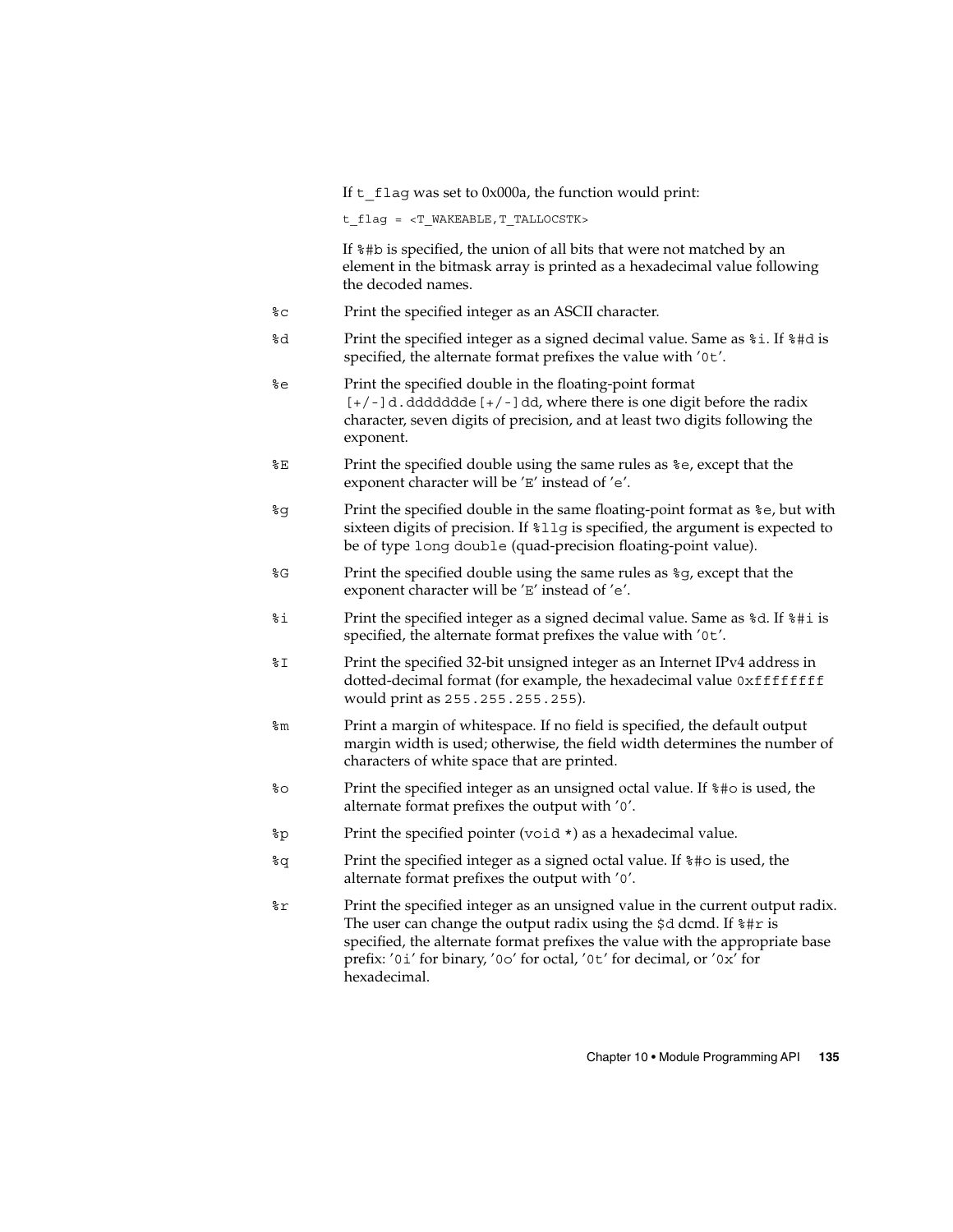If `t_flag` was set to 0x000a, the function would print:

```
t_flag = <T_WAKEABLE,T_TALLOCSTK>
```

If `%#b` is specified, the union of all bits that were not matched by an element in the bitmask array is printed as a hexadecimal value following the decoded names.

`%c`
: Print the specified integer as an ASCII character.

`%d`
: Print the specified integer as a signed decimal value. Same as `%i`. If `%#d` is specified, the alternate format prefixes the value with '`0t`'.

`%e`
: Print the specified double in the floating-point format `[+/-]d.ddddddde[+/-]dd`, where there is one digit before the radix character, seven digits of precision, and at least two digits following the exponent.

`%E`
: Print the specified double using the same rules as `%e`, except that the exponent character will be '`E`' instead of '`e`'.

`%g`
: Print the specified double in the same floating-point format as `%e`, but with sixteen digits of precision. If `%llg` is specified, the argument is expected to be of type `long double` (quad-precision floating-point value).

`%G`
: Print the specified double using the same rules as `%g`, except that the exponent character will be '`E`' instead of '`e`'.

`%i`
: Print the specified integer as a signed decimal value. Same as `%d`. If `%#i` is specified, the alternate format prefixes the value with '`0t`'.

`%I`
: Print the specified 32-bit unsigned integer as an Internet IPv4 address in dotted-decimal format (for example, the hexadecimal value `0xffffffff` would print as `255.255.255.255`).

`%m`
: Print a margin of whitespace. If no field is specified, the default output margin width is used; otherwise, the field width determines the number of characters of white space that are printed.

`%o`
: Print the specified integer as an unsigned octal value. If `%#o` is used, the alternate format prefixes the output with '`0`'.

`%p`
: Print the specified pointer (`void *`) as a hexadecimal value.

`%q`
: Print the specified integer as a signed octal value. If `%#o` is used, the alternate format prefixes the output with '`0`'.

`%r`
: Print the specified integer as an unsigned value in the current output radix. The user can change the output radix using the `$d` dcmd. If `%#r` is specified, the alternate format prefixes the value with the appropriate base prefix: '`0i`' for binary, '`0o`' for octal, '`0t`' for decimal, or '`0x`' for hexadecimal.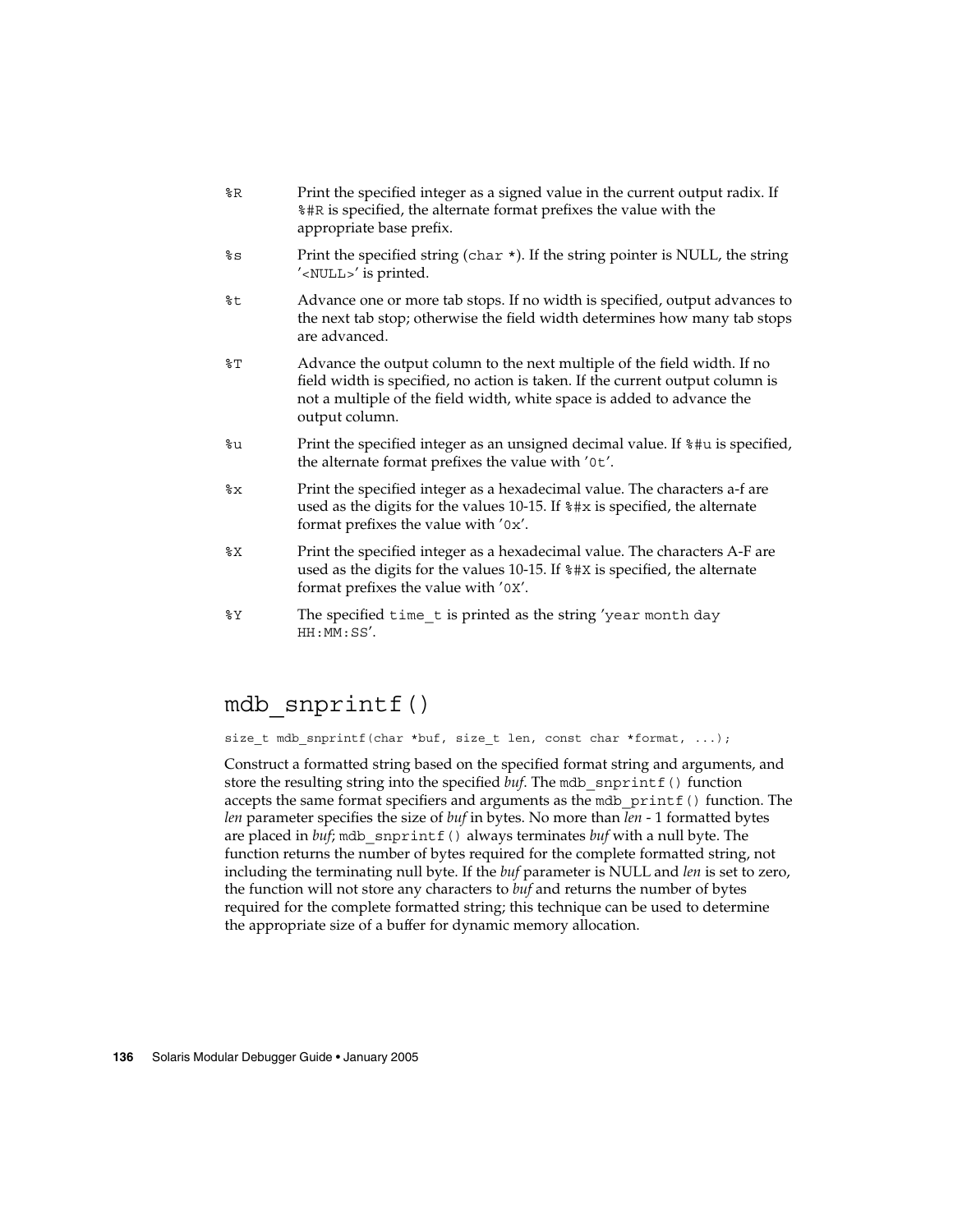%R Print the specified integer as a signed value in the current output radix. If %#R is specified, the alternate format prefixes the value with the appropriate base prefix.

%s Print the specified string (char *). If the string pointer is NULL, the string '<NULL>' is printed.

%t Advance one or more tab stops. If no width is specified, output advances to the next tab stop; otherwise the field width determines how many tab stops are advanced.

%T Advance the output column to the next multiple of the field width. If no field width is specified, no action is taken. If the current output column is not a multiple of the field width, white space is added to advance the output column.

%u Print the specified integer as an unsigned decimal value. If %#u is specified, the alternate format prefixes the value with '0t'.

%x Print the specified integer as a hexadecimal value. The characters a-f are used as the digits for the values 10-15. If %#x is specified, the alternate format prefixes the value with '0x'.

%X Print the specified integer as a hexadecimal value. The characters A-F are used as the digits for the values 10-15. If %#X is specified, the alternate format prefixes the value with '0X'.

%Y The specified time_t is printed as the string 'year month day HH:MM:SS'.

## mdb_snprintf()

```
size_t mdb_snprintf(char *buf, size_t len, const char *format, ...);
```

Construct a formatted string based on the specified format string and arguments, and store the resulting string into the specified *buf*. The mdb_snprintf() function accepts the same format specifiers and arguments as the mdb_printf() function. The *len* parameter specifies the size of *buf* in bytes. No more than *len* - 1 formatted bytes are placed in *buf*; mdb_snprintf() always terminates *buf* with a null byte. The function returns the number of bytes required for the complete formatted string, not including the terminating null byte. If the *buf* parameter is NULL and *len* is set to zero, the function will not store any characters to *buf* and returns the number of bytes required for the complete formatted string; this technique can be used to determine the appropriate size of a buffer for dynamic memory allocation.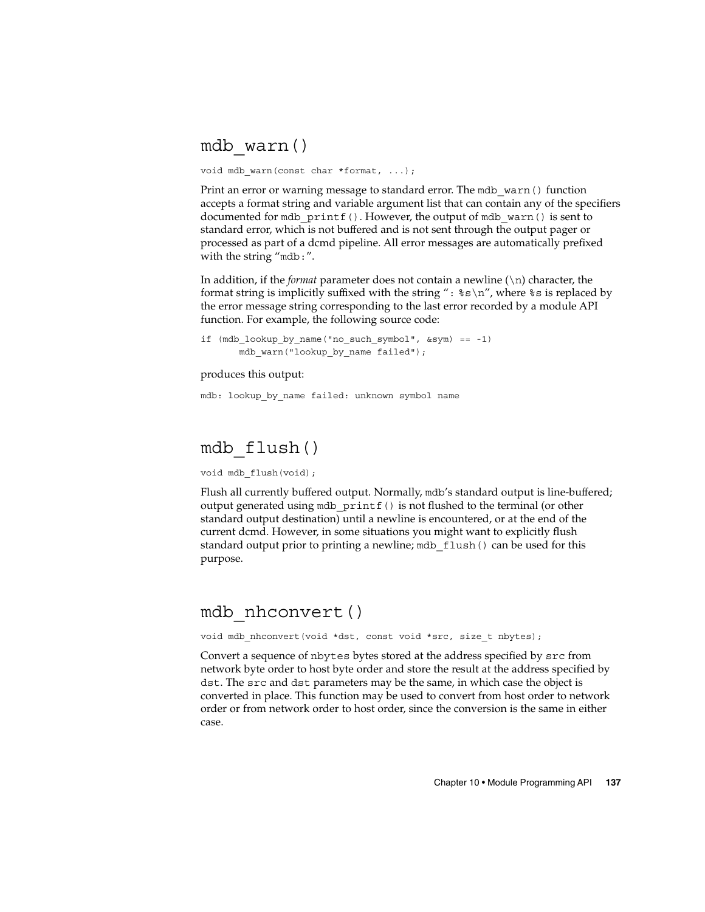## `mdb_warn()`

```
void mdb_warn(const char *format, ...);
```

Print an error or warning message to standard error. The `mdb_warn()` function accepts a format string and variable argument list that can contain any of the specifiers documented for `mdb_printf()`. However, the output of `mdb_warn()` is sent to standard error, which is not buffered and is not sent through the output pager or processed as part of a dcmd pipeline. All error messages are automatically prefixed with the string "`mdb:`".

In addition, if the *format* parameter does not contain a newline (`\n`) character, the format string is implicitly suffixed with the string "`: %s\n`", where `%s` is replaced by the error message string corresponding to the last error recorded by a module API function. For example, the following source code:

```
if (mdb_lookup_by_name("no_such_symbol", &sym) == -1)
        mdb_warn("lookup_by_name failed");
```

produces this output:

```
mdb: lookup_by_name failed: unknown symbol name
```

## `mdb_flush()`

```
void mdb_flush(void);
```

Flush all currently buffered output. Normally, `mdb`'s standard output is line-buffered; output generated using `mdb_printf()` is not flushed to the terminal (or other standard output destination) until a newline is encountered, or at the end of the current dcmd. However, in some situations you might want to explicitly flush standard output prior to printing a newline; `mdb_flush()` can be used for this purpose.

## `mdb_nhconvert()`

```
void mdb_nhconvert(void *dst, const void *src, size_t nbytes);
```

Convert a sequence of `nbytes` bytes stored at the address specified by `src` from network byte order to host byte order and store the result at the address specified by `dst`. The `src` and `dst` parameters may be the same, in which case the object is converted in place. This function may be used to convert from host order to network order or from network order to host order, since the conversion is the same in either case.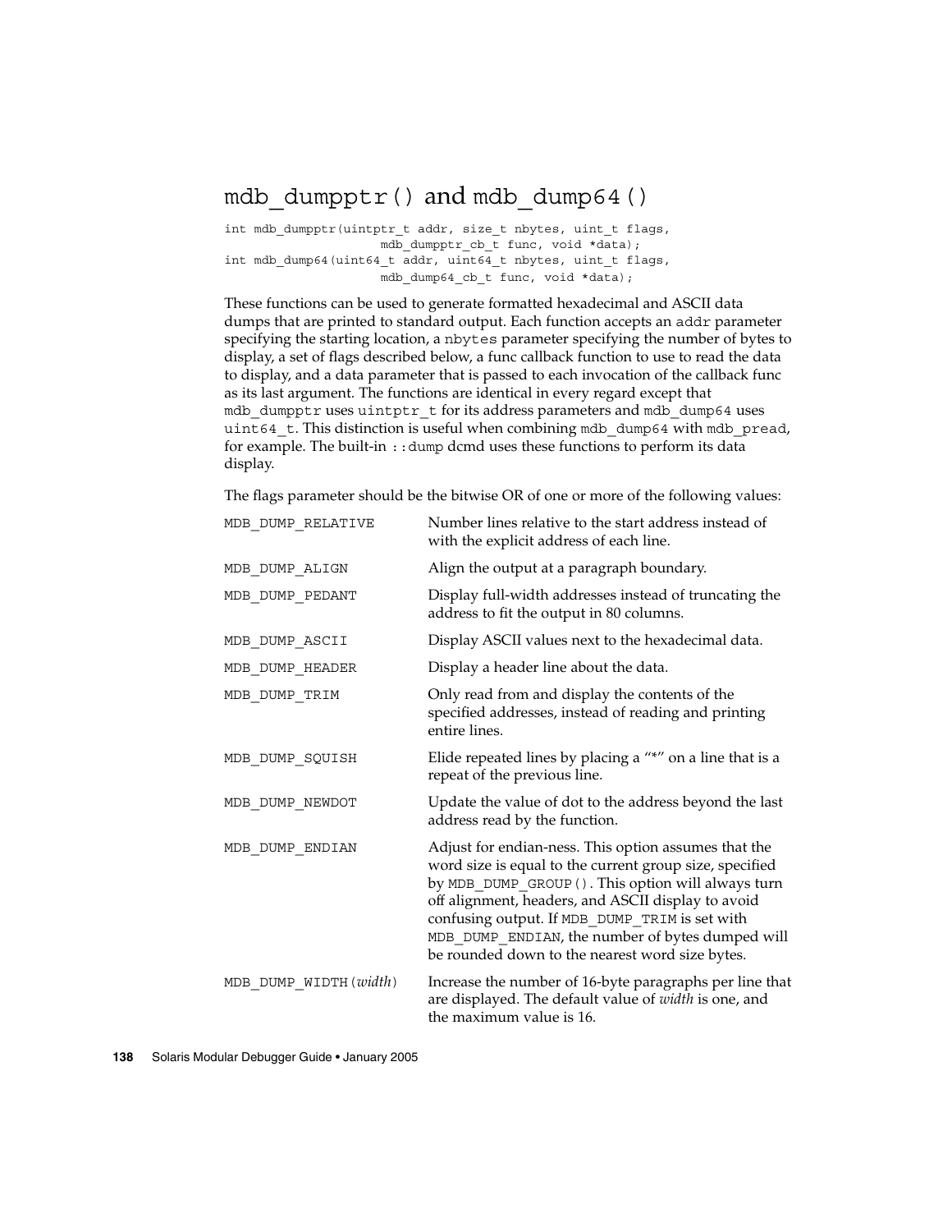## mdb_dumpptr() and mdb_dump64()

```
int mdb_dumpptr(uintptr_t addr, size_t nbytes, uint_t flags,
                    mdb_dumpptr_cb_t func, void *data);
int mdb_dump64(uint64_t addr, uint64_t nbytes, uint_t flags,
                    mdb_dump64_cb_t func, void *data);
```

These functions can be used to generate formatted hexadecimal and ASCII data dumps that are printed to standard output. Each function accepts an `addr` parameter specifying the starting location, a `nbytes` parameter specifying the number of bytes to display, a set of flags described below, a func callback function to use to read the data to display, and a data parameter that is passed to each invocation of the callback func as its last argument. The functions are identical in every regard except that `mdb_dumpptr` uses `uintptr_t` for its address parameters and `mdb_dump64` uses `uint64_t`. This distinction is useful when combining `mdb_dump64` with `mdb_pread`, for example. The built-in `::dump` dcmd uses these functions to perform its data display.

The flags parameter should be the bitwise OR of one or more of the following values:

| | |
|---|---|
| `MDB_DUMP_RELATIVE` | Number lines relative to the start address instead of with the explicit address of each line. |
| `MDB_DUMP_ALIGN` | Align the output at a paragraph boundary. |
| `MDB_DUMP_PEDANT` | Display full-width addresses instead of truncating the address to fit the output in 80 columns. |
| `MDB_DUMP_ASCII` | Display ASCII values next to the hexadecimal data. |
| `MDB_DUMP_HEADER` | Display a header line about the data. |
| `MDB_DUMP_TRIM` | Only read from and display the contents of the specified addresses, instead of reading and printing entire lines. |
| `MDB_DUMP_SQUISH` | Elide repeated lines by placing a "*" on a line that is a repeat of the previous line. |
| `MDB_DUMP_NEWDOT` | Update the value of dot to the address beyond the last address read by the function. |
| `MDB_DUMP_ENDIAN` | Adjust for endian-ness. This option assumes that the word size is equal to the current group size, specified by `MDB_DUMP_GROUP()`. This option will always turn off alignment, headers, and ASCII display to avoid confusing output. If `MDB_DUMP_TRIM` is set with `MDB_DUMP_ENDIAN`, the number of bytes dumped will be rounded down to the nearest word size bytes. |
| `MDB_DUMP_WIDTH(`*width*`)` | Increase the number of 16-byte paragraphs per line that are displayed. The default value of *width* is one, and the maximum value is 16. |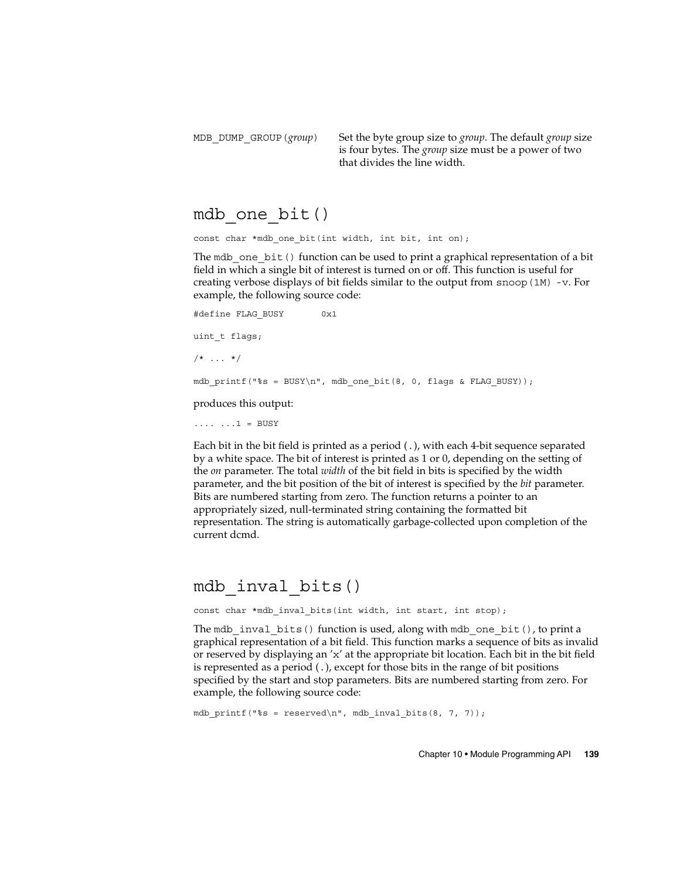| | |
|---|---|
| `MDB_DUMP_GROUP(`*group*`)` | Set the byte group size to *group*. The default *group* size is four bytes. The *group* size must be a power of two that divides the line width. |

## mdb_one_bit()

```
const char *mdb_one_bit(int width, int bit, int on);
```

The `mdb_one_bit()` function can be used to print a graphical representation of a bit field in which a single bit of interest is turned on or off. This function is useful for creating verbose displays of bit fields similar to the output from `snoop(1M) -v`. For example, the following source code:

```
#define FLAG_BUSY       0x1

uint_t flags;

/* ... */

mdb_printf("%s = BUSY\n", mdb_one_bit(8, 0, flags & FLAG_BUSY));
```

produces this output:

```
.... ...1 = BUSY
```

Each bit in the bit field is printed as a period (`.`), with each 4-bit sequence separated by a white space. The bit of interest is printed as 1 or 0, depending on the setting of the *on* parameter. The total *width* of the bit field in bits is specified by the width parameter, and the bit position of the bit of interest is specified by the *bit* parameter. Bits are numbered starting from zero. The function returns a pointer to an appropriately sized, null-terminated string containing the formatted bit representation. The string is automatically garbage-collected upon completion of the current dcmd.

## mdb_inval_bits()

```
const char *mdb_inval_bits(int width, int start, int stop);
```

The `mdb_inval_bits()` function is used, along with `mdb_one_bit()`, to print a graphical representation of a bit field. This function marks a sequence of bits as invalid or reserved by displaying an 'x' at the appropriate bit location. Each bit in the bit field is represented as a period (`.`), except for those bits in the range of bit positions specified by the start and stop parameters. Bits are numbered starting from zero. For example, the following source code:

```
mdb_printf("%s = reserved\n", mdb_inval_bits(8, 7, 7));
```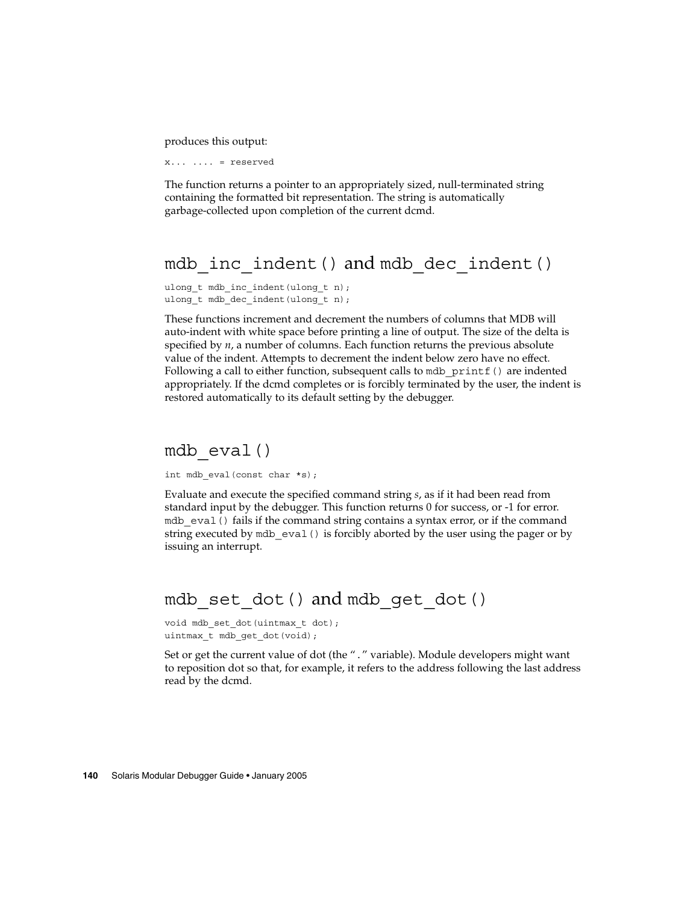produces this output:

```
x... .... = reserved
```

The function returns a pointer to an appropriately sized, null-terminated string containing the formatted bit representation. The string is automatically garbage-collected upon completion of the current dcmd.

## mdb_inc_indent() and mdb_dec_indent()

```
ulong_t mdb_inc_indent(ulong_t n);
ulong_t mdb_dec_indent(ulong_t n);
```

These functions increment and decrement the numbers of columns that MDB will auto-indent with white space before printing a line of output. The size of the delta is specified by *n*, a number of columns. Each function returns the previous absolute value of the indent. Attempts to decrement the indent below zero have no effect. Following a call to either function, subsequent calls to `mdb_printf()` are indented appropriately. If the dcmd completes or is forcibly terminated by the user, the indent is restored automatically to its default setting by the debugger.

## mdb_eval()

```
int mdb_eval(const char *s);
```

Evaluate and execute the specified command string *s*, as if it had been read from standard input by the debugger. This function returns 0 for success, or -1 for error. `mdb_eval()` fails if the command string contains a syntax error, or if the command string executed by `mdb_eval()` is forcibly aborted by the user using the pager or by issuing an interrupt.

## mdb_set_dot() and mdb_get_dot()

```
void mdb_set_dot(uintmax_t dot);
uintmax_t mdb_get_dot(void);
```

Set or get the current value of dot (the "`.`" variable). Module developers might want to reposition dot so that, for example, it refers to the address following the last address read by the dcmd.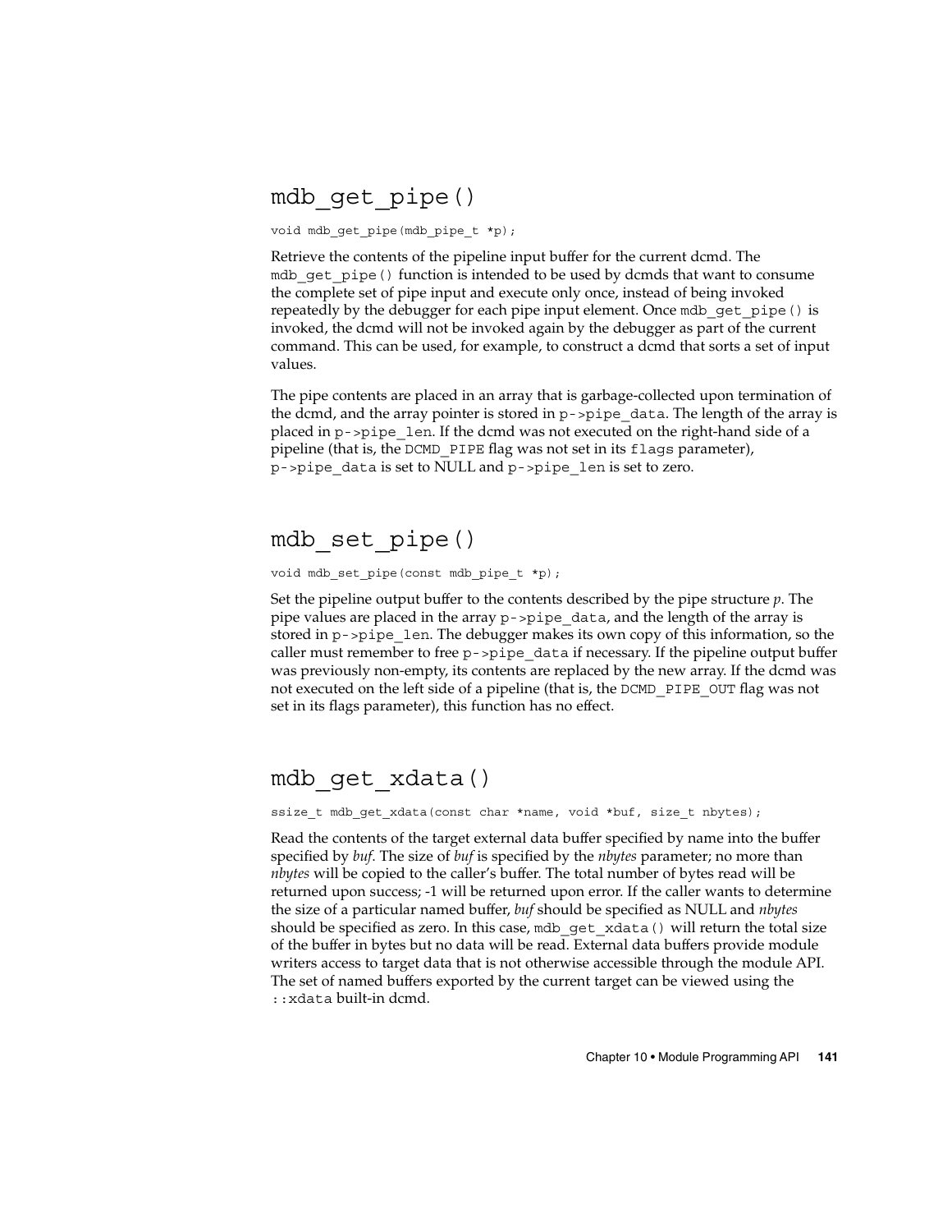## mdb_get_pipe()

```
void mdb_get_pipe(mdb_pipe_t *p);
```

Retrieve the contents of the pipeline input buffer for the current dcmd. The `mdb_get_pipe()` function is intended to be used by dcmds that want to consume the complete set of pipe input and execute only once, instead of being invoked repeatedly by the debugger for each pipe input element. Once `mdb_get_pipe()` is invoked, the dcmd will not be invoked again by the debugger as part of the current command. This can be used, for example, to construct a dcmd that sorts a set of input values.

The pipe contents are placed in an array that is garbage-collected upon termination of the dcmd, and the array pointer is stored in `p->pipe_data`. The length of the array is placed in `p->pipe_len`. If the dcmd was not executed on the right-hand side of a pipeline (that is, the `DCMD_PIPE` flag was not set in its `flags` parameter), `p->pipe_data` is set to NULL and `p->pipe_len` is set to zero.

## mdb_set_pipe()

```
void mdb_set_pipe(const mdb_pipe_t *p);
```

Set the pipeline output buffer to the contents described by the pipe structure *p*. The pipe values are placed in the array `p->pipe_data`, and the length of the array is stored in `p->pipe_len`. The debugger makes its own copy of this information, so the caller must remember to free `p->pipe_data` if necessary. If the pipeline output buffer was previously non-empty, its contents are replaced by the new array. If the dcmd was not executed on the left side of a pipeline (that is, the `DCMD_PIPE_OUT` flag was not set in its flags parameter), this function has no effect.

## mdb_get_xdata()

```
ssize_t mdb_get_xdata(const char *name, void *buf, size_t nbytes);
```

Read the contents of the target external data buffer specified by name into the buffer specified by *buf*. The size of *buf* is specified by the *nbytes* parameter; no more than *nbytes* will be copied to the caller's buffer. The total number of bytes read will be returned upon success; -1 will be returned upon error. If the caller wants to determine the size of a particular named buffer, *buf* should be specified as NULL and *nbytes* should be specified as zero. In this case, `mdb_get_xdata()` will return the total size of the buffer in bytes but no data will be read. External data buffers provide module writers access to target data that is not otherwise accessible through the module API. The set of named buffers exported by the current target can be viewed using the `::xdata` built-in dcmd.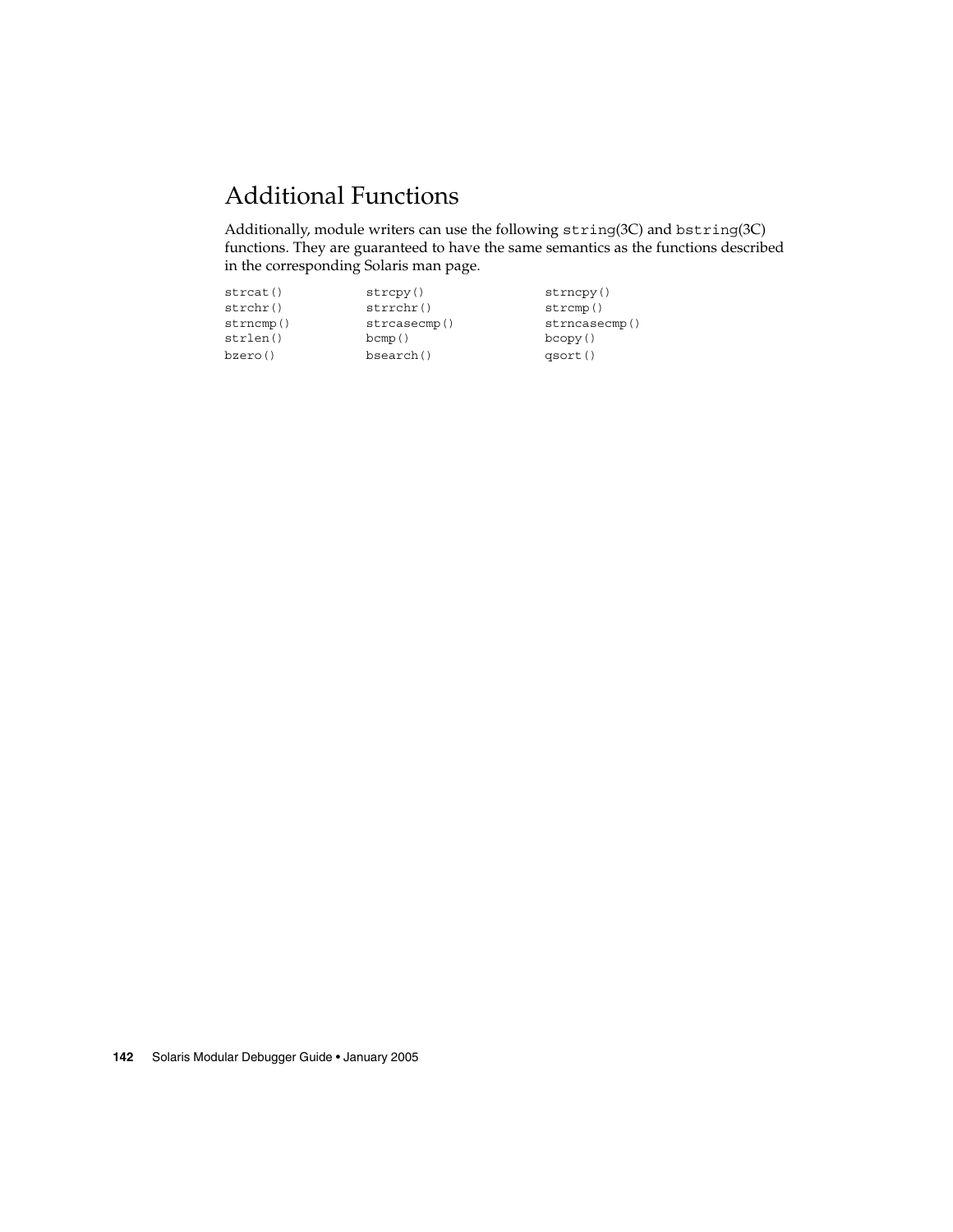## Additional Functions

Additionally, module writers can use the following `string`(3C) and `bstring`(3C) functions. They are guaranteed to have the same semantics as the functions described in the corresponding Solaris man page.

```
strcat()            strcpy()            strncpy()
strchr()            strrchr()           strcmp()
strncmp()           strcasecmp()        strncasecmp()
strlen()            bcmp()              bcopy()
bzero()             bsearch()           qsort()
```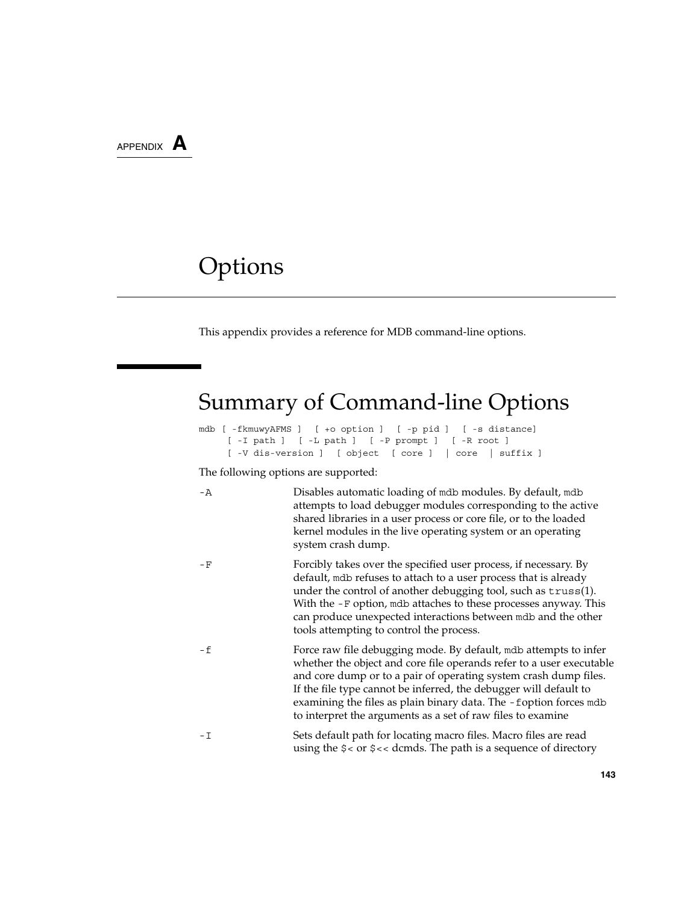APPENDIX **A**

# Options

This appendix provides a reference for MDB command-line options.

## Summary of Command-line Options

```
mdb [ -fkmuwyAFMS ]  [ +o option ]  [ -p pid ]  [ -s distance]
     [ -I path ]  [ -L path ]  [ -P prompt ]  [ -R root ]
     [ -V dis-version ]  [ object  [ core ]  | core  | suffix ]
```

The following options are supported:

`-A` Disables automatic loading of `mdb` modules. By default, `mdb` attempts to load debugger modules corresponding to the active shared libraries in a user process or core file, or to the loaded kernel modules in the live operating system or an operating system crash dump.

`-F` Forcibly takes over the specified user process, if necessary. By default, `mdb` refuses to attach to a user process that is already under the control of another debugging tool, such as `truss`(1). With the `-F` option, `mdb` attaches to these processes anyway. This can produce unexpected interactions between `mdb` and the other tools attempting to control the process.

`-f` Force raw file debugging mode. By default, `mdb` attempts to infer whether the object and core file operands refer to a user executable and core dump or to a pair of operating system crash dump files. If the file type cannot be inferred, the debugger will default to examining the files as plain binary data. The `-f`option forces `mdb` to interpret the arguments as a set of raw files to examine

`-I` Sets default path for locating macro files. Macro files are read using the `$<` or `$<<` dcmds. The path is a sequence of directory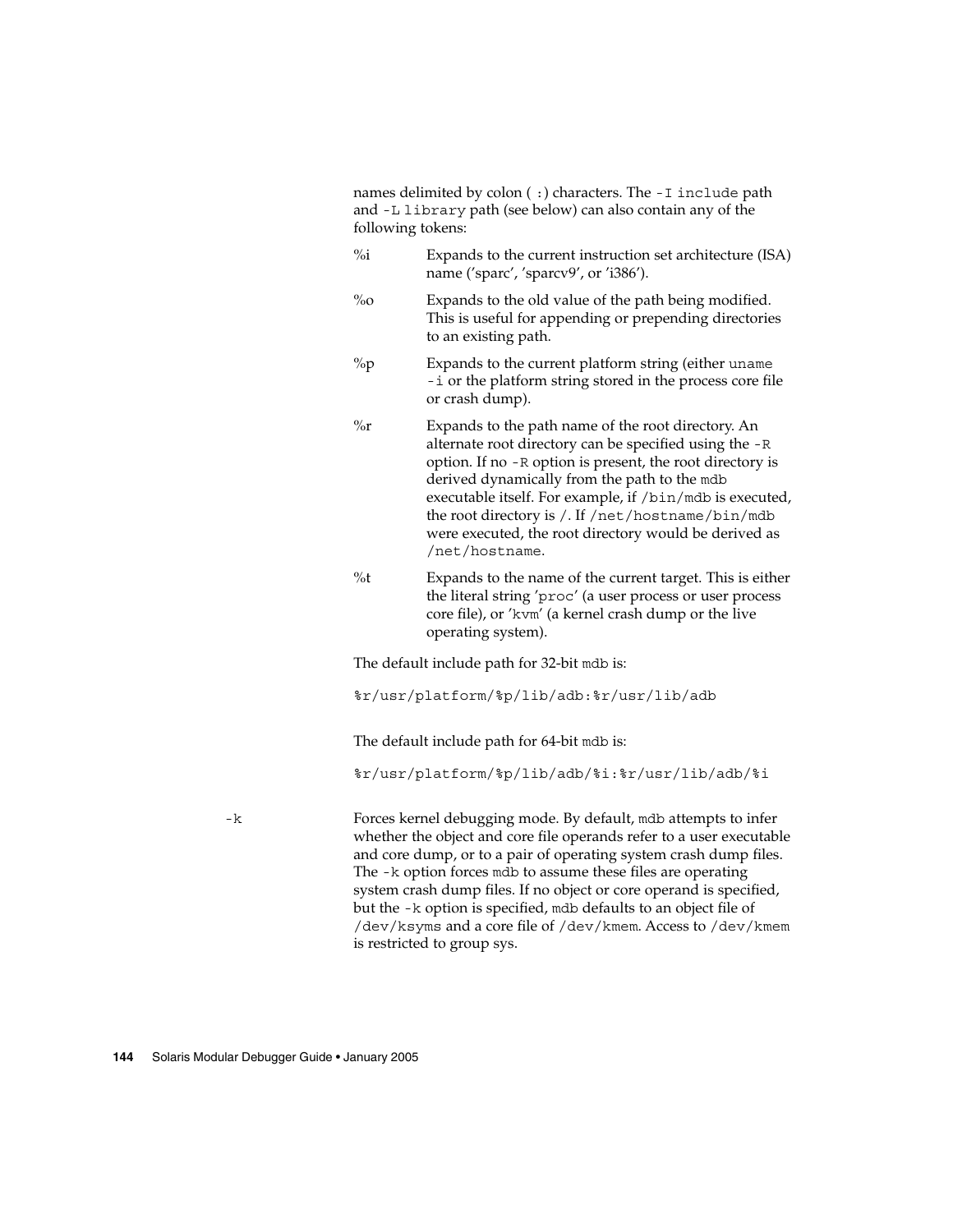names delimited by colon ( : ) characters. The `-I include` path and `-L library` path (see below) can also contain any of the following tokens:

| | |
|---|---|
| %i | Expands to the current instruction set architecture (ISA) name ('sparc', 'sparcv9', or 'i386'). |
| %o | Expands to the old value of the path being modified. This is useful for appending or prepending directories to an existing path. |
| %p | Expands to the current platform string (either `uname -i` or the platform string stored in the process core file or crash dump). |
| %r | Expands to the path name of the root directory. An alternate root directory can be specified using the `-R` option. If no `-R` option is present, the root directory is derived dynamically from the path to the `mdb` executable itself. For example, if `/bin/mdb` is executed, the root directory is `/`. If `/net/hostname/bin/mdb` were executed, the root directory would be derived as `/net/hostname`. |
| %t | Expands to the name of the current target. This is either the literal string '`proc`' (a user process or user process core file), or '`kvm`' (a kernel crash dump or the live operating system). |

The default include path for 32-bit `mdb` is:

```
%r/usr/platform/%p/lib/adb:%r/usr/lib/adb
```

The default include path for 64-bit `mdb` is:

```
%r/usr/platform/%p/lib/adb/%i:%r/usr/lib/adb/%i
```

`-k`
: Forces kernel debugging mode. By default, `mdb` attempts to infer whether the object and core file operands refer to a user executable and core dump, or to a pair of operating system crash dump files. The `-k` option forces `mdb` to assume these files are operating system crash dump files. If no object or core operand is specified, but the `-k` option is specified, `mdb` defaults to an object file of `/dev/ksyms` and a core file of `/dev/kmem`. Access to `/dev/kmem` is restricted to group sys.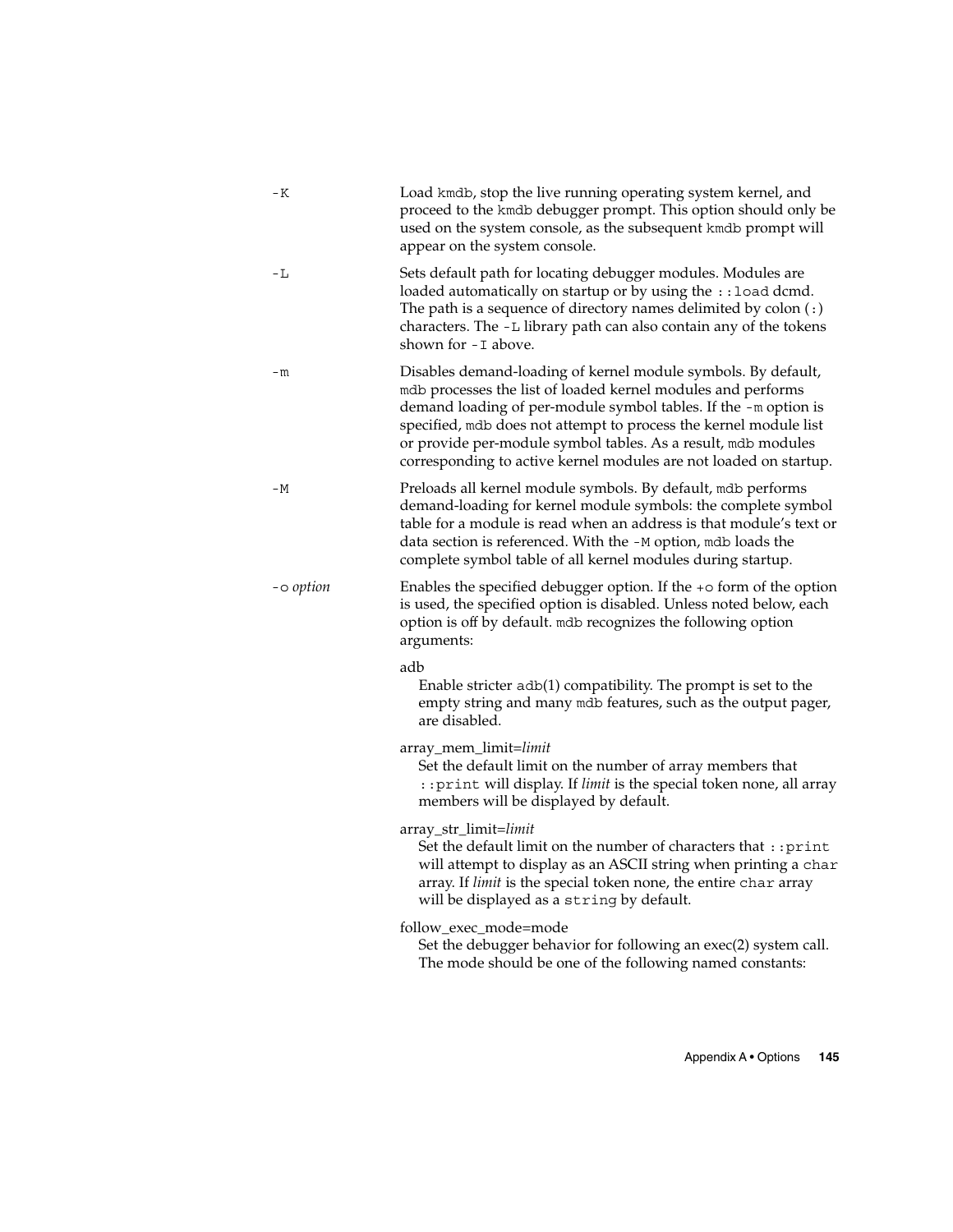`-K`
: Load `kmdb`, stop the live running operating system kernel, and proceed to the `kmdb` debugger prompt. This option should only be used on the system console, as the subsequent `kmdb` prompt will appear on the system console.

`-L`
: Sets default path for locating debugger modules. Modules are loaded automatically on startup or by using the `::load` dcmd. The path is a sequence of directory names delimited by colon (`:`) characters. The `-L` library path can also contain any of the tokens shown for `-I` above.

`-m`
: Disables demand-loading of kernel module symbols. By default, `mdb` processes the list of loaded kernel modules and performs demand loading of per-module symbol tables. If the `-m` option is specified, `mdb` does not attempt to process the kernel module list or provide per-module symbol tables. As a result, `mdb` modules corresponding to active kernel modules are not loaded on startup.

`-M`
: Preloads all kernel module symbols. By default, `mdb` performs demand-loading for kernel module symbols: the complete symbol table for a module is read when an address is that module's text or data section is referenced. With the `-M` option, `mdb` loads the complete symbol table of all kernel modules during startup.

`-o` *option*
: Enables the specified debugger option. If the `+o` form of the option is used, the specified option is disabled. Unless noted below, each option is off by default. `mdb` recognizes the following option arguments:

  adb
  : Enable stricter `adb`(1) compatibility. The prompt is set to the empty string and many `mdb` features, such as the output pager, are disabled.

  array_mem_limit=*limit*
  : Set the default limit on the number of array members that `::print` will display. If *limit* is the special token none, all array members will be displayed by default.

  array_str_limit=*limit*
  : Set the default limit on the number of characters that `::print` will attempt to display as an ASCII string when printing a `char` array. If *limit* is the special token none, the entire `char` array will be displayed as a `string` by default.

  follow_exec_mode=mode
  : Set the debugger behavior for following an exec(2) system call. The mode should be one of the following named constants: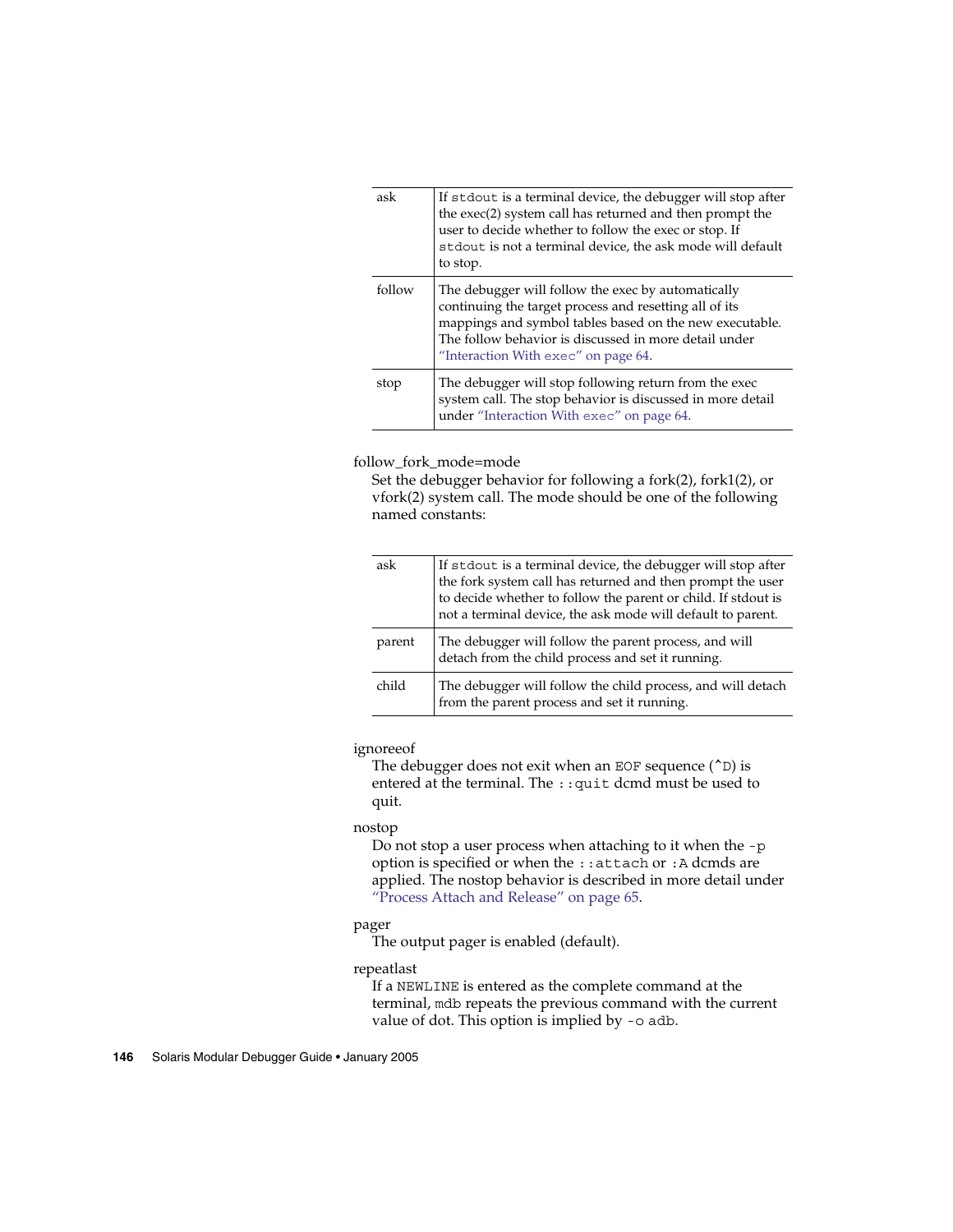| | |
|---|---|
| ask | If `stdout` is a terminal device, the debugger will stop after the exec(2) system call has returned and then prompt the user to decide whether to follow the exec or stop. If `stdout` is not a terminal device, the ask mode will default to stop. |
| follow | The debugger will follow the exec by automatically continuing the target process and resetting all of its mappings and symbol tables based on the new executable. The follow behavior is discussed in more detail under "Interaction With `exec`" on page 64. |
| stop | The debugger will stop following return from the exec system call. The stop behavior is discussed in more detail under "Interaction With `exec`" on page 64. |

follow_fork_mode=mode
: Set the debugger behavior for following a fork(2), fork1(2), or vfork(2) system call. The mode should be one of the following named constants:

| | |
|---|---|
| ask | If `stdout` is a terminal device, the debugger will stop after the fork system call has returned and then prompt the user to decide whether to follow the parent or child. If stdout is not a terminal device, the ask mode will default to parent. |
| parent | The debugger will follow the parent process, and will detach from the child process and set it running. |
| child | The debugger will follow the child process, and will detach from the parent process and set it running. |

ignoreeof
: The debugger does not exit when an `EOF` sequence (`^D`) is entered at the terminal. The `::quit` dcmd must be used to quit.

nostop
: Do not stop a user process when attaching to it when the `-p` option is specified or when the `::attach` or `:A` dcmds are applied. The nostop behavior is described in more detail under "Process Attach and Release" on page 65.

pager
: The output pager is enabled (default).

repeatlast
: If a `NEWLINE` is entered as the complete command at the terminal, `mdb` repeats the previous command with the current value of dot. This option is implied by `-o adb`.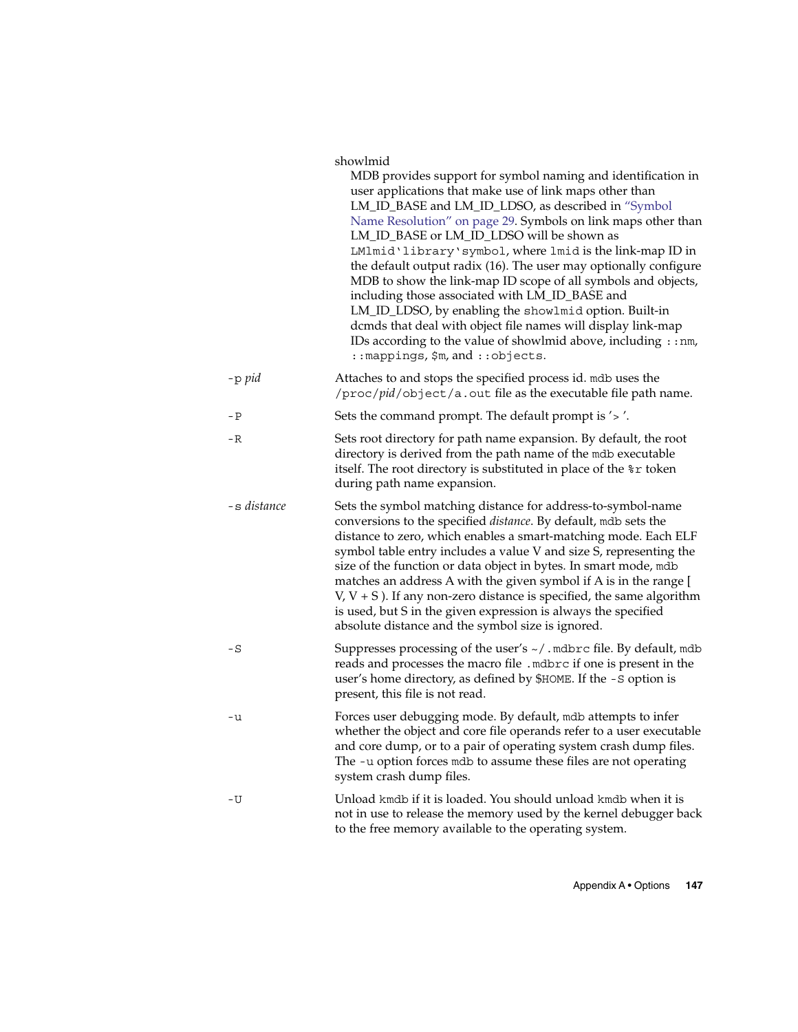showlmid

MDB provides support for symbol naming and identification in user applications that make use of link maps other than LM_ID_BASE and LM_ID_LDSO, as described in "Symbol Name Resolution" on page 29. Symbols on link maps other than LM_ID_BASE or LM_ID_LDSO will be shown as `LMlmid`library`symbol`, where `lmid` is the link-map ID in the default output radix (16). The user may optionally configure MDB to show the link-map ID scope of all symbols and objects, including those associated with LM_ID_BASE and LM_ID_LDSO, by enabling the `showlmid` option. Built-in dcmds that deal with object file names will display link-map IDs according to the value of showlmid above, including `::nm`, `::mappings`, `$m`, and `::objects`.

`-p` *pid*
: Attaches to and stops the specified process id. `mdb` uses the `/proc/`*pid*`/object/a.out` file as the executable file path name.

`-P`
: Sets the command prompt. The default prompt is '> '.

`-R`
: Sets root directory for path name expansion. By default, the root directory is derived from the path name of the `mdb` executable itself. The root directory is substituted in place of the `%r` token during path name expansion.

`-s` *distance*
: Sets the symbol matching distance for address-to-symbol-name conversions to the specified *distance*. By default, `mdb` sets the distance to zero, which enables a smart-matching mode. Each ELF symbol table entry includes a value V and size S, representing the size of the function or data object in bytes. In smart mode, `mdb` matches an address A with the given symbol if A is in the range [ V, V + S ). If any non-zero distance is specified, the same algorithm is used, but S in the given expression is always the specified absolute distance and the symbol size is ignored.

`-S`
: Suppresses processing of the user's `~/.mdbrc` file. By default, `mdb` reads and processes the macro file `.mdbrc` if one is present in the user's home directory, as defined by `$HOME`. If the `-S` option is present, this file is not read.

`-u`
: Forces user debugging mode. By default, `mdb` attempts to infer whether the object and core file operands refer to a user executable and core dump, or to a pair of operating system crash dump files. The `-u` option forces `mdb` to assume these files are not operating system crash dump files.

`-U`
: Unload `kmdb` if it is loaded. You should unload `kmdb` when it is not in use to release the memory used by the kernel debugger back to the free memory available to the operating system.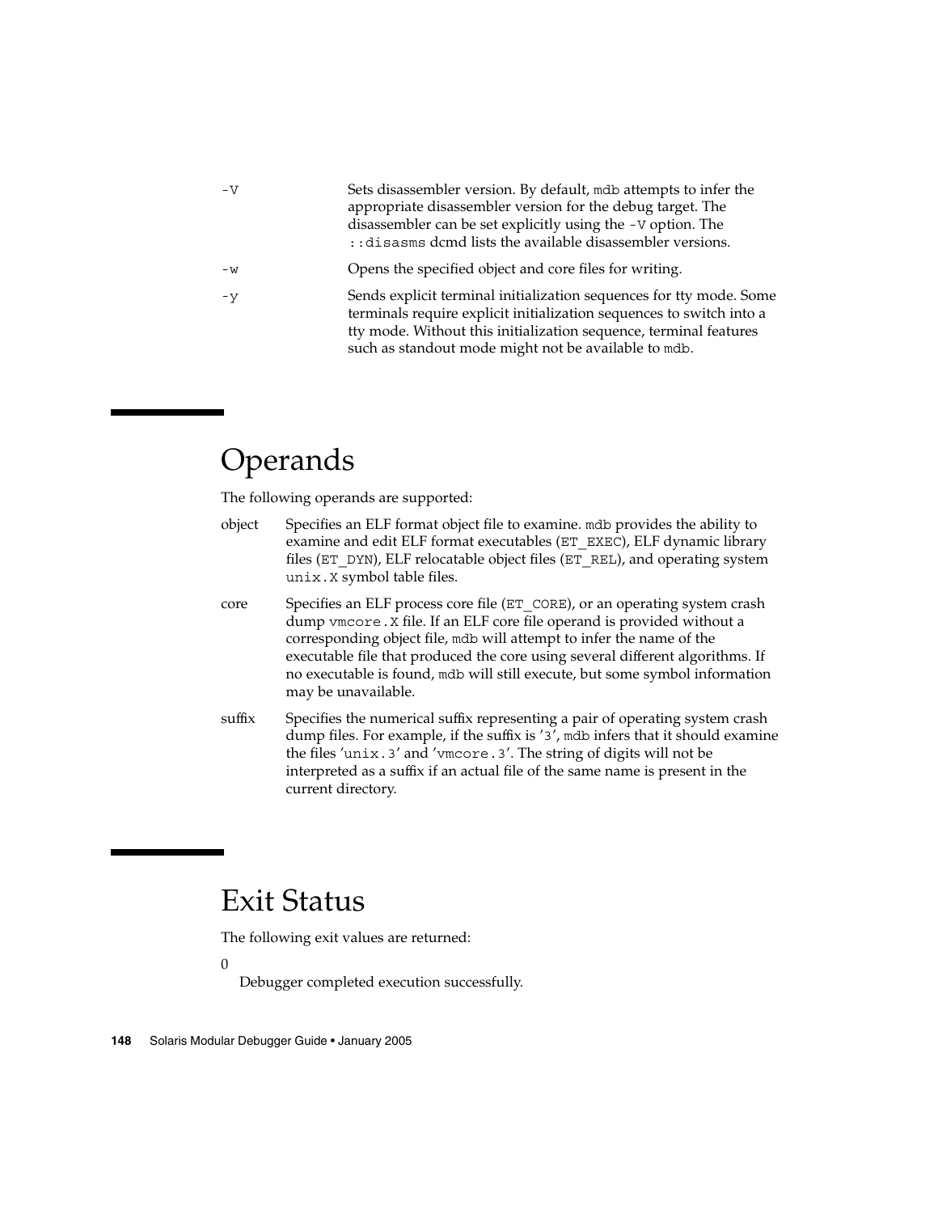`-V`
: Sets disassembler version. By default, `mdb` attempts to infer the appropriate disassembler version for the debug target. The disassembler can be set explicitly using the `-V` option. The `::disasms` dcmd lists the available disassembler versions.

`-w`
: Opens the specified object and core files for writing.

`-y`
: Sends explicit terminal initialization sequences for tty mode. Some terminals require explicit initialization sequences to switch into a tty mode. Without this initialization sequence, terminal features such as standout mode might not be available to `mdb`.

## Operands

The following operands are supported:

object
: Specifies an ELF format object file to examine. `mdb` provides the ability to examine and edit ELF format executables (`ET_EXEC`), ELF dynamic library files (`ET_DYN`), ELF relocatable object files (`ET_REL`), and operating system `unix.X` symbol table files.

core
: Specifies an ELF process core file (`ET_CORE`), or an operating system crash dump `vmcore.X` file. If an ELF core file operand is provided without a corresponding object file, `mdb` will attempt to infer the name of the executable file that produced the core using several different algorithms. If no executable is found, `mdb` will still execute, but some symbol information may be unavailable.

suffix
: Specifies the numerical suffix representing a pair of operating system crash dump files. For example, if the suffix is '`3`', `mdb` infers that it should examine the files '`unix.3`' and '`vmcore.3`'. The string of digits will not be interpreted as a suffix if an actual file of the same name is present in the current directory.

## Exit Status

The following exit values are returned:

0
: Debugger completed execution successfully.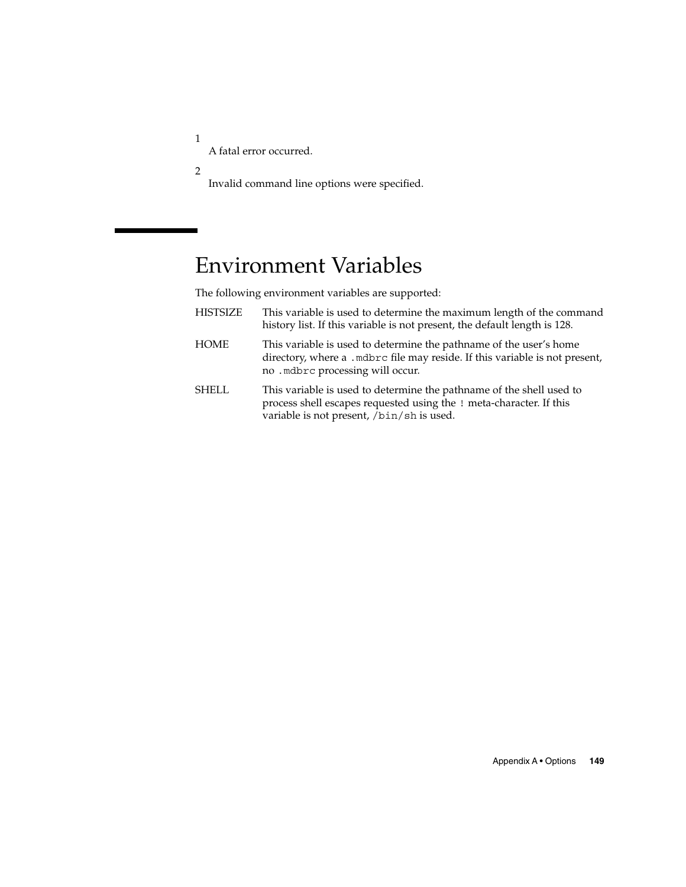1
: A fatal error occurred.

2
: Invalid command line options were specified.

## Environment Variables

The following environment variables are supported:

HISTSIZE
: This variable is used to determine the maximum length of the command history list. If this variable is not present, the default length is 128.

HOME
: This variable is used to determine the pathname of the user's home directory, where a `.mdbrc` file may reside. If this variable is not present, no `.mdbrc` processing will occur.

SHELL
: This variable is used to determine the pathname of the shell used to process shell escapes requested using the `!` meta-character. If this variable is not present, `/bin/sh` is used.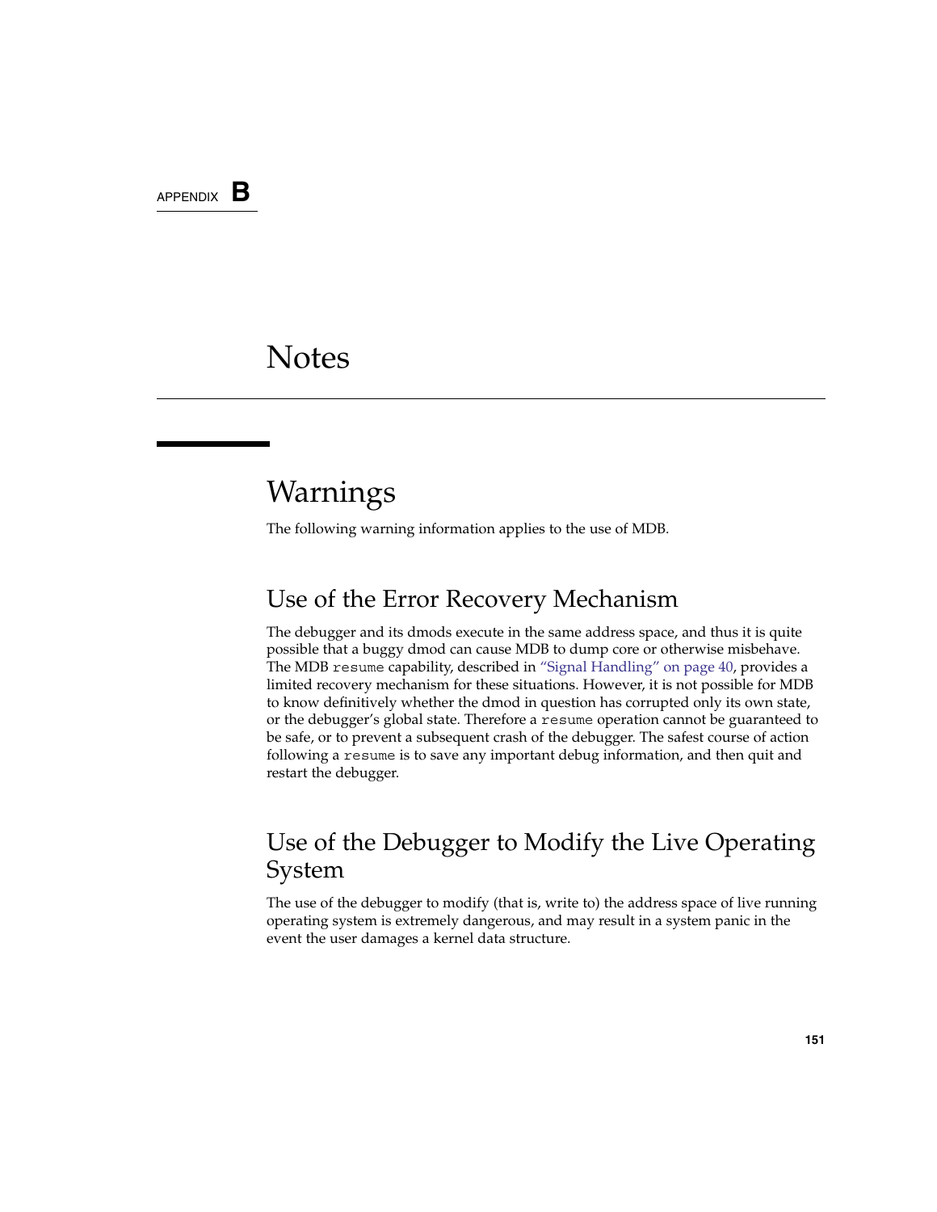APPENDIX B

# Notes

## Warnings

The following warning information applies to the use of MDB.

### Use of the Error Recovery Mechanism

The debugger and its dmods execute in the same address space, and thus it is quite possible that a buggy dmod can cause MDB to dump core or otherwise misbehave. The MDB `resume` capability, described in "Signal Handling" on page 40, provides a limited recovery mechanism for these situations. However, it is not possible for MDB to know definitively whether the dmod in question has corrupted only its own state, or the debugger's global state. Therefore a `resume` operation cannot be guaranteed to be safe, or to prevent a subsequent crash of the debugger. The safest course of action following a `resume` is to save any important debug information, and then quit and restart the debugger.

### Use of the Debugger to Modify the Live Operating System

The use of the debugger to modify (that is, write to) the address space of live running operating system is extremely dangerous, and may result in a system panic in the event the user damages a kernel data structure.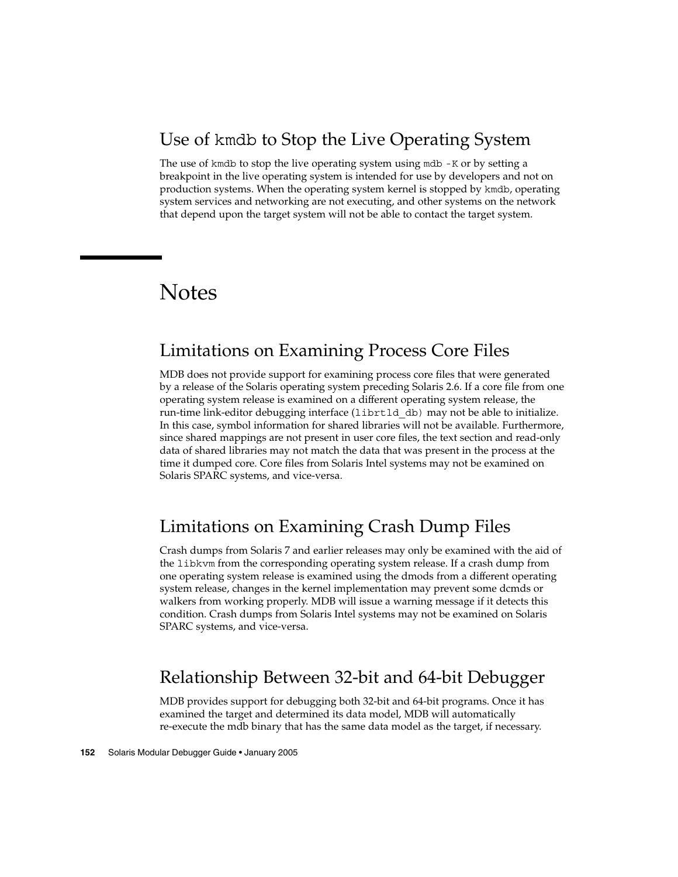### Use of `kmdb` to Stop the Live Operating System

The use of `kmdb` to stop the live operating system using `mdb -K` or by setting a breakpoint in the live operating system is intended for use by developers and not on production systems. When the operating system kernel is stopped by `kmdb`, operating system services and networking are not executing, and other systems on the network that depend upon the target system will not be able to contact the target system.

## Notes

### Limitations on Examining Process Core Files

MDB does not provide support for examining process core files that were generated by a release of the Solaris operating system preceding Solaris 2.6. If a core file from one operating system release is examined on a different operating system release, the run-time link-editor debugging interface (`librtld_db`) may not be able to initialize. In this case, symbol information for shared libraries will not be available. Furthermore, since shared mappings are not present in user core files, the text section and read-only data of shared libraries may not match the data that was present in the process at the time it dumped core. Core files from Solaris Intel systems may not be examined on Solaris SPARC systems, and vice-versa.

### Limitations on Examining Crash Dump Files

Crash dumps from Solaris 7 and earlier releases may only be examined with the aid of the `libkvm` from the corresponding operating system release. If a crash dump from one operating system release is examined using the dmods from a different operating system release, changes in the kernel implementation may prevent some dcmds or walkers from working properly. MDB will issue a warning message if it detects this condition. Crash dumps from Solaris Intel systems may not be examined on Solaris SPARC systems, and vice-versa.

### Relationship Between 32-bit and 64-bit Debugger

MDB provides support for debugging both 32-bit and 64-bit programs. Once it has examined the target and determined its data model, MDB will automatically re-execute the mdb binary that has the same data model as the target, if necessary.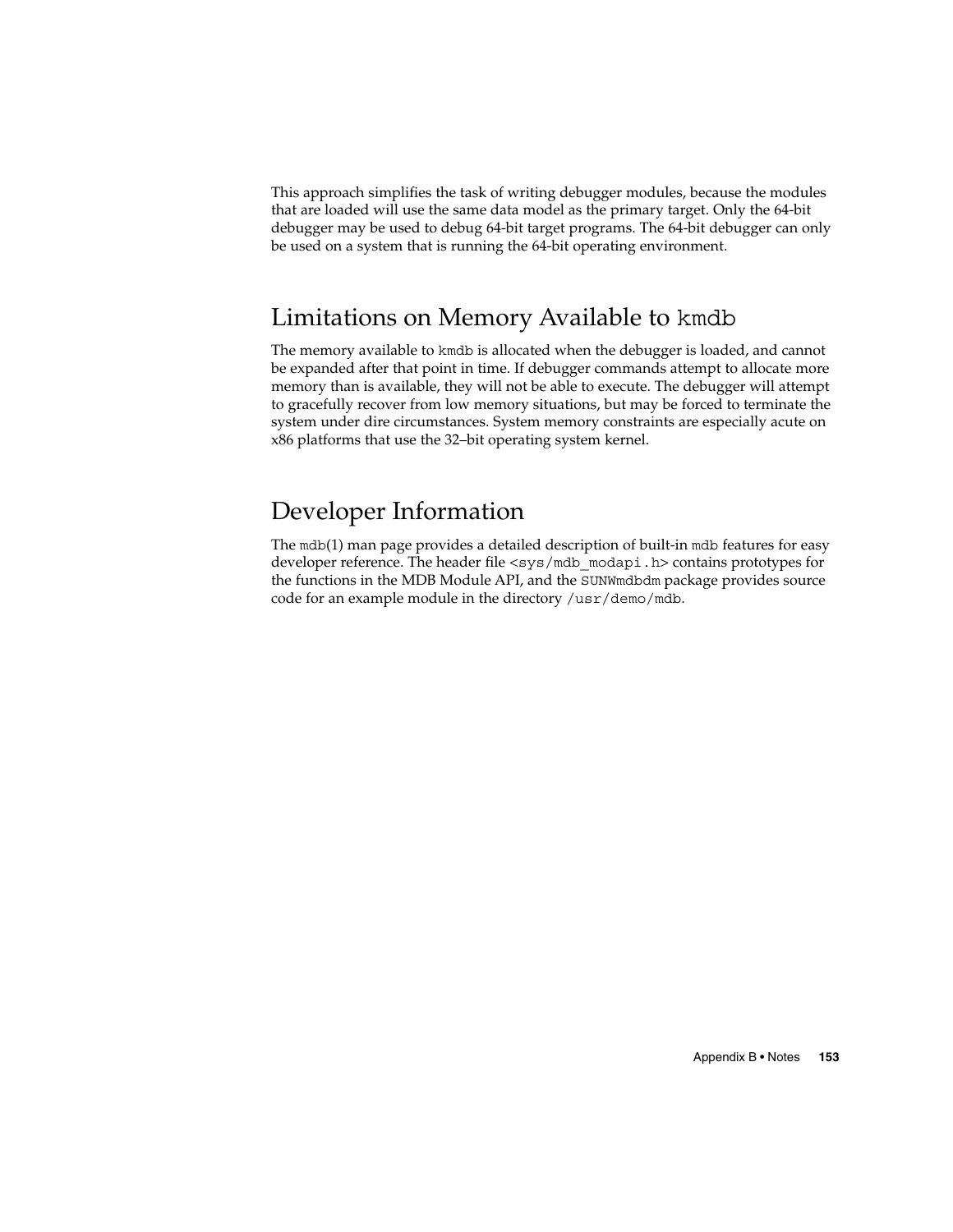This approach simplifies the task of writing debugger modules, because the modules that are loaded will use the same data model as the primary target. Only the 64-bit debugger may be used to debug 64-bit target programs. The 64-bit debugger can only be used on a system that is running the 64-bit operating environment.

## Limitations on Memory Available to `kmdb`

The memory available to `kmdb` is allocated when the debugger is loaded, and cannot be expanded after that point in time. If debugger commands attempt to allocate more memory than is available, they will not be able to execute. The debugger will attempt to gracefully recover from low memory situations, but may be forced to terminate the system under dire circumstances. System memory constraints are especially acute on x86 platforms that use the 32–bit operating system kernel.

## Developer Information

The `mdb`(1) man page provides a detailed description of built-in `mdb` features for easy developer reference. The header file `<sys/mdb_modapi.h>` contains prototypes for the functions in the MDB Module API, and the `SUNWmdbdm` package provides source code for an example module in the directory `/usr/demo/mdb`.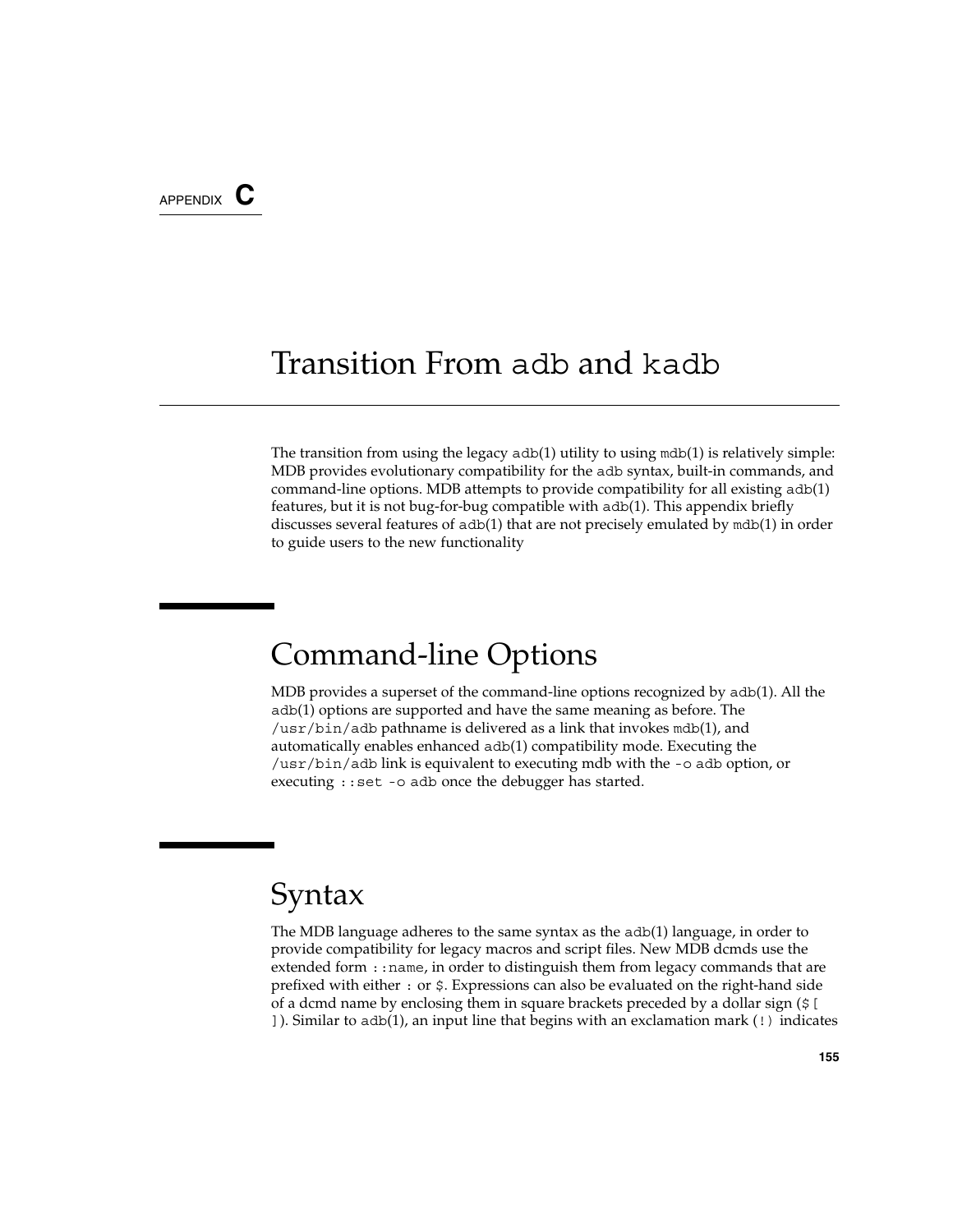APPENDIX C

# Transition From adb and kadb

The transition from using the legacy `adb`(1) utility to using `mdb`(1) is relatively simple: MDB provides evolutionary compatibility for the `adb` syntax, built-in commands, and command-line options. MDB attempts to provide compatibility for all existing `adb`(1) features, but it is not bug-for-bug compatible with `adb`(1). This appendix briefly discusses several features of `adb`(1) that are not precisely emulated by `mdb`(1) in order to guide users to the new functionality

## Command-line Options

MDB provides a superset of the command-line options recognized by `adb`(1). All the `adb`(1) options are supported and have the same meaning as before. The `/usr/bin/adb` pathname is delivered as a link that invokes `mdb`(1), and automatically enables enhanced `adb`(1) compatibility mode. Executing the `/usr/bin/adb` link is equivalent to executing mdb with the `-o adb` option, or executing `::set -o adb` once the debugger has started.

## Syntax

The MDB language adheres to the same syntax as the `adb`(1) language, in order to provide compatibility for legacy macros and script files. New MDB dcmds use the extended form `::name`, in order to distinguish them from legacy commands that are prefixed with either `:` or `$`. Expressions can also be evaluated on the right-hand side of a dcmd name by enclosing them in square brackets preceded by a dollar sign (`$[ ]`). Similar to `adb`(1), an input line that begins with an exclamation mark (`!`) indicates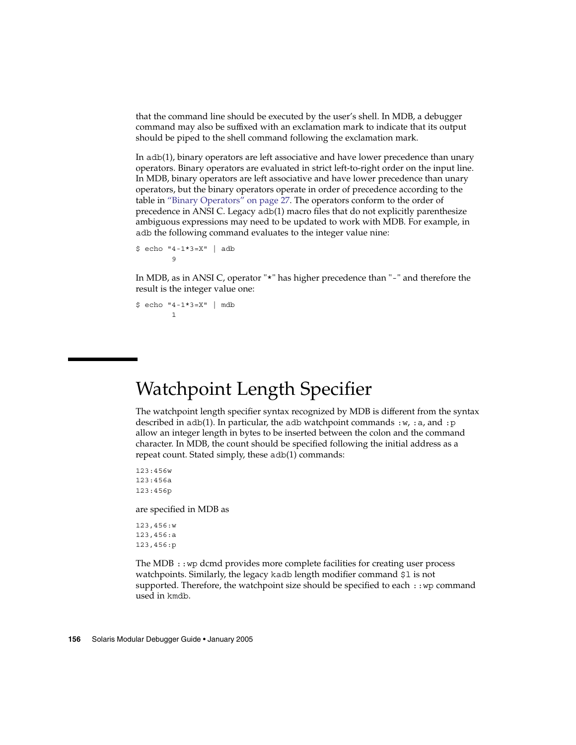that the command line should be executed by the user's shell. In MDB, a debugger command may also be suffixed with an exclamation mark to indicate that its output should be piped to the shell command following the exclamation mark.

In adb(1), binary operators are left associative and have lower precedence than unary operators. Binary operators are evaluated in strict left-to-right order on the input line. In MDB, binary operators are left associative and have lower precedence than unary operators, but the binary operators operate in order of precedence according to the table in "Binary Operators" on page 27. The operators conform to the order of precedence in ANSI C. Legacy adb(1) macro files that do not explicitly parenthesize ambiguous expressions may need to be updated to work with MDB. For example, in adb the following command evaluates to the integer value nine:

```
$ echo "4-1*3=X" | adb
        9
```

In MDB, as in ANSI C, operator "*" has higher precedence than "-" and therefore the result is the integer value one:

```
$ echo "4-1*3=X" | mdb
        1
```

# Watchpoint Length Specifier

The watchpoint length specifier syntax recognized by MDB is different from the syntax described in adb(1). In particular, the adb watchpoint commands :w, :a, and :p allow an integer length in bytes to be inserted between the colon and the command character. In MDB, the count should be specified following the initial address as a repeat count. Stated simply, these adb(1) commands:

```
123:456w
123:456a
123:456p
```

are specified in MDB as

```
123,456:w
123,456:a
123,456:p
```

The MDB ::wp dcmd provides more complete facilities for creating user process watchpoints. Similarly, the legacy kadb length modifier command $l is not supported. Therefore, the watchpoint size should be specified to each ::wp command used in kmdb.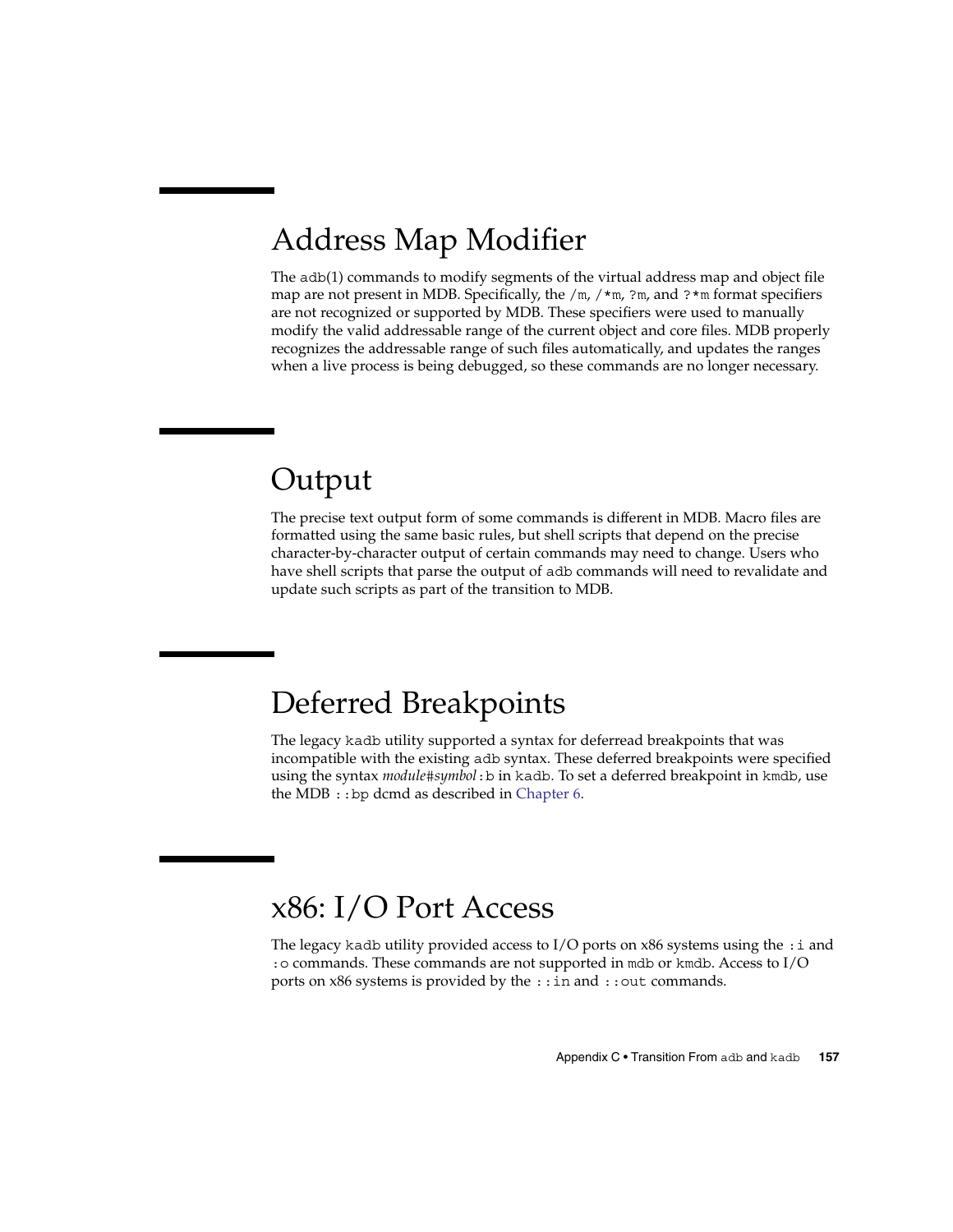## Address Map Modifier

The adb(1) commands to modify segments of the virtual address map and object file map are not present in MDB. Specifically, the /m, /*m, ?m, and ?*m format specifiers are not recognized or supported by MDB. These specifiers were used to manually modify the valid addressable range of the current object and core files. MDB properly recognizes the addressable range of such files automatically, and updates the ranges when a live process is being debugged, so these commands are no longer necessary.

## Output

The precise text output form of some commands is different in MDB. Macro files are formatted using the same basic rules, but shell scripts that depend on the precise character-by-character output of certain commands may need to change. Users who have shell scripts that parse the output of adb commands will need to revalidate and update such scripts as part of the transition to MDB.

## Deferred Breakpoints

The legacy kadb utility supported a syntax for deferread breakpoints that was incompatible with the existing adb syntax. These deferred breakpoints were specified using the syntax *module#symbol*:b in kadb. To set a deferred breakpoint in kmdb, use the MDB ::bp dcmd as described in Chapter 6.

## x86: I/O Port Access

The legacy kadb utility provided access to I/O ports on x86 systems using the :i and :o commands. These commands are not supported in mdb or kmdb. Access to I/O ports on x86 systems is provided by the ::in and ::out commands.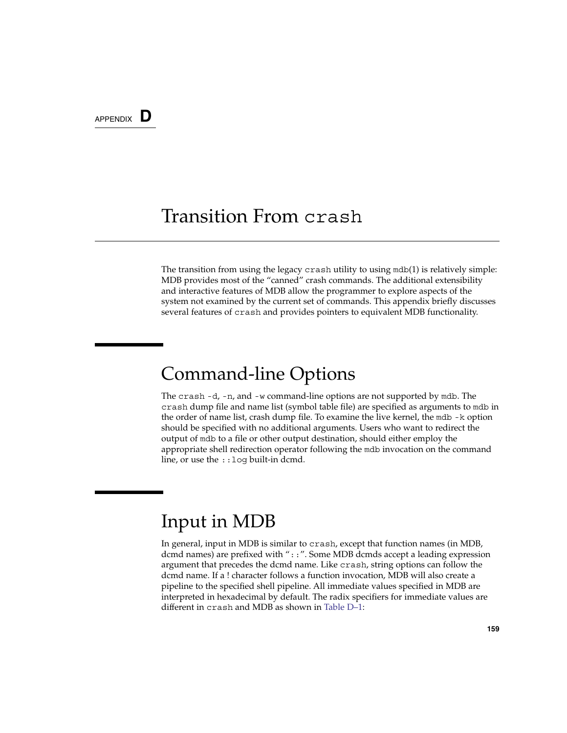APPENDIX **D**

# Transition From `crash`

The transition from using the legacy `crash` utility to using `mdb`(1) is relatively simple: MDB provides most of the "canned" crash commands. The additional extensibility and interactive features of MDB allow the programmer to explore aspects of the system not examined by the current set of commands. This appendix briefly discusses several features of `crash` and provides pointers to equivalent MDB functionality.

## Command-line Options

The `crash -d`, `-n`, and `-w` command-line options are not supported by `mdb`. The `crash` dump file and name list (symbol table file) are specified as arguments to `mdb` in the order of name list, crash dump file. To examine the live kernel, the `mdb -k` option should be specified with no additional arguments. Users who want to redirect the output of `mdb` to a file or other output destination, should either employ the appropriate shell redirection operator following the `mdb` invocation on the command line, or use the `::log` built-in dcmd.

## Input in MDB

In general, input in MDB is similar to `crash`, except that function names (in MDB, dcmd names) are prefixed with "`::`". Some MDB dcmds accept a leading expression argument that precedes the dcmd name. Like `crash`, string options can follow the dcmd name. If a ! character follows a function invocation, MDB will also create a pipeline to the specified shell pipeline. All immediate values specified in MDB are interpreted in hexadecimal by default. The radix specifiers for immediate values are different in `crash` and MDB as shown in Table D–1: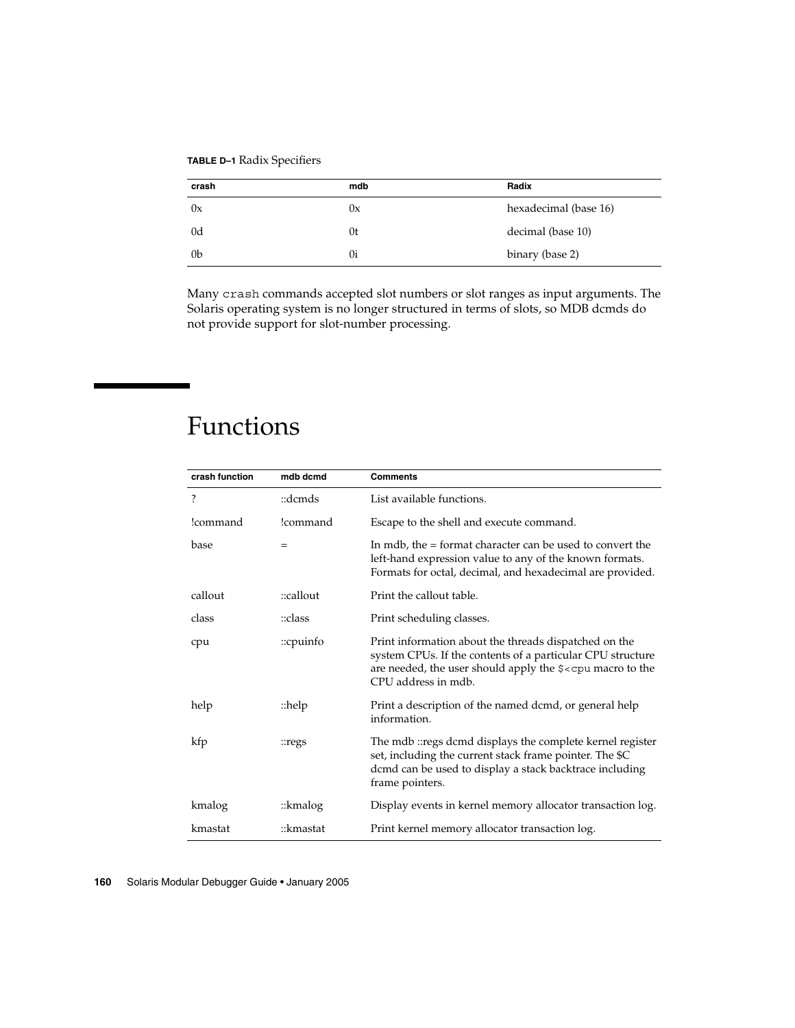**TABLE D–1** Radix Specifiers

| crash | mdb | Radix |
| --- | --- | --- |
| 0x | 0x | hexadecimal (base 16) |
| 0d | 0t | decimal (base 10) |
| 0b | 0i | binary (base 2) |

Many `crash` commands accepted slot numbers or slot ranges as input arguments. The Solaris operating system is no longer structured in terms of slots, so MDB dcmds do not provide support for slot-number processing.

# Functions

| crash function | mdb dcmd | Comments |
| --- | --- | --- |
| ? | ::dcmds | List available functions. |
| !command | !command | Escape to the shell and execute command. |
| base | = | In mdb, the = format character can be used to convert the left-hand expression value to any of the known formats. Formats for octal, decimal, and hexadecimal are provided. |
| callout | ::callout | Print the callout table. |
| class | ::class | Print scheduling classes. |
| cpu | ::cpuinfo | Print information about the threads dispatched on the system CPUs. If the contents of a particular CPU structure are needed, the user should apply the `$<cpu` macro to the CPU address in mdb. |
| help | ::help | Print a description of the named dcmd, or general help information. |
| kfp | ::regs | The mdb ::regs dcmd displays the complete kernel register set, including the current stack frame pointer. The $C dcmd can be used to display a stack backtrace including frame pointers. |
| kmalog | ::kmalog | Display events in kernel memory allocator transaction log. |
| kmastat | ::kmastat | Print kernel memory allocator transaction log. |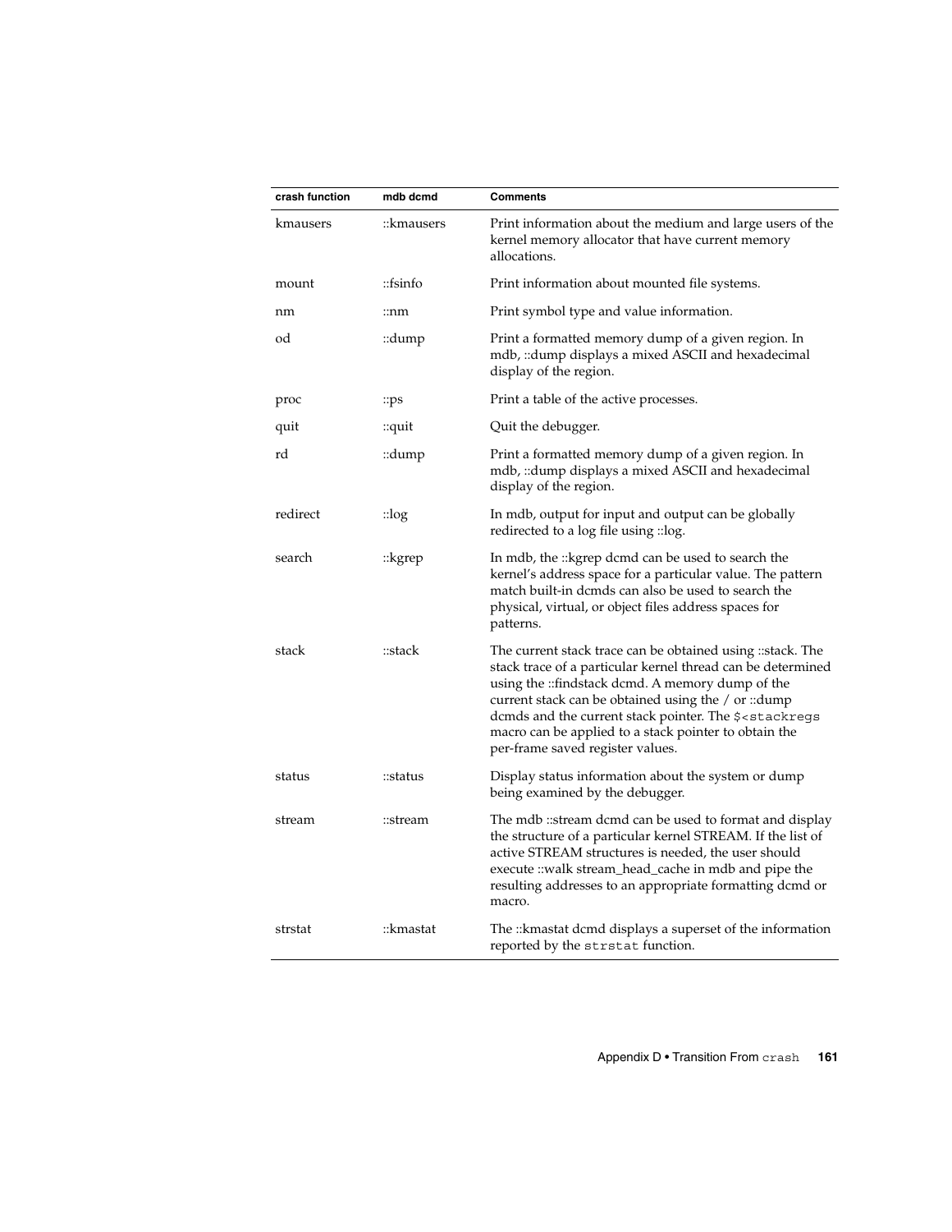| crash function | mdb dcmd | Comments |
| --- | --- | --- |
| kmausers | ::kmausers | Print information about the medium and large users of the kernel memory allocator that have current memory allocations. |
| mount | ::fsinfo | Print information about mounted file systems. |
| nm | ::nm | Print symbol type and value information. |
| od | ::dump | Print a formatted memory dump of a given region. In mdb, ::dump displays a mixed ASCII and hexadecimal display of the region. |
| proc | ::ps | Print a table of the active processes. |
| quit | ::quit | Quit the debugger. |
| rd | ::dump | Print a formatted memory dump of a given region. In mdb, ::dump displays a mixed ASCII and hexadecimal display of the region. |
| redirect | ::log | In mdb, output for input and output can be globally redirected to a log file using ::log. |
| search | ::kgrep | In mdb, the ::kgrep dcmd can be used to search the kernel's address space for a particular value. The pattern match built-in dcmds can also be used to search the physical, virtual, or object files address spaces for patterns. |
| stack | ::stack | The current stack trace can be obtained using ::stack. The stack trace of a particular kernel thread can be determined using the ::findstack dcmd. A memory dump of the current stack can be obtained using the / or ::dump dcmds and the current stack pointer. The `$<stackregs` macro can be applied to a stack pointer to obtain the per-frame saved register values. |
| status | ::status | Display status information about the system or dump being examined by the debugger. |
| stream | ::stream | The mdb ::stream dcmd can be used to format and display the structure of a particular kernel STREAM. If the list of active STREAM structures is needed, the user should execute ::walk stream_head_cache in mdb and pipe the resulting addresses to an appropriate formatting dcmd or macro. |
| strstat | ::kmastat | The ::kmastat dcmd displays a superset of the information reported by the `strstat` function. |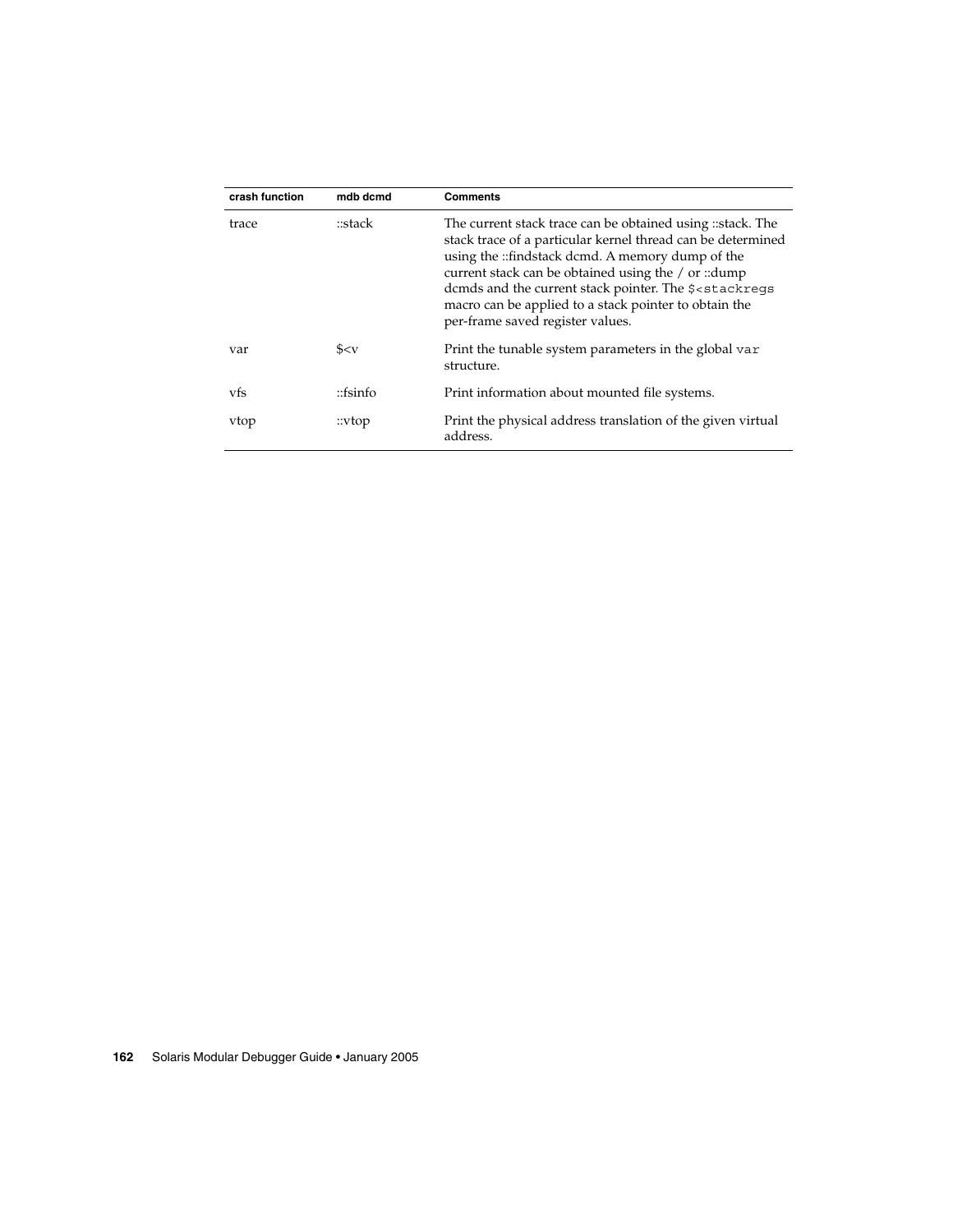| crash function | mdb dcmd | Comments |
| --- | --- | --- |
| trace | ::stack | The current stack trace can be obtained using ::stack. The stack trace of a particular kernel thread can be determined using the ::findstack dcmd. A memory dump of the current stack can be obtained using the / or ::dump dcmds and the current stack pointer. The `$<stackregs` macro can be applied to a stack pointer to obtain the per-frame saved register values. |
| var | $<v | Print the tunable system parameters in the global `var` structure. |
| vfs | ::fsinfo | Print information about mounted file systems. |
| vtop | ::vtop | Print the physical address translation of the given virtual address. |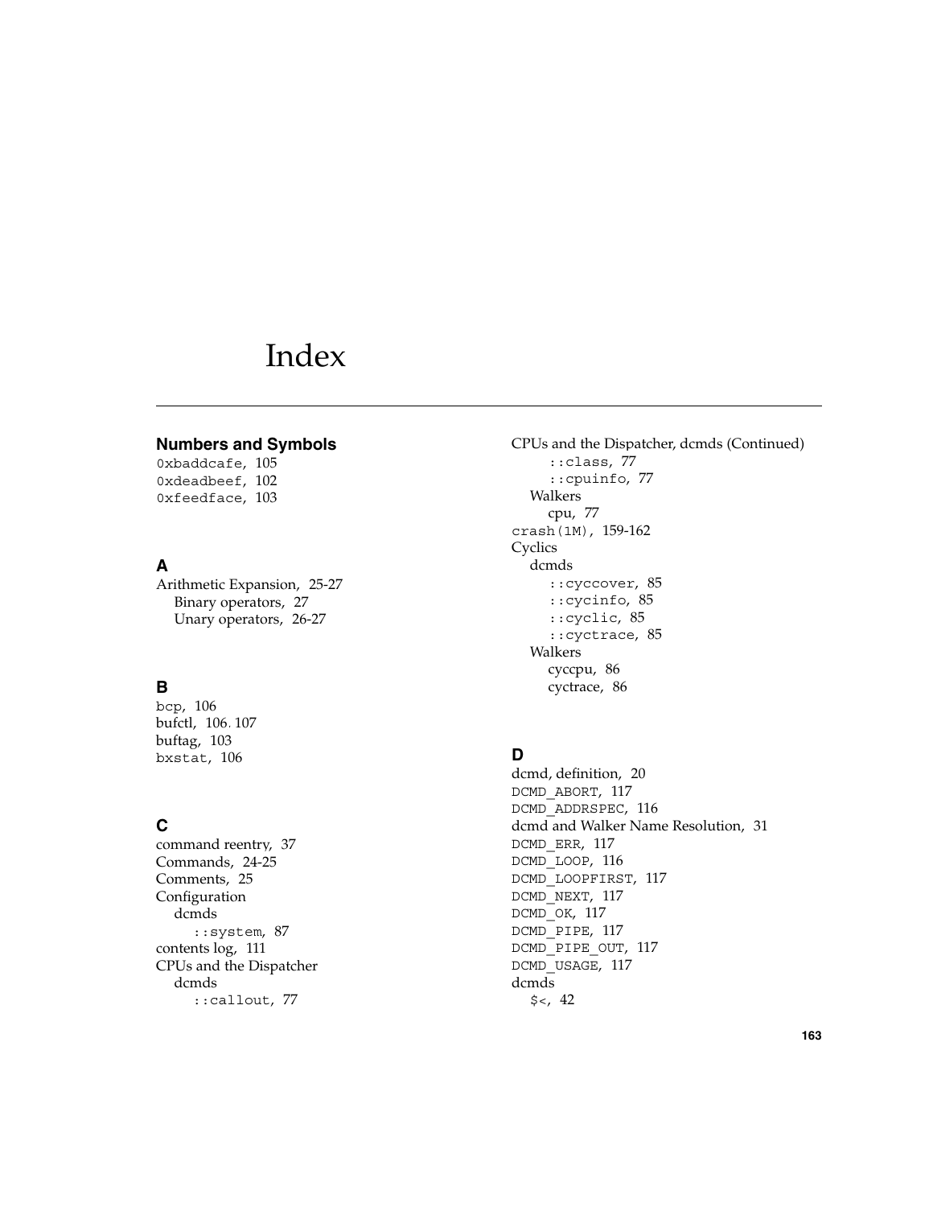# Index

## Numbers and Symbols

`0xbaddcafe`, 105
`0xdeadbeef`, 102
`0xfeedface`, 103

## A

Arithmetic Expansion, 25-27
  Binary operators, 27
  Unary operators, 26-27

## B

`bcp`, 106
bufctl, 106, 107
buftag, 103
`bxstat`, 106

## C

command reentry, 37
Commands, 24-25
Comments, 25
Configuration
  dcmds
    `::system`, 87
contents log, 111
CPUs and the Dispatcher
  dcmds
    `::callout`, 77
    `::class`, 77
    `::cpuinfo`, 77
  Walkers
    cpu, 77
`crash(1M)`, 159-162
Cyclics
  dcmds
    `::cyccover`, 85
    `::cycinfo`, 85
    `::cyclic`, 85
    `::cyctrace`, 85
  Walkers
    cyccpu, 86
    cyctrace, 86

## D

dcmd, definition, 20
`DCMD_ABORT`, 117
`DCMD_ADDRSPEC`, 116
dcmd and Walker Name Resolution, 31
`DCMD_ERR`, 117
`DCMD_LOOP`, 116
`DCMD_LOOPFIRST`, 117
`DCMD_NEXT`, 117
`DCMD_OK`, 117
`DCMD_PIPE`, 117
`DCMD_PIPE_OUT`, 117
`DCMD_USAGE`, 117
dcmds
  `$<`, 42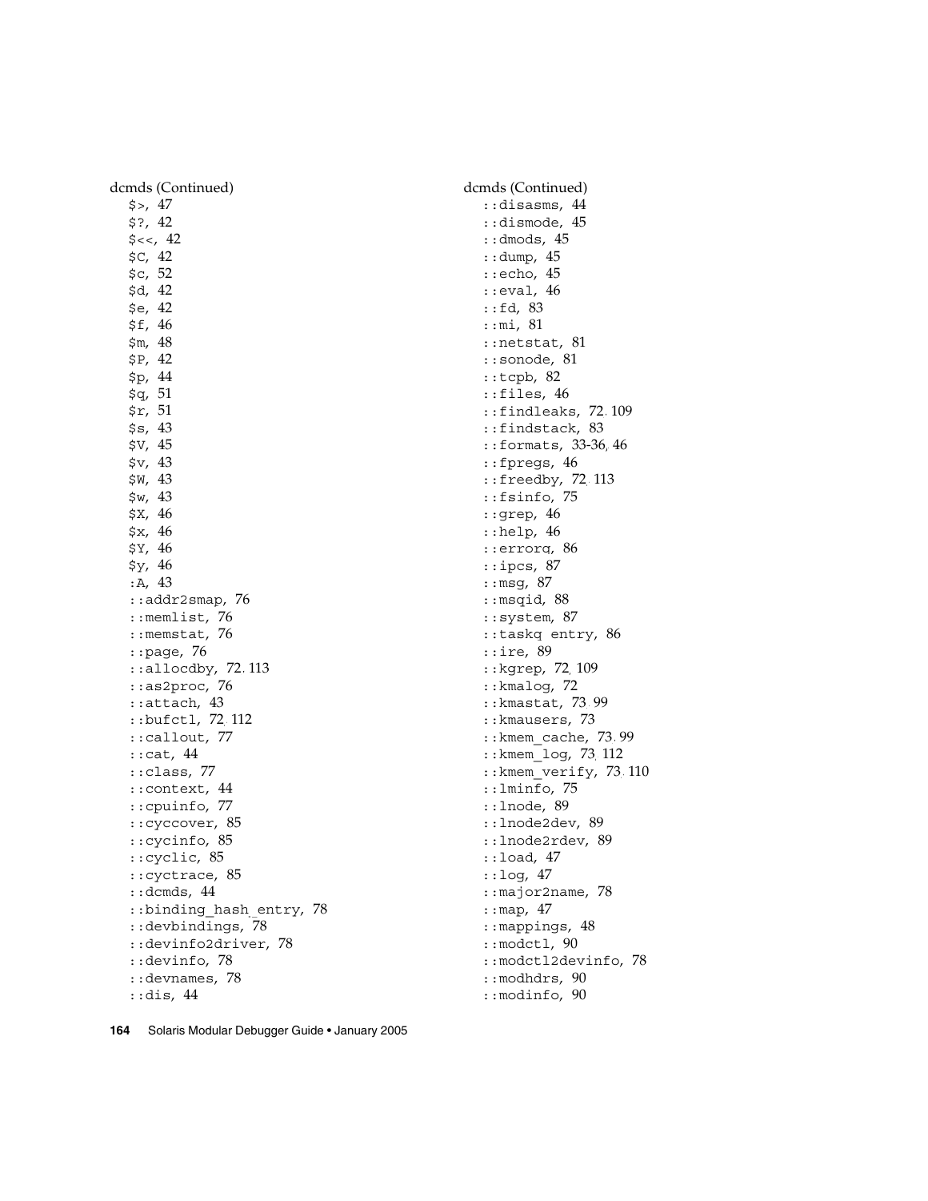dcmds (Continued)
- $>, 47
- $?, 42
- $<<, 42
- $C, 42
- $c, 52
- $d, 42
- $e, 42
- $f, 46
- $m, 48
- $P, 42
- $p, 44
- $q, 51
- $r, 51
- $s, 43
- $V, 45
- $v, 43
- $W, 43
- $w, 43
- $X, 46
- $x, 46
- $Y, 46
- $y, 46
- :A, 43
- ::addr2smap, 76
- ::memlist, 76
- ::memstat, 76
- ::page, 76
- ::allocdby, 72, 113
- ::as2proc, 76
- ::attach, 43
- ::bufctl, 72, 112
- ::callout, 77
- ::cat, 44
- ::class, 77
- ::context, 44
- ::cpuinfo, 77
- ::cyccover, 85
- ::cycinfo, 85
- ::cyclic, 85
- ::cyctrace, 85
- ::dcmds, 44
- ::binding_hash_entry, 78
- ::devbindings, 78
- ::devinfo2driver, 78
- ::devinfo, 78
- ::devnames, 78
- ::dis, 44

dcmds (Continued)
- ::disasms, 44
- ::dismode, 45
- ::dmods, 45
- ::dump, 45
- ::echo, 45
- ::eval, 46
- ::fd, 83
- ::mi, 81
- ::netstat, 81
- ::sonode, 81
- ::tcpb, 82
- ::files, 46
- ::findleaks, 72, 109
- ::findstack, 83
- ::formats, 33-36, 46
- ::fpregs, 46
- ::freedby, 72, 113
- ::fsinfo, 75
- ::grep, 46
- ::help, 46
- ::errorq, 86
- ::ipcs, 87
- ::msg, 87
- ::msqid, 88
- ::system, 87
- ::taskq_entry, 86
- ::ire, 89
- ::kgrep, 72, 109
- ::kmalog, 72
- ::kmastat, 73, 99
- ::kmausers, 73
- ::kmem_cache, 73, 99
- ::kmem_log, 73, 112
- ::kmem_verify, 73, 110
- ::lminfo, 75
- ::lnode, 89
- ::lnode2dev, 89
- ::lnode2rdev, 89
- ::load, 47
- ::log, 47
- ::major2name, 78
- ::map, 47
- ::mappings, 48
- ::modctl, 90
- ::modctl2devinfo, 78
- ::modhdrs, 90
- ::modinfo, 90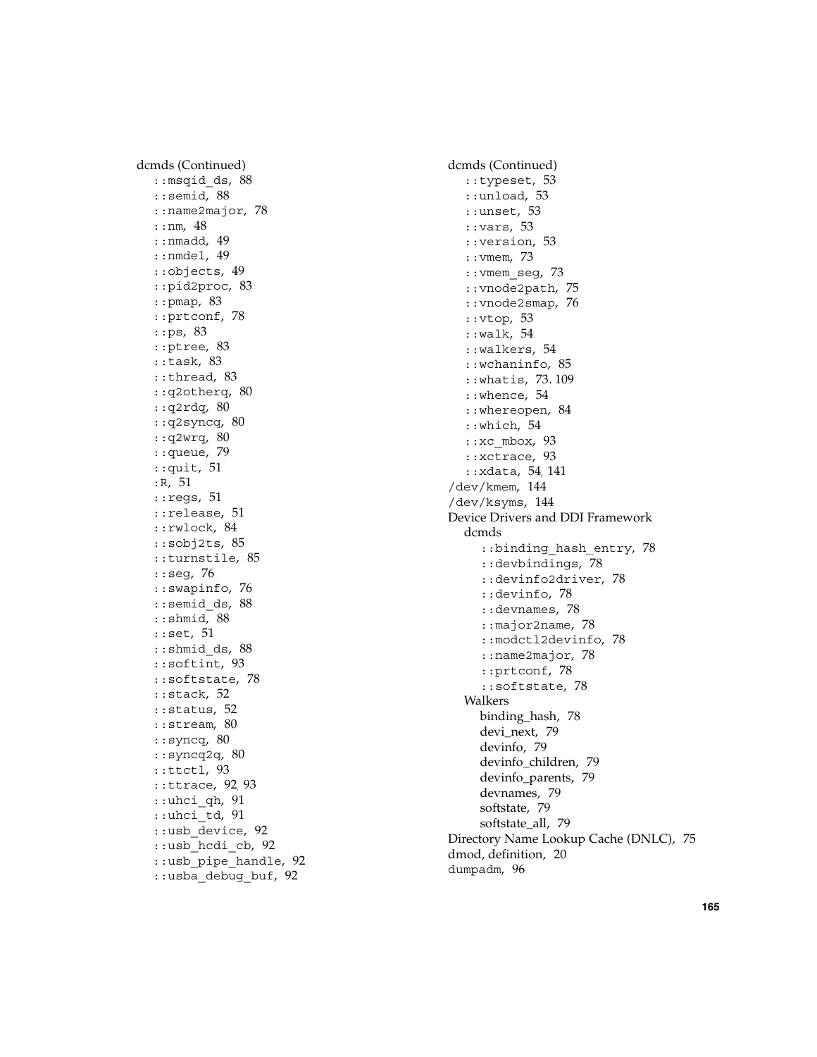dcmds (Continued)
- ::msqid_ds, 88
- ::semid, 88
- ::name2major, 78
- ::nm, 48
- ::nmadd, 49
- ::nmdel, 49
- ::objects, 49
- ::pid2proc, 83
- ::pmap, 83
- ::prtconf, 78
- ::ps, 83
- ::ptree, 83
- ::task, 83
- ::thread, 83
- ::q2otherq, 80
- ::q2rdq, 80
- ::q2syncq, 80
- ::q2wrq, 80
- ::queue, 79
- ::quit, 51
- :R, 51
- ::regs, 51
- ::release, 51
- ::rwlock, 84
- ::sobj2ts, 85
- ::turnstile, 85
- ::seg, 76
- ::swapinfo, 76
- ::semid_ds, 88
- ::shmid, 88
- ::set, 51
- ::shmid_ds, 88
- ::softint, 93
- ::softstate, 78
- ::stack, 52
- ::status, 52
- ::stream, 80
- ::syncq, 80
- ::syncq2q, 80
- ::ttctl, 93
- ::ttrace, 92, 93
- ::uhci_qh, 91
- ::uhci_td, 91
- ::usb_device, 92
- ::usb_hcdi_cb, 92
- ::usb_pipe_handle, 92
- ::usba_debug_buf, 92

dcmds (Continued)
- ::typeset, 53
- ::unload, 53
- ::unset, 53
- ::vars, 53
- ::version, 53
- ::vmem, 73
- ::vmem_seg, 73
- ::vnode2path, 75
- ::vnode2smap, 76
- ::vtop, 53
- ::walk, 54
- ::walkers, 54
- ::wchaninfo, 85
- ::whatis, 73, 109
- ::whence, 54
- ::whereopen, 84
- ::which, 54
- ::xc_mbox, 93
- ::xctrace, 93
- ::xdata, 54, 141

/dev/kmem, 144

/dev/ksyms, 144

Device Drivers and DDI Framework
- dcmds
  - ::binding_hash_entry, 78
  - ::devbindings, 78
  - ::devinfo2driver, 78
  - ::devinfo, 78
  - ::devnames, 78
  - ::major2name, 78
  - ::modctl2devinfo, 78
  - ::name2major, 78
  - ::prtconf, 78
  - ::softstate, 78
- Walkers
  - binding_hash, 78
  - devi_next, 79
  - devinfo, 79
  - devinfo_children, 79
  - devinfo_parents, 79
  - devnames, 79
  - softstate, 79
  - softstate_all, 79

Directory Name Lookup Cache (DNLC), 75

dmod, definition, 20

dumpadm, 96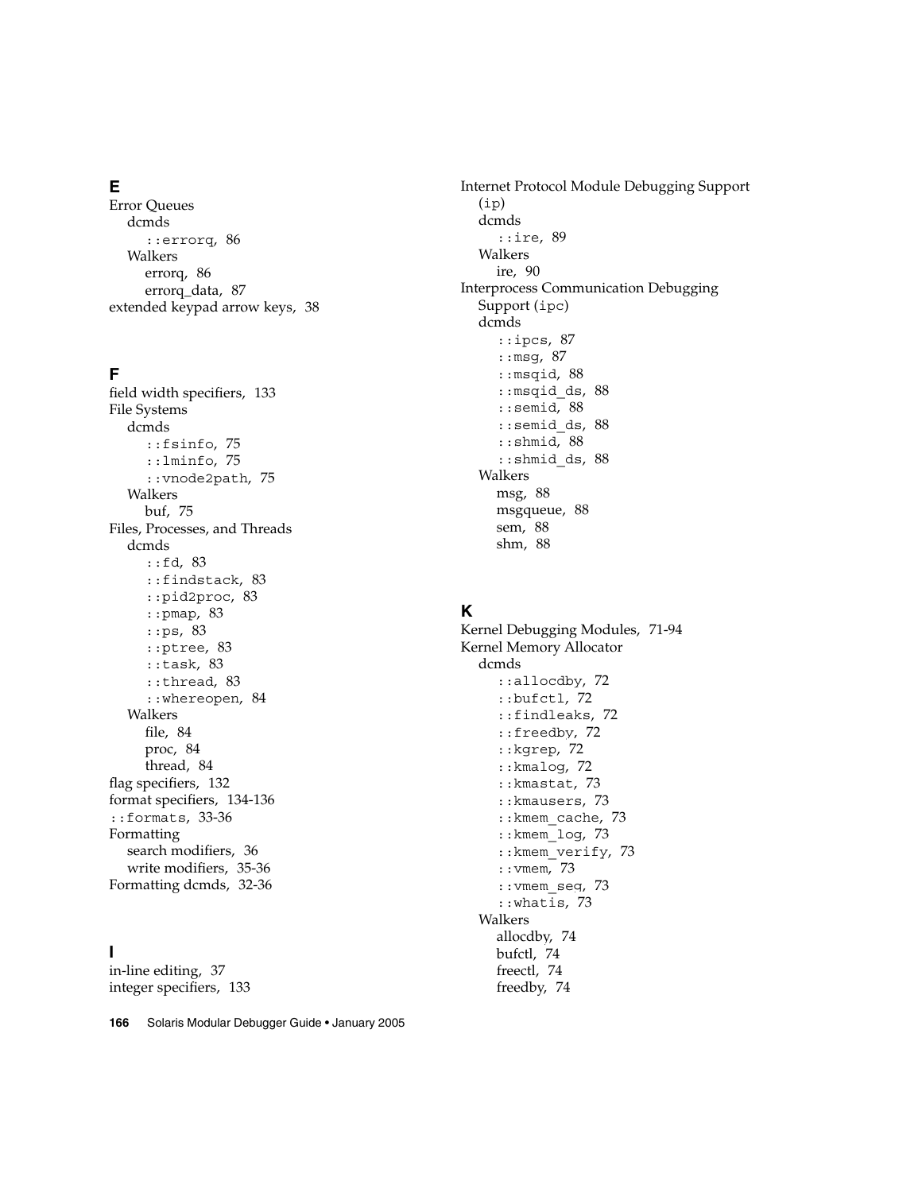## E

Error Queues
  dcmds
    `::errorq`, 86
  Walkers
    errorq, 86
    errorq_data, 87
extended keypad arrow keys, 38

## F

field width specifiers, 133
File Systems
  dcmds
    `::fsinfo`, 75
    `::lminfo`, 75
    `::vnode2path`, 75
  Walkers
    buf, 75
Files, Processes, and Threads
  dcmds
    `::fd`, 83
    `::findstack`, 83
    `::pid2proc`, 83
    `::pmap`, 83
    `::ps`, 83
    `::ptree`, 83
    `::task`, 83
    `::thread`, 83
    `::whereopen`, 84
  Walkers
    file, 84
    proc, 84
    thread, 84
flag specifiers, 132
format specifiers, 134-136
`::formats`, 33-36
Formatting
  search modifiers, 36
  write modifiers, 35-36
Formatting dcmds, 32-36

## I

in-line editing, 37
integer specifiers, 133
Internet Protocol Module Debugging Support (`ip`)
  dcmds
    `::ire`, 89
  Walkers
    ire, 90
Interprocess Communication Debugging Support (`ipc`)
  dcmds
    `::ipcs`, 87
    `::msg`, 87
    `::msqid`, 88
    `::msqid_ds`, 88
    `::semid`, 88
    `::semid_ds`, 88
    `::shmid`, 88
    `::shmid_ds`, 88
  Walkers
    msg, 88
    msgqueue, 88
    sem, 88
    shm, 88

## K

Kernel Debugging Modules, 71-94
Kernel Memory Allocator
  dcmds
    `::allocdby`, 72
    `::bufctl`, 72
    `::findleaks`, 72
    `::freedby`, 72
    `::kgrep`, 72
    `::kmalog`, 72
    `::kmastat`, 73
    `::kmausers`, 73
    `::kmem_cache`, 73
    `::kmem_log`, 73
    `::kmem_verify`, 73
    `::vmem`, 73
    `::vmem_seg`, 73
    `::whatis`, 73
  Walkers
    allocdby, 74
    bufctl, 74
    freectl, 74
    freedby, 74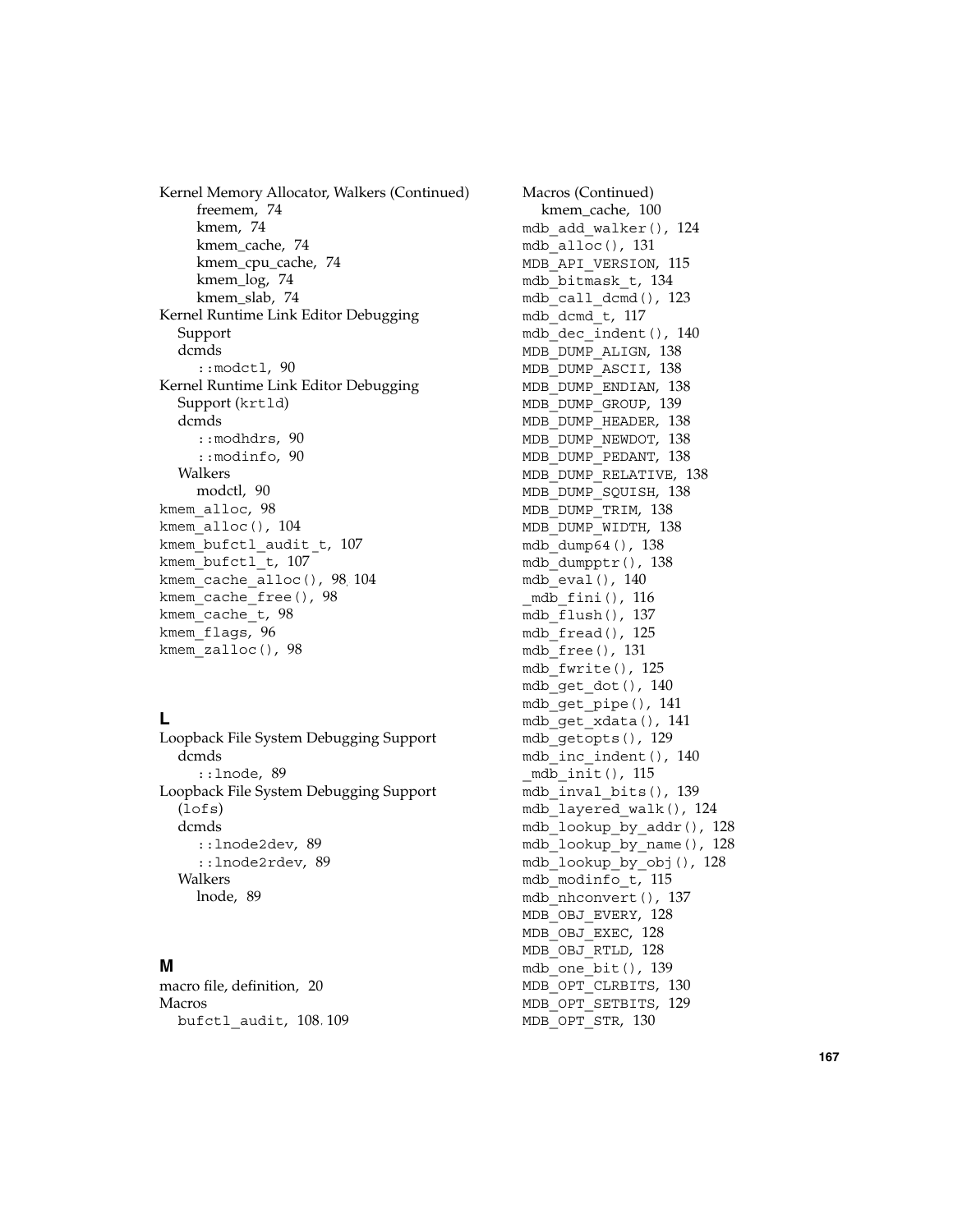Kernel Memory Allocator, Walkers (Continued)
- freemem, 74
- kmem, 74
- kmem_cache, 74
- kmem_cpu_cache, 74
- kmem_log, 74
- kmem_slab, 74

Kernel Runtime Link Editor Debugging Support
- dcmds
  - ::modctl, 90

Kernel Runtime Link Editor Debugging Support (krtld)
- dcmds
  - ::modhdrs, 90
  - ::modinfo, 90
- Walkers
  - modctl, 90

kmem_alloc, 98
kmem_alloc(), 104
kmem_bufctl_audit_t, 107
kmem_bufctl_t, 107
kmem_cache_alloc(), 98, 104
kmem_cache_free(), 98
kmem_cache_t, 98
kmem_flags, 96
kmem_zalloc(), 98

## L

Loopback File System Debugging Support
- dcmds
  - ::lnode, 89

Loopback File System Debugging Support (lofs)
- dcmds
  - ::lnode2dev, 89
  - ::lnode2rdev, 89
- Walkers
  - lnode, 89

## M

macro file, definition, 20
Macros
- bufctl_audit, 108, 109

Macros (Continued)
- kmem_cache, 100

mdb_add_walker(), 124
mdb_alloc(), 131
MDB_API_VERSION, 115
mdb_bitmask_t, 134
mdb_call_dcmd(), 123
mdb_dcmd_t, 117
mdb_dec_indent(), 140
MDB_DUMP_ALIGN, 138
MDB_DUMP_ASCII, 138
MDB_DUMP_ENDIAN, 138
MDB_DUMP_GROUP, 139
MDB_DUMP_HEADER, 138
MDB_DUMP_NEWDOT, 138
MDB_DUMP_PEDANT, 138
MDB_DUMP_RELATIVE, 138
MDB_DUMP_SQUISH, 138
MDB_DUMP_TRIM, 138
MDB_DUMP_WIDTH, 138
mdb_dump64(), 138
mdb_dumpptr(), 138
mdb_eval(), 140
_mdb_fini(), 116
mdb_flush(), 137
mdb_fread(), 125
mdb_free(), 131
mdb_fwrite(), 125
mdb_get_dot(), 140
mdb_get_pipe(), 141
mdb_get_xdata(), 141
mdb_getopts(), 129
mdb_inc_indent(), 140
_mdb_init(), 115
mdb_inval_bits(), 139
mdb_layered_walk(), 124
mdb_lookup_by_addr(), 128
mdb_lookup_by_name(), 128
mdb_lookup_by_obj(), 128
mdb_modinfo_t, 115
mdb_nhconvert(), 137
MDB_OBJ_EVERY, 128
MDB_OBJ_EXEC, 128
MDB_OBJ_RTLD, 128
mdb_one_bit(), 139
MDB_OPT_CLRBITS, 130
MDB_OPT_SETBITS, 129
MDB_OPT_STR, 130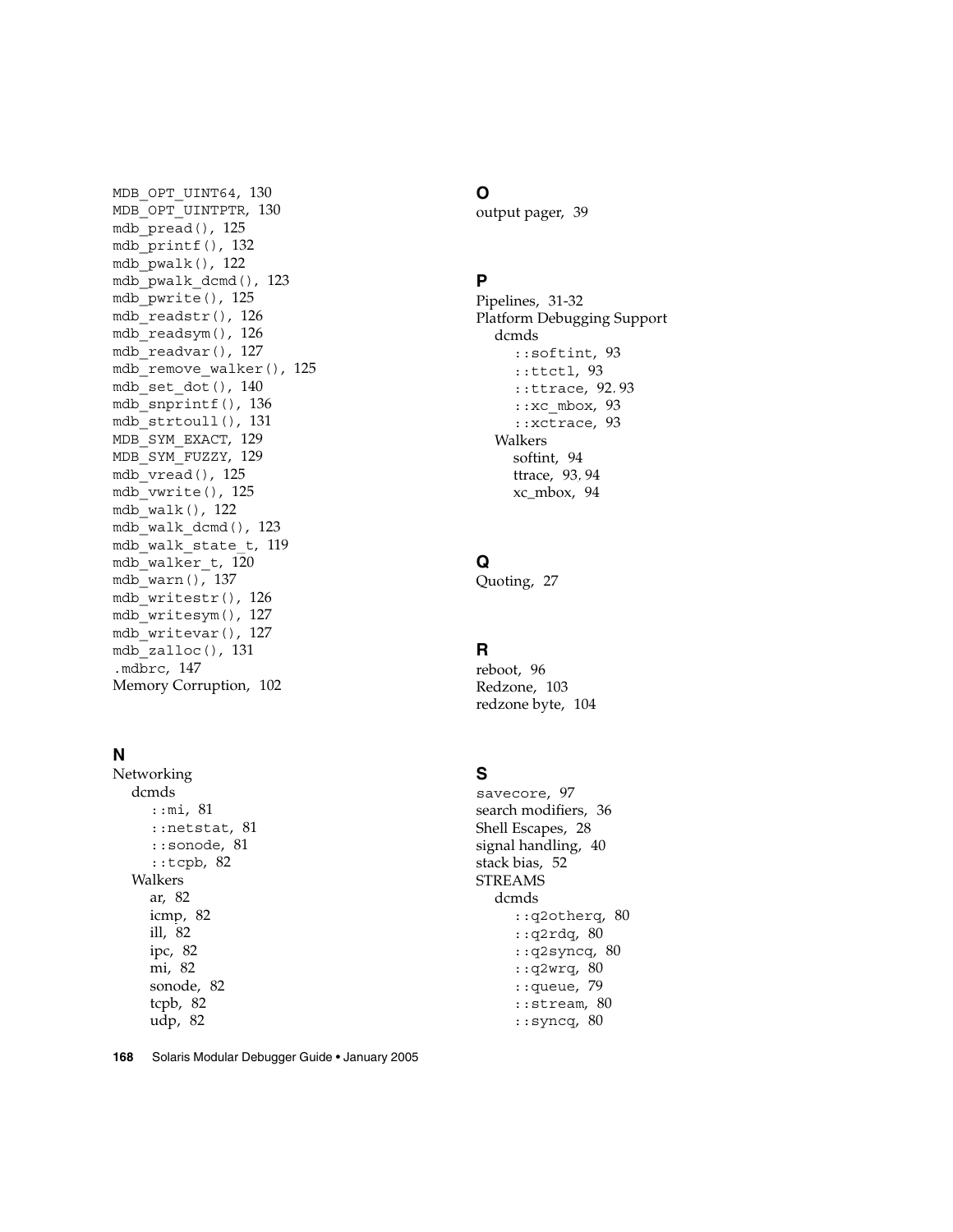MDB_OPT_UINT64, 130
MDB_OPT_UINTPTR, 130
mdb_pread(), 125
mdb_printf(), 132
mdb_pwalk(), 122
mdb_pwalk_dcmd(), 123
mdb_pwrite(), 125
mdb_readstr(), 126
mdb_readsym(), 126
mdb_readvar(), 127
mdb_remove_walker(), 125
mdb_set_dot(), 140
mdb_snprintf(), 136
mdb_strtoull(), 131
MDB_SYM_EXACT, 129
MDB_SYM_FUZZY, 129
mdb_vread(), 125
mdb_vwrite(), 125
mdb_walk(), 122
mdb_walk_dcmd(), 123
mdb_walk_state_t, 119
mdb_walker_t, 120
mdb_warn(), 137
mdb_writestr(), 126
mdb_writesym(), 127
mdb_writevar(), 127
mdb_zalloc(), 131
.mdbrc, 147
Memory Corruption, 102

## N

Networking
- dcmds
  - ::mi, 81
  - ::netstat, 81
  - ::sonode, 81
  - ::tcpb, 82
- Walkers
  - ar, 82
  - icmp, 82
  - ill, 82
  - ipc, 82
  - mi, 82
  - sonode, 82
  - tcpb, 82
  - udp, 82

## O

output pager, 39

## P

Pipelines, 31-32
Platform Debugging Support
- dcmds
  - ::softint, 93
  - ::ttctl, 93
  - ::ttrace, 92, 93
  - ::xc_mbox, 93
  - ::xctrace, 93
- Walkers
  - softint, 94
  - ttrace, 93, 94
  - xc_mbox, 94

## Q

Quoting, 27

## R

reboot, 96
Redzone, 103
redzone byte, 104

## S

savecore, 97
search modifiers, 36
Shell Escapes, 28
signal handling, 40
stack bias, 52
STREAMS
- dcmds
  - ::q2otherq, 80
  - ::q2rdq, 80
  - ::q2syncq, 80
  - ::q2wrq, 80
  - ::queue, 79
  - ::stream, 80
  - ::syncq, 80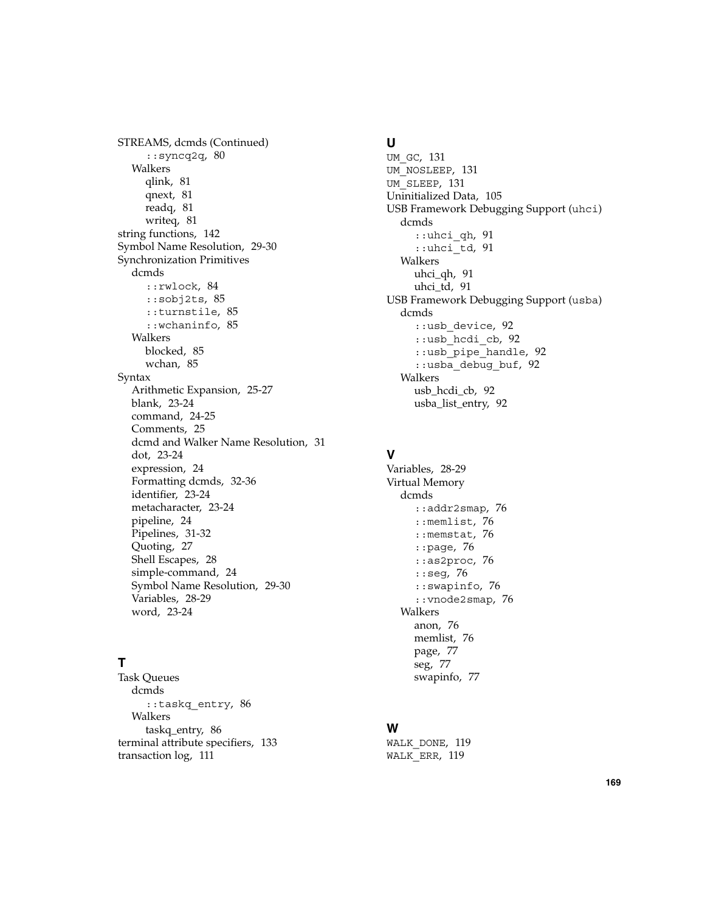STREAMS, dcmds (Continued)
- `::syncq2q`, 80
- Walkers
  - qlink, 81
  - qnext, 81
  - readq, 81
  - writeq, 81

string functions, 142
Symbol Name Resolution, 29-30
Synchronization Primitives
- dcmds
  - `::rwlock`, 84
  - `::sobj2ts`, 85
  - `::turnstile`, 85
  - `::wchaninfo`, 85
- Walkers
  - blocked, 85
  - wchan, 85

Syntax
- Arithmetic Expansion, 25-27
- blank, 23-24
- command, 24-25
- Comments, 25
- dcmd and Walker Name Resolution, 31
- dot, 23-24
- expression, 24
- Formatting dcmds, 32-36
- identifier, 23-24
- metacharacter, 23-24
- pipeline, 24
- Pipelines, 31-32
- Quoting, 27
- Shell Escapes, 28
- simple-command, 24
- Symbol Name Resolution, 29-30
- Variables, 28-29
- word, 23-24

## T

Task Queues
- dcmds
  - `::taskq_entry`, 86
- Walkers
  - taskq_entry, 86

terminal attribute specifiers, 133
transaction log, 111

## U

`UM_GC`, 131
`UM_NOSLEEP`, 131
`UM_SLEEP`, 131
Uninitialized Data, 105
USB Framework Debugging Support (`uhci`)
- dcmds
  - `::uhci_qh`, 91
  - `::uhci_td`, 91
- Walkers
  - uhci_qh, 91
  - uhci_td, 91

USB Framework Debugging Support (`usba`)
- dcmds
  - `::usb_device`, 92
  - `::usb_hcdi_cb`, 92
  - `::usb_pipe_handle`, 92
  - `::usba_debug_buf`, 92
- Walkers
  - usb_hcdi_cb, 92
  - usba_list_entry, 92

## V

Variables, 28-29
Virtual Memory
- dcmds
  - `::addr2smap`, 76
  - `::memlist`, 76
  - `::memstat`, 76
  - `::page`, 76
  - `::as2proc`, 76
  - `::seg`, 76
  - `::swapinfo`, 76
  - `::vnode2smap`, 76
- Walkers
  - anon, 76
  - memlist, 76
  - page, 77
  - seg, 77
  - swapinfo, 77

## W

`WALK_DONE`, 119
`WALK_ERR`, 119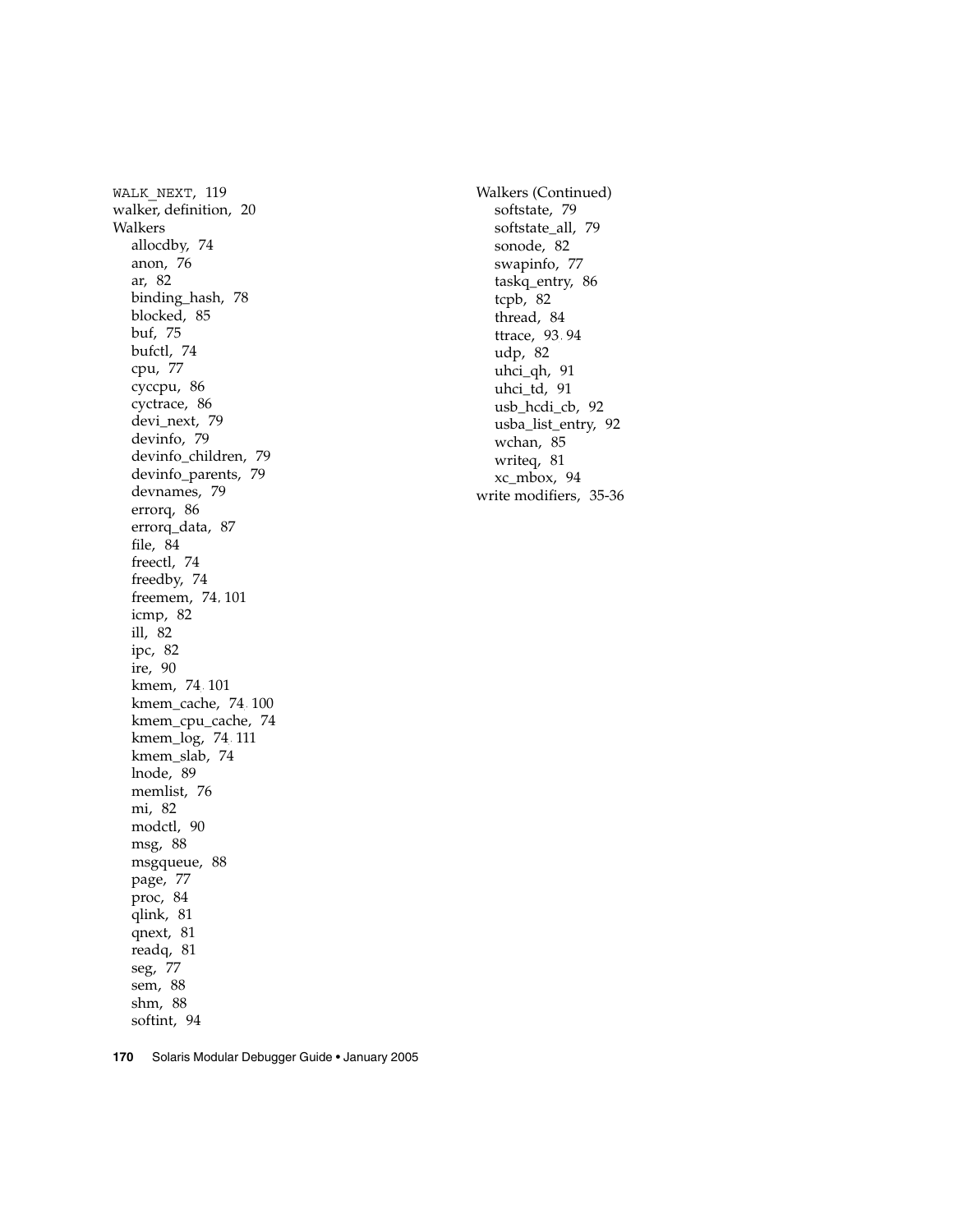WALK_NEXT, 119
walker, definition, 20
Walkers
  allocdby, 74
  anon, 76
  ar, 82
  binding_hash, 78
  blocked, 85
  buf, 75
  bufctl, 74
  cpu, 77
  cyccpu, 86
  cyctrace, 86
  devi_next, 79
  devinfo, 79
  devinfo_children, 79
  devinfo_parents, 79
  devnames, 79
  errorq, 86
  errorq_data, 87
  file, 84
  freectl, 74
  freedby, 74
  freemem, 74, 101
  icmp, 82
  ill, 82
  ipc, 82
  ire, 90
  kmem, 74, 101
  kmem_cache, 74, 100
  kmem_cpu_cache, 74
  kmem_log, 74, 111
  kmem_slab, 74
  lnode, 89
  memlist, 76
  mi, 82
  modctl, 90
  msg, 88
  msgqueue, 88
  page, 77
  proc, 84
  qlink, 81
  qnext, 81
  readq, 81
  seg, 77
  sem, 88
  shm, 88
  softint, 94

Walkers (Continued)
  softstate, 79
  softstate_all, 79
  sonode, 82
  swapinfo, 77
  taskq_entry, 86
  tcpb, 82
  thread, 84
  ttrace, 93, 94
  udp, 82
  uhci_qh, 91
  uhci_td, 91
  usb_hcdi_cb, 92
  usba_list_entry, 92
  wchan, 85
  writeq, 81
  xc_mbox, 94
write modifiers, 35-36